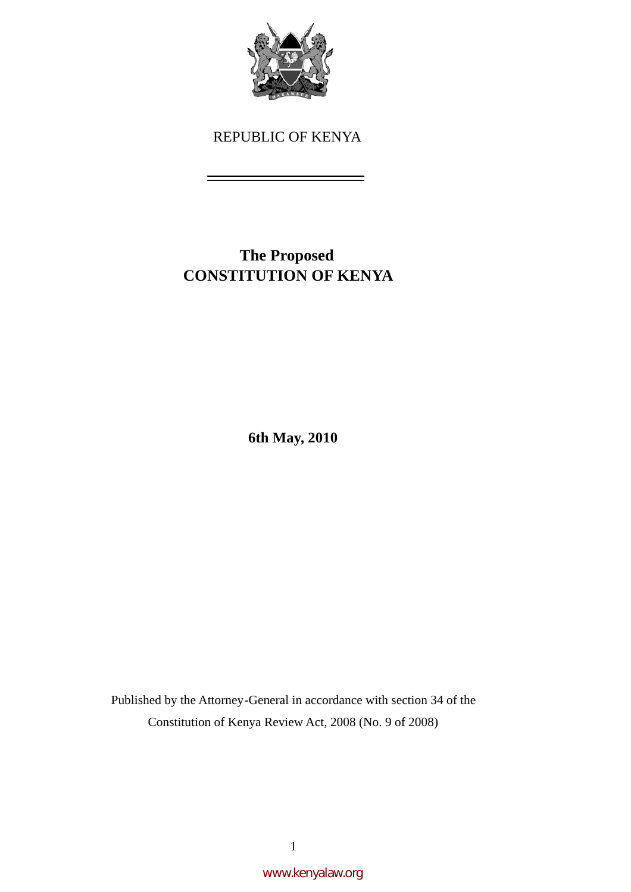REPUBLIC OF KENYA

# The Proposed
# CONSTITUTION OF KENYA

**6th May, 2010**

Published by the Attorney-General in accordance with section 34 of the Constitution of Kenya Review Act, 2008 (No. 9 of 2008)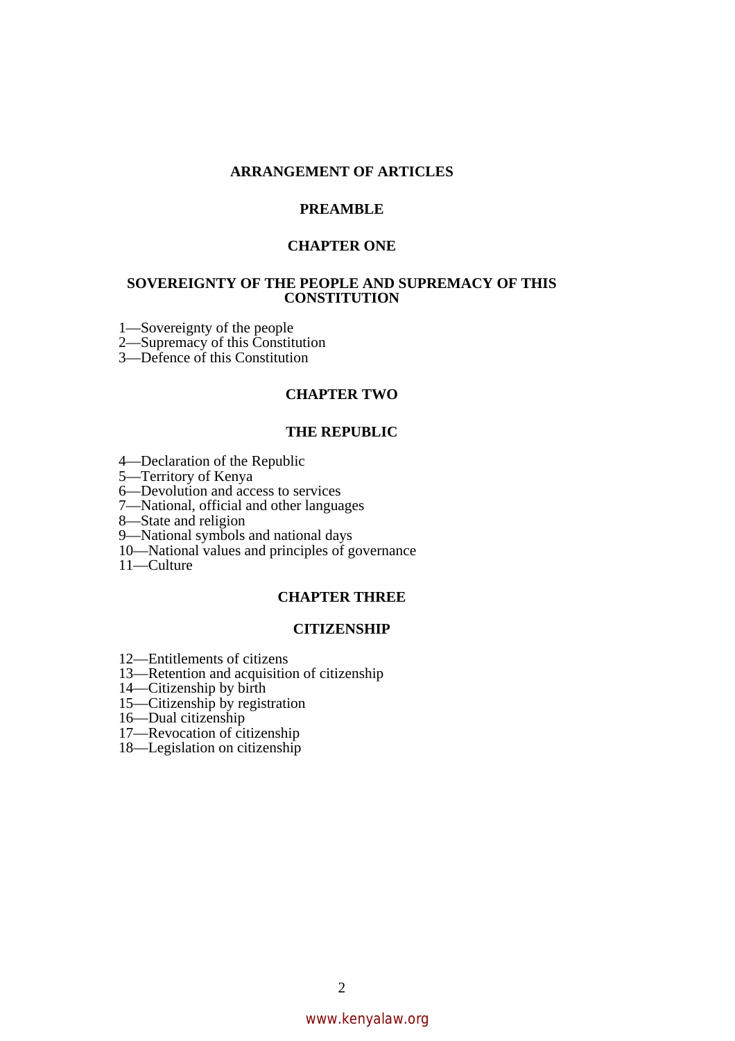# ARRANGEMENT OF ARTICLES

## PREAMBLE

## CHAPTER ONE

## SOVEREIGNTY OF THE PEOPLE AND SUPREMACY OF THIS CONSTITUTION

1—Sovereignty of the people
2—Supremacy of this Constitution
3—Defence of this Constitution

## CHAPTER TWO

## THE REPUBLIC

4—Declaration of the Republic
5—Territory of Kenya
6—Devolution and access to services
7—National, official and other languages
8—State and religion
9—National symbols and national days
10—National values and principles of governance
11—Culture

## CHAPTER THREE

## CITIZENSHIP

12—Entitlements of citizens
13—Retention and acquisition of citizenship
14—Citizenship by birth
15—Citizenship by registration
16—Dual citizenship
17—Revocation of citizenship
18—Legislation on citizenship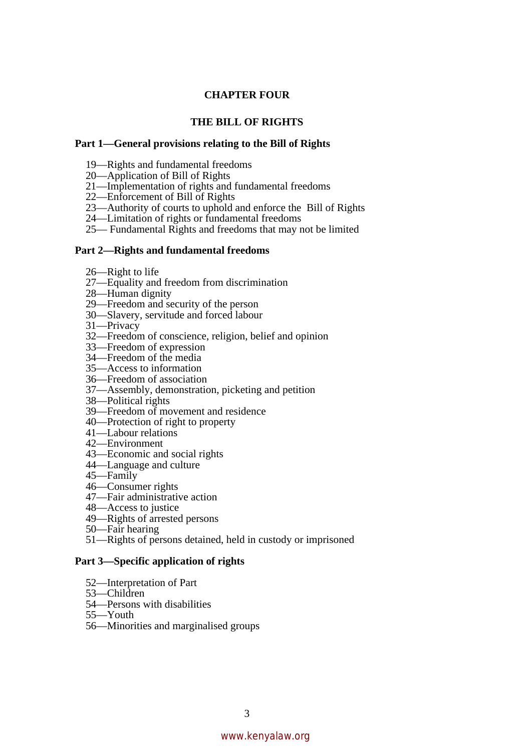# CHAPTER FOUR

## THE BILL OF RIGHTS

### Part 1—General provisions relating to the Bill of Rights

19—Rights and fundamental freedoms
20—Application of Bill of Rights
21—Implementation of rights and fundamental freedoms
22—Enforcement of Bill of Rights
23—Authority of courts to uphold and enforce the Bill of Rights
24—Limitation of rights or fundamental freedoms
25— Fundamental Rights and freedoms that may not be limited

### Part 2—Rights and fundamental freedoms

26—Right to life
27—Equality and freedom from discrimination
28—Human dignity
29—Freedom and security of the person
30—Slavery, servitude and forced labour
31—Privacy
32—Freedom of conscience, religion, belief and opinion
33—Freedom of expression
34—Freedom of the media
35—Access to information
36—Freedom of association
37—Assembly, demonstration, picketing and petition
38—Political rights
39—Freedom of movement and residence
40—Protection of right to property
41—Labour relations
42—Environment
43—Economic and social rights
44—Language and culture
45—Family
46—Consumer rights
47—Fair administrative action
48—Access to justice
49—Rights of arrested persons
50—Fair hearing
51—Rights of persons detained, held in custody or imprisoned

### Part 3—Specific application of rights

52—Interpretation of Part
53—Children
54—Persons with disabilities
55—Youth
56—Minorities and marginalised groups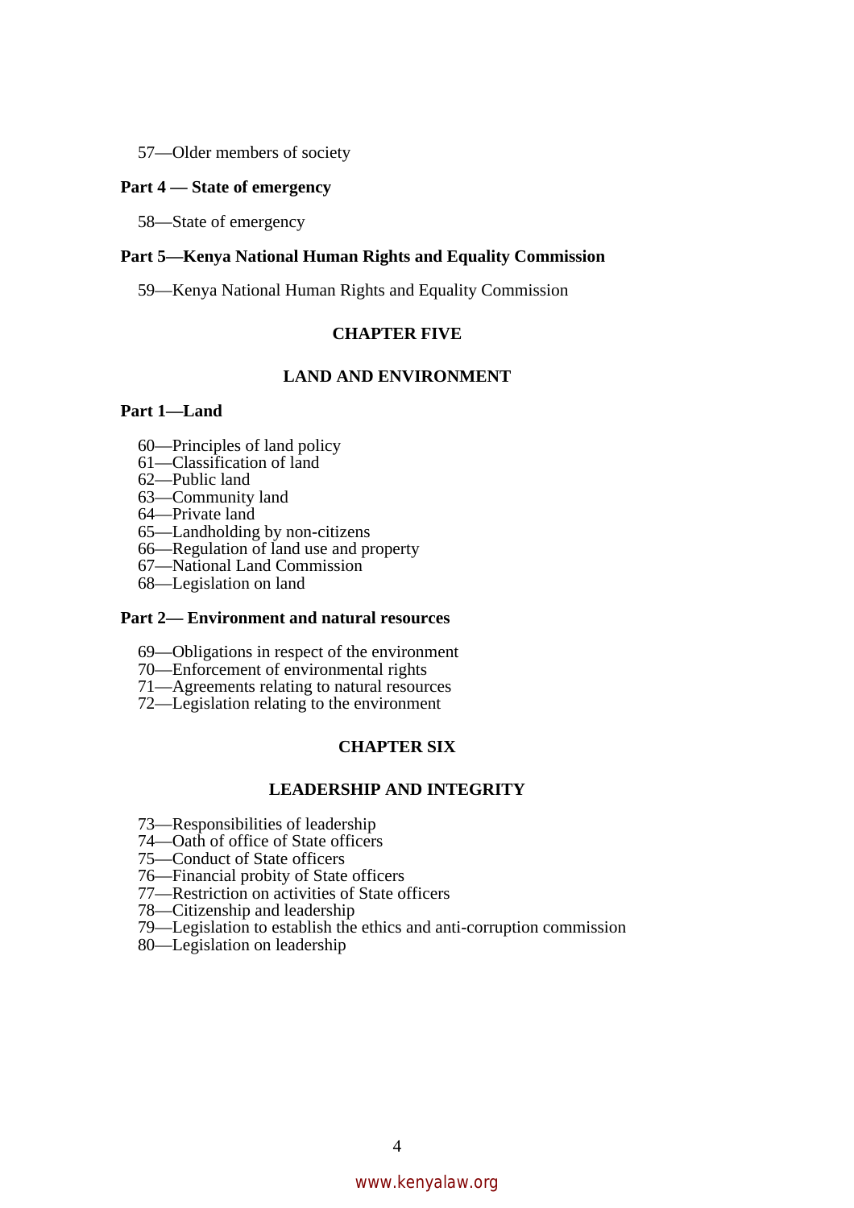57—Older members of society

**Part 4 — State of emergency**

58—State of emergency

**Part 5—Kenya National Human Rights and Equality Commission**

59—Kenya National Human Rights and Equality Commission

## CHAPTER FIVE

## LAND AND ENVIRONMENT

**Part 1—Land**

60—Principles of land policy
61—Classification of land
62—Public land
63—Community land
64—Private land
65—Landholding by non-citizens
66—Regulation of land use and property
67—National Land Commission
68—Legislation on land

**Part 2— Environment and natural resources**

69—Obligations in respect of the environment
70—Enforcement of environmental rights
71—Agreements relating to natural resources
72—Legislation relating to the environment

## CHAPTER SIX

## LEADERSHIP AND INTEGRITY

73—Responsibilities of leadership
74—Oath of office of State officers
75—Conduct of State officers
76—Financial probity of State officers
77—Restriction on activities of State officers
78—Citizenship and leadership
79—Legislation to establish the ethics and anti-corruption commission
80—Legislation on leadership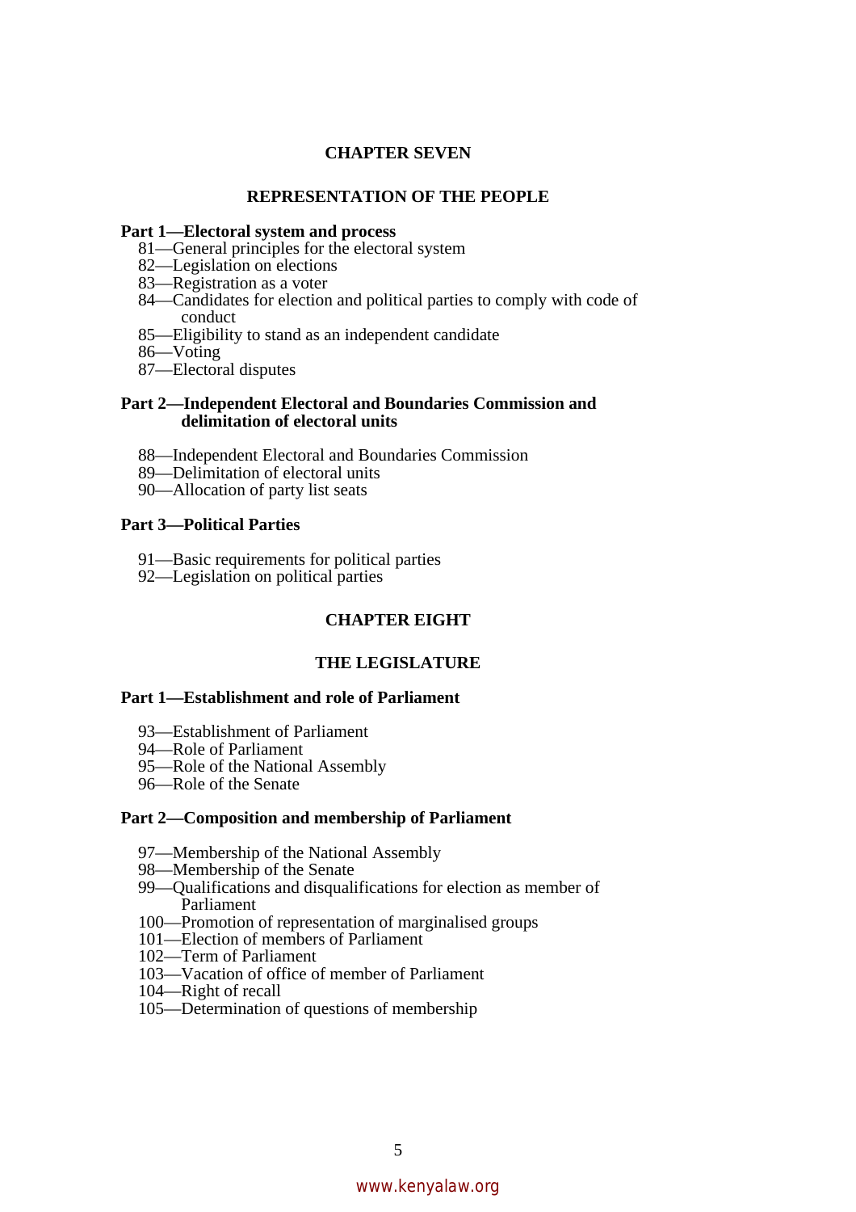## CHAPTER SEVEN

## REPRESENTATION OF THE PEOPLE

**Part 1—Electoral system and process**

81—General principles for the electoral system
82—Legislation on elections
83—Registration as a voter
84—Candidates for election and political parties to comply with code of conduct
85—Eligibility to stand as an independent candidate
86—Voting
87—Electoral disputes

**Part 2—Independent Electoral and Boundaries Commission and delimitation of electoral units**

88—Independent Electoral and Boundaries Commission
89—Delimitation of electoral units
90—Allocation of party list seats

**Part 3—Political Parties**

91—Basic requirements for political parties
92—Legislation on political parties

## CHAPTER EIGHT

## THE LEGISLATURE

**Part 1—Establishment and role of Parliament**

93—Establishment of Parliament
94—Role of Parliament
95—Role of the National Assembly
96—Role of the Senate

**Part 2—Composition and membership of Parliament**

97—Membership of the National Assembly
98—Membership of the Senate
99—Qualifications and disqualifications for election as member of Parliament
100—Promotion of representation of marginalised groups
101—Election of members of Parliament
102—Term of Parliament
103—Vacation of office of member of Parliament
104—Right of recall
105—Determination of questions of membership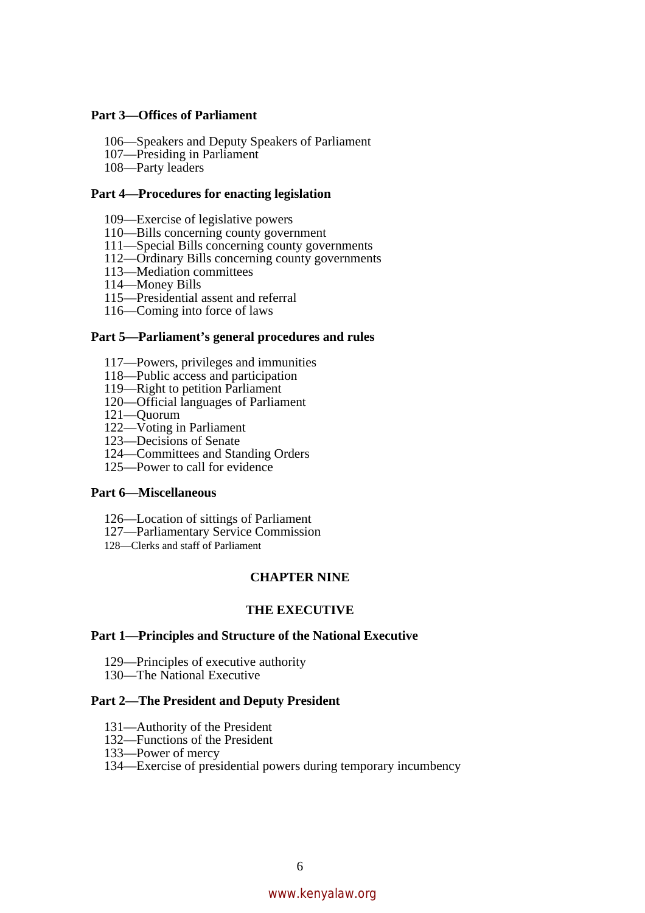**Part 3—Offices of Parliament**

106—Speakers and Deputy Speakers of Parliament
107—Presiding in Parliament
108—Party leaders

**Part 4—Procedures for enacting legislation**

109—Exercise of legislative powers
110—Bills concerning county government
111—Special Bills concerning county governments
112—Ordinary Bills concerning county governments
113—Mediation committees
114—Money Bills
115—Presidential assent and referral
116—Coming into force of laws

**Part 5—Parliament's general procedures and rules**

117—Powers, privileges and immunities
118—Public access and participation
119—Right to petition Parliament
120—Official languages of Parliament
121—Quorum
122—Voting in Parliament
123—Decisions of Senate
124—Committees and Standing Orders
125—Power to call for evidence

**Part 6—Miscellaneous**

126—Location of sittings of Parliament
127—Parliamentary Service Commission
128—Clerks and staff of Parliament

## CHAPTER NINE

## THE EXECUTIVE

**Part 1—Principles and Structure of the National Executive**

129—Principles of executive authority
130—The National Executive

**Part 2—The President and Deputy President**

131—Authority of the President
132—Functions of the President
133—Power of mercy
134—Exercise of presidential powers during temporary incumbency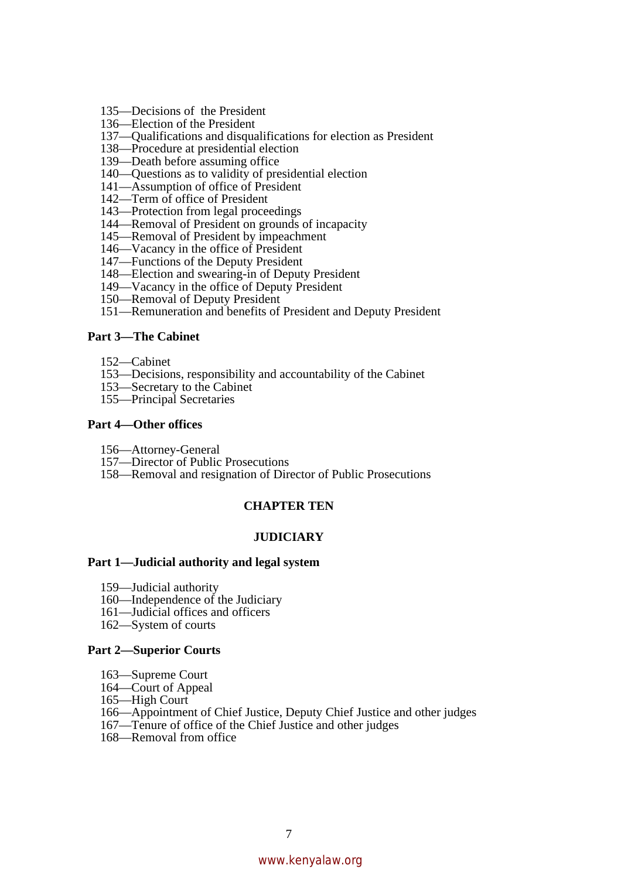135—Decisions of the President
136—Election of the President
137—Qualifications and disqualifications for election as President
138—Procedure at presidential election
139—Death before assuming office
140—Questions as to validity of presidential election
141—Assumption of office of President
142—Term of office of President
143—Protection from legal proceedings
144—Removal of President on grounds of incapacity
145—Removal of President by impeachment
146—Vacancy in the office of President
147—Functions of the Deputy President
148—Election and swearing-in of Deputy President
149—Vacancy in the office of Deputy President
150—Removal of Deputy President
151—Remuneration and benefits of President and Deputy President

**Part 3—The Cabinet**

152—Cabinet
153—Decisions, responsibility and accountability of the Cabinet
153—Secretary to the Cabinet
155—Principal Secretaries

**Part 4—Other offices**

156—Attorney-General
157—Director of Public Prosecutions
158—Removal and resignation of Director of Public Prosecutions

## CHAPTER TEN

## JUDICIARY

**Part 1—Judicial authority and legal system**

159—Judicial authority
160—Independence of the Judiciary
161—Judicial offices and officers
162—System of courts

**Part 2—Superior Courts**

163—Supreme Court
164—Court of Appeal
165—High Court
166—Appointment of Chief Justice, Deputy Chief Justice and other judges
167—Tenure of office of the Chief Justice and other judges
168—Removal from office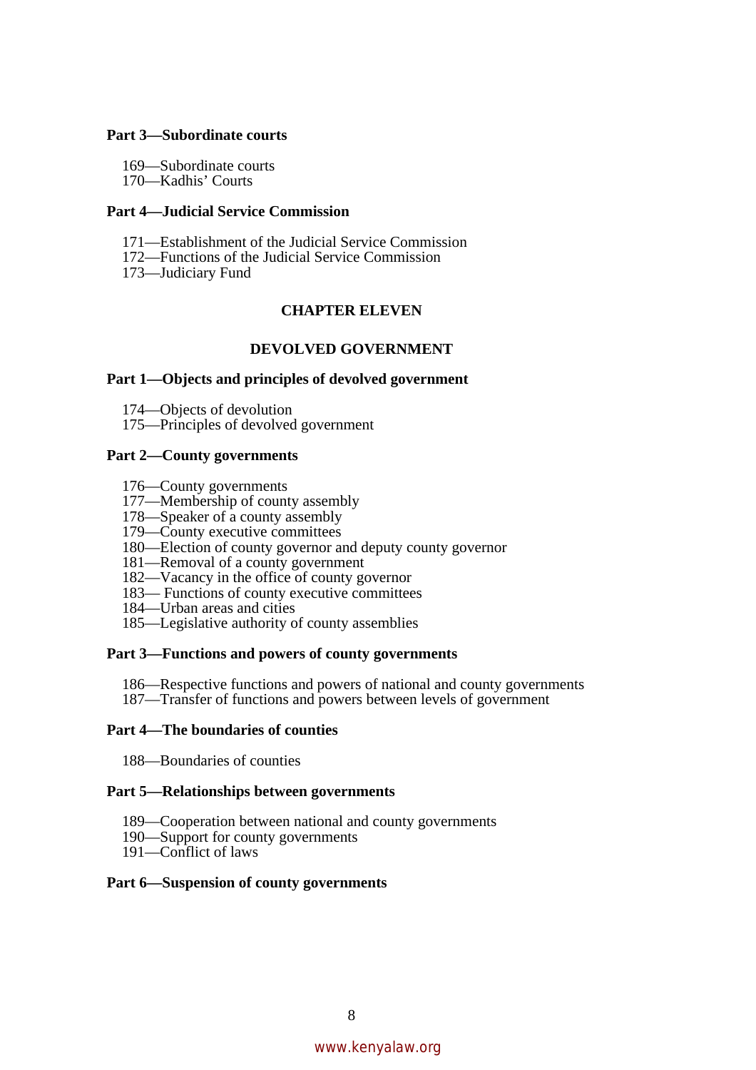**Part 3—Subordinate courts**

169—Subordinate courts
170—Kadhis' Courts

**Part 4—Judicial Service Commission**

171—Establishment of the Judicial Service Commission
172—Functions of the Judicial Service Commission
173—Judiciary Fund

## CHAPTER ELEVEN

## DEVOLVED GOVERNMENT

**Part 1—Objects and principles of devolved government**

174—Objects of devolution
175—Principles of devolved government

**Part 2—County governments**

176—County governments
177—Membership of county assembly
178—Speaker of a county assembly
179—County executive committees
180—Election of county governor and deputy county governor
181—Removal of a county government
182—Vacancy in the office of county governor
183— Functions of county executive committees
184—Urban areas and cities
185—Legislative authority of county assemblies

**Part 3—Functions and powers of county governments**

186—Respective functions and powers of national and county governments
187—Transfer of functions and powers between levels of government

**Part 4—The boundaries of counties**

188—Boundaries of counties

**Part 5—Relationships between governments**

189—Cooperation between national and county governments
190—Support for county governments
191—Conflict of laws

**Part 6—Suspension of county governments**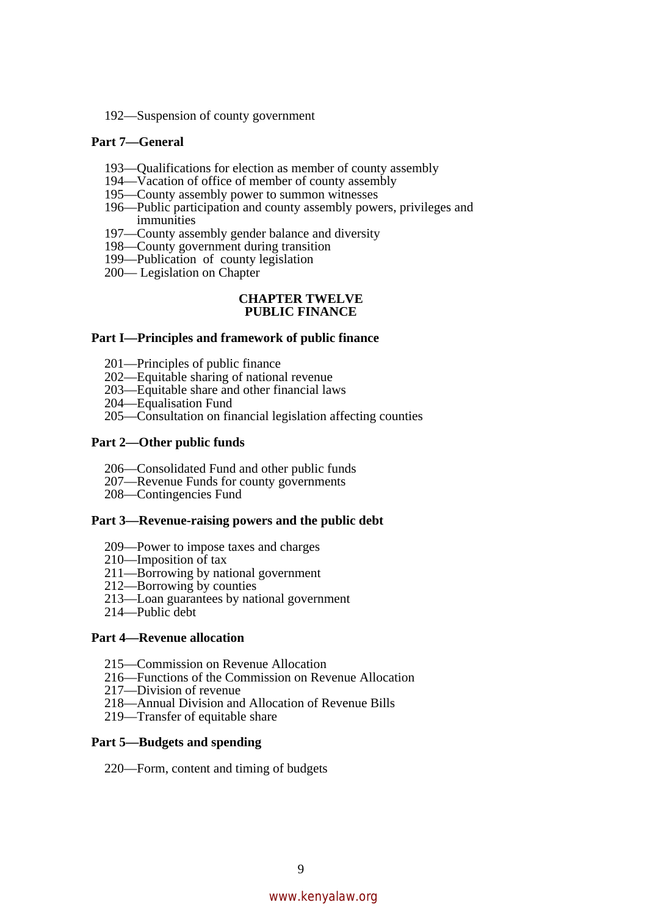192—Suspension of county government

**Part 7—General**

193—Qualifications for election as member of county assembly
194—Vacation of office of member of county assembly
195—County assembly power to summon witnesses
196—Public participation and county assembly powers, privileges and immunities
197—County assembly gender balance and diversity
198—County government during transition
199—Publication of county legislation
200— Legislation on Chapter

## CHAPTER TWELVE
## PUBLIC FINANCE

**Part I—Principles and framework of public finance**

201—Principles of public finance
202—Equitable sharing of national revenue
203—Equitable share and other financial laws
204—Equalisation Fund
205—Consultation on financial legislation affecting counties

**Part 2—Other public funds**

206—Consolidated Fund and other public funds
207—Revenue Funds for county governments
208—Contingencies Fund

**Part 3—Revenue-raising powers and the public debt**

209—Power to impose taxes and charges
210—Imposition of tax
211—Borrowing by national government
212—Borrowing by counties
213—Loan guarantees by national government
214—Public debt

**Part 4—Revenue allocation**

215—Commission on Revenue Allocation
216—Functions of the Commission on Revenue Allocation
217—Division of revenue
218—Annual Division and Allocation of Revenue Bills
219—Transfer of equitable share

**Part 5—Budgets and spending**

220—Form, content and timing of budgets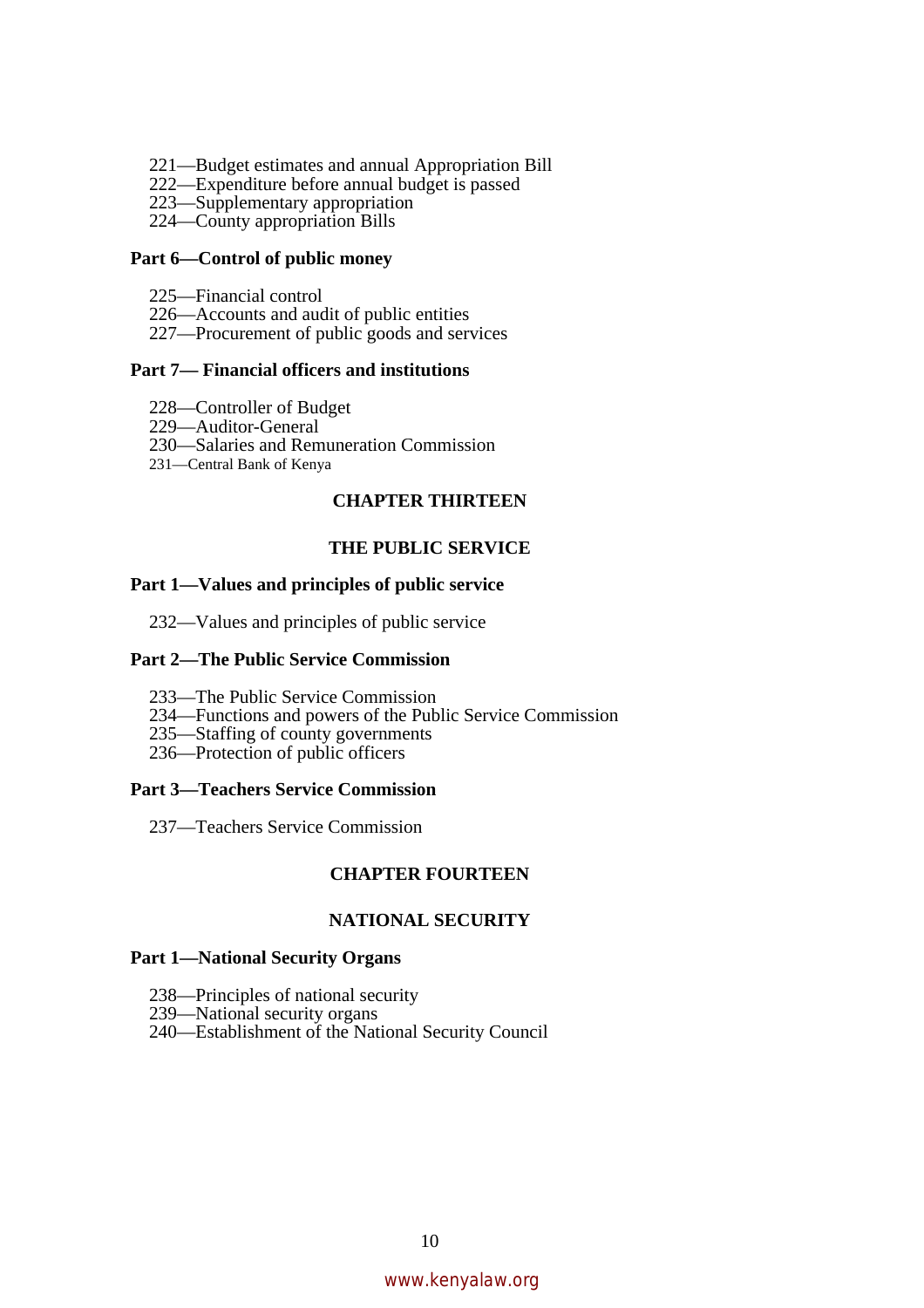221—Budget estimates and annual Appropriation Bill
222—Expenditure before annual budget is passed
223—Supplementary appropriation
224—County appropriation Bills

**Part 6—Control of public money**

225—Financial control
226—Accounts and audit of public entities
227—Procurement of public goods and services

**Part 7— Financial officers and institutions**

228—Controller of Budget
229—Auditor-General
230—Salaries and Remuneration Commission
231—Central Bank of Kenya

## CHAPTER THIRTEEN

## THE PUBLIC SERVICE

**Part 1—Values and principles of public service**

232—Values and principles of public service

**Part 2—The Public Service Commission**

233—The Public Service Commission
234—Functions and powers of the Public Service Commission
235—Staffing of county governments
236—Protection of public officers

**Part 3—Teachers Service Commission**

237—Teachers Service Commission

## CHAPTER FOURTEEN

## NATIONAL SECURITY

**Part 1—National Security Organs**

238—Principles of national security
239—National security organs
240—Establishment of the National Security Council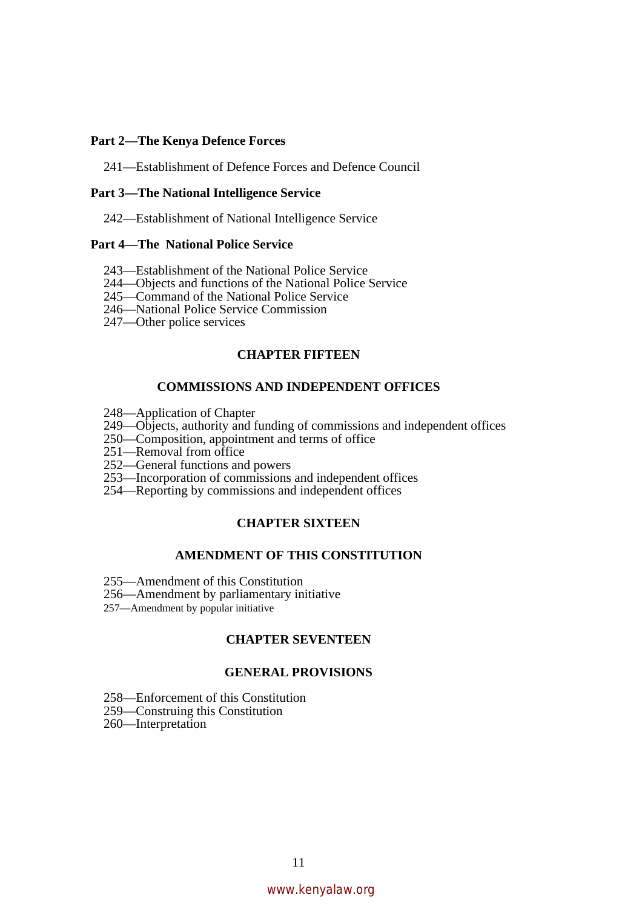**Part 2—The Kenya Defence Forces**

241—Establishment of Defence Forces and Defence Council

**Part 3—The National Intelligence Service**

242—Establishment of National Intelligence Service

**Part 4—The National Police Service**

243—Establishment of the National Police Service
244—Objects and functions of the National Police Service
245—Command of the National Police Service
246—National Police Service Commission
247—Other police services

## CHAPTER FIFTEEN

## COMMISSIONS AND INDEPENDENT OFFICES

248—Application of Chapter
249—Objects, authority and funding of commissions and independent offices
250—Composition, appointment and terms of office
251—Removal from office
252—General functions and powers
253—Incorporation of commissions and independent offices
254—Reporting by commissions and independent offices

## CHAPTER SIXTEEN

## AMENDMENT OF THIS CONSTITUTION

255—Amendment of this Constitution
256—Amendment by parliamentary initiative
257—Amendment by popular initiative

## CHAPTER SEVENTEEN

## GENERAL PROVISIONS

258—Enforcement of this Constitution
259—Construing this Constitution
260—Interpretation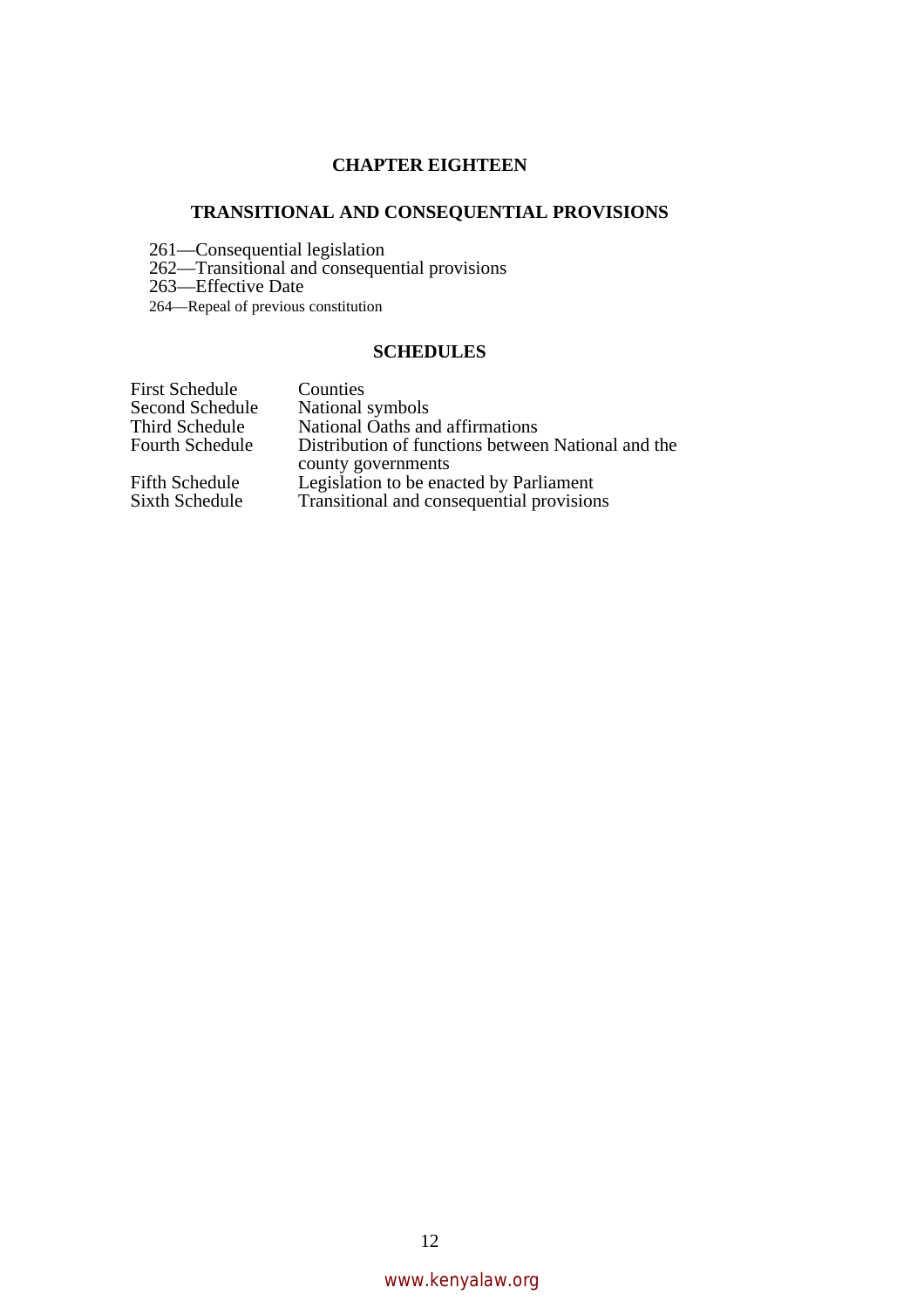## CHAPTER EIGHTEEN

## TRANSITIONAL AND CONSEQUENTIAL PROVISIONS

261—Consequential legislation
262—Transitional and consequential provisions
263—Effective Date
264—Repeal of previous constitution

## SCHEDULES

| | |
|---|---|
| First Schedule | Counties |
| Second Schedule | National symbols |
| Third Schedule | National Oaths and affirmations |
| Fourth Schedule | Distribution of functions between National and the county governments |
| Fifth Schedule | Legislation to be enacted by Parliament |
| Sixth Schedule | Transitional and consequential provisions |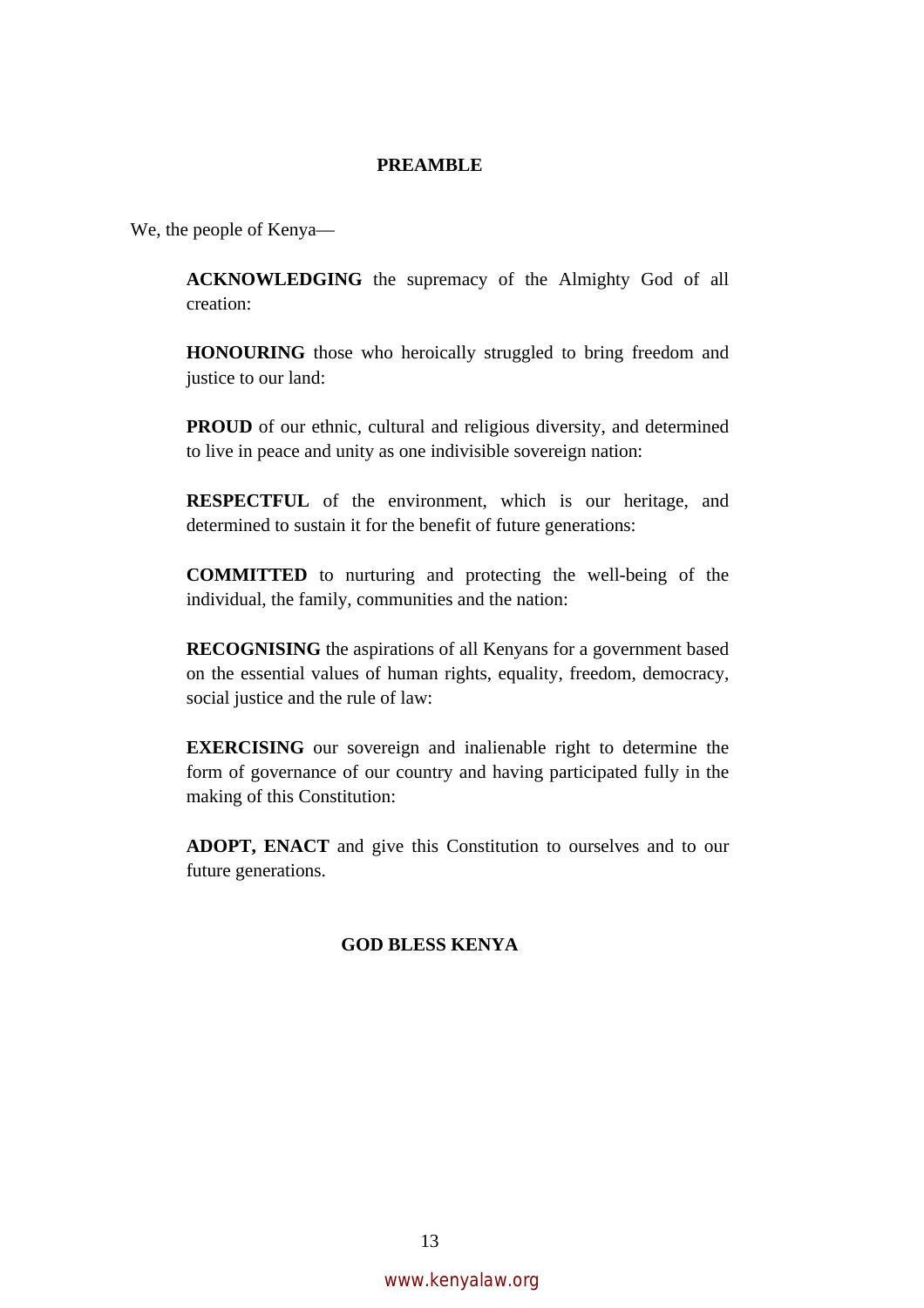# PREAMBLE

We, the people of Kenya—

**ACKNOWLEDGING** the supremacy of the Almighty God of all creation:

**HONOURING** those who heroically struggled to bring freedom and justice to our land:

**PROUD** of our ethnic, cultural and religious diversity, and determined to live in peace and unity as one indivisible sovereign nation:

**RESPECTFUL** of the environment, which is our heritage, and determined to sustain it for the benefit of future generations:

**COMMITTED** to nurturing and protecting the well-being of the individual, the family, communities and the nation:

**RECOGNISING** the aspirations of all Kenyans for a government based on the essential values of human rights, equality, freedom, democracy, social justice and the rule of law:

**EXERCISING** our sovereign and inalienable right to determine the form of governance of our country and having participated fully in the making of this Constitution:

**ADOPT, ENACT** and give this Constitution to ourselves and to our future generations.

**GOD BLESS KENYA**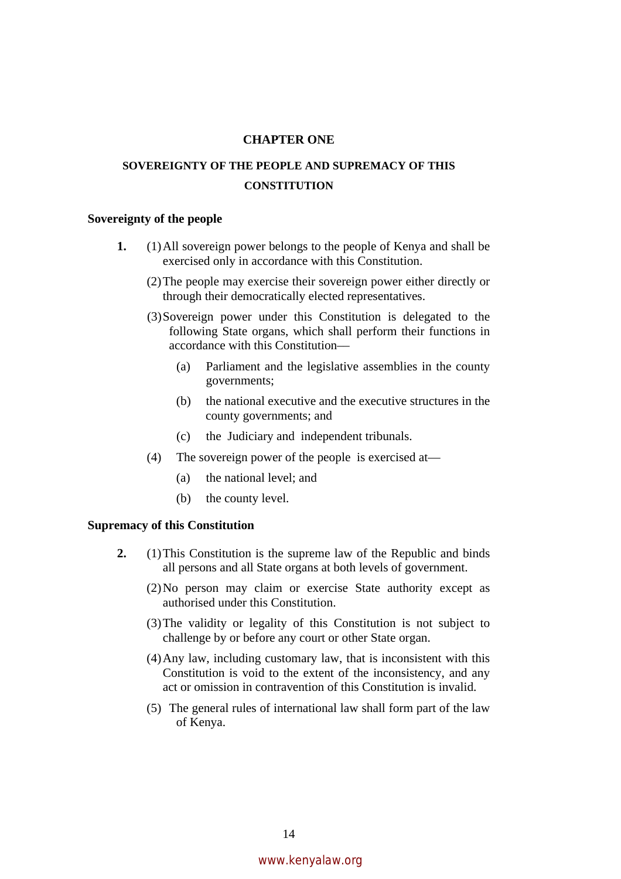# CHAPTER ONE

## SOVEREIGNTY OF THE PEOPLE AND SUPREMACY OF THIS CONSTITUTION

### Sovereignty of the people

**1.** (1) All sovereign power belongs to the people of Kenya and shall be exercised only in accordance with this Constitution.

(2) The people may exercise their sovereign power either directly or through their democratically elected representatives.

(3) Sovereign power under this Constitution is delegated to the following State organs, which shall perform their functions in accordance with this Constitution—

(a) Parliament and the legislative assemblies in the county governments;

(b) the national executive and the executive structures in the county governments; and

(c) the Judiciary and independent tribunals.

(4) The sovereign power of the people is exercised at—

(a) the national level; and

(b) the county level.

### Supremacy of this Constitution

**2.** (1) This Constitution is the supreme law of the Republic and binds all persons and all State organs at both levels of government.

(2) No person may claim or exercise State authority except as authorised under this Constitution.

(3) The validity or legality of this Constitution is not subject to challenge by or before any court or other State organ.

(4) Any law, including customary law, that is inconsistent with this Constitution is void to the extent of the inconsistency, and any act or omission in contravention of this Constitution is invalid.

(5) The general rules of international law shall form part of the law of Kenya.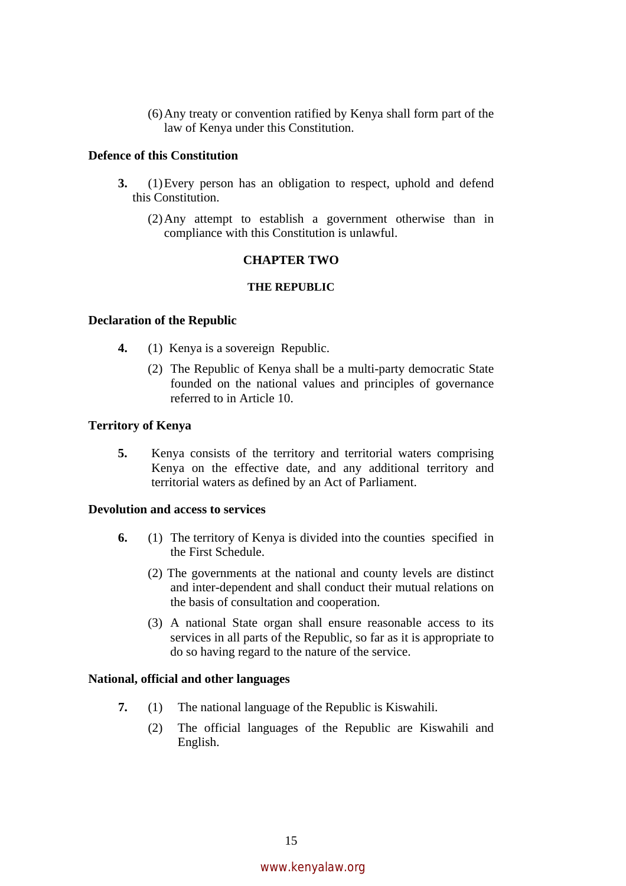(6) Any treaty or convention ratified by Kenya shall form part of the law of Kenya under this Constitution.

**Defence of this Constitution**

**3.** (1) Every person has an obligation to respect, uphold and defend this Constitution.

(2) Any attempt to establish a government otherwise than in compliance with this Constitution is unlawful.

## CHAPTER TWO

### THE REPUBLIC

**Declaration of the Republic**

**4.** (1) Kenya is a sovereign Republic.

(2) The Republic of Kenya shall be a multi-party democratic State founded on the national values and principles of governance referred to in Article 10.

**Territory of Kenya**

**5.** Kenya consists of the territory and territorial waters comprising Kenya on the effective date, and any additional territory and territorial waters as defined by an Act of Parliament.

**Devolution and access to services**

**6.** (1) The territory of Kenya is divided into the counties specified in the First Schedule.

(2) The governments at the national and county levels are distinct and inter-dependent and shall conduct their mutual relations on the basis of consultation and cooperation.

(3) A national State organ shall ensure reasonable access to its services in all parts of the Republic, so far as it is appropriate to do so having regard to the nature of the service.

**National, official and other languages**

**7.** (1) The national language of the Republic is Kiswahili.

(2) The official languages of the Republic are Kiswahili and English.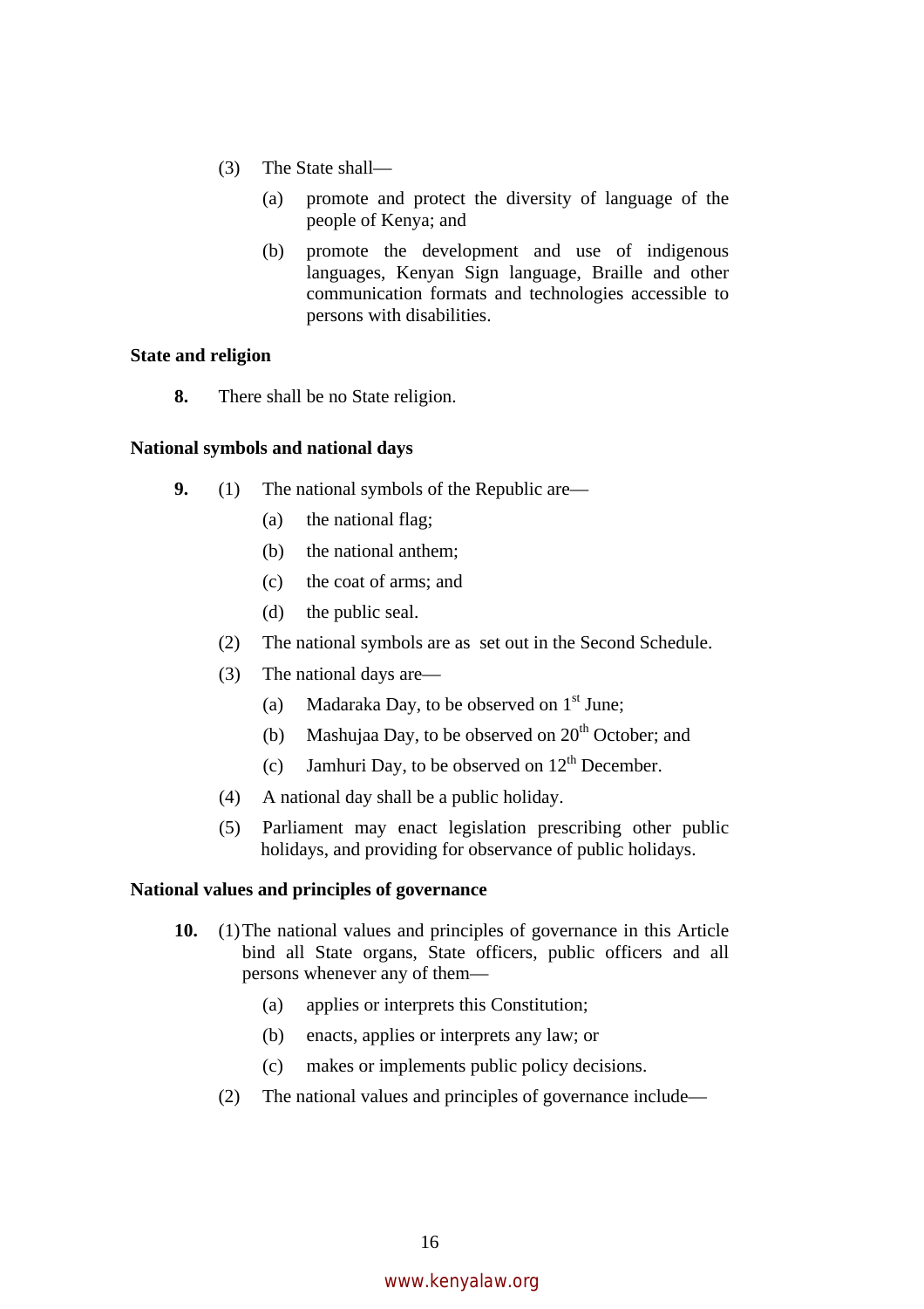(3) The State shall—

(a) promote and protect the diversity of language of the people of Kenya; and

(b) promote the development and use of indigenous languages, Kenyan Sign language, Braille and other communication formats and technologies accessible to persons with disabilities.

**State and religion**

**8.** There shall be no State religion.

**National symbols and national days**

**9.** (1) The national symbols of the Republic are—

(a) the national flag;

(b) the national anthem;

(c) the coat of arms; and

(d) the public seal.

(2) The national symbols are as set out in the Second Schedule.

(3) The national days are—

(a) Madaraka Day, to be observed on 1st June;

(b) Mashujaa Day, to be observed on 20th October; and

(c) Jamhuri Day, to be observed on 12th December.

(4) A national day shall be a public holiday.

(5) Parliament may enact legislation prescribing other public holidays, and providing for observance of public holidays.

**National values and principles of governance**

**10.** (1) The national values and principles of governance in this Article bind all State organs, State officers, public officers and all persons whenever any of them—

(a) applies or interprets this Constitution;

(b) enacts, applies or interprets any law; or

(c) makes or implements public policy decisions.

(2) The national values and principles of governance include—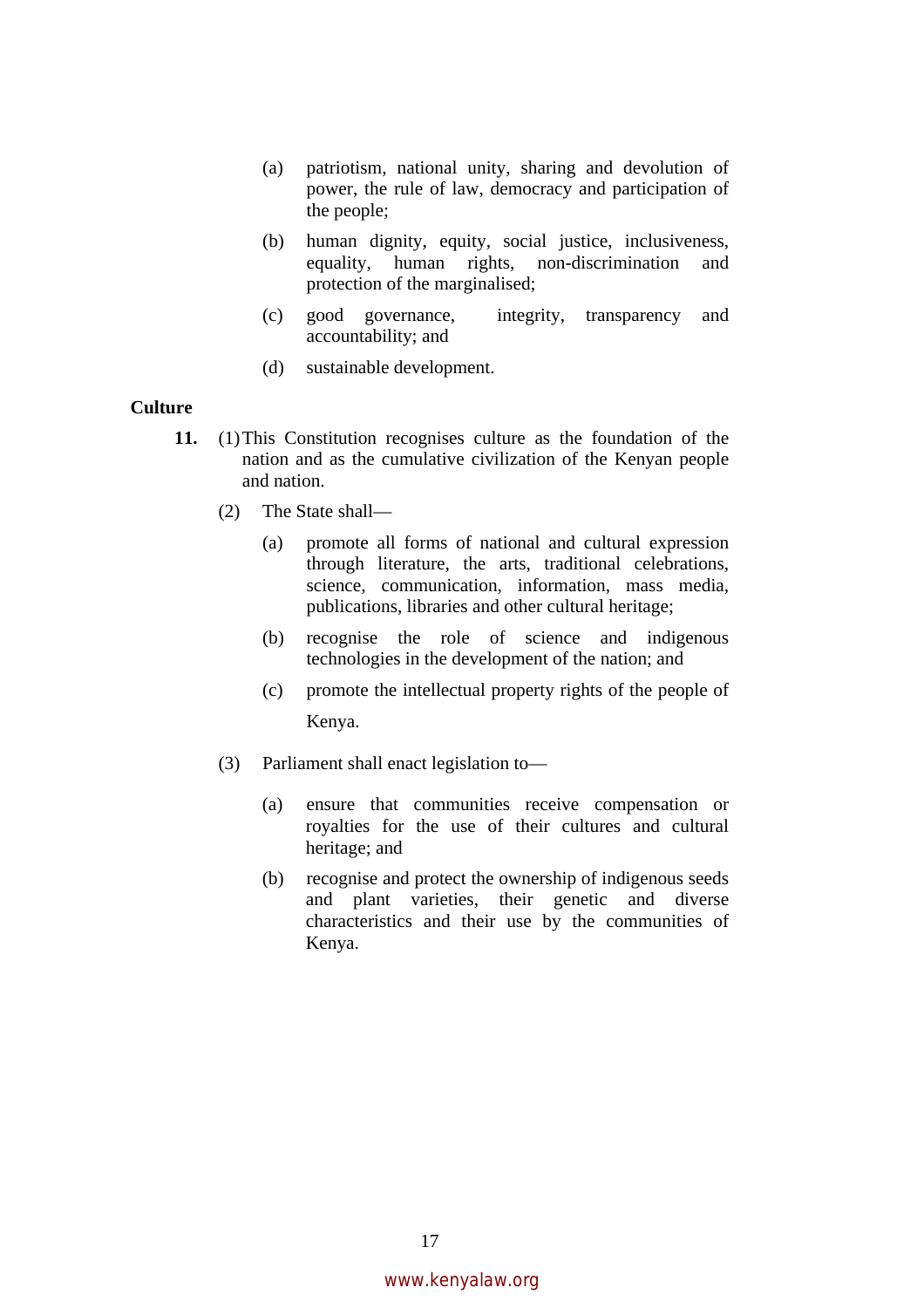(a) patriotism, national unity, sharing and devolution of power, the rule of law, democracy and participation of the people;

(b) human dignity, equity, social justice, inclusiveness, equality, human rights, non-discrimination and protection of the marginalised;

(c) good governance, integrity, transparency and accountability; and

(d) sustainable development.

**Culture**

**11.** (1) This Constitution recognises culture as the foundation of the nation and as the cumulative civilization of the Kenyan people and nation.

(2) The State shall—

(a) promote all forms of national and cultural expression through literature, the arts, traditional celebrations, science, communication, information, mass media, publications, libraries and other cultural heritage;

(b) recognise the role of science and indigenous technologies in the development of the nation; and

(c) promote the intellectual property rights of the people of Kenya.

(3) Parliament shall enact legislation to—

(a) ensure that communities receive compensation or royalties for the use of their cultures and cultural heritage; and

(b) recognise and protect the ownership of indigenous seeds and plant varieties, their genetic and diverse characteristics and their use by the communities of Kenya.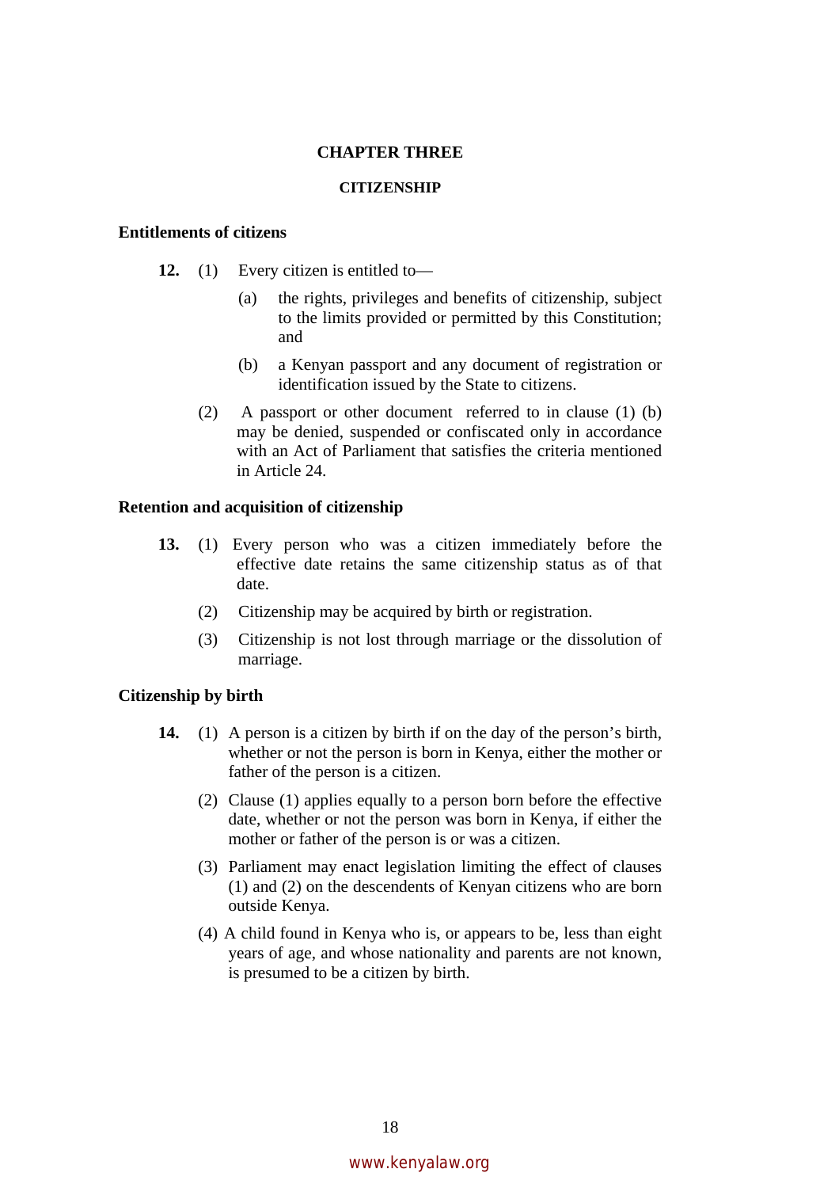# CHAPTER THREE

## CITIZENSHIP

### Entitlements of citizens

**12.** (1) Every citizen is entitled to—

(a) the rights, privileges and benefits of citizenship, subject to the limits provided or permitted by this Constitution; and

(b) a Kenyan passport and any document of registration or identification issued by the State to citizens.

(2) A passport or other document referred to in clause (1) (b) may be denied, suspended or confiscated only in accordance with an Act of Parliament that satisfies the criteria mentioned in Article 24.

### Retention and acquisition of citizenship

**13.** (1) Every person who was a citizen immediately before the effective date retains the same citizenship status as of that date.

(2) Citizenship may be acquired by birth or registration.

(3) Citizenship is not lost through marriage or the dissolution of marriage.

### Citizenship by birth

**14.** (1) A person is a citizen by birth if on the day of the person's birth, whether or not the person is born in Kenya, either the mother or father of the person is a citizen.

(2) Clause (1) applies equally to a person born before the effective date, whether or not the person was born in Kenya, if either the mother or father of the person is or was a citizen.

(3) Parliament may enact legislation limiting the effect of clauses (1) and (2) on the descendents of Kenyan citizens who are born outside Kenya.

(4) A child found in Kenya who is, or appears to be, less than eight years of age, and whose nationality and parents are not known, is presumed to be a citizen by birth.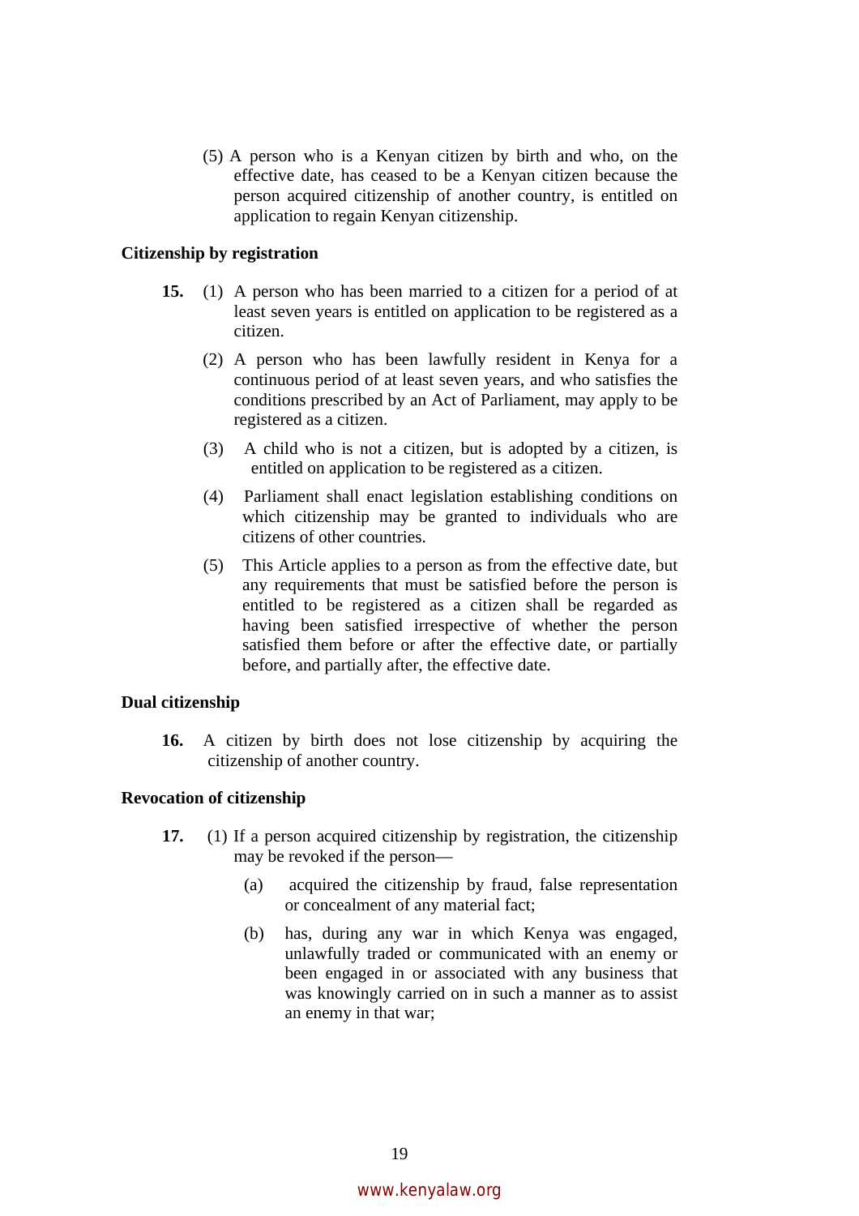(5) A person who is a Kenyan citizen by birth and who, on the effective date, has ceased to be a Kenyan citizen because the person acquired citizenship of another country, is entitled on application to regain Kenyan citizenship.

**Citizenship by registration**

**15.** (1) A person who has been married to a citizen for a period of at least seven years is entitled on application to be registered as a citizen.

(2) A person who has been lawfully resident in Kenya for a continuous period of at least seven years, and who satisfies the conditions prescribed by an Act of Parliament, may apply to be registered as a citizen.

(3) A child who is not a citizen, but is adopted by a citizen, is entitled on application to be registered as a citizen.

(4) Parliament shall enact legislation establishing conditions on which citizenship may be granted to individuals who are citizens of other countries.

(5) This Article applies to a person as from the effective date, but any requirements that must be satisfied before the person is entitled to be registered as a citizen shall be regarded as having been satisfied irrespective of whether the person satisfied them before or after the effective date, or partially before, and partially after, the effective date.

**Dual citizenship**

**16.** A citizen by birth does not lose citizenship by acquiring the citizenship of another country.

**Revocation of citizenship**

**17.** (1) If a person acquired citizenship by registration, the citizenship may be revoked if the person—

(a) acquired the citizenship by fraud, false representation or concealment of any material fact;

(b) has, during any war in which Kenya was engaged, unlawfully traded or communicated with an enemy or been engaged in or associated with any business that was knowingly carried on in such a manner as to assist an enemy in that war;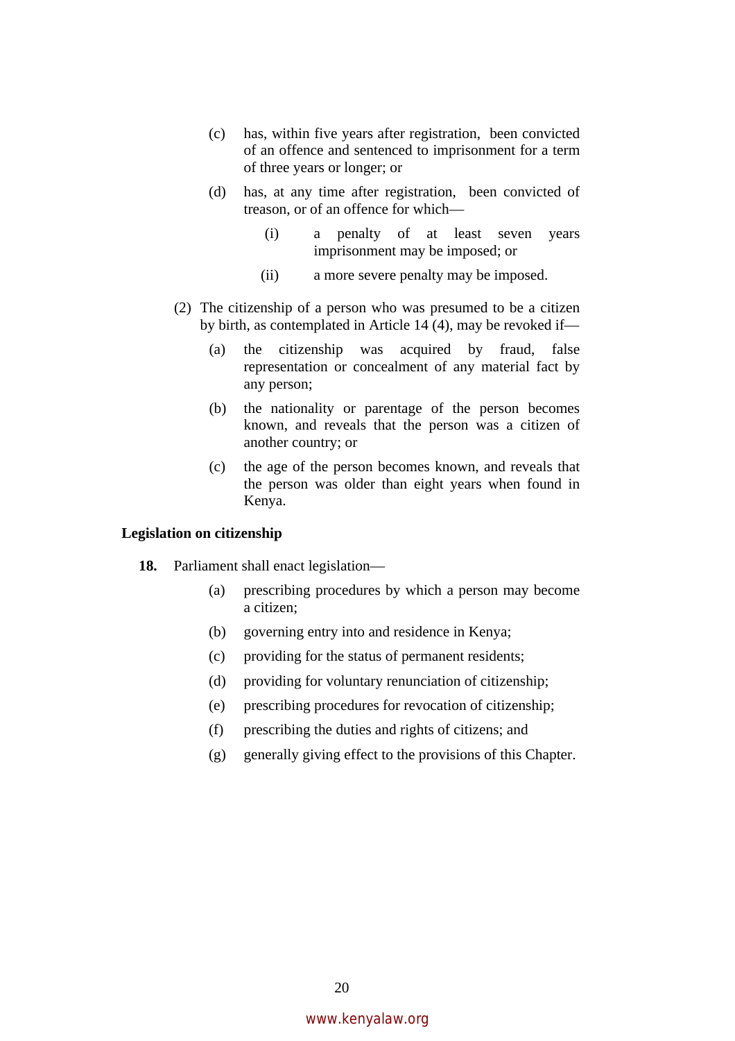(c) has, within five years after registration, been convicted of an offence and sentenced to imprisonment for a term of three years or longer; or

(d) has, at any time after registration, been convicted of treason, or of an offence for which—

(i) a penalty of at least seven years imprisonment may be imposed; or

(ii) a more severe penalty may be imposed.

(2) The citizenship of a person who was presumed to be a citizen by birth, as contemplated in Article 14 (4), may be revoked if—

(a) the citizenship was acquired by fraud, false representation or concealment of any material fact by any person;

(b) the nationality or parentage of the person becomes known, and reveals that the person was a citizen of another country; or

(c) the age of the person becomes known, and reveals that the person was older than eight years when found in Kenya.

**Legislation on citizenship**

**18.** Parliament shall enact legislation—

(a) prescribing procedures by which a person may become a citizen;

(b) governing entry into and residence in Kenya;

(c) providing for the status of permanent residents;

(d) providing for voluntary renunciation of citizenship;

(e) prescribing procedures for revocation of citizenship;

(f) prescribing the duties and rights of citizens; and

(g) generally giving effect to the provisions of this Chapter.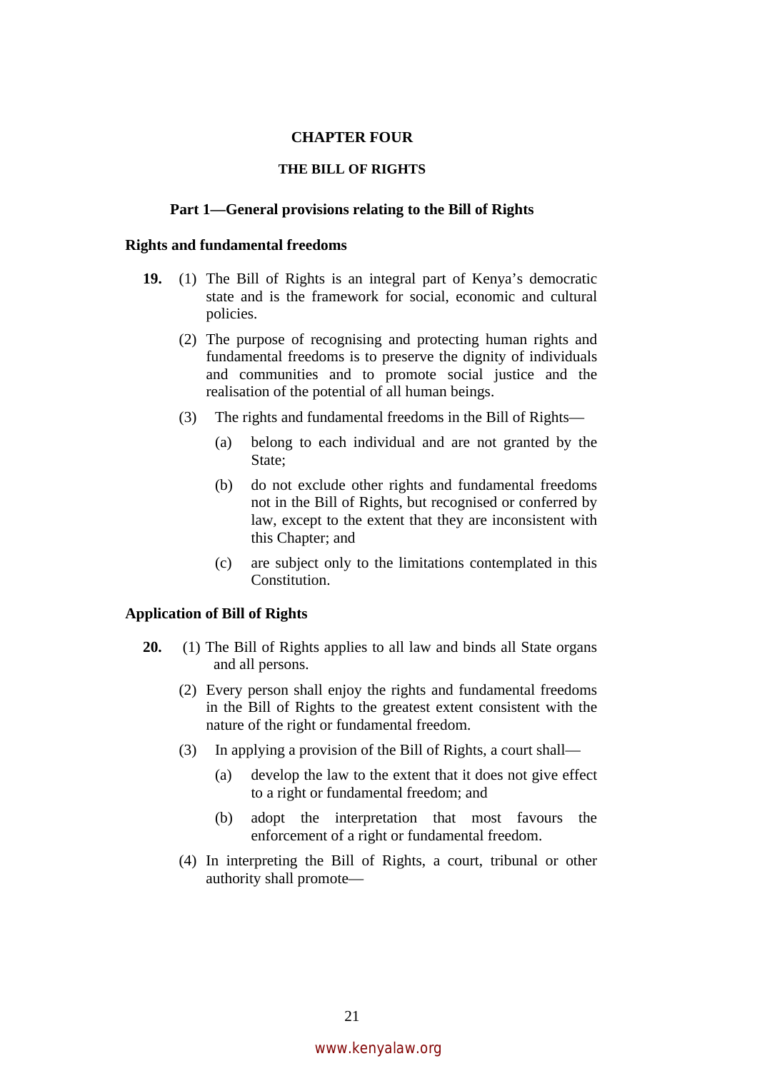# CHAPTER FOUR

## THE BILL OF RIGHTS

### Part 1—General provisions relating to the Bill of Rights

**Rights and fundamental freedoms**

**19.** (1) The Bill of Rights is an integral part of Kenya's democratic state and is the framework for social, economic and cultural policies.

(2) The purpose of recognising and protecting human rights and fundamental freedoms is to preserve the dignity of individuals and communities and to promote social justice and the realisation of the potential of all human beings.

(3) The rights and fundamental freedoms in the Bill of Rights—

(a) belong to each individual and are not granted by the State;

(b) do not exclude other rights and fundamental freedoms not in the Bill of Rights, but recognised or conferred by law, except to the extent that they are inconsistent with this Chapter; and

(c) are subject only to the limitations contemplated in this Constitution.

**Application of Bill of Rights**

**20.** (1) The Bill of Rights applies to all law and binds all State organs and all persons.

(2) Every person shall enjoy the rights and fundamental freedoms in the Bill of Rights to the greatest extent consistent with the nature of the right or fundamental freedom.

(3) In applying a provision of the Bill of Rights, a court shall—

(a) develop the law to the extent that it does not give effect to a right or fundamental freedom; and

(b) adopt the interpretation that most favours the enforcement of a right or fundamental freedom.

(4) In interpreting the Bill of Rights, a court, tribunal or other authority shall promote—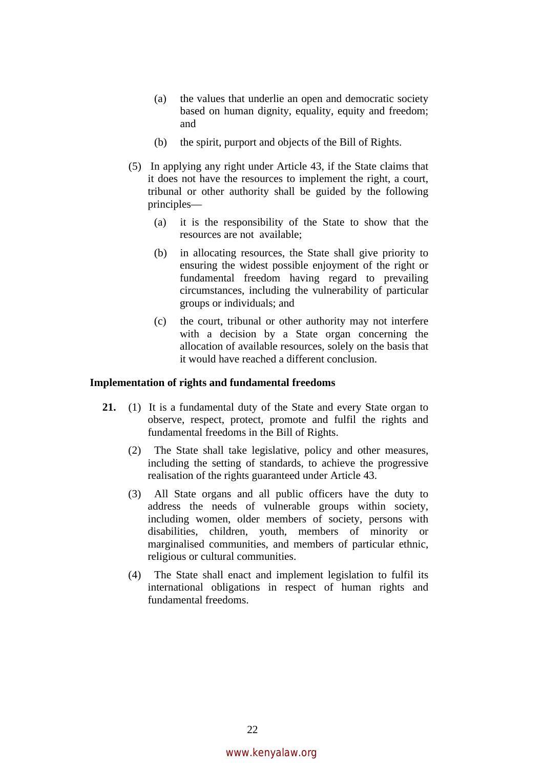(a) the values that underlie an open and democratic society based on human dignity, equality, equity and freedom; and

(b) the spirit, purport and objects of the Bill of Rights.

(5) In applying any right under Article 43, if the State claims that it does not have the resources to implement the right, a court, tribunal or other authority shall be guided by the following principles—

(a) it is the responsibility of the State to show that the resources are not available;

(b) in allocating resources, the State shall give priority to ensuring the widest possible enjoyment of the right or fundamental freedom having regard to prevailing circumstances, including the vulnerability of particular groups or individuals; and

(c) the court, tribunal or other authority may not interfere with a decision by a State organ concerning the allocation of available resources, solely on the basis that it would have reached a different conclusion.

**Implementation of rights and fundamental freedoms**

**21.** (1) It is a fundamental duty of the State and every State organ to observe, respect, protect, promote and fulfil the rights and fundamental freedoms in the Bill of Rights.

(2) The State shall take legislative, policy and other measures, including the setting of standards, to achieve the progressive realisation of the rights guaranteed under Article 43.

(3) All State organs and all public officers have the duty to address the needs of vulnerable groups within society, including women, older members of society, persons with disabilities, children, youth, members of minority or marginalised communities, and members of particular ethnic, religious or cultural communities.

(4) The State shall enact and implement legislation to fulfil its international obligations in respect of human rights and fundamental freedoms.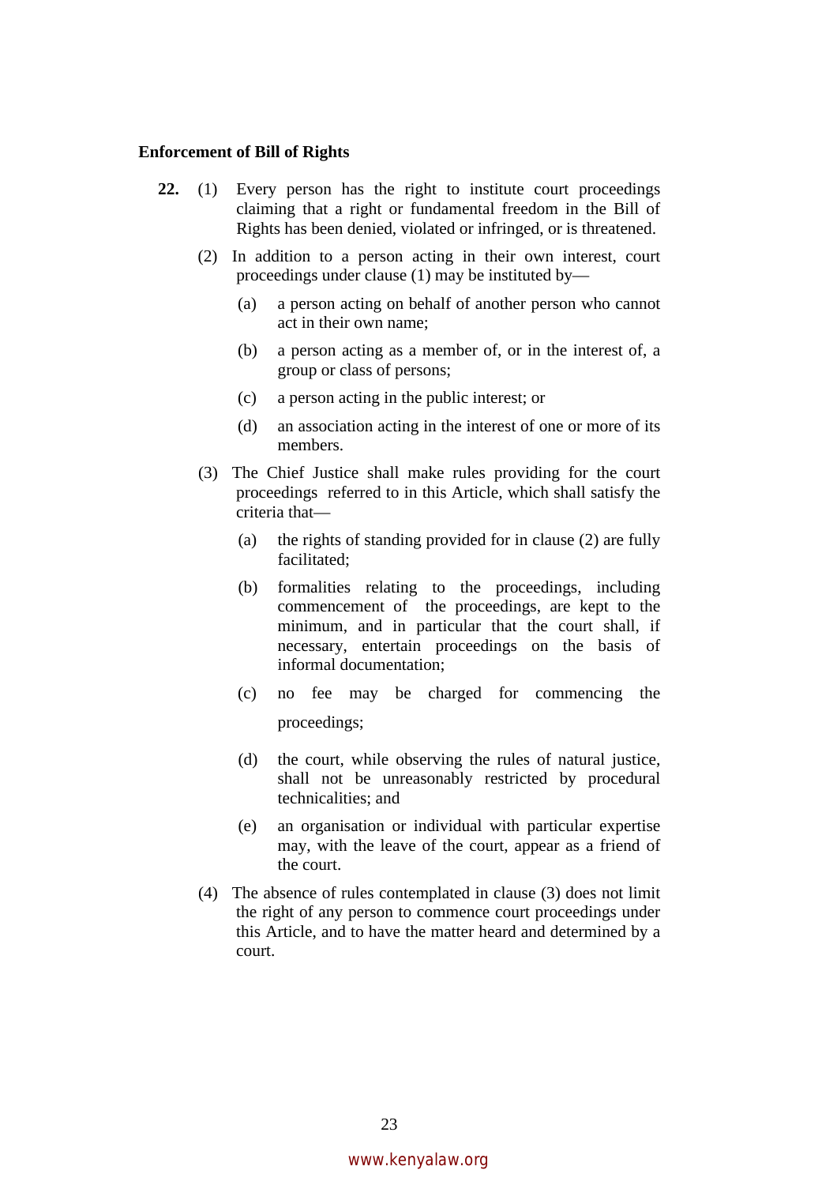**Enforcement of Bill of Rights**

**22.** (1) Every person has the right to institute court proceedings claiming that a right or fundamental freedom in the Bill of Rights has been denied, violated or infringed, or is threatened.

(2) In addition to a person acting in their own interest, court proceedings under clause (1) may be instituted by—

(a) a person acting on behalf of another person who cannot act in their own name;

(b) a person acting as a member of, or in the interest of, a group or class of persons;

(c) a person acting in the public interest; or

(d) an association acting in the interest of one or more of its members.

(3) The Chief Justice shall make rules providing for the court proceedings referred to in this Article, which shall satisfy the criteria that—

(a) the rights of standing provided for in clause (2) are fully facilitated;

(b) formalities relating to the proceedings, including commencement of the proceedings, are kept to the minimum, and in particular that the court shall, if necessary, entertain proceedings on the basis of informal documentation;

(c) no fee may be charged for commencing the proceedings;

(d) the court, while observing the rules of natural justice, shall not be unreasonably restricted by procedural technicalities; and

(e) an organisation or individual with particular expertise may, with the leave of the court, appear as a friend of the court.

(4) The absence of rules contemplated in clause (3) does not limit the right of any person to commence court proceedings under this Article, and to have the matter heard and determined by a court.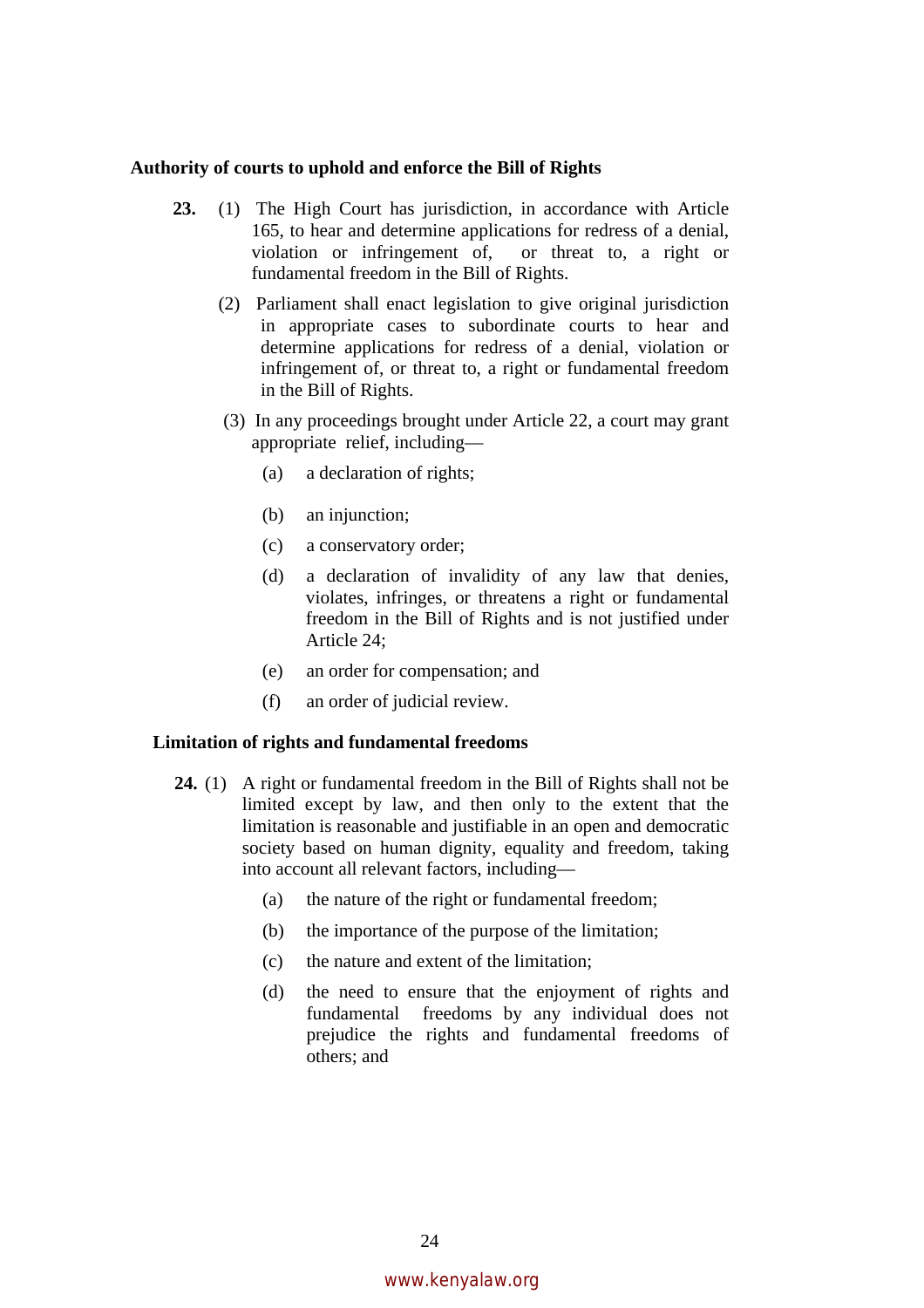**Authority of courts to uphold and enforce the Bill of Rights**

**23.** (1) The High Court has jurisdiction, in accordance with Article 165, to hear and determine applications for redress of a denial, violation or infringement of, or threat to, a right or fundamental freedom in the Bill of Rights.

(2) Parliament shall enact legislation to give original jurisdiction in appropriate cases to subordinate courts to hear and determine applications for redress of a denial, violation or infringement of, or threat to, a right or fundamental freedom in the Bill of Rights.

(3) In any proceedings brought under Article 22, a court may grant appropriate relief, including—

(a) a declaration of rights;

(b) an injunction;

(c) a conservatory order;

(d) a declaration of invalidity of any law that denies, violates, infringes, or threatens a right or fundamental freedom in the Bill of Rights and is not justified under Article 24;

(e) an order for compensation; and

(f) an order of judicial review.

**Limitation of rights and fundamental freedoms**

**24.** (1) A right or fundamental freedom in the Bill of Rights shall not be limited except by law, and then only to the extent that the limitation is reasonable and justifiable in an open and democratic society based on human dignity, equality and freedom, taking into account all relevant factors, including—

(a) the nature of the right or fundamental freedom;

(b) the importance of the purpose of the limitation;

(c) the nature and extent of the limitation;

(d) the need to ensure that the enjoyment of rights and fundamental freedoms by any individual does not prejudice the rights and fundamental freedoms of others; and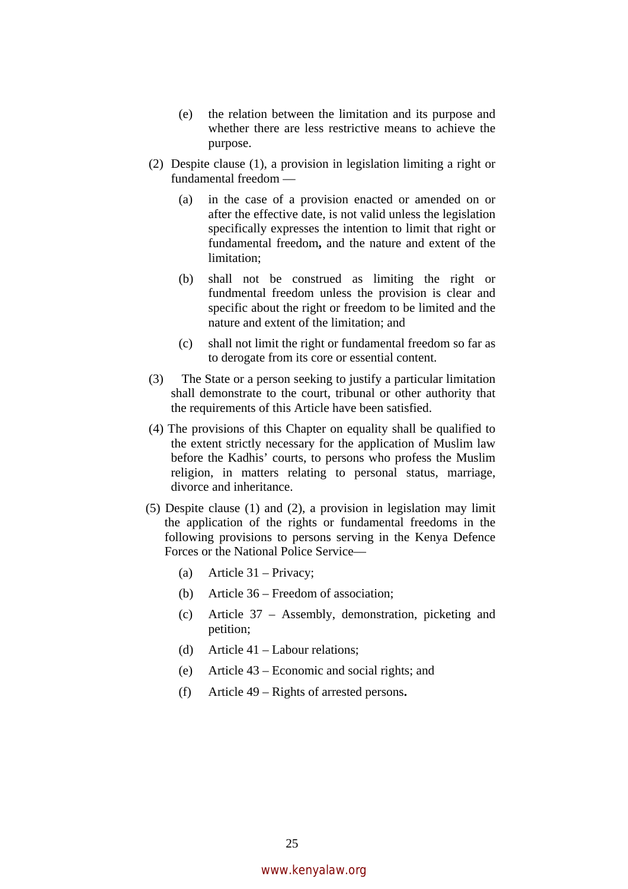(e) the relation between the limitation and its purpose and whether there are less restrictive means to achieve the purpose.

(2) Despite clause (1), a provision in legislation limiting a right or fundamental freedom —

(a) in the case of a provision enacted or amended on or after the effective date, is not valid unless the legislation specifically expresses the intention to limit that right or fundamental freedom**,** and the nature and extent of the limitation;

(b) shall not be construed as limiting the right or fundmental freedom unless the provision is clear and specific about the right or freedom to be limited and the nature and extent of the limitation; and

(c) shall not limit the right or fundamental freedom so far as to derogate from its core or essential content.

(3) The State or a person seeking to justify a particular limitation shall demonstrate to the court, tribunal or other authority that the requirements of this Article have been satisfied.

(4) The provisions of this Chapter on equality shall be qualified to the extent strictly necessary for the application of Muslim law before the Kadhis' courts, to persons who profess the Muslim religion, in matters relating to personal status, marriage, divorce and inheritance.

(5) Despite clause (1) and (2), a provision in legislation may limit the application of the rights or fundamental freedoms in the following provisions to persons serving in the Kenya Defence Forces or the National Police Service—

(a) Article 31 – Privacy;

(b) Article 36 – Freedom of association;

(c) Article 37 – Assembly, demonstration, picketing and petition;

(d) Article 41 – Labour relations;

(e) Article 43 – Economic and social rights; and

(f) Article 49 – Rights of arrested persons**.**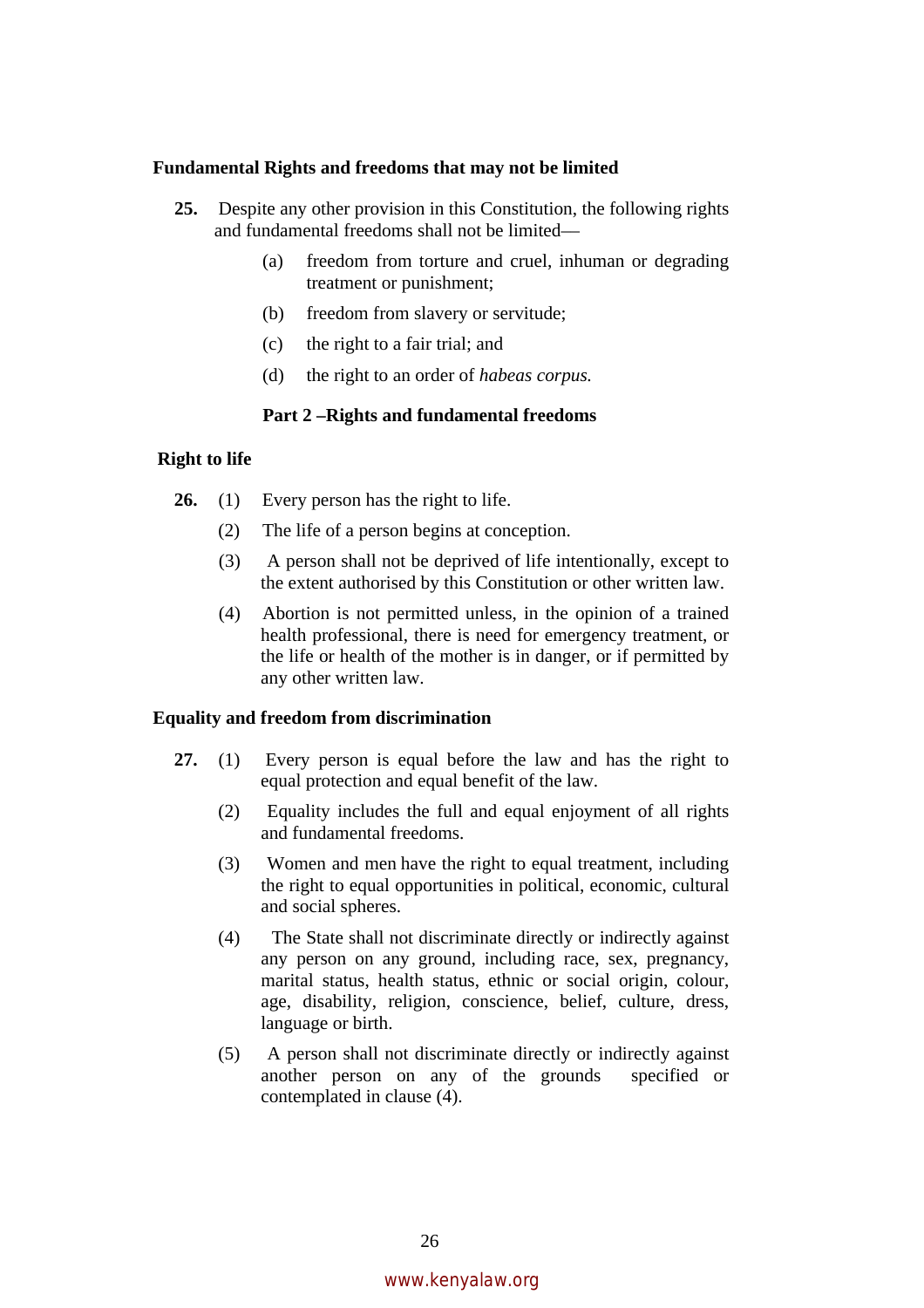**Fundamental Rights and freedoms that may not be limited**

**25.** Despite any other provision in this Constitution, the following rights and fundamental freedoms shall not be limited—

(a) freedom from torture and cruel, inhuman or degrading treatment or punishment;

(b) freedom from slavery or servitude;

(c) the right to a fair trial; and

(d) the right to an order of *habeas corpus.*

**Part 2 –Rights and fundamental freedoms**

**Right to life**

**26.** (1) Every person has the right to life.

(2) The life of a person begins at conception.

(3) A person shall not be deprived of life intentionally, except to the extent authorised by this Constitution or other written law.

(4) Abortion is not permitted unless, in the opinion of a trained health professional, there is need for emergency treatment, or the life or health of the mother is in danger, or if permitted by any other written law.

**Equality and freedom from discrimination**

**27.** (1) Every person is equal before the law and has the right to equal protection and equal benefit of the law.

(2) Equality includes the full and equal enjoyment of all rights and fundamental freedoms.

(3) Women and men have the right to equal treatment, including the right to equal opportunities in political, economic, cultural and social spheres.

(4) The State shall not discriminate directly or indirectly against any person on any ground, including race, sex, pregnancy, marital status, health status, ethnic or social origin, colour, age, disability, religion, conscience, belief, culture, dress, language or birth.

(5) A person shall not discriminate directly or indirectly against another person on any of the grounds specified or contemplated in clause (4).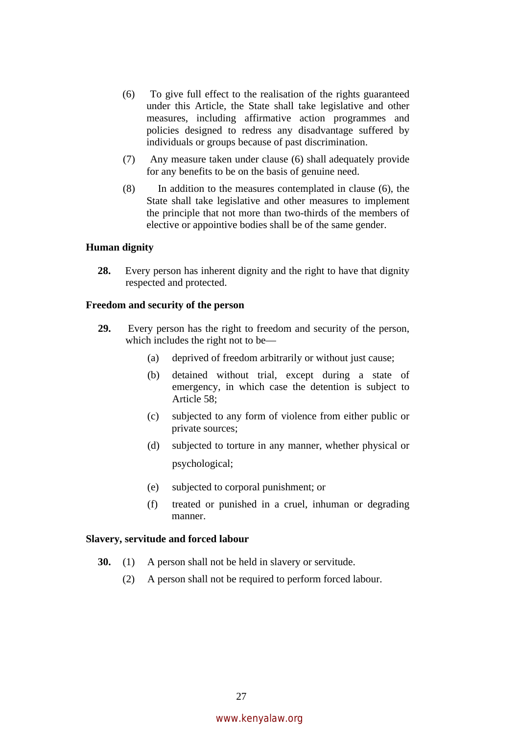(6) To give full effect to the realisation of the rights guaranteed under this Article, the State shall take legislative and other measures, including affirmative action programmes and policies designed to redress any disadvantage suffered by individuals or groups because of past discrimination.

(7) Any measure taken under clause (6) shall adequately provide for any benefits to be on the basis of genuine need.

(8) In addition to the measures contemplated in clause (6), the State shall take legislative and other measures to implement the principle that not more than two-thirds of the members of elective or appointive bodies shall be of the same gender.

**Human dignity**

**28.** Every person has inherent dignity and the right to have that dignity respected and protected.

**Freedom and security of the person**

**29.** Every person has the right to freedom and security of the person, which includes the right not to be—

(a) deprived of freedom arbitrarily or without just cause;

(b) detained without trial, except during a state of emergency, in which case the detention is subject to Article 58;

(c) subjected to any form of violence from either public or private sources;

(d) subjected to torture in any manner, whether physical or psychological;

(e) subjected to corporal punishment; or

(f) treated or punished in a cruel, inhuman or degrading manner.

**Slavery, servitude and forced labour**

**30.** (1) A person shall not be held in slavery or servitude.

(2) A person shall not be required to perform forced labour.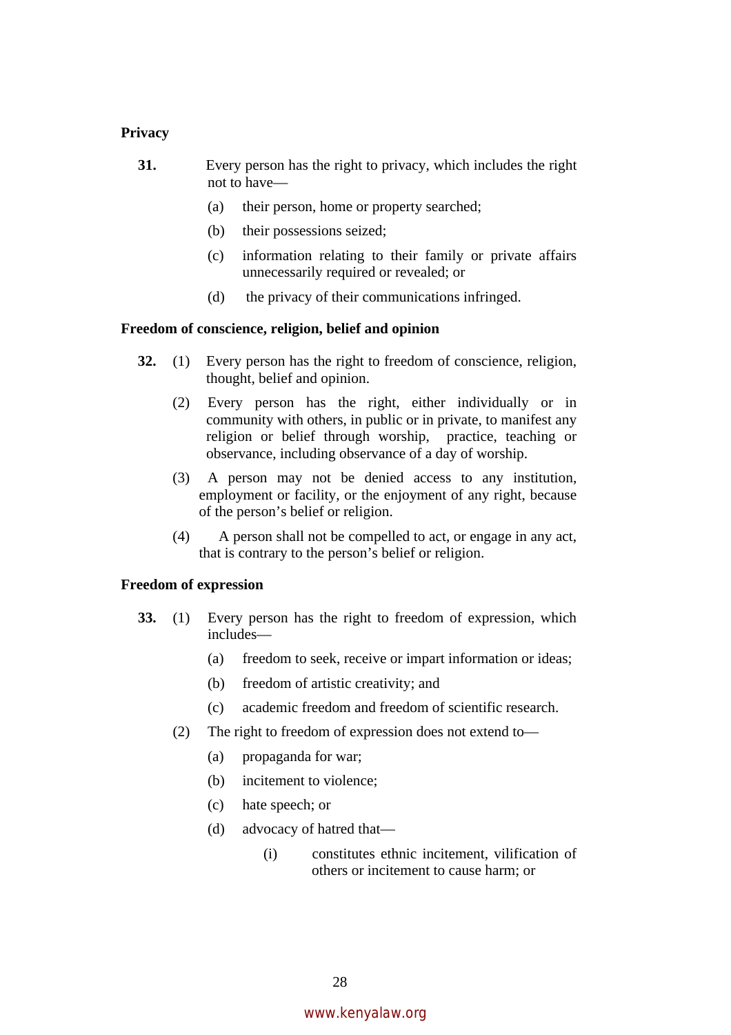**Privacy**

**31.** Every person has the right to privacy, which includes the right not to have—

(a) their person, home or property searched;

(b) their possessions seized;

(c) information relating to their family or private affairs unnecessarily required or revealed; or

(d) the privacy of their communications infringed.

**Freedom of conscience, religion, belief and opinion**

**32.** (1) Every person has the right to freedom of conscience, religion, thought, belief and opinion.

(2) Every person has the right, either individually or in community with others, in public or in private, to manifest any religion or belief through worship, practice, teaching or observance, including observance of a day of worship.

(3) A person may not be denied access to any institution, employment or facility, or the enjoyment of any right, because of the person's belief or religion.

(4) A person shall not be compelled to act, or engage in any act, that is contrary to the person's belief or religion.

**Freedom of expression**

**33.** (1) Every person has the right to freedom of expression, which includes—

(a) freedom to seek, receive or impart information or ideas;

(b) freedom of artistic creativity; and

(c) academic freedom and freedom of scientific research.

(2) The right to freedom of expression does not extend to—

(a) propaganda for war;

(b) incitement to violence;

(c) hate speech; or

(d) advocacy of hatred that—

(i) constitutes ethnic incitement, vilification of others or incitement to cause harm; or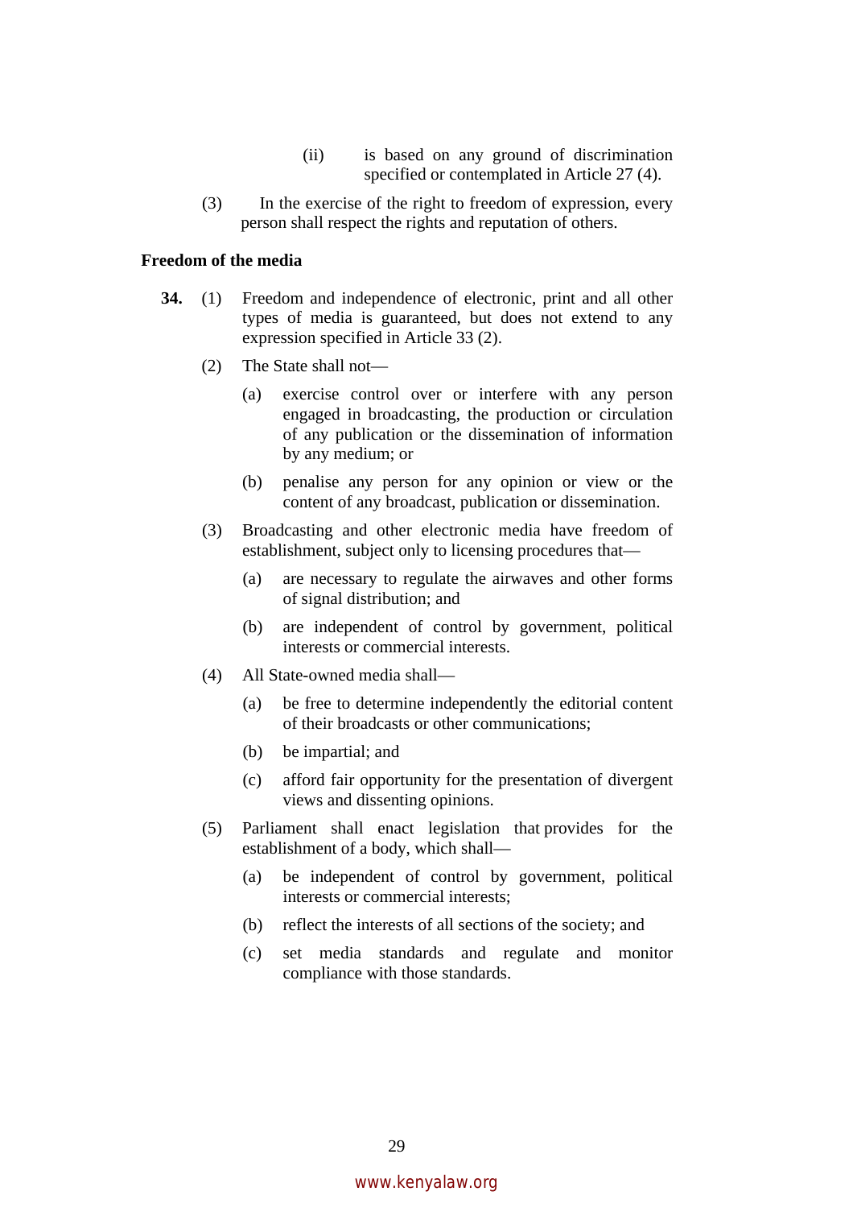(ii) is based on any ground of discrimination specified or contemplated in Article 27 (4).

(3) In the exercise of the right to freedom of expression, every person shall respect the rights and reputation of others.

**Freedom of the media**

**34.** (1) Freedom and independence of electronic, print and all other types of media is guaranteed, but does not extend to any expression specified in Article 33 (2).

(2) The State shall not—

(a) exercise control over or interfere with any person engaged in broadcasting, the production or circulation of any publication or the dissemination of information by any medium; or

(b) penalise any person for any opinion or view or the content of any broadcast, publication or dissemination.

(3) Broadcasting and other electronic media have freedom of establishment, subject only to licensing procedures that—

(a) are necessary to regulate the airwaves and other forms of signal distribution; and

(b) are independent of control by government, political interests or commercial interests.

(4) All State-owned media shall—

(a) be free to determine independently the editorial content of their broadcasts or other communications;

(b) be impartial; and

(c) afford fair opportunity for the presentation of divergent views and dissenting opinions.

(5) Parliament shall enact legislation that provides for the establishment of a body, which shall—

(a) be independent of control by government, political interests or commercial interests;

(b) reflect the interests of all sections of the society; and

(c) set media standards and regulate and monitor compliance with those standards.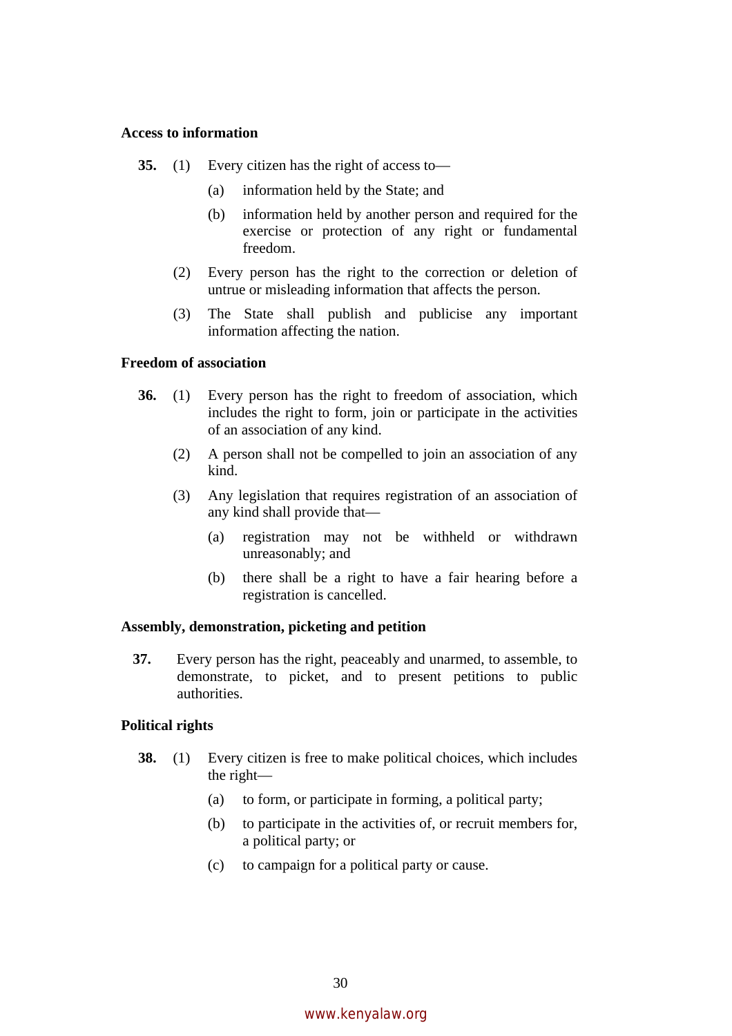**Access to information**

**35.** (1) Every citizen has the right of access to—

(a) information held by the State; and

(b) information held by another person and required for the exercise or protection of any right or fundamental freedom.

(2) Every person has the right to the correction or deletion of untrue or misleading information that affects the person.

(3) The State shall publish and publicise any important information affecting the nation.

**Freedom of association**

**36.** (1) Every person has the right to freedom of association, which includes the right to form, join or participate in the activities of an association of any kind.

(2) A person shall not be compelled to join an association of any kind.

(3) Any legislation that requires registration of an association of any kind shall provide that—

(a) registration may not be withheld or withdrawn unreasonably; and

(b) there shall be a right to have a fair hearing before a registration is cancelled.

**Assembly, demonstration, picketing and petition**

**37.** Every person has the right, peaceably and unarmed, to assemble, to demonstrate, to picket, and to present petitions to public authorities.

**Political rights**

**38.** (1) Every citizen is free to make political choices, which includes the right—

(a) to form, or participate in forming, a political party;

(b) to participate in the activities of, or recruit members for, a political party; or

(c) to campaign for a political party or cause.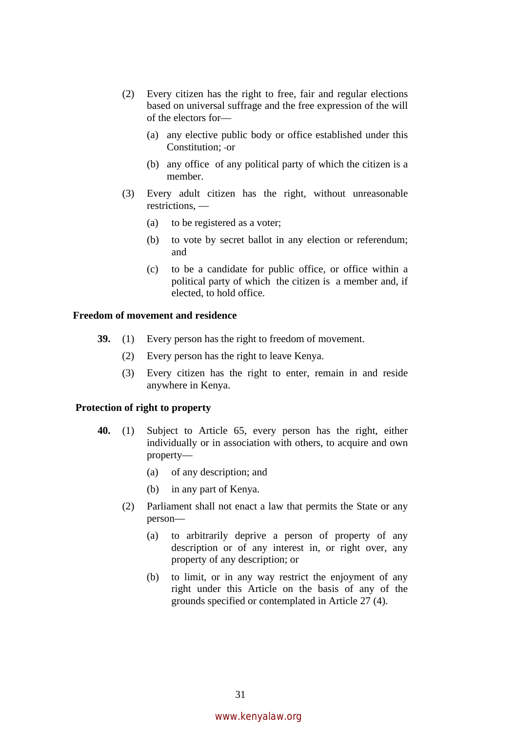(2) Every citizen has the right to free, fair and regular elections based on universal suffrage and the free expression of the will of the electors for—

(a) any elective public body or office established under this Constitution; or

(b) any office of any political party of which the citizen is a member.

(3) Every adult citizen has the right, without unreasonable restrictions, —

(a) to be registered as a voter;

(b) to vote by secret ballot in any election or referendum; and

(c) to be a candidate for public office, or office within a political party of which the citizen is a member and, if elected, to hold office.

**Freedom of movement and residence**

**39.** (1) Every person has the right to freedom of movement.

(2) Every person has the right to leave Kenya.

(3) Every citizen has the right to enter, remain in and reside anywhere in Kenya.

**Protection of right to property**

**40.** (1) Subject to Article 65, every person has the right, either individually or in association with others, to acquire and own property—

(a) of any description; and

(b) in any part of Kenya.

(2) Parliament shall not enact a law that permits the State or any person—

(a) to arbitrarily deprive a person of property of any description or of any interest in, or right over, any property of any description; or

(b) to limit, or in any way restrict the enjoyment of any right under this Article on the basis of any of the grounds specified or contemplated in Article 27 (4).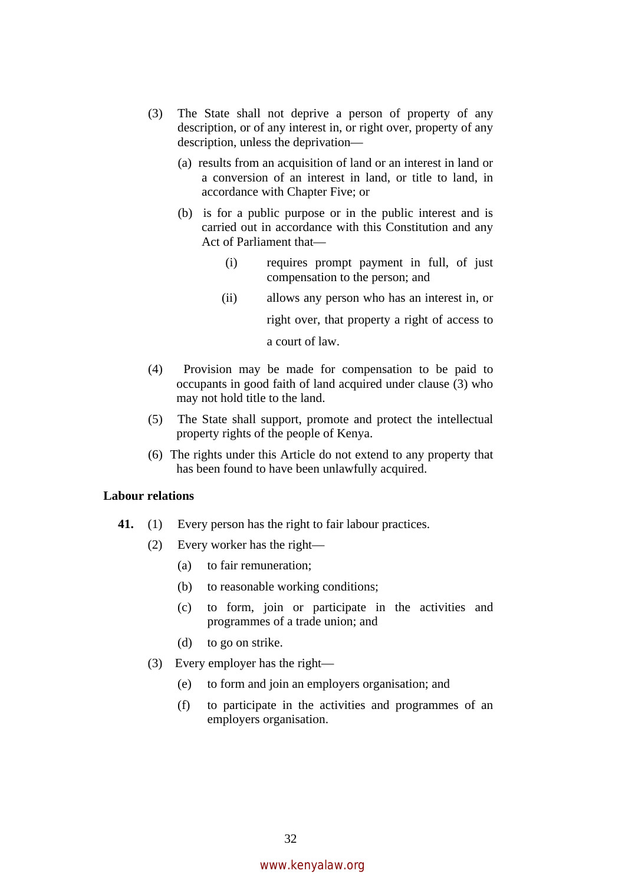(3) The State shall not deprive a person of property of any description, or of any interest in, or right over, property of any description, unless the deprivation—

(a) results from an acquisition of land or an interest in land or a conversion of an interest in land, or title to land, in accordance with Chapter Five; or

(b) is for a public purpose or in the public interest and is carried out in accordance with this Constitution and any Act of Parliament that—

(i) requires prompt payment in full, of just compensation to the person; and

(ii) allows any person who has an interest in, or right over, that property a right of access to a court of law.

(4) Provision may be made for compensation to be paid to occupants in good faith of land acquired under clause (3) who may not hold title to the land.

(5) The State shall support, promote and protect the intellectual property rights of the people of Kenya.

(6) The rights under this Article do not extend to any property that has been found to have been unlawfully acquired.

**Labour relations**

**41.** (1) Every person has the right to fair labour practices.

(2) Every worker has the right—

(a) to fair remuneration;

(b) to reasonable working conditions;

(c) to form, join or participate in the activities and programmes of a trade union; and

(d) to go on strike.

(3) Every employer has the right—

(e) to form and join an employers organisation; and

(f) to participate in the activities and programmes of an employers organisation.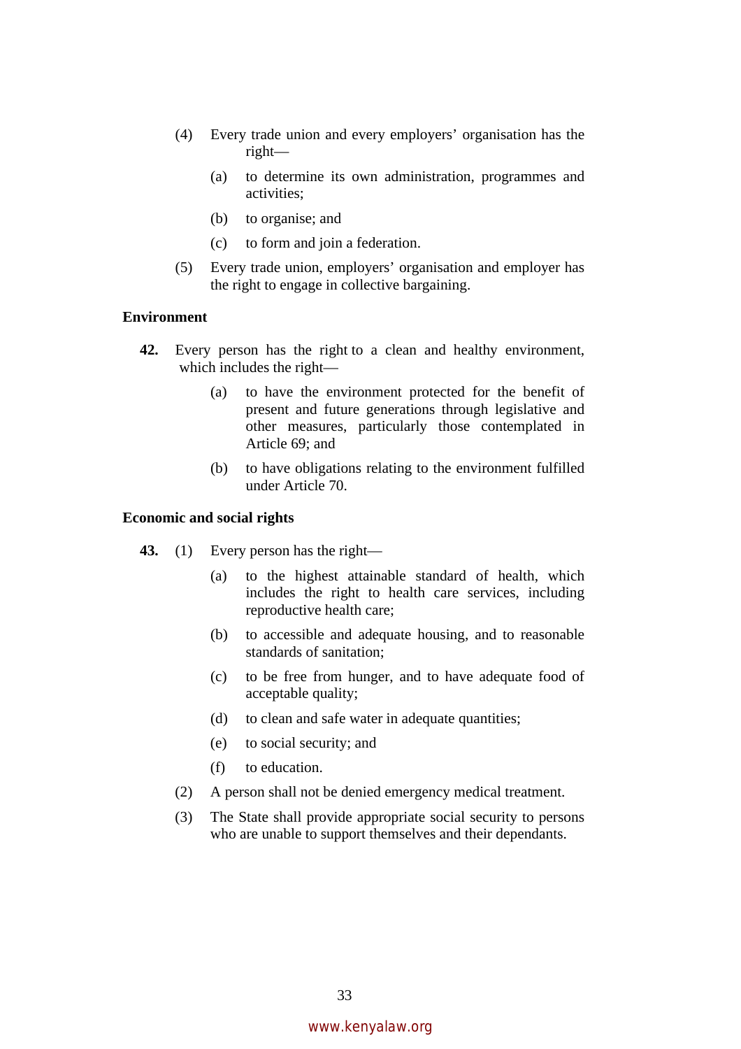(4) Every trade union and every employers' organisation has the right—

(a) to determine its own administration, programmes and activities;

(b) to organise; and

(c) to form and join a federation.

(5) Every trade union, employers' organisation and employer has the right to engage in collective bargaining.

**Environment**

**42.** Every person has the right to a clean and healthy environment, which includes the right—

(a) to have the environment protected for the benefit of present and future generations through legislative and other measures, particularly those contemplated in Article 69; and

(b) to have obligations relating to the environment fulfilled under Article 70.

**Economic and social rights**

**43.** (1) Every person has the right—

(a) to the highest attainable standard of health, which includes the right to health care services, including reproductive health care;

(b) to accessible and adequate housing, and to reasonable standards of sanitation;

(c) to be free from hunger, and to have adequate food of acceptable quality;

(d) to clean and safe water in adequate quantities;

(e) to social security; and

(f) to education.

(2) A person shall not be denied emergency medical treatment.

(3) The State shall provide appropriate social security to persons who are unable to support themselves and their dependants.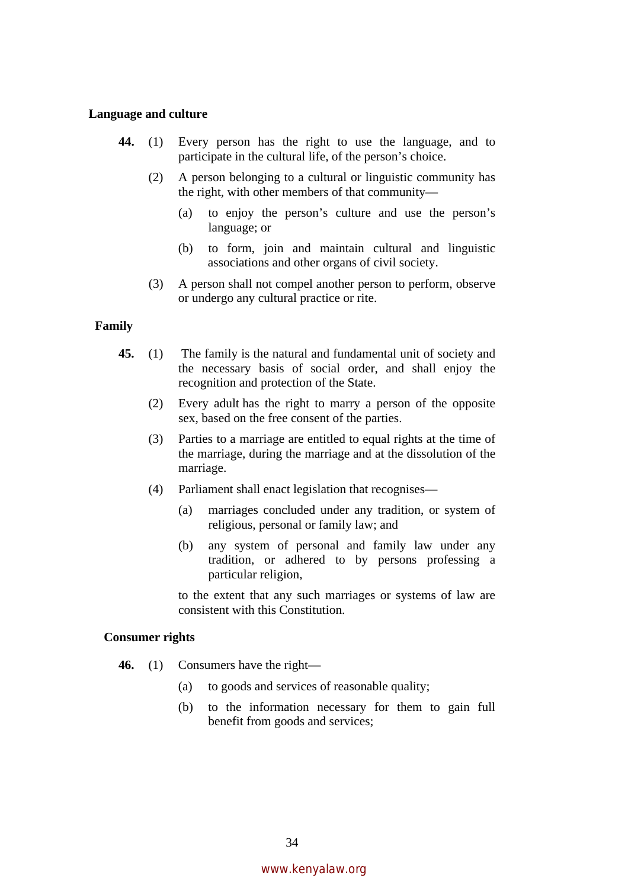**Language and culture**

**44.** (1) Every person has the right to use the language, and to participate in the cultural life, of the person's choice.

(2) A person belonging to a cultural or linguistic community has the right, with other members of that community—

(a) to enjoy the person's culture and use the person's language; or

(b) to form, join and maintain cultural and linguistic associations and other organs of civil society.

(3) A person shall not compel another person to perform, observe or undergo any cultural practice or rite.

**Family**

**45.** (1) The family is the natural and fundamental unit of society and the necessary basis of social order, and shall enjoy the recognition and protection of the State.

(2) Every adult has the right to marry a person of the opposite sex, based on the free consent of the parties.

(3) Parties to a marriage are entitled to equal rights at the time of the marriage, during the marriage and at the dissolution of the marriage.

(4) Parliament shall enact legislation that recognises—

(a) marriages concluded under any tradition, or system of religious, personal or family law; and

(b) any system of personal and family law under any tradition, or adhered to by persons professing a particular religion,

to the extent that any such marriages or systems of law are consistent with this Constitution.

**Consumer rights**

**46.** (1) Consumers have the right—

(a) to goods and services of reasonable quality;

(b) to the information necessary for them to gain full benefit from goods and services;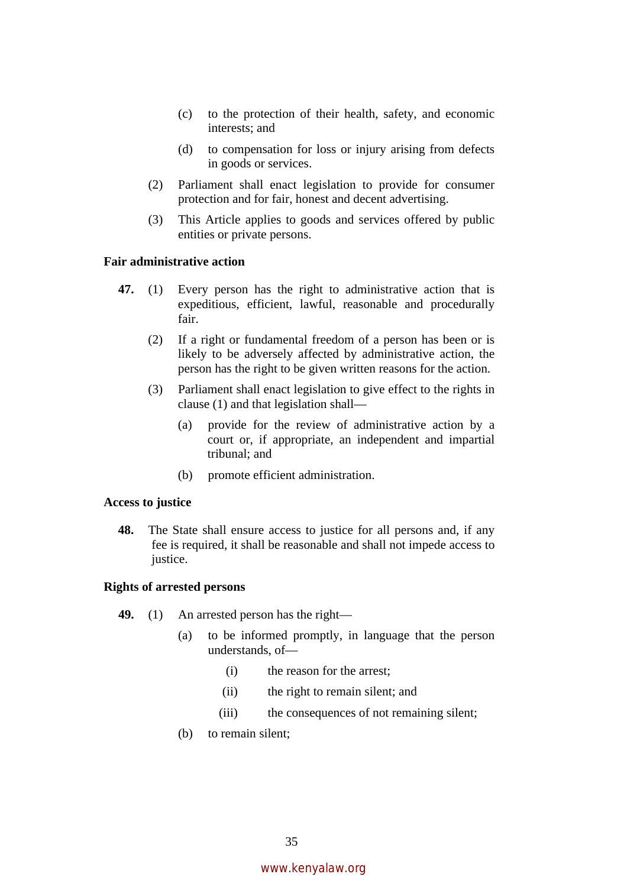(c) to the protection of their health, safety, and economic interests; and

(d) to compensation for loss or injury arising from defects in goods or services.

(2) Parliament shall enact legislation to provide for consumer protection and for fair, honest and decent advertising.

(3) This Article applies to goods and services offered by public entities or private persons.

**Fair administrative action**

**47.** (1) Every person has the right to administrative action that is expeditious, efficient, lawful, reasonable and procedurally fair.

(2) If a right or fundamental freedom of a person has been or is likely to be adversely affected by administrative action, the person has the right to be given written reasons for the action.

(3) Parliament shall enact legislation to give effect to the rights in clause (1) and that legislation shall—

(a) provide for the review of administrative action by a court or, if appropriate, an independent and impartial tribunal; and

(b) promote efficient administration.

**Access to justice**

**48.** The State shall ensure access to justice for all persons and, if any fee is required, it shall be reasonable and shall not impede access to justice.

**Rights of arrested persons**

**49.** (1) An arrested person has the right—

(a) to be informed promptly, in language that the person understands, of—

(i) the reason for the arrest;

(ii) the right to remain silent; and

(iii) the consequences of not remaining silent;

(b) to remain silent;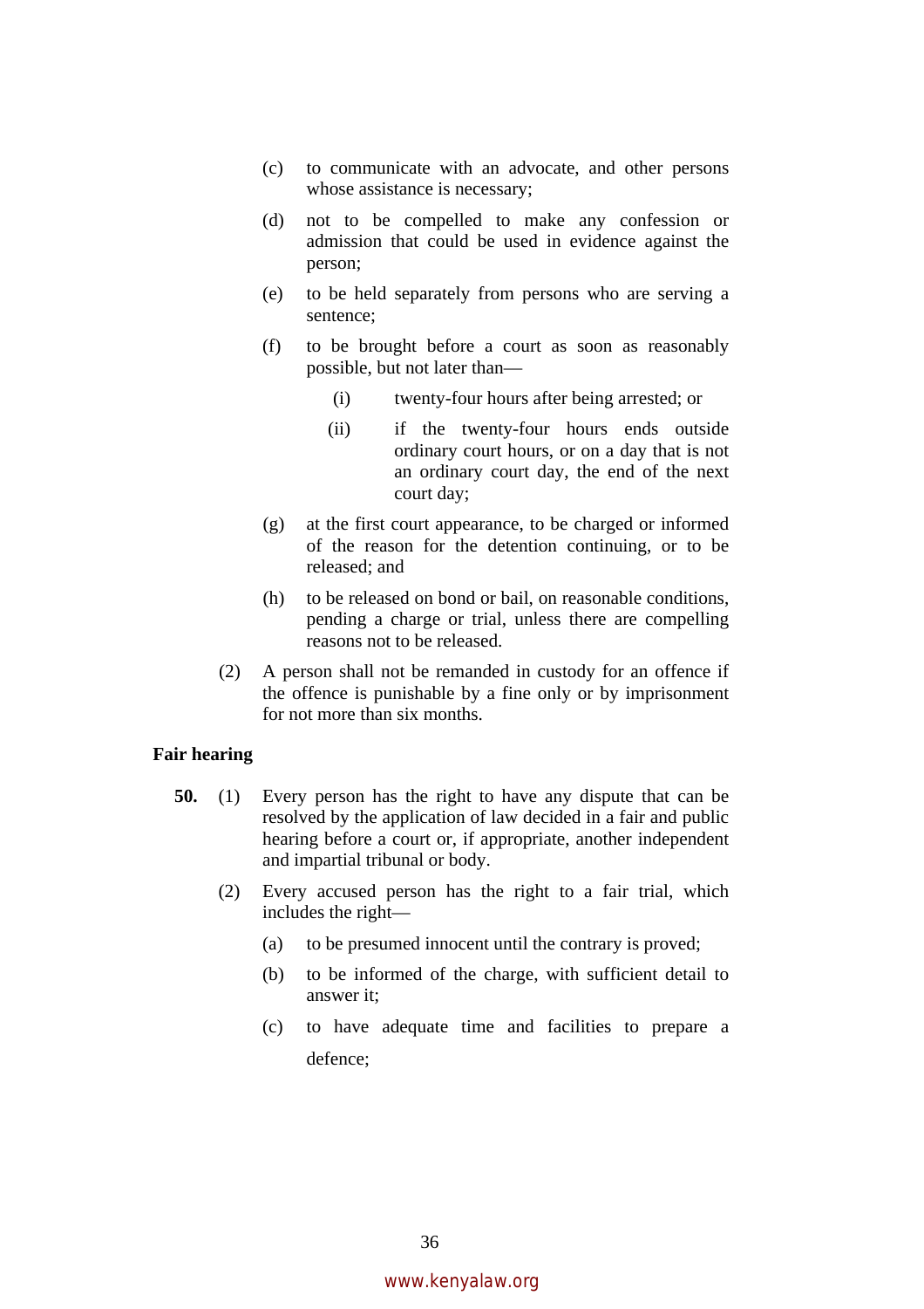(c) to communicate with an advocate, and other persons whose assistance is necessary;

(d) not to be compelled to make any confession or admission that could be used in evidence against the person;

(e) to be held separately from persons who are serving a sentence;

(f) to be brought before a court as soon as reasonably possible, but not later than—

(i) twenty-four hours after being arrested; or

(ii) if the twenty-four hours ends outside ordinary court hours, or on a day that is not an ordinary court day, the end of the next court day;

(g) at the first court appearance, to be charged or informed of the reason for the detention continuing, or to be released; and

(h) to be released on bond or bail, on reasonable conditions, pending a charge or trial, unless there are compelling reasons not to be released.

(2) A person shall not be remanded in custody for an offence if the offence is punishable by a fine only or by imprisonment for not more than six months.

**Fair hearing**

**50.** (1) Every person has the right to have any dispute that can be resolved by the application of law decided in a fair and public hearing before a court or, if appropriate, another independent and impartial tribunal or body.

(2) Every accused person has the right to a fair trial, which includes the right—

(a) to be presumed innocent until the contrary is proved;

(b) to be informed of the charge, with sufficient detail to answer it;

(c) to have adequate time and facilities to prepare a defence;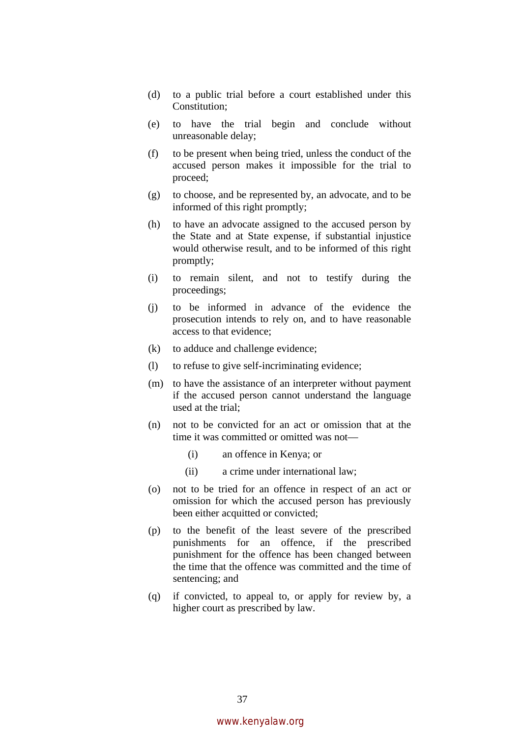(d) to a public trial before a court established under this Constitution;

(e) to have the trial begin and conclude without unreasonable delay;

(f) to be present when being tried, unless the conduct of the accused person makes it impossible for the trial to proceed;

(g) to choose, and be represented by, an advocate, and to be informed of this right promptly;

(h) to have an advocate assigned to the accused person by the State and at State expense, if substantial injustice would otherwise result, and to be informed of this right promptly;

(i) to remain silent, and not to testify during the proceedings;

(j) to be informed in advance of the evidence the prosecution intends to rely on, and to have reasonable access to that evidence;

(k) to adduce and challenge evidence;

(l) to refuse to give self-incriminating evidence;

(m) to have the assistance of an interpreter without payment if the accused person cannot understand the language used at the trial;

(n) not to be convicted for an act or omission that at the time it was committed or omitted was not—

   (i) an offence in Kenya; or

   (ii) a crime under international law;

(o) not to be tried for an offence in respect of an act or omission for which the accused person has previously been either acquitted or convicted;

(p) to the benefit of the least severe of the prescribed punishments for an offence, if the prescribed punishment for the offence has been changed between the time that the offence was committed and the time of sentencing; and

(q) if convicted, to appeal to, or apply for review by, a higher court as prescribed by law.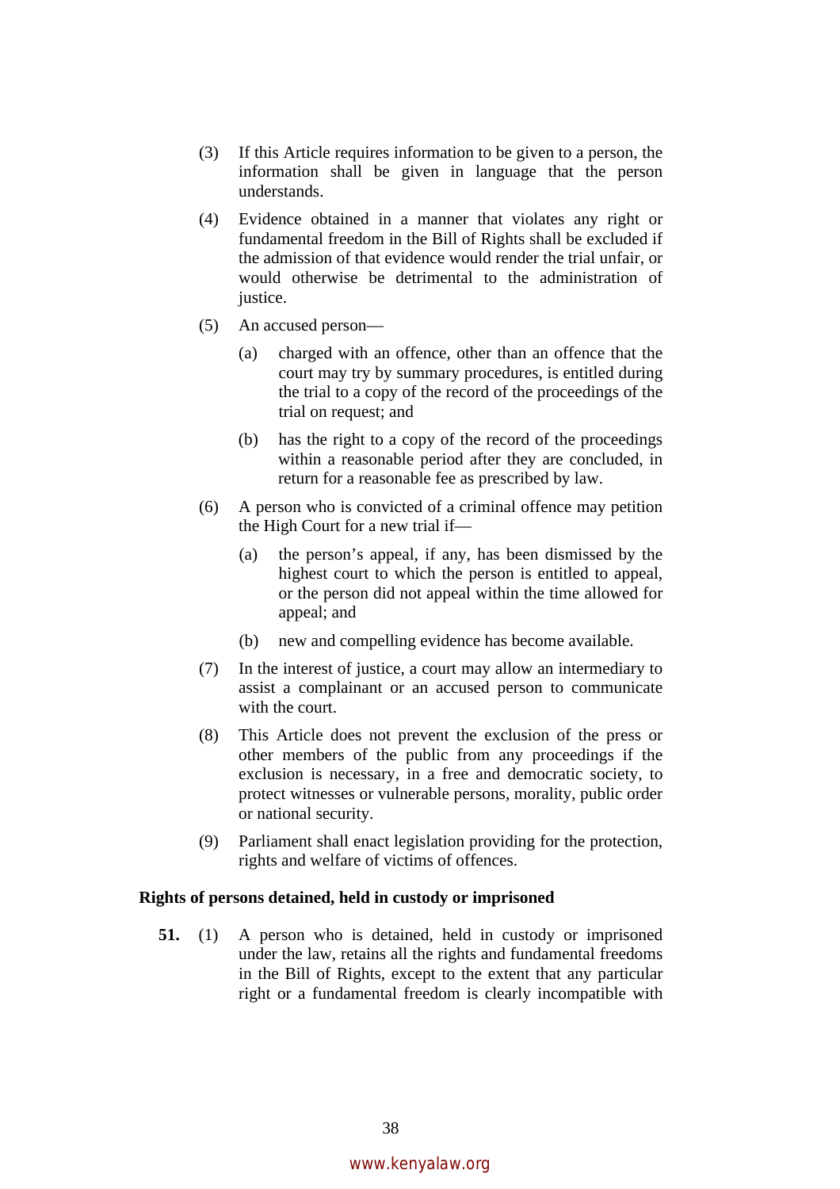(3) If this Article requires information to be given to a person, the information shall be given in language that the person understands.

(4) Evidence obtained in a manner that violates any right or fundamental freedom in the Bill of Rights shall be excluded if the admission of that evidence would render the trial unfair, or would otherwise be detrimental to the administration of justice.

(5) An accused person—

(a) charged with an offence, other than an offence that the court may try by summary procedures, is entitled during the trial to a copy of the record of the proceedings of the trial on request; and

(b) has the right to a copy of the record of the proceedings within a reasonable period after they are concluded, in return for a reasonable fee as prescribed by law.

(6) A person who is convicted of a criminal offence may petition the High Court for a new trial if—

(a) the person's appeal, if any, has been dismissed by the highest court to which the person is entitled to appeal, or the person did not appeal within the time allowed for appeal; and

(b) new and compelling evidence has become available.

(7) In the interest of justice, a court may allow an intermediary to assist a complainant or an accused person to communicate with the court.

(8) This Article does not prevent the exclusion of the press or other members of the public from any proceedings if the exclusion is necessary, in a free and democratic society, to protect witnesses or vulnerable persons, morality, public order or national security.

(9) Parliament shall enact legislation providing for the protection, rights and welfare of victims of offences.

**Rights of persons detained, held in custody or imprisoned**

**51.** (1) A person who is detained, held in custody or imprisoned under the law, retains all the rights and fundamental freedoms in the Bill of Rights, except to the extent that any particular right or a fundamental freedom is clearly incompatible with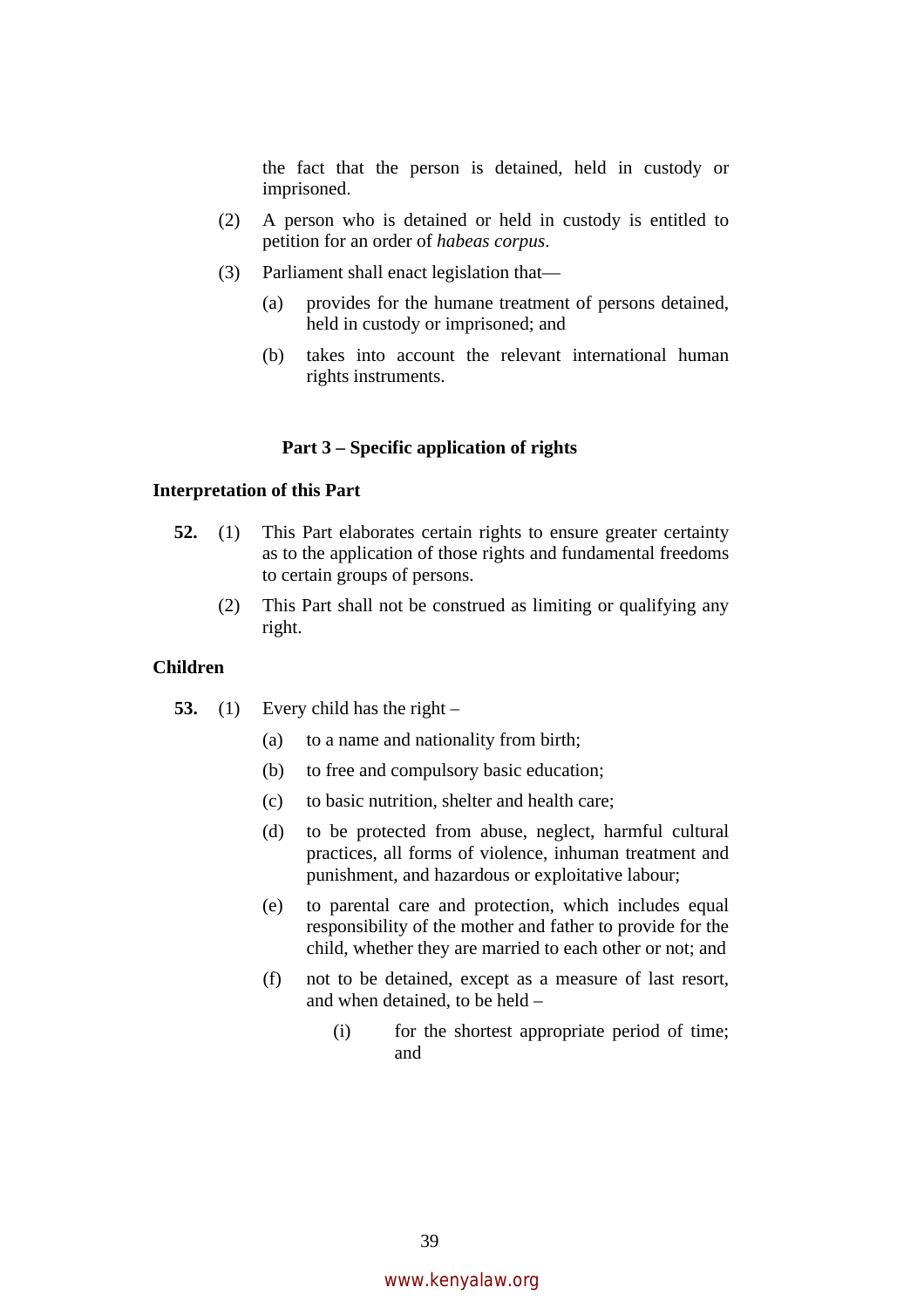the fact that the person is detained, held in custody or imprisoned.

(2) A person who is detained or held in custody is entitled to petition for an order of *habeas corpus*.

(3) Parliament shall enact legislation that—

(a) provides for the humane treatment of persons detained, held in custody or imprisoned; and

(b) takes into account the relevant international human rights instruments.

## Part 3 – Specific application of rights

### Interpretation of this Part

**52.** (1) This Part elaborates certain rights to ensure greater certainty as to the application of those rights and fundamental freedoms to certain groups of persons.

(2) This Part shall not be construed as limiting or qualifying any right.

### Children

**53.** (1) Every child has the right –

(a) to a name and nationality from birth;

(b) to free and compulsory basic education;

(c) to basic nutrition, shelter and health care;

(d) to be protected from abuse, neglect, harmful cultural practices, all forms of violence, inhuman treatment and punishment, and hazardous or exploitative labour;

(e) to parental care and protection, which includes equal responsibility of the mother and father to provide for the child, whether they are married to each other or not; and

(f) not to be detained, except as a measure of last resort, and when detained, to be held –

(i) for the shortest appropriate period of time; and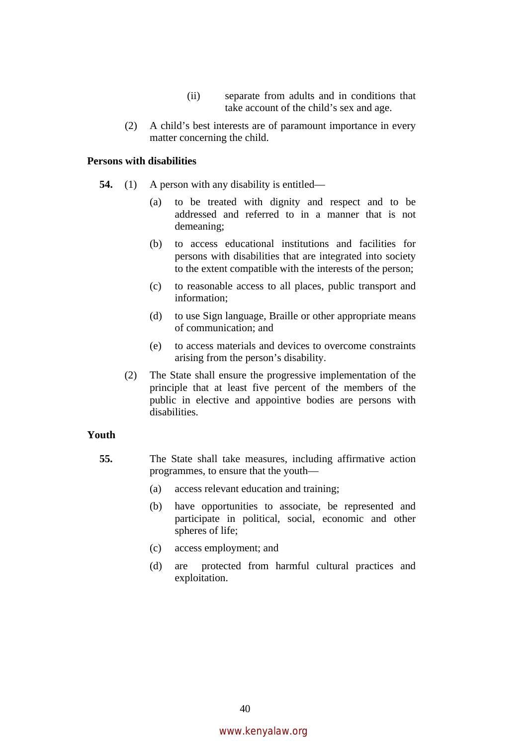(ii) separate from adults and in conditions that take account of the child's sex and age.

(2) A child's best interests are of paramount importance in every matter concerning the child.

**Persons with disabilities**

**54.** (1) A person with any disability is entitled—

(a) to be treated with dignity and respect and to be addressed and referred to in a manner that is not demeaning;

(b) to access educational institutions and facilities for persons with disabilities that are integrated into society to the extent compatible with the interests of the person;

(c) to reasonable access to all places, public transport and information;

(d) to use Sign language, Braille or other appropriate means of communication; and

(e) to access materials and devices to overcome constraints arising from the person's disability.

(2) The State shall ensure the progressive implementation of the principle that at least five percent of the members of the public in elective and appointive bodies are persons with disabilities.

**Youth**

**55.** The State shall take measures, including affirmative action programmes, to ensure that the youth—

(a) access relevant education and training;

(b) have opportunities to associate, be represented and participate in political, social, economic and other spheres of life;

(c) access employment; and

(d) are protected from harmful cultural practices and exploitation.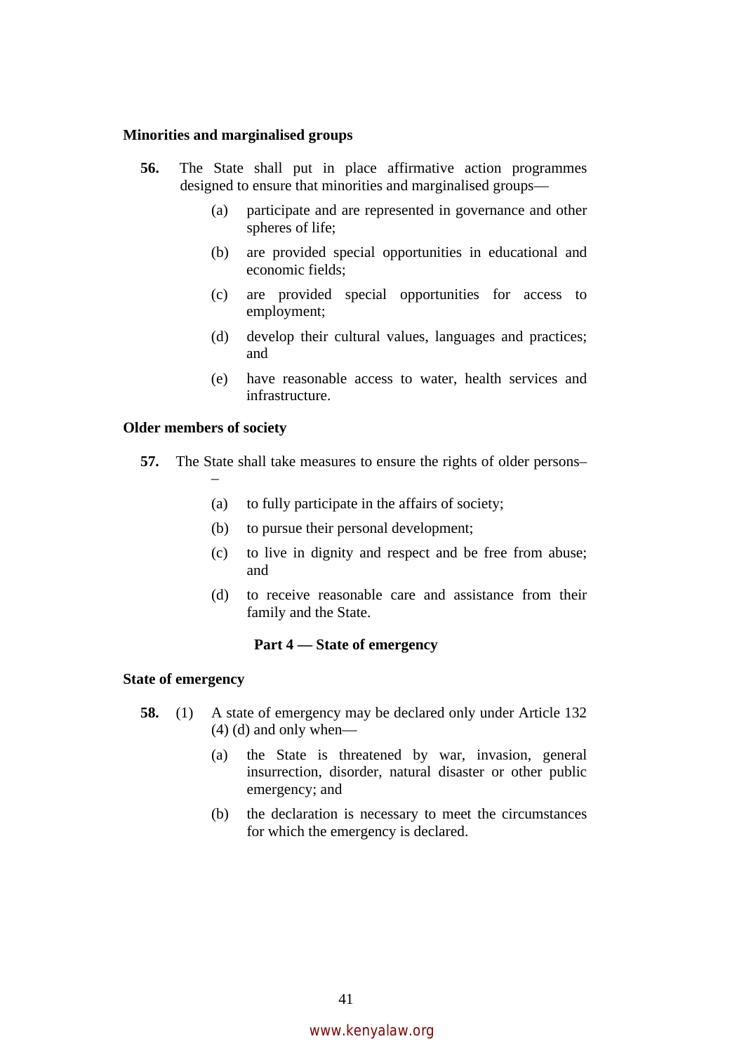### Minorities and marginalised groups

**56.** The State shall put in place affirmative action programmes designed to ensure that minorities and marginalised groups—

(a) participate and are represented in governance and other spheres of life;

(b) are provided special opportunities in educational and economic fields;

(c) are provided special opportunities for access to employment;

(d) develop their cultural values, languages and practices; and

(e) have reasonable access to water, health services and infrastructure.

### Older members of society

**57.** The State shall take measures to ensure the rights of older persons––

(a) to fully participate in the affairs of society;

(b) to pursue their personal development;

(c) to live in dignity and respect and be free from abuse; and

(d) to receive reasonable care and assistance from their family and the State.

## Part 4 — State of emergency

### State of emergency

**58.** (1) A state of emergency may be declared only under Article 132 (4) (d) and only when—

(a) the State is threatened by war, invasion, general insurrection, disorder, natural disaster or other public emergency; and

(b) the declaration is necessary to meet the circumstances for which the emergency is declared.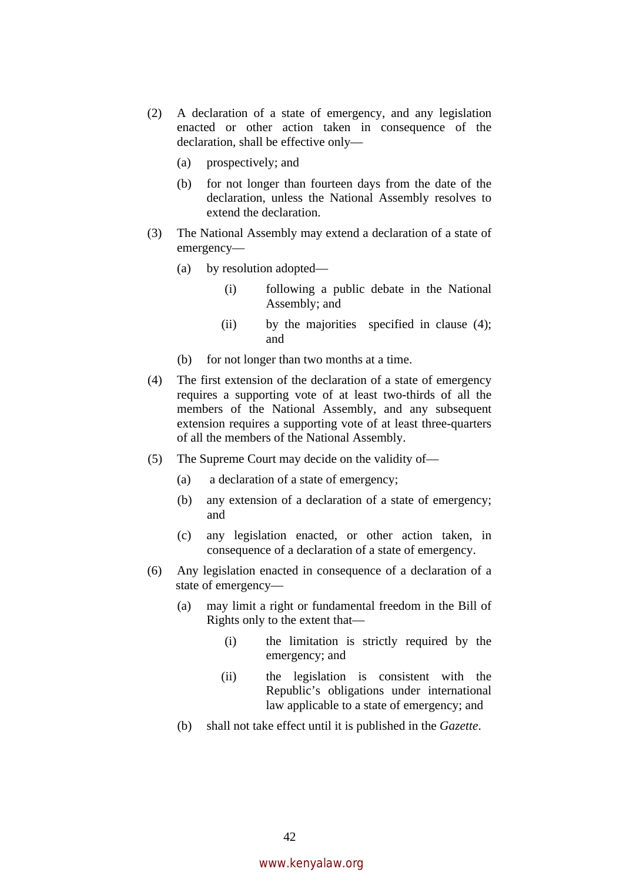(2) A declaration of a state of emergency, and any legislation enacted or other action taken in consequence of the declaration, shall be effective only—

(a) prospectively; and

(b) for not longer than fourteen days from the date of the declaration, unless the National Assembly resolves to extend the declaration.

(3) The National Assembly may extend a declaration of a state of emergency—

(a) by resolution adopted—

(i) following a public debate in the National Assembly; and

(ii) by the majorities specified in clause (4); and

(b) for not longer than two months at a time.

(4) The first extension of the declaration of a state of emergency requires a supporting vote of at least two-thirds of all the members of the National Assembly, and any subsequent extension requires a supporting vote of at least three-quarters of all the members of the National Assembly.

(5) The Supreme Court may decide on the validity of—

(a) a declaration of a state of emergency;

(b) any extension of a declaration of a state of emergency; and

(c) any legislation enacted, or other action taken, in consequence of a declaration of a state of emergency.

(6) Any legislation enacted in consequence of a declaration of a state of emergency—

(a) may limit a right or fundamental freedom in the Bill of Rights only to the extent that—

(i) the limitation is strictly required by the emergency; and

(ii) the legislation is consistent with the Republic's obligations under international law applicable to a state of emergency; and

(b) shall not take effect until it is published in the *Gazette*.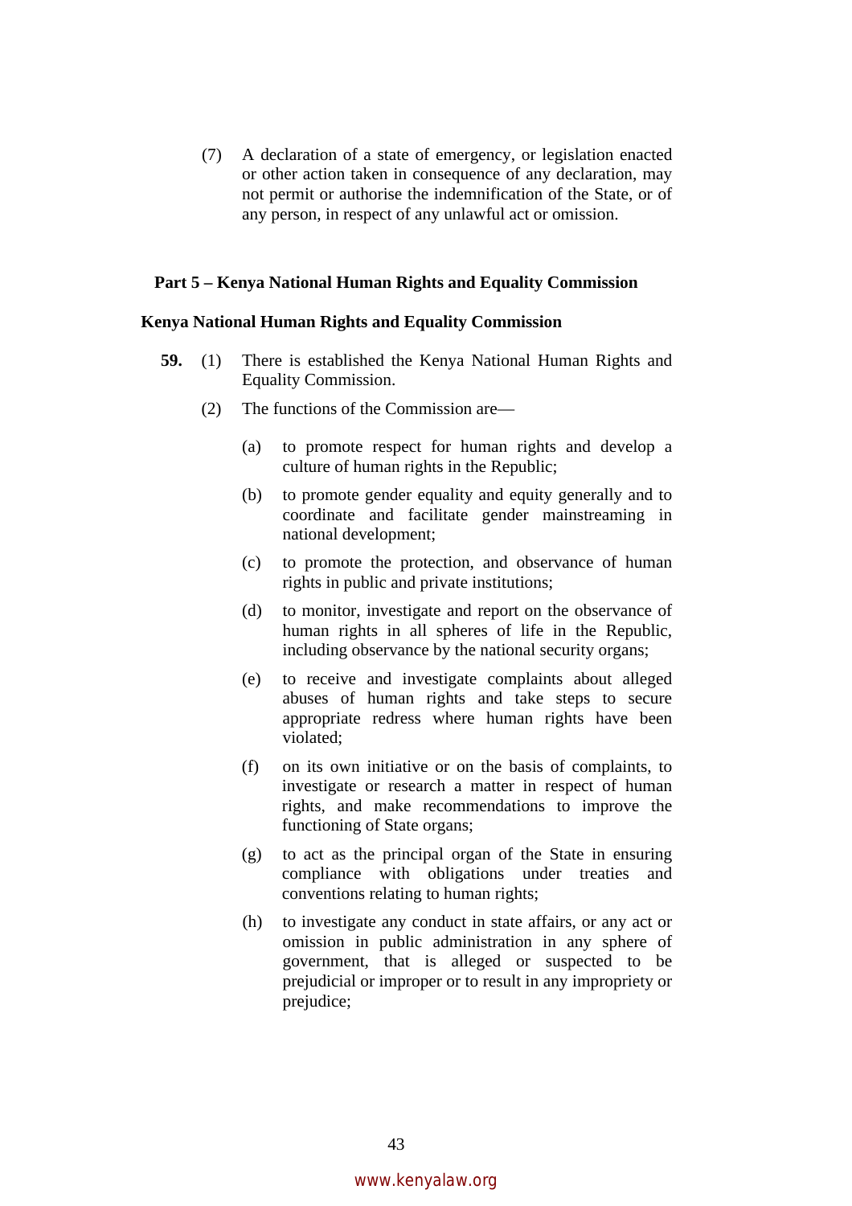(7) A declaration of a state of emergency, or legislation enacted or other action taken in consequence of any declaration, may not permit or authorise the indemnification of the State, or of any person, in respect of any unlawful act or omission.

## Part 5 – Kenya National Human Rights and Equality Commission

### Kenya National Human Rights and Equality Commission

**59.** (1) There is established the Kenya National Human Rights and Equality Commission.

(2) The functions of the Commission are—

(a) to promote respect for human rights and develop a culture of human rights in the Republic;

(b) to promote gender equality and equity generally and to coordinate and facilitate gender mainstreaming in national development;

(c) to promote the protection, and observance of human rights in public and private institutions;

(d) to monitor, investigate and report on the observance of human rights in all spheres of life in the Republic, including observance by the national security organs;

(e) to receive and investigate complaints about alleged abuses of human rights and take steps to secure appropriate redress where human rights have been violated;

(f) on its own initiative or on the basis of complaints, to investigate or research a matter in respect of human rights, and make recommendations to improve the functioning of State organs;

(g) to act as the principal organ of the State in ensuring compliance with obligations under treaties and conventions relating to human rights;

(h) to investigate any conduct in state affairs, or any act or omission in public administration in any sphere of government, that is alleged or suspected to be prejudicial or improper or to result in any impropriety or prejudice;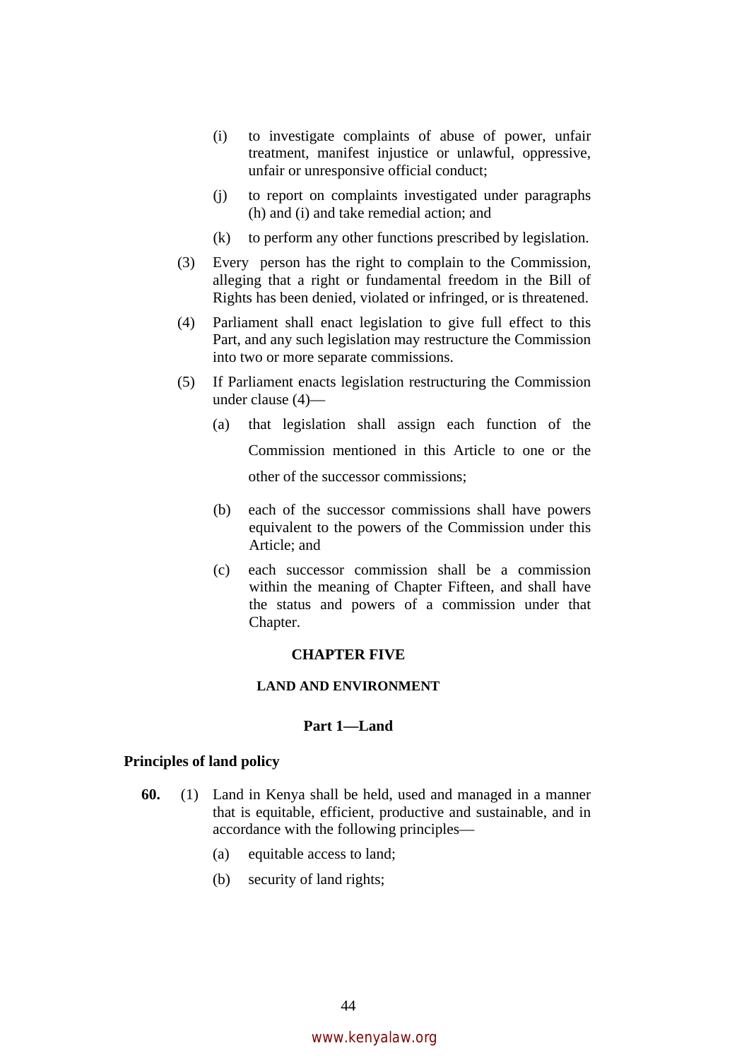(i) to investigate complaints of abuse of power, unfair treatment, manifest injustice or unlawful, oppressive, unfair or unresponsive official conduct;

(j) to report on complaints investigated under paragraphs (h) and (i) and take remedial action; and

(k) to perform any other functions prescribed by legislation.

(3) Every person has the right to complain to the Commission, alleging that a right or fundamental freedom in the Bill of Rights has been denied, violated or infringed, or is threatened.

(4) Parliament shall enact legislation to give full effect to this Part, and any such legislation may restructure the Commission into two or more separate commissions.

(5) If Parliament enacts legislation restructuring the Commission under clause (4)—

(a) that legislation shall assign each function of the Commission mentioned in this Article to one or the other of the successor commissions;

(b) each of the successor commissions shall have powers equivalent to the powers of the Commission under this Article; and

(c) each successor commission shall be a commission within the meaning of Chapter Fifteen, and shall have the status and powers of a commission under that Chapter.

# CHAPTER FIVE

## LAND AND ENVIRONMENT

### Part 1—Land

**Principles of land policy**

**60.** (1) Land in Kenya shall be held, used and managed in a manner that is equitable, efficient, productive and sustainable, and in accordance with the following principles—

(a) equitable access to land;

(b) security of land rights;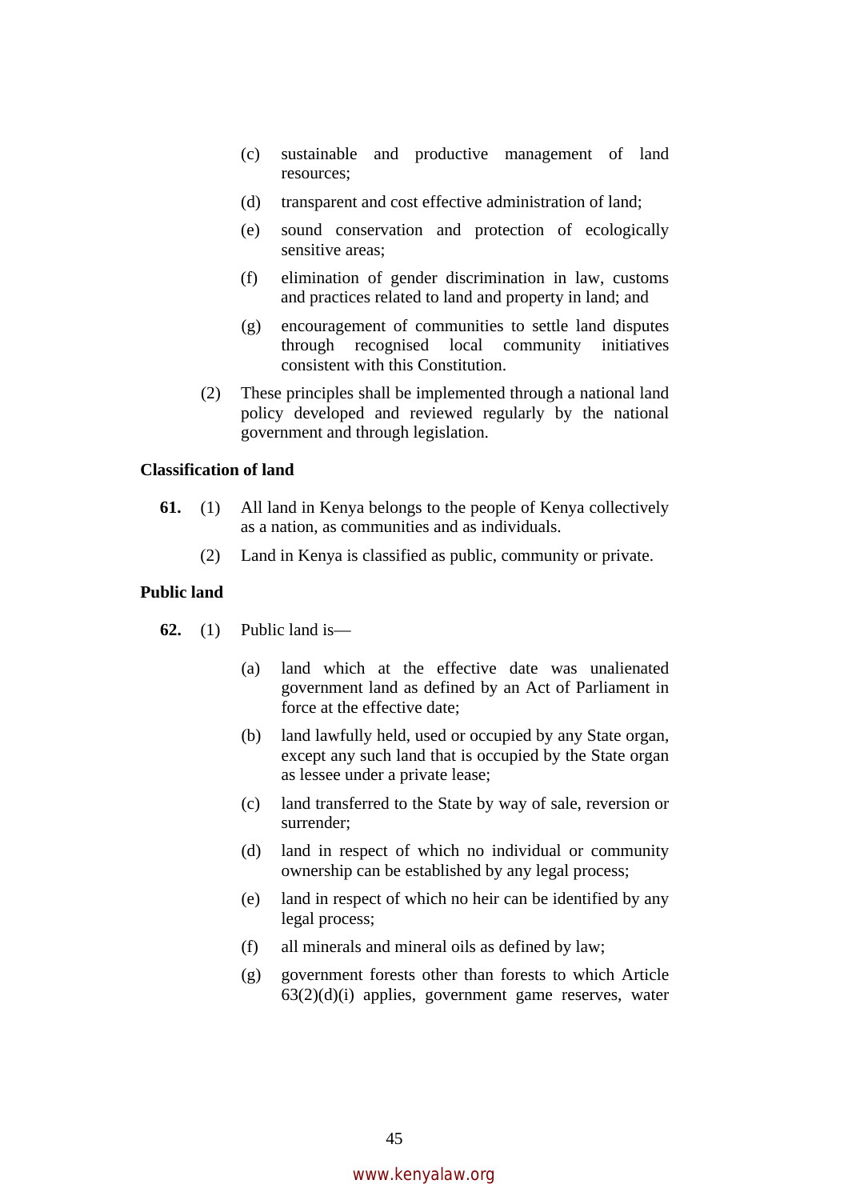(c) sustainable and productive management of land resources;

(d) transparent and cost effective administration of land;

(e) sound conservation and protection of ecologically sensitive areas;

(f) elimination of gender discrimination in law, customs and practices related to land and property in land; and

(g) encouragement of communities to settle land disputes through recognised local community initiatives consistent with this Constitution.

(2) These principles shall be implemented through a national land policy developed and reviewed regularly by the national government and through legislation.

**Classification of land**

**61.** (1) All land in Kenya belongs to the people of Kenya collectively as a nation, as communities and as individuals.

(2) Land in Kenya is classified as public, community or private.

**Public land**

**62.** (1) Public land is—

(a) land which at the effective date was unalienated government land as defined by an Act of Parliament in force at the effective date;

(b) land lawfully held, used or occupied by any State organ, except any such land that is occupied by the State organ as lessee under a private lease;

(c) land transferred to the State by way of sale, reversion or surrender;

(d) land in respect of which no individual or community ownership can be established by any legal process;

(e) land in respect of which no heir can be identified by any legal process;

(f) all minerals and mineral oils as defined by law;

(g) government forests other than forests to which Article 63(2)(d)(i) applies, government game reserves, water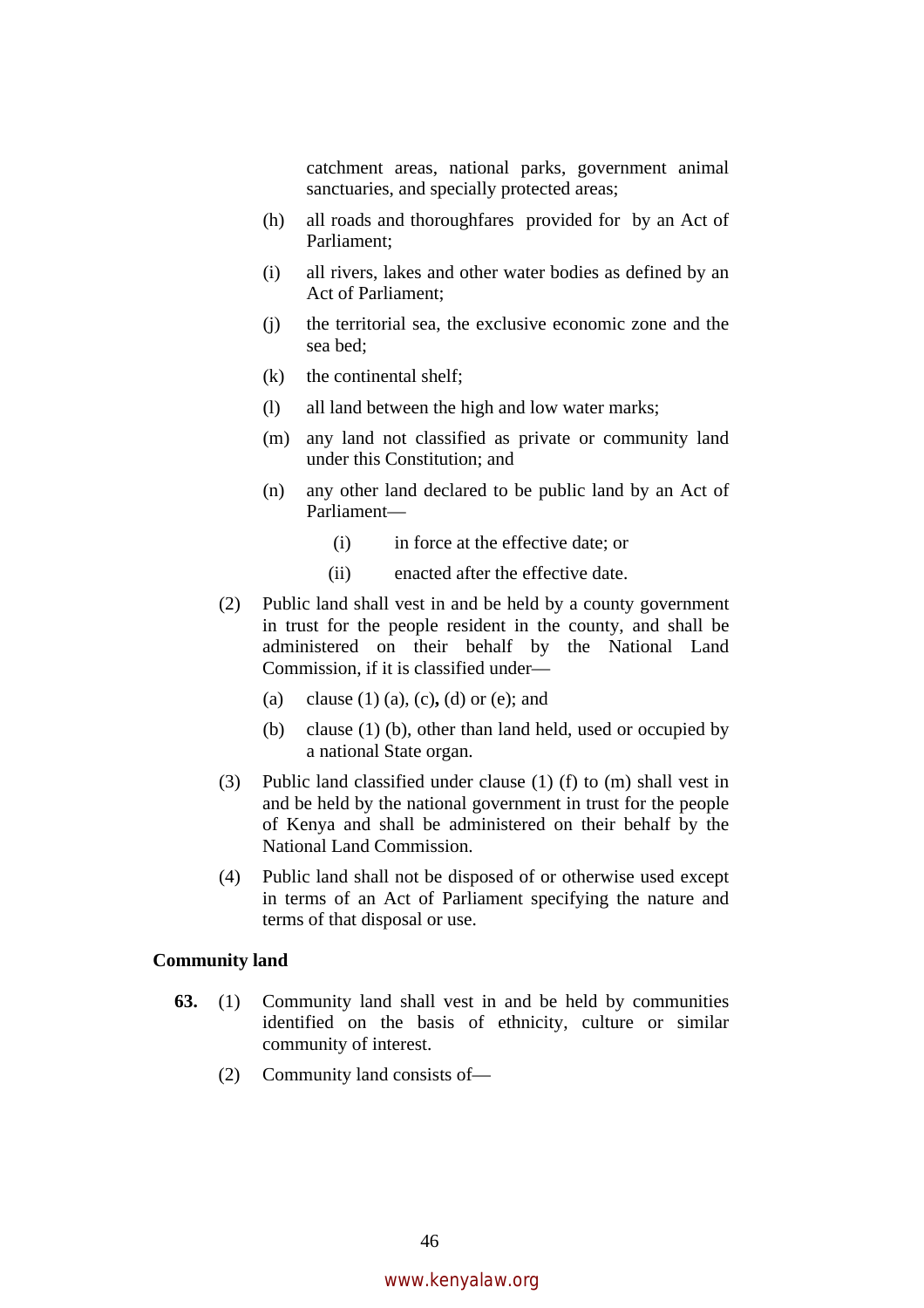catchment areas, national parks, government animal sanctuaries, and specially protected areas;

(h) all roads and thoroughfares provided for by an Act of Parliament;

(i) all rivers, lakes and other water bodies as defined by an Act of Parliament;

(j) the territorial sea, the exclusive economic zone and the sea bed;

(k) the continental shelf;

(l) all land between the high and low water marks;

(m) any land not classified as private or community land under this Constitution; and

(n) any other land declared to be public land by an Act of Parliament—

(i) in force at the effective date; or

(ii) enacted after the effective date.

(2) Public land shall vest in and be held by a county government in trust for the people resident in the county, and shall be administered on their behalf by the National Land Commission, if it is classified under—

(a) clause (1) (a), (c), (d) or (e); and

(b) clause (1) (b), other than land held, used or occupied by a national State organ.

(3) Public land classified under clause (1) (f) to (m) shall vest in and be held by the national government in trust for the people of Kenya and shall be administered on their behalf by the National Land Commission.

(4) Public land shall not be disposed of or otherwise used except in terms of an Act of Parliament specifying the nature and terms of that disposal or use.

**Community land**

**63.** (1) Community land shall vest in and be held by communities identified on the basis of ethnicity, culture or similar community of interest.

(2) Community land consists of—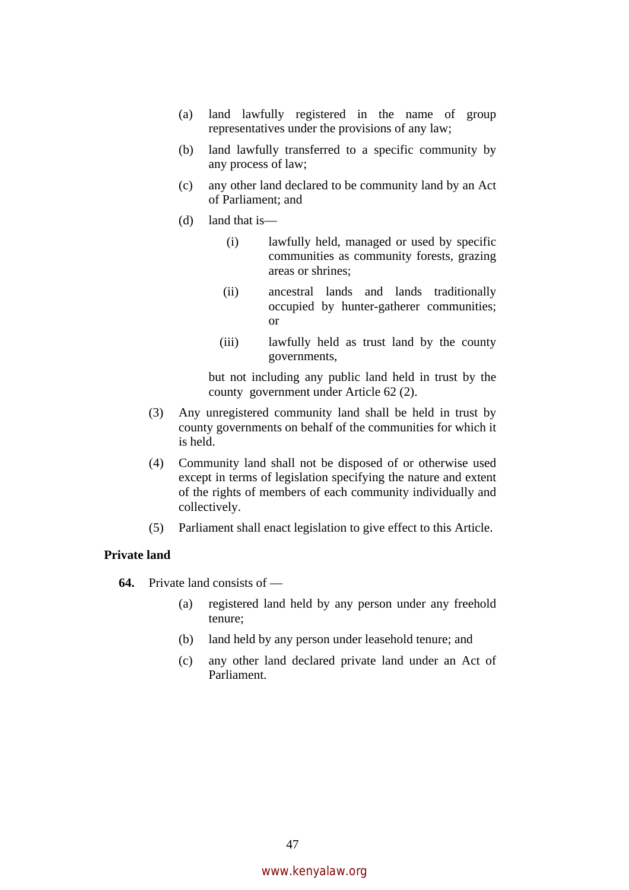(a) land lawfully registered in the name of group representatives under the provisions of any law;

(b) land lawfully transferred to a specific community by any process of law;

(c) any other land declared to be community land by an Act of Parliament; and

(d) land that is—

  (i) lawfully held, managed or used by specific communities as community forests, grazing areas or shrines;

  (ii) ancestral lands and lands traditionally occupied by hunter-gatherer communities; or

  (iii) lawfully held as trust land by the county governments,

but not including any public land held in trust by the county government under Article 62 (2).

(3) Any unregistered community land shall be held in trust by county governments on behalf of the communities for which it is held.

(4) Community land shall not be disposed of or otherwise used except in terms of legislation specifying the nature and extent of the rights of members of each community individually and collectively.

(5) Parliament shall enact legislation to give effect to this Article.

**Private land**

**64.** Private land consists of —

(a) registered land held by any person under any freehold tenure;

(b) land held by any person under leasehold tenure; and

(c) any other land declared private land under an Act of Parliament.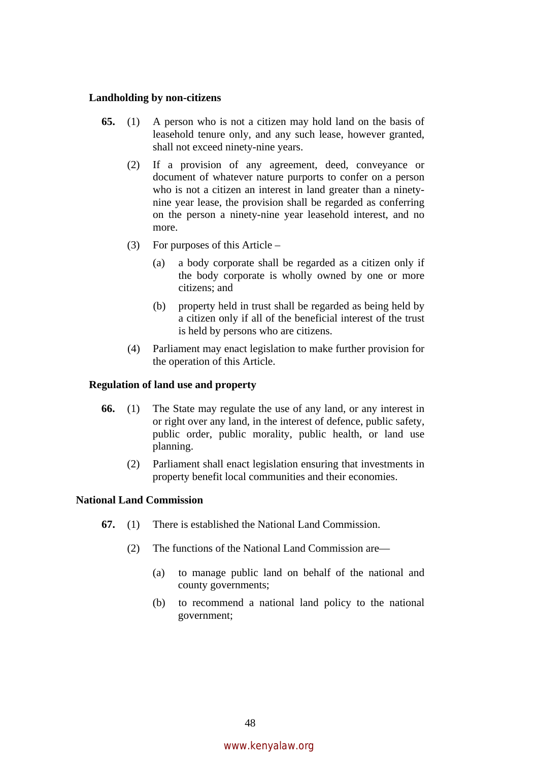**Landholding by non-citizens**

**65.** (1) A person who is not a citizen may hold land on the basis of leasehold tenure only, and any such lease, however granted, shall not exceed ninety-nine years.

(2) If a provision of any agreement, deed, conveyance or document of whatever nature purports to confer on a person who is not a citizen an interest in land greater than a ninety-nine year lease, the provision shall be regarded as conferring on the person a ninety-nine year leasehold interest, and no more.

(3) For purposes of this Article –

(a) a body corporate shall be regarded as a citizen only if the body corporate is wholly owned by one or more citizens; and

(b) property held in trust shall be regarded as being held by a citizen only if all of the beneficial interest of the trust is held by persons who are citizens.

(4) Parliament may enact legislation to make further provision for the operation of this Article.

**Regulation of land use and property**

**66.** (1) The State may regulate the use of any land, or any interest in or right over any land, in the interest of defence, public safety, public order, public morality, public health, or land use planning.

(2) Parliament shall enact legislation ensuring that investments in property benefit local communities and their economies.

**National Land Commission**

**67.** (1) There is established the National Land Commission.

(2) The functions of the National Land Commission are—

(a) to manage public land on behalf of the national and county governments;

(b) to recommend a national land policy to the national government;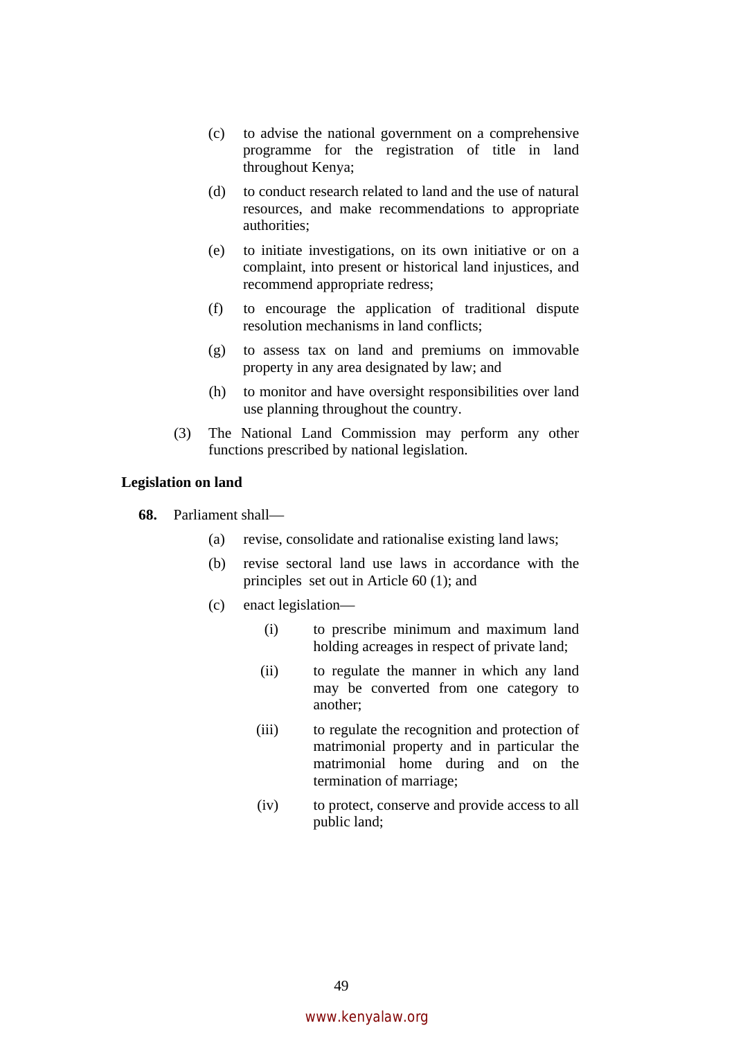(c) to advise the national government on a comprehensive programme for the registration of title in land throughout Kenya;

(d) to conduct research related to land and the use of natural resources, and make recommendations to appropriate authorities;

(e) to initiate investigations, on its own initiative or on a complaint, into present or historical land injustices, and recommend appropriate redress;

(f) to encourage the application of traditional dispute resolution mechanisms in land conflicts;

(g) to assess tax on land and premiums on immovable property in any area designated by law; and

(h) to monitor and have oversight responsibilities over land use planning throughout the country.

(3) The National Land Commission may perform any other functions prescribed by national legislation.

**Legislation on land**

**68.** Parliament shall—

(a) revise, consolidate and rationalise existing land laws;

(b) revise sectoral land use laws in accordance with the principles set out in Article 60 (1); and

(c) enact legislation—

(i) to prescribe minimum and maximum land holding acreages in respect of private land;

(ii) to regulate the manner in which any land may be converted from one category to another;

(iii) to regulate the recognition and protection of matrimonial property and in particular the matrimonial home during and on the termination of marriage;

(iv) to protect, conserve and provide access to all public land;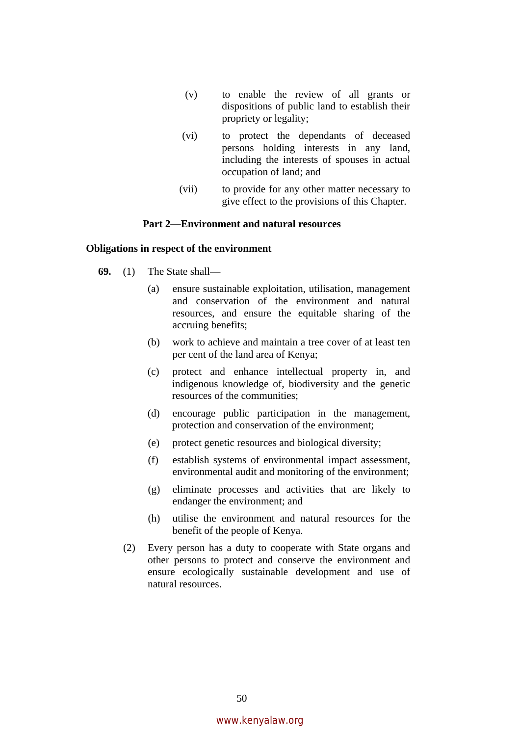(v) to enable the review of all grants or dispositions of public land to establish their propriety or legality;

(vi) to protect the dependants of deceased persons holding interests in any land, including the interests of spouses in actual occupation of land; and

(vii) to provide for any other matter necessary to give effect to the provisions of this Chapter.

## Part 2—Environment and natural resources

### Obligations in respect of the environment

**69.** (1) The State shall—

(a) ensure sustainable exploitation, utilisation, management and conservation of the environment and natural resources, and ensure the equitable sharing of the accruing benefits;

(b) work to achieve and maintain a tree cover of at least ten per cent of the land area of Kenya;

(c) protect and enhance intellectual property in, and indigenous knowledge of, biodiversity and the genetic resources of the communities;

(d) encourage public participation in the management, protection and conservation of the environment;

(e) protect genetic resources and biological diversity;

(f) establish systems of environmental impact assessment, environmental audit and monitoring of the environment;

(g) eliminate processes and activities that are likely to endanger the environment; and

(h) utilise the environment and natural resources for the benefit of the people of Kenya.

(2) Every person has a duty to cooperate with State organs and other persons to protect and conserve the environment and ensure ecologically sustainable development and use of natural resources.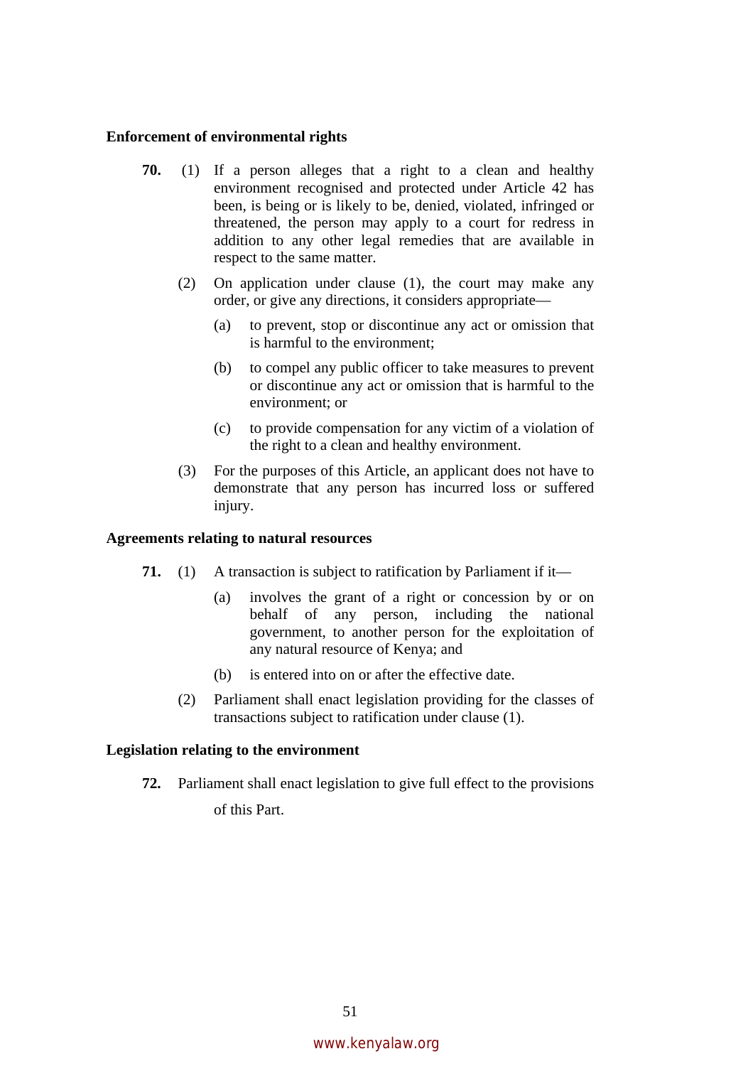**Enforcement of environmental rights**

**70.** (1) If a person alleges that a right to a clean and healthy environment recognised and protected under Article 42 has been, is being or is likely to be, denied, violated, infringed or threatened, the person may apply to a court for redress in addition to any other legal remedies that are available in respect to the same matter.

(2) On application under clause (1), the court may make any order, or give any directions, it considers appropriate—

(a) to prevent, stop or discontinue any act or omission that is harmful to the environment;

(b) to compel any public officer to take measures to prevent or discontinue any act or omission that is harmful to the environment; or

(c) to provide compensation for any victim of a violation of the right to a clean and healthy environment.

(3) For the purposes of this Article, an applicant does not have to demonstrate that any person has incurred loss or suffered injury.

**Agreements relating to natural resources**

**71.** (1) A transaction is subject to ratification by Parliament if it—

(a) involves the grant of a right or concession by or on behalf of any person, including the national government, to another person for the exploitation of any natural resource of Kenya; and

(b) is entered into on or after the effective date.

(2) Parliament shall enact legislation providing for the classes of transactions subject to ratification under clause (1).

**Legislation relating to the environment**

**72.** Parliament shall enact legislation to give full effect to the provisions of this Part.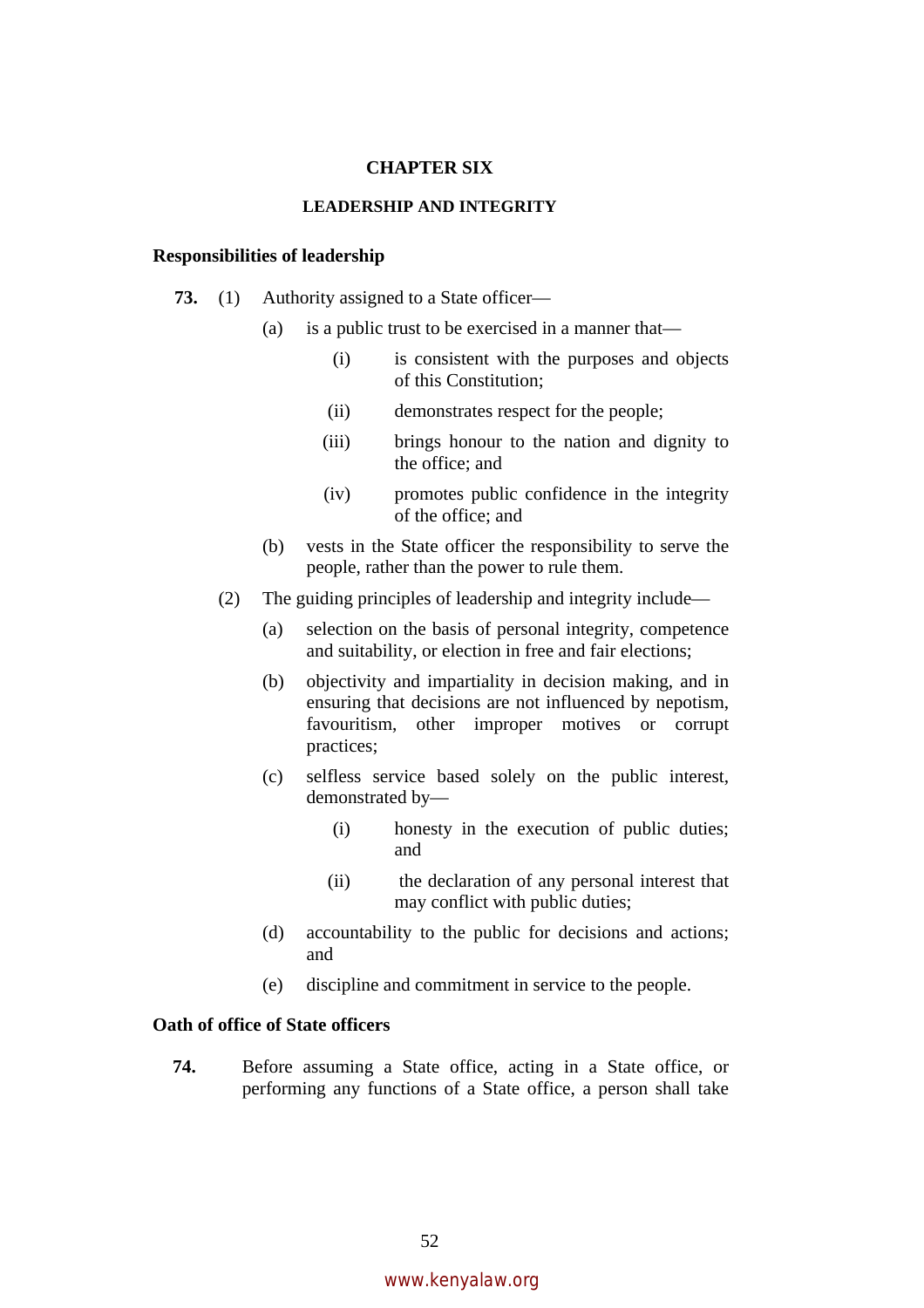# CHAPTER SIX

## LEADERSHIP AND INTEGRITY

### Responsibilities of leadership

**73.** (1) Authority assigned to a State officer—

(a) is a public trust to be exercised in a manner that—

(i) is consistent with the purposes and objects of this Constitution;

(ii) demonstrates respect for the people;

(iii) brings honour to the nation and dignity to the office; and

(iv) promotes public confidence in the integrity of the office; and

(b) vests in the State officer the responsibility to serve the people, rather than the power to rule them.

(2) The guiding principles of leadership and integrity include—

(a) selection on the basis of personal integrity, competence and suitability, or election in free and fair elections;

(b) objectivity and impartiality in decision making, and in ensuring that decisions are not influenced by nepotism, favouritism, other improper motives or corrupt practices;

(c) selfless service based solely on the public interest, demonstrated by—

(i) honesty in the execution of public duties; and

(ii) the declaration of any personal interest that may conflict with public duties;

(d) accountability to the public for decisions and actions; and

(e) discipline and commitment in service to the people.

### Oath of office of State officers

**74.** Before assuming a State office, acting in a State office, or performing any functions of a State office, a person shall take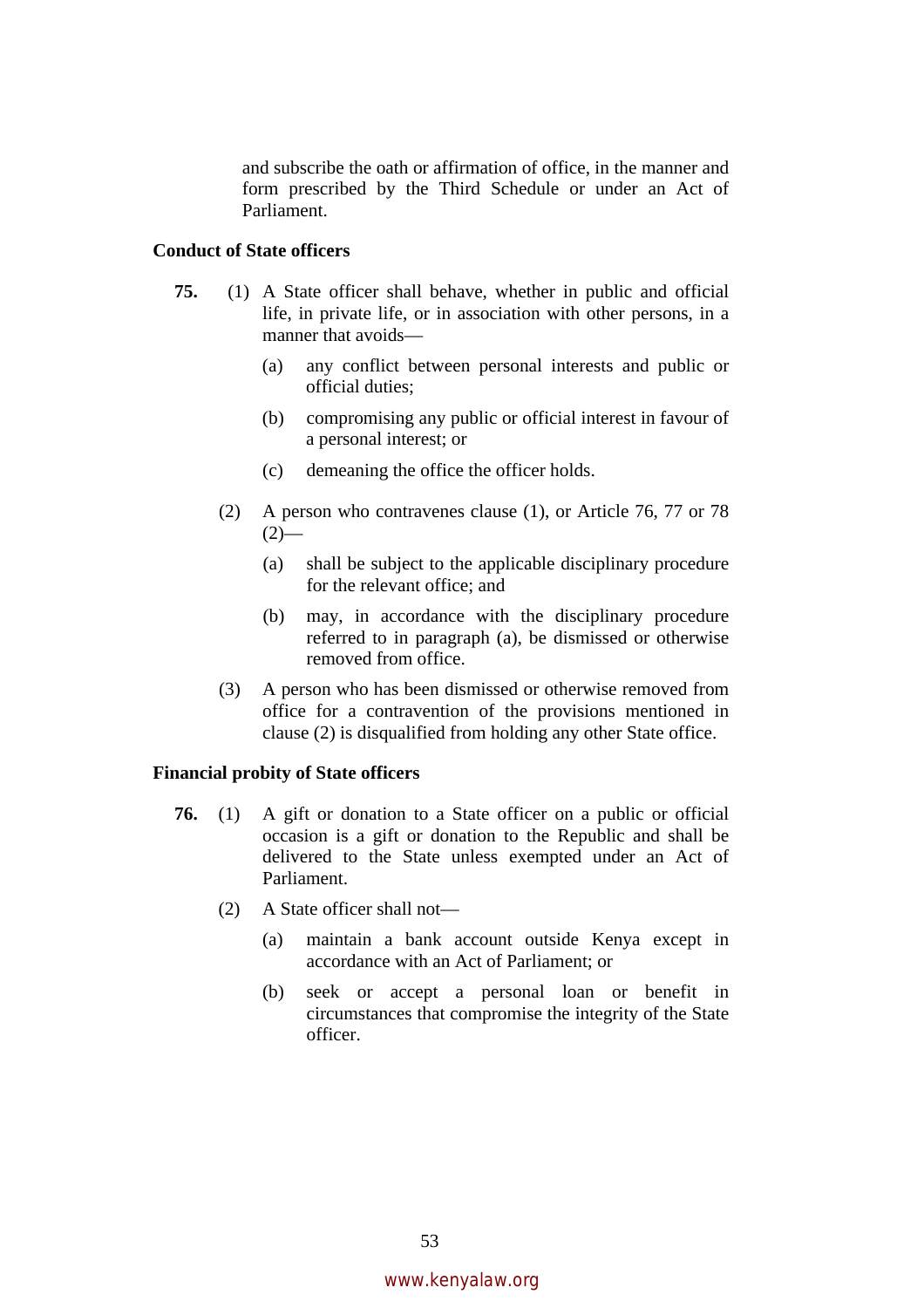and subscribe the oath or affirmation of office, in the manner and form prescribed by the Third Schedule or under an Act of Parliament.

**Conduct of State officers**

**75.** (1) A State officer shall behave, whether in public and official life, in private life, or in association with other persons, in a manner that avoids—

(a) any conflict between personal interests and public or official duties;

(b) compromising any public or official interest in favour of a personal interest; or

(c) demeaning the office the officer holds.

(2) A person who contravenes clause (1), or Article 76, 77 or 78 (2)—

(a) shall be subject to the applicable disciplinary procedure for the relevant office; and

(b) may, in accordance with the disciplinary procedure referred to in paragraph (a), be dismissed or otherwise removed from office.

(3) A person who has been dismissed or otherwise removed from office for a contravention of the provisions mentioned in clause (2) is disqualified from holding any other State office.

**Financial probity of State officers**

**76.** (1) A gift or donation to a State officer on a public or official occasion is a gift or donation to the Republic and shall be delivered to the State unless exempted under an Act of Parliament.

(2) A State officer shall not—

(a) maintain a bank account outside Kenya except in accordance with an Act of Parliament; or

(b) seek or accept a personal loan or benefit in circumstances that compromise the integrity of the State officer.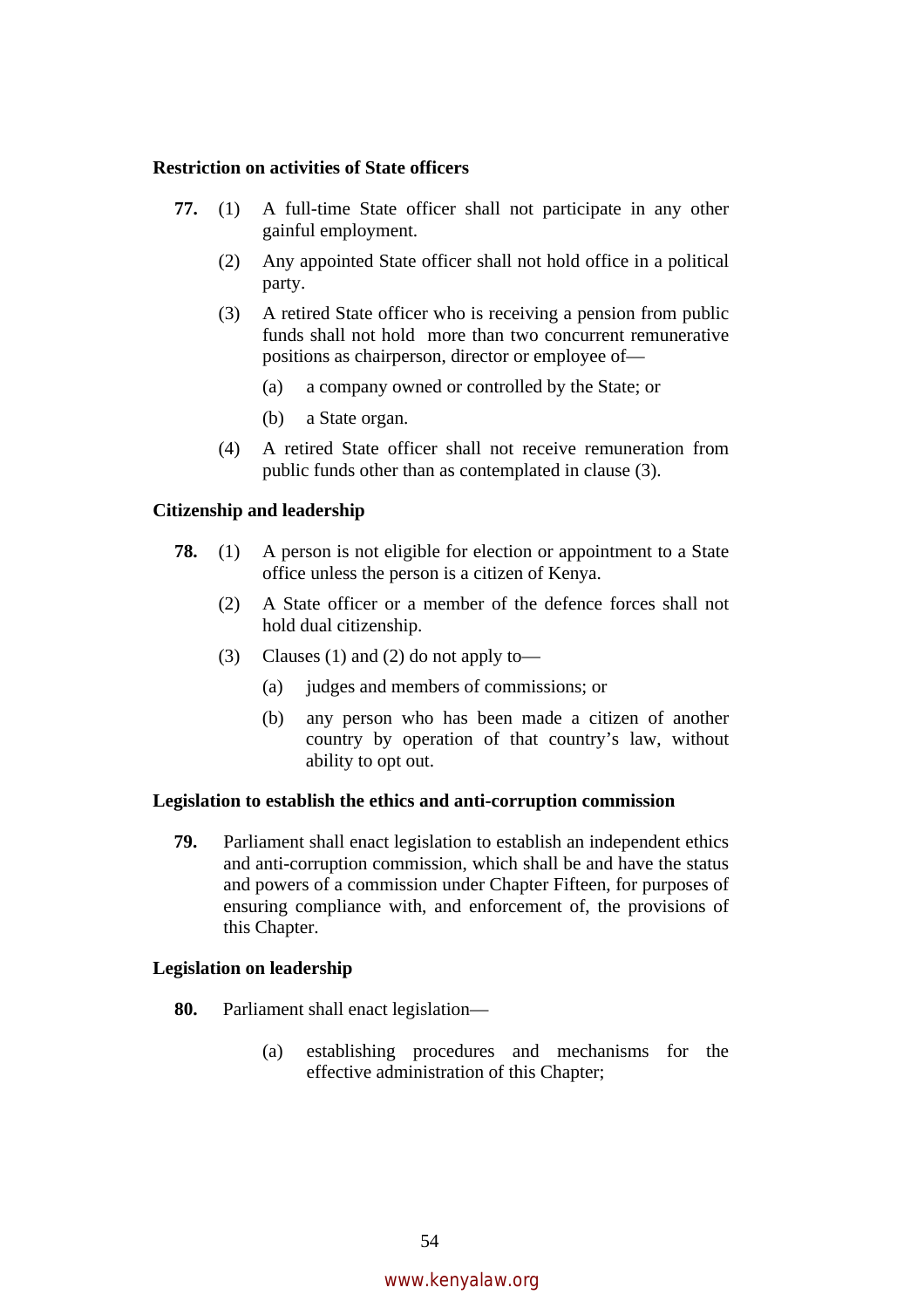**Restriction on activities of State officers**

**77.** (1) A full-time State officer shall not participate in any other gainful employment.

(2) Any appointed State officer shall not hold office in a political party.

(3) A retired State officer who is receiving a pension from public funds shall not hold more than two concurrent remunerative positions as chairperson, director or employee of—

(a) a company owned or controlled by the State; or

(b) a State organ.

(4) A retired State officer shall not receive remuneration from public funds other than as contemplated in clause (3).

**Citizenship and leadership**

**78.** (1) A person is not eligible for election or appointment to a State office unless the person is a citizen of Kenya.

(2) A State officer or a member of the defence forces shall not hold dual citizenship.

(3) Clauses (1) and (2) do not apply to—

(a) judges and members of commissions; or

(b) any person who has been made a citizen of another country by operation of that country's law, without ability to opt out.

**Legislation to establish the ethics and anti-corruption commission**

**79.** Parliament shall enact legislation to establish an independent ethics and anti-corruption commission, which shall be and have the status and powers of a commission under Chapter Fifteen, for purposes of ensuring compliance with, and enforcement of, the provisions of this Chapter.

**Legislation on leadership**

**80.** Parliament shall enact legislation—

(a) establishing procedures and mechanisms for the effective administration of this Chapter;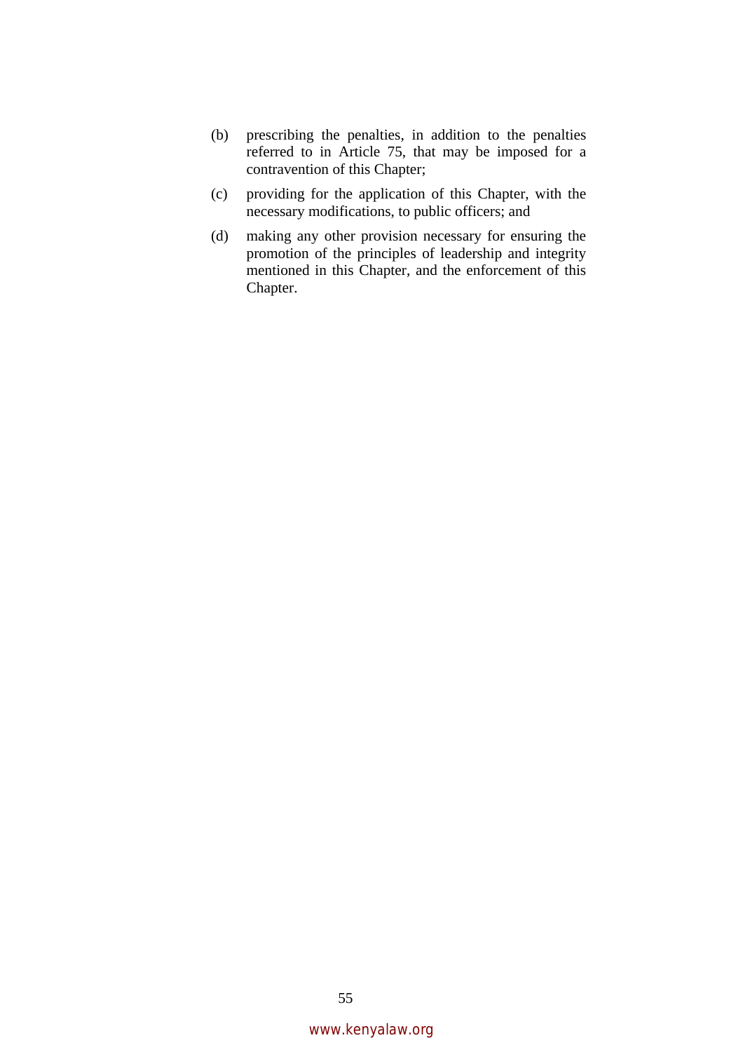(b) prescribing the penalties, in addition to the penalties referred to in Article 75, that may be imposed for a contravention of this Chapter;

(c) providing for the application of this Chapter, with the necessary modifications, to public officers; and

(d) making any other provision necessary for ensuring the promotion of the principles of leadership and integrity mentioned in this Chapter, and the enforcement of this Chapter.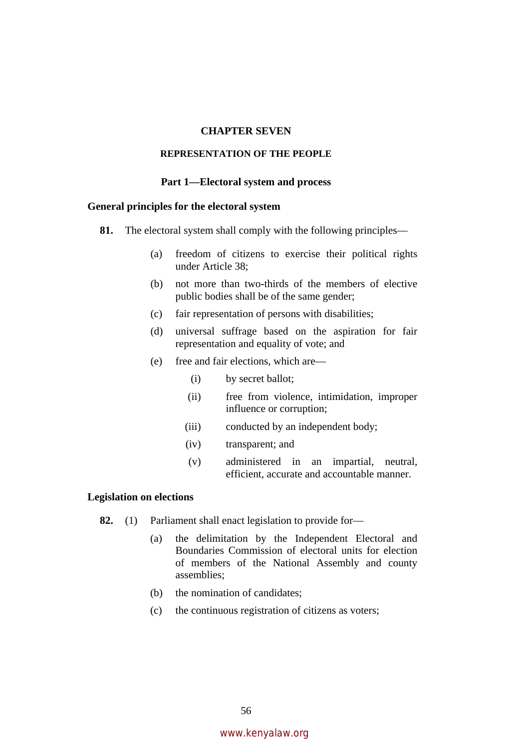# CHAPTER SEVEN

## REPRESENTATION OF THE PEOPLE

### Part 1—Electoral system and process

**General principles for the electoral system**

**81.** The electoral system shall comply with the following principles—

(a) freedom of citizens to exercise their political rights under Article 38;

(b) not more than two-thirds of the members of elective public bodies shall be of the same gender;

(c) fair representation of persons with disabilities;

(d) universal suffrage based on the aspiration for fair representation and equality of vote; and

(e) free and fair elections, which are—

  (i) by secret ballot;

  (ii) free from violence, intimidation, improper influence or corruption;

  (iii) conducted by an independent body;

  (iv) transparent; and

  (v) administered in an impartial, neutral, efficient, accurate and accountable manner.

**Legislation on elections**

**82.** (1) Parliament shall enact legislation to provide for—

(a) the delimitation by the Independent Electoral and Boundaries Commission of electoral units for election of members of the National Assembly and county assemblies;

(b) the nomination of candidates;

(c) the continuous registration of citizens as voters;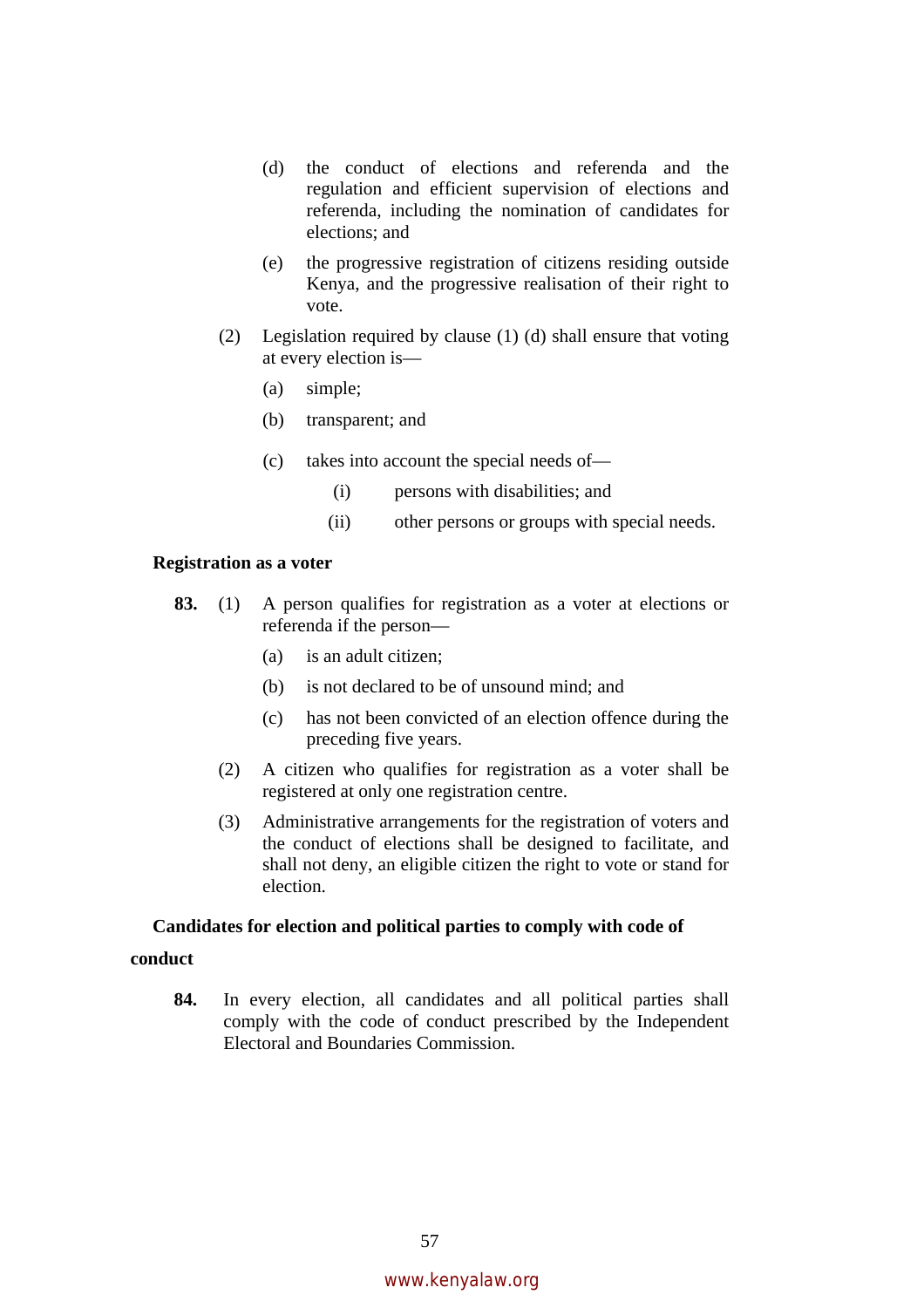(d) the conduct of elections and referenda and the regulation and efficient supervision of elections and referenda, including the nomination of candidates for elections; and

(e) the progressive registration of citizens residing outside Kenya, and the progressive realisation of their right to vote.

(2) Legislation required by clause (1) (d) shall ensure that voting at every election is—

(a) simple;

(b) transparent; and

(c) takes into account the special needs of—

(i) persons with disabilities; and

(ii) other persons or groups with special needs.

**Registration as a voter**

**83.** (1) A person qualifies for registration as a voter at elections or referenda if the person—

(a) is an adult citizen;

(b) is not declared to be of unsound mind; and

(c) has not been convicted of an election offence during the preceding five years.

(2) A citizen who qualifies for registration as a voter shall be registered at only one registration centre.

(3) Administrative arrangements for the registration of voters and the conduct of elections shall be designed to facilitate, and shall not deny, an eligible citizen the right to vote or stand for election.

**Candidates for election and political parties to comply with code of conduct**

**84.** In every election, all candidates and all political parties shall comply with the code of conduct prescribed by the Independent Electoral and Boundaries Commission.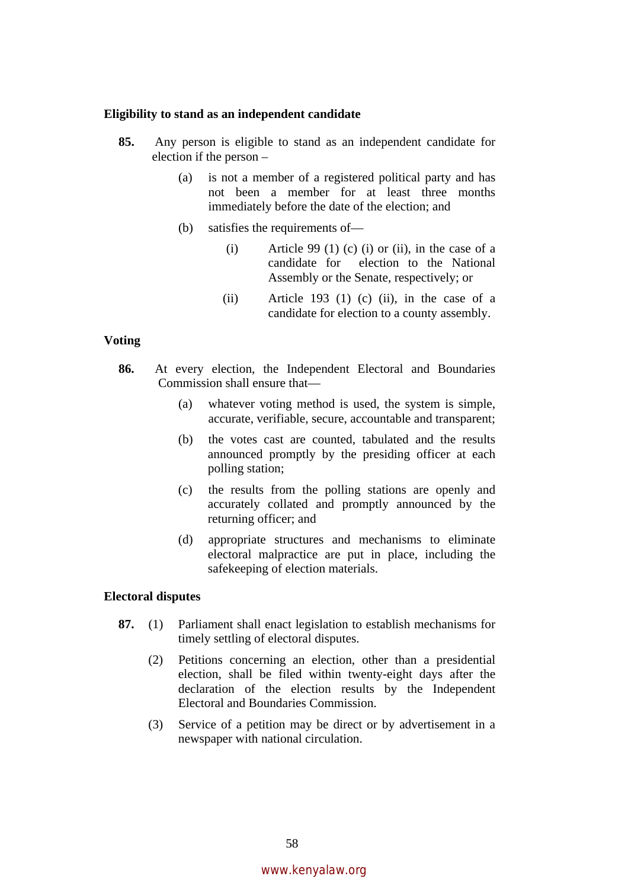**Eligibility to stand as an independent candidate**

**85.** Any person is eligible to stand as an independent candidate for election if the person –

(a) is not a member of a registered political party and has not been a member for at least three months immediately before the date of the election; and

(b) satisfies the requirements of—

(i) Article 99 (1) (c) (i) or (ii), in the case of a candidate for election to the National Assembly or the Senate, respectively; or

(ii) Article 193 (1) (c) (ii), in the case of a candidate for election to a county assembly.

**Voting**

**86.** At every election, the Independent Electoral and Boundaries Commission shall ensure that—

(a) whatever voting method is used, the system is simple, accurate, verifiable, secure, accountable and transparent;

(b) the votes cast are counted, tabulated and the results announced promptly by the presiding officer at each polling station;

(c) the results from the polling stations are openly and accurately collated and promptly announced by the returning officer; and

(d) appropriate structures and mechanisms to eliminate electoral malpractice are put in place, including the safekeeping of election materials.

**Electoral disputes**

**87.** (1) Parliament shall enact legislation to establish mechanisms for timely settling of electoral disputes.

(2) Petitions concerning an election, other than a presidential election, shall be filed within twenty-eight days after the declaration of the election results by the Independent Electoral and Boundaries Commission.

(3) Service of a petition may be direct or by advertisement in a newspaper with national circulation.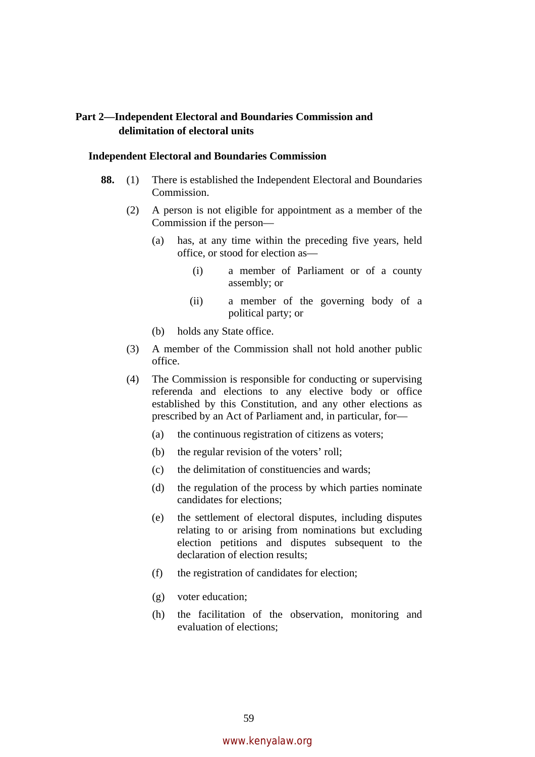## Part 2—Independent Electoral and Boundaries Commission and delimitation of electoral units

### Independent Electoral and Boundaries Commission

**88.** (1) There is established the Independent Electoral and Boundaries Commission.

(2) A person is not eligible for appointment as a member of the Commission if the person—

(a) has, at any time within the preceding five years, held office, or stood for election as—

(i) a member of Parliament or of a county assembly; or

(ii) a member of the governing body of a political party; or

(b) holds any State office.

(3) A member of the Commission shall not hold another public office.

(4) The Commission is responsible for conducting or supervising referenda and elections to any elective body or office established by this Constitution, and any other elections as prescribed by an Act of Parliament and, in particular, for—

(a) the continuous registration of citizens as voters;

(b) the regular revision of the voters' roll;

(c) the delimitation of constituencies and wards;

(d) the regulation of the process by which parties nominate candidates for elections;

(e) the settlement of electoral disputes, including disputes relating to or arising from nominations but excluding election petitions and disputes subsequent to the declaration of election results;

(f) the registration of candidates for election;

(g) voter education;

(h) the facilitation of the observation, monitoring and evaluation of elections;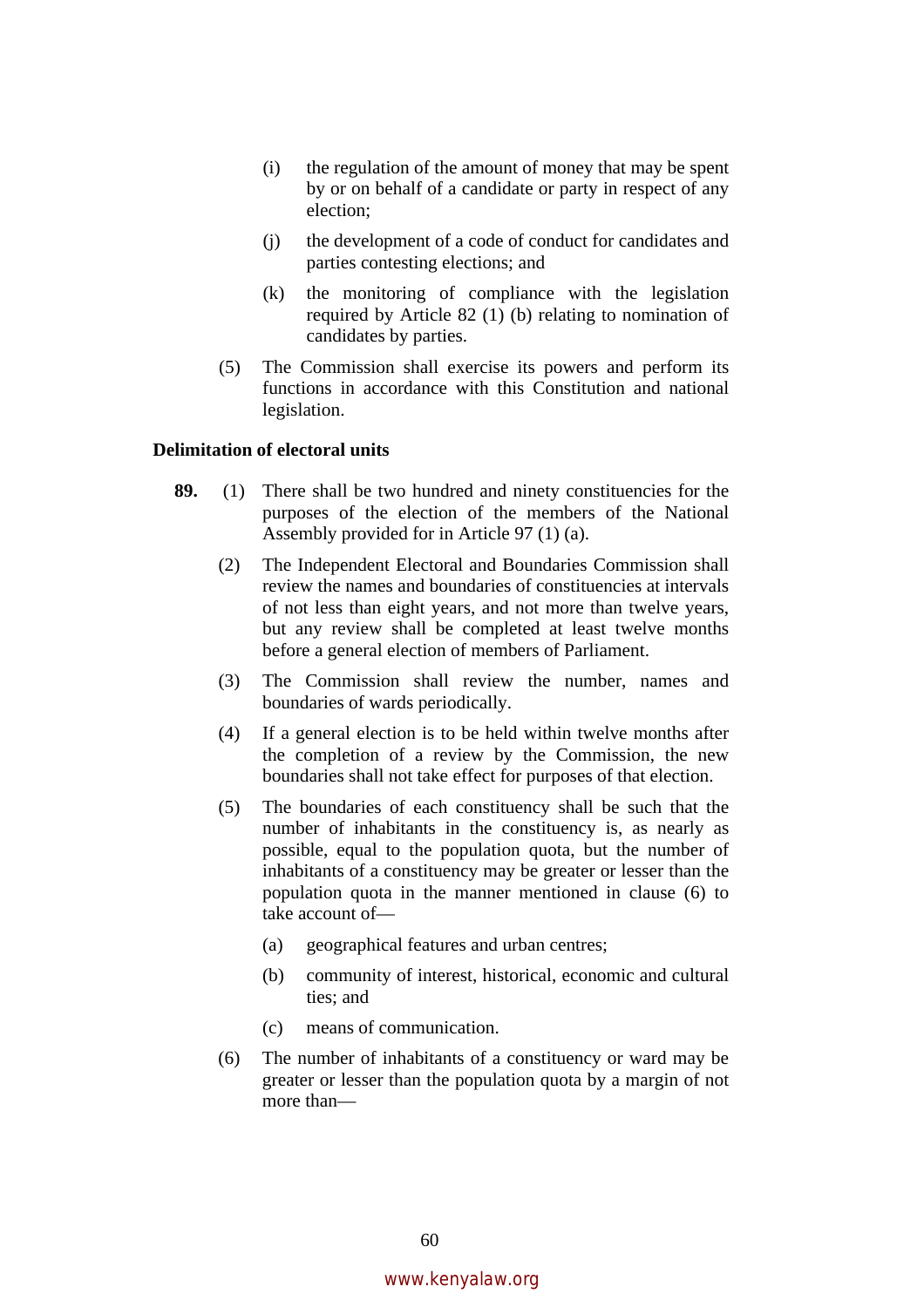(i) the regulation of the amount of money that may be spent by or on behalf of a candidate or party in respect of any election;

(j) the development of a code of conduct for candidates and parties contesting elections; and

(k) the monitoring of compliance with the legislation required by Article 82 (1) (b) relating to nomination of candidates by parties.

(5) The Commission shall exercise its powers and perform its functions in accordance with this Constitution and national legislation.

**Delimitation of electoral units**

**89.** (1) There shall be two hundred and ninety constituencies for the purposes of the election of the members of the National Assembly provided for in Article 97 (1) (a).

(2) The Independent Electoral and Boundaries Commission shall review the names and boundaries of constituencies at intervals of not less than eight years, and not more than twelve years, but any review shall be completed at least twelve months before a general election of members of Parliament.

(3) The Commission shall review the number, names and boundaries of wards periodically.

(4) If a general election is to be held within twelve months after the completion of a review by the Commission, the new boundaries shall not take effect for purposes of that election.

(5) The boundaries of each constituency shall be such that the number of inhabitants in the constituency is, as nearly as possible, equal to the population quota, but the number of inhabitants of a constituency may be greater or lesser than the population quota in the manner mentioned in clause (6) to take account of—

(a) geographical features and urban centres;

(b) community of interest, historical, economic and cultural ties; and

(c) means of communication.

(6) The number of inhabitants of a constituency or ward may be greater or lesser than the population quota by a margin of not more than—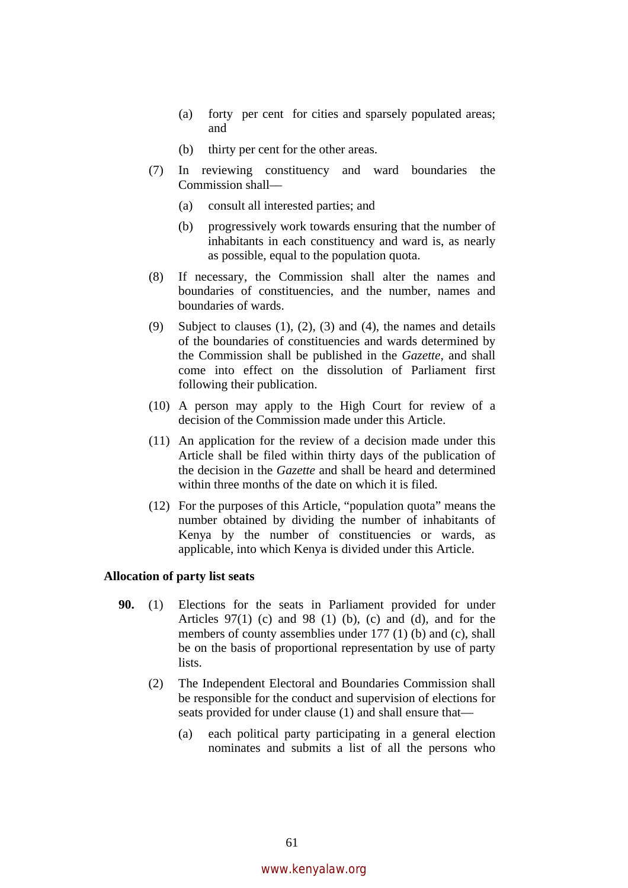(a) forty per cent for cities and sparsely populated areas; and

(b) thirty per cent for the other areas.

(7) In reviewing constituency and ward boundaries the Commission shall—

(a) consult all interested parties; and

(b) progressively work towards ensuring that the number of inhabitants in each constituency and ward is, as nearly as possible, equal to the population quota.

(8) If necessary, the Commission shall alter the names and boundaries of constituencies, and the number, names and boundaries of wards.

(9) Subject to clauses (1), (2), (3) and (4), the names and details of the boundaries of constituencies and wards determined by the Commission shall be published in the *Gazette*, and shall come into effect on the dissolution of Parliament first following their publication.

(10) A person may apply to the High Court for review of a decision of the Commission made under this Article.

(11) An application for the review of a decision made under this Article shall be filed within thirty days of the publication of the decision in the *Gazette* and shall be heard and determined within three months of the date on which it is filed.

(12) For the purposes of this Article, "population quota" means the number obtained by dividing the number of inhabitants of Kenya by the number of constituencies or wards, as applicable, into which Kenya is divided under this Article.

**Allocation of party list seats**

**90.** (1) Elections for the seats in Parliament provided for under Articles 97(1) (c) and 98 (1) (b), (c) and (d), and for the members of county assemblies under 177 (1) (b) and (c), shall be on the basis of proportional representation by use of party lists.

(2) The Independent Electoral and Boundaries Commission shall be responsible for the conduct and supervision of elections for seats provided for under clause (1) and shall ensure that—

(a) each political party participating in a general election nominates and submits a list of all the persons who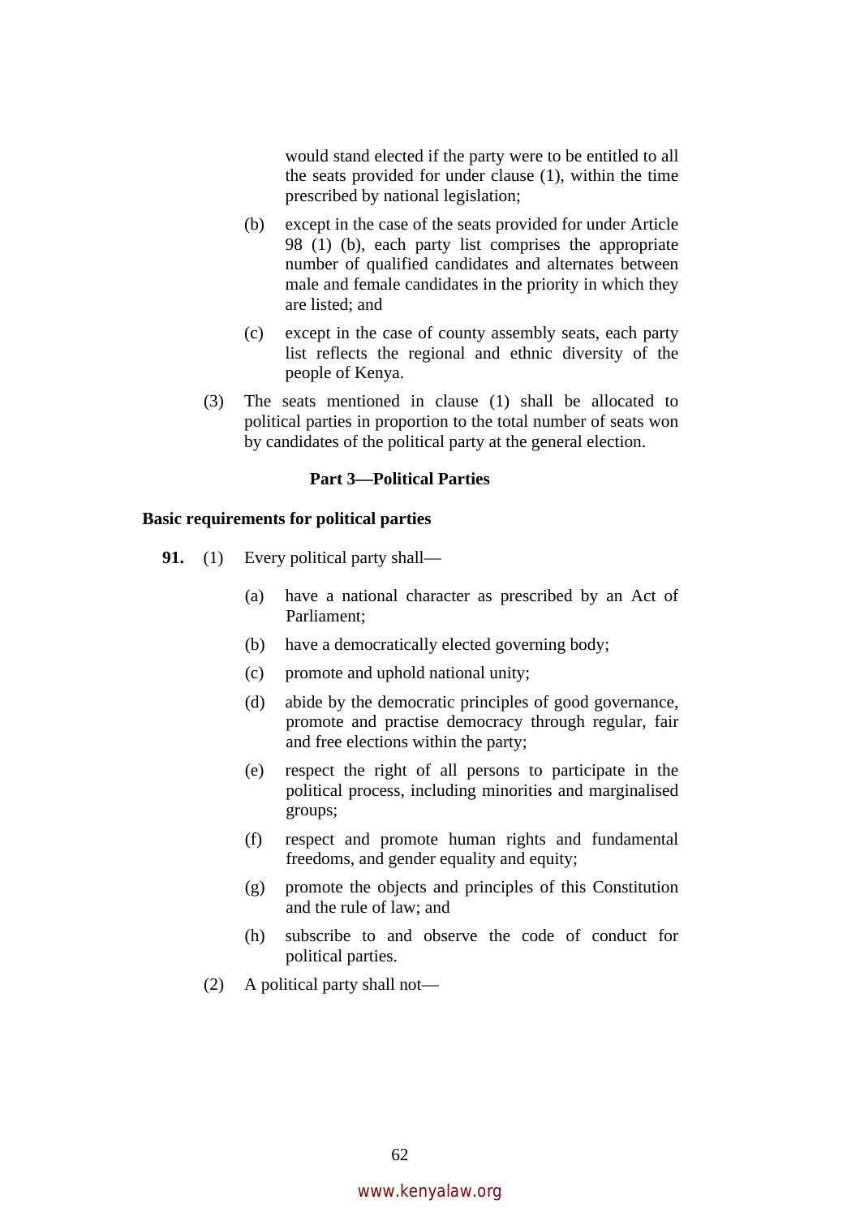would stand elected if the party were to be entitled to all the seats provided for under clause (1), within the time prescribed by national legislation;

(b) except in the case of the seats provided for under Article 98 (1) (b), each party list comprises the appropriate number of qualified candidates and alternates between male and female candidates in the priority in which they are listed; and

(c) except in the case of county assembly seats, each party list reflects the regional and ethnic diversity of the people of Kenya.

(3) The seats mentioned in clause (1) shall be allocated to political parties in proportion to the total number of seats won by candidates of the political party at the general election.

### Part 3—Political Parties

#### Basic requirements for political parties

**91.** (1) Every political party shall—

(a) have a national character as prescribed by an Act of Parliament;

(b) have a democratically elected governing body;

(c) promote and uphold national unity;

(d) abide by the democratic principles of good governance, promote and practise democracy through regular, fair and free elections within the party;

(e) respect the right of all persons to participate in the political process, including minorities and marginalised groups;

(f) respect and promote human rights and fundamental freedoms, and gender equality and equity;

(g) promote the objects and principles of this Constitution and the rule of law; and

(h) subscribe to and observe the code of conduct for political parties.

(2) A political party shall not—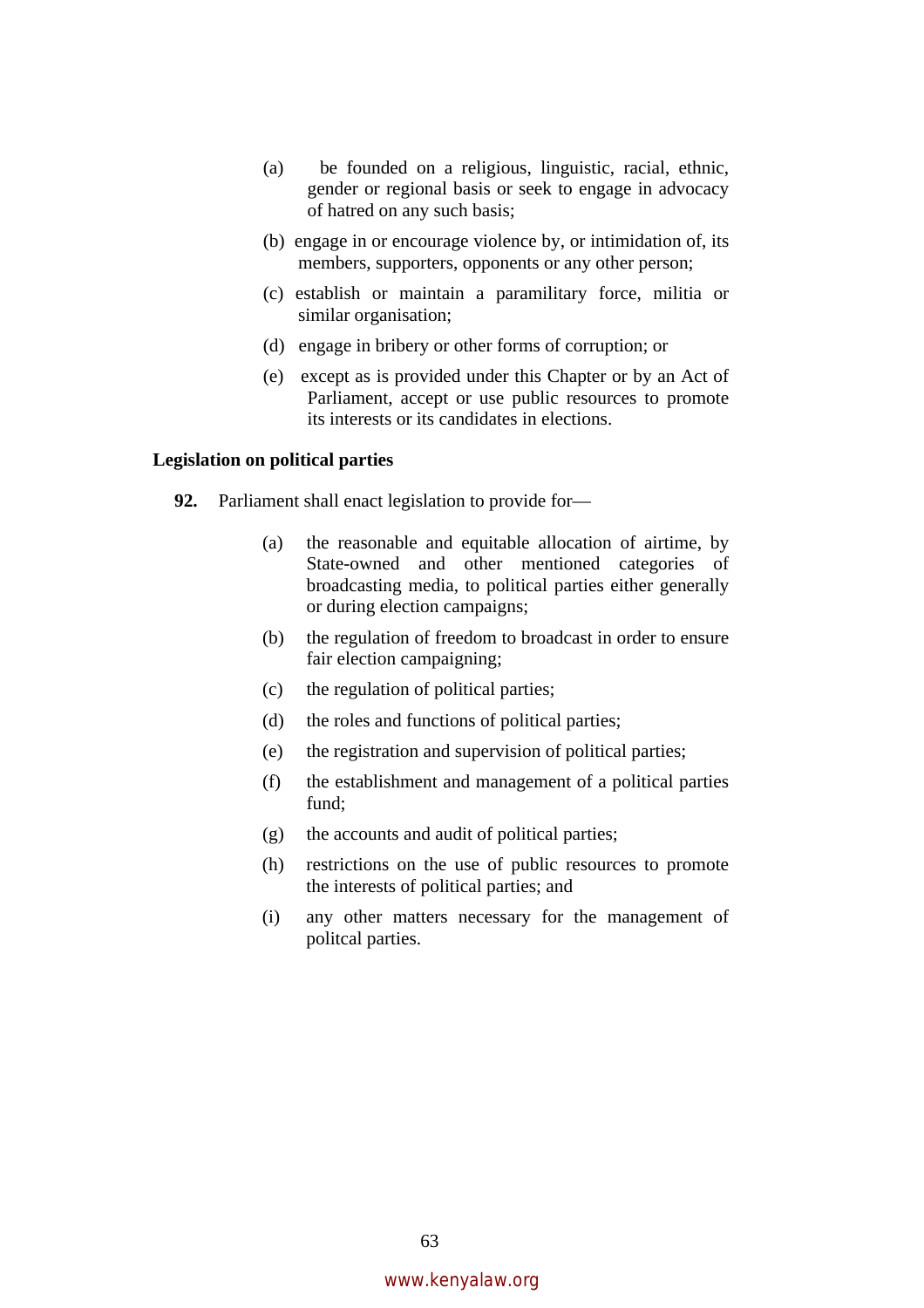(a) be founded on a religious, linguistic, racial, ethnic, gender or regional basis or seek to engage in advocacy of hatred on any such basis;

(b) engage in or encourage violence by, or intimidation of, its members, supporters, opponents or any other person;

(c) establish or maintain a paramilitary force, militia or similar organisation;

(d) engage in bribery or other forms of corruption; or

(e) except as is provided under this Chapter or by an Act of Parliament, accept or use public resources to promote its interests or its candidates in elections.

**Legislation on political parties**

**92.** Parliament shall enact legislation to provide for—

(a) the reasonable and equitable allocation of airtime, by State-owned and other mentioned categories of broadcasting media, to political parties either generally or during election campaigns;

(b) the regulation of freedom to broadcast in order to ensure fair election campaigning;

(c) the regulation of political parties;

(d) the roles and functions of political parties;

(e) the registration and supervision of political parties;

(f) the establishment and management of a political parties fund;

(g) the accounts and audit of political parties;

(h) restrictions on the use of public resources to promote the interests of political parties; and

(i) any other matters necessary for the management of politcal parties.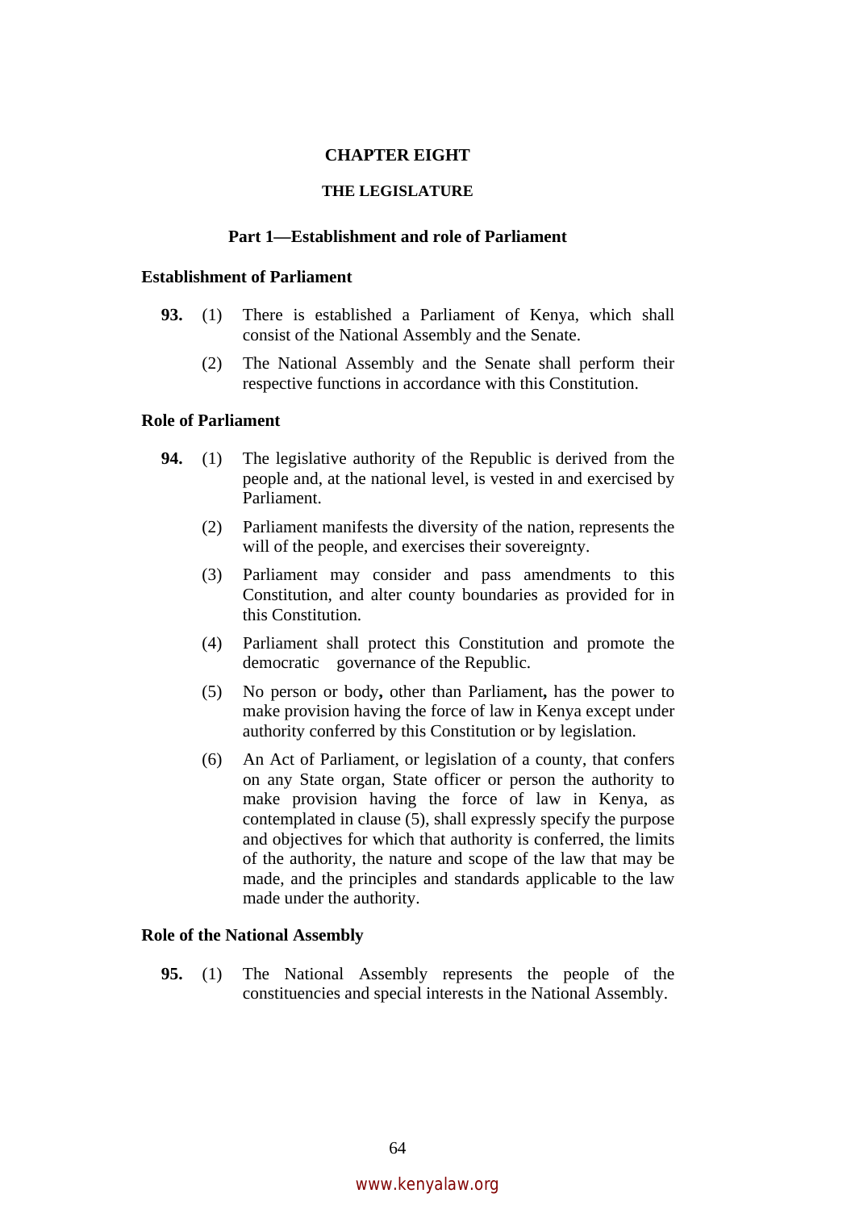# CHAPTER EIGHT

## THE LEGISLATURE

### Part 1—Establishment and role of Parliament

**Establishment of Parliament**

**93.** (1) There is established a Parliament of Kenya, which shall consist of the National Assembly and the Senate.

(2) The National Assembly and the Senate shall perform their respective functions in accordance with this Constitution.

**Role of Parliament**

**94.** (1) The legislative authority of the Republic is derived from the people and, at the national level, is vested in and exercised by Parliament.

(2) Parliament manifests the diversity of the nation, represents the will of the people, and exercises their sovereignty.

(3) Parliament may consider and pass amendments to this Constitution, and alter county boundaries as provided for in this Constitution.

(4) Parliament shall protect this Constitution and promote the democratic governance of the Republic.

(5) No person or body**,** other than Parliament**,** has the power to make provision having the force of law in Kenya except under authority conferred by this Constitution or by legislation.

(6) An Act of Parliament, or legislation of a county, that confers on any State organ, State officer or person the authority to make provision having the force of law in Kenya, as contemplated in clause (5), shall expressly specify the purpose and objectives for which that authority is conferred, the limits of the authority, the nature and scope of the law that may be made, and the principles and standards applicable to the law made under the authority.

**Role of the National Assembly**

**95.** (1) The National Assembly represents the people of the constituencies and special interests in the National Assembly.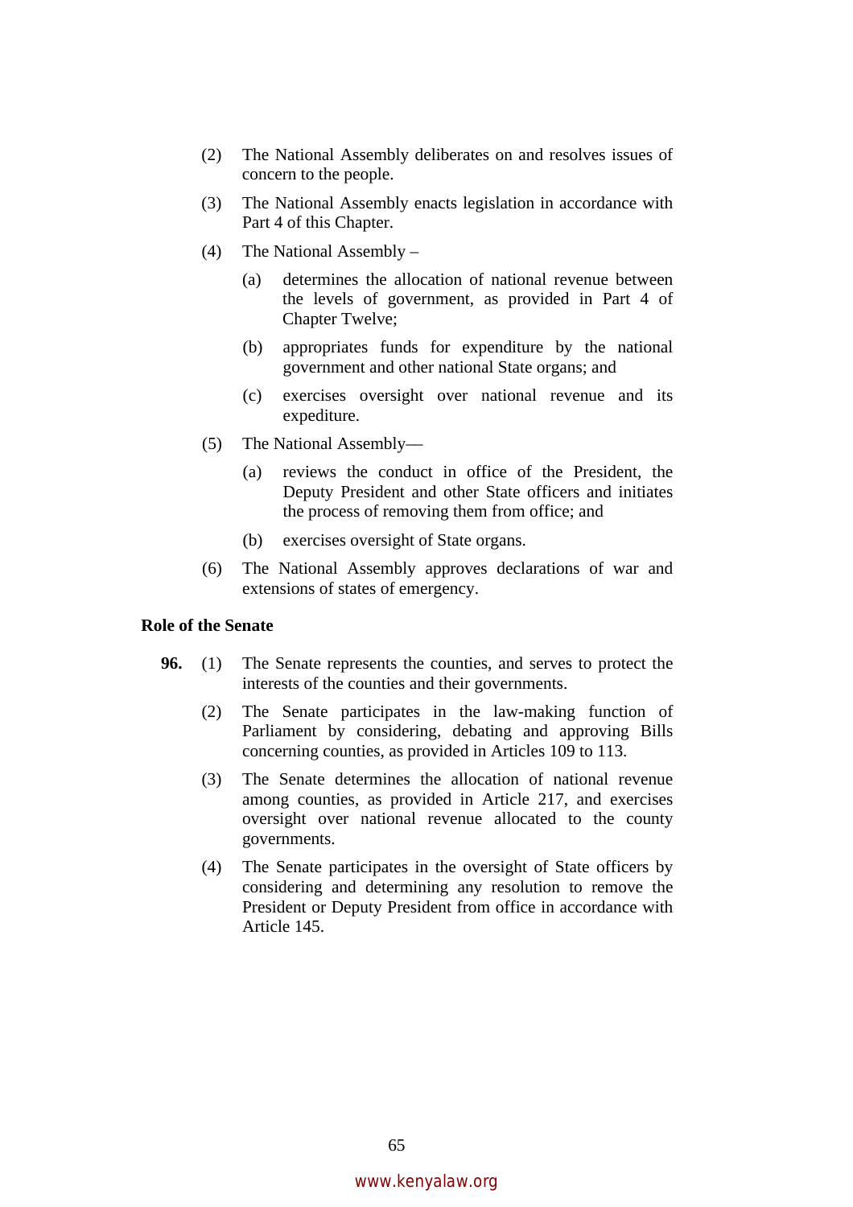(2) The National Assembly deliberates on and resolves issues of concern to the people.

(3) The National Assembly enacts legislation in accordance with Part 4 of this Chapter.

(4) The National Assembly –

(a) determines the allocation of national revenue between the levels of government, as provided in Part 4 of Chapter Twelve;

(b) appropriates funds for expenditure by the national government and other national State organs; and

(c) exercises oversight over national revenue and its expediture.

(5) The National Assembly—

(a) reviews the conduct in office of the President, the Deputy President and other State officers and initiates the process of removing them from office; and

(b) exercises oversight of State organs.

(6) The National Assembly approves declarations of war and extensions of states of emergency.

**Role of the Senate**

**96.** (1) The Senate represents the counties, and serves to protect the interests of the counties and their governments.

(2) The Senate participates in the law-making function of Parliament by considering, debating and approving Bills concerning counties, as provided in Articles 109 to 113.

(3) The Senate determines the allocation of national revenue among counties, as provided in Article 217, and exercises oversight over national revenue allocated to the county governments.

(4) The Senate participates in the oversight of State officers by considering and determining any resolution to remove the President or Deputy President from office in accordance with Article 145.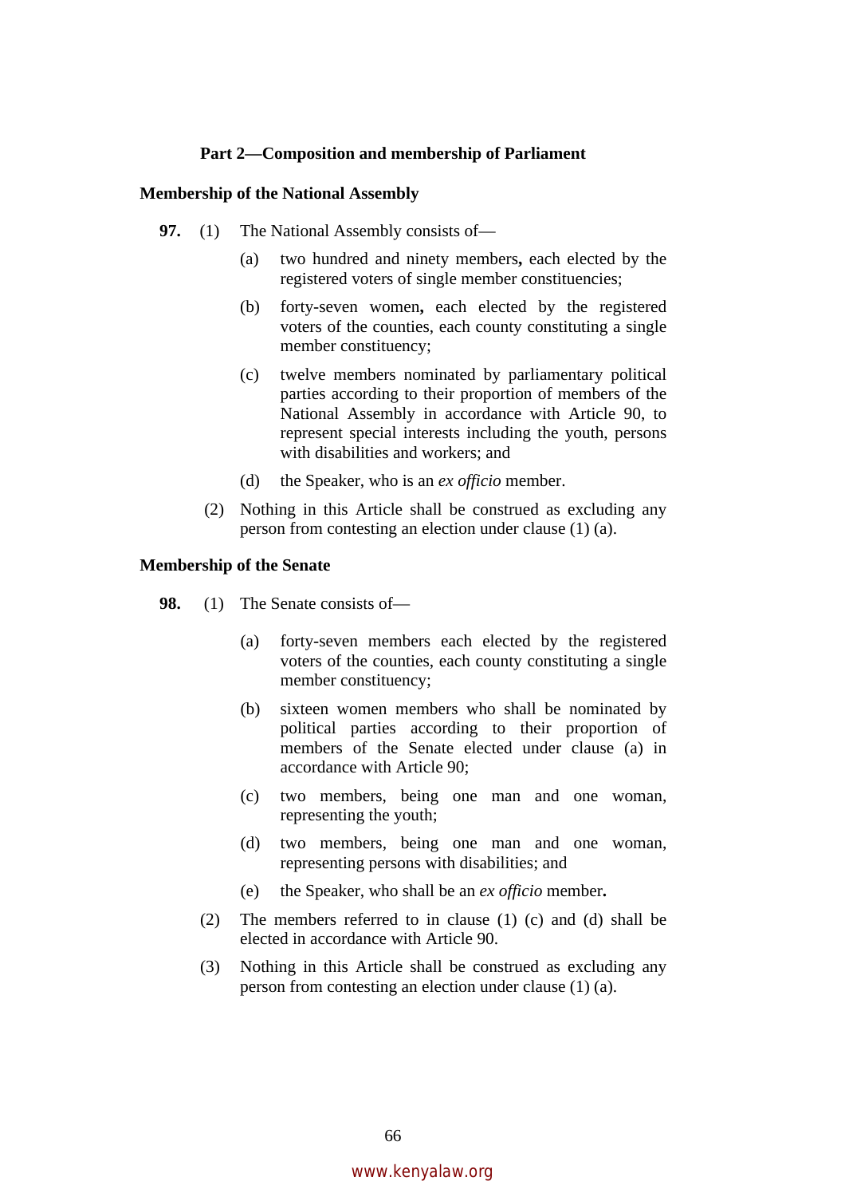## Part 2—Composition and membership of Parliament

### Membership of the National Assembly

**97.** (1) The National Assembly consists of—

(a) two hundred and ninety members**,** each elected by the registered voters of single member constituencies;

(b) forty-seven women**,** each elected by the registered voters of the counties, each county constituting a single member constituency;

(c) twelve members nominated by parliamentary political parties according to their proportion of members of the National Assembly in accordance with Article 90, to represent special interests including the youth, persons with disabilities and workers; and

(d) the Speaker, who is an *ex officio* member.

(2) Nothing in this Article shall be construed as excluding any person from contesting an election under clause (1) (a).

### Membership of the Senate

**98.** (1) The Senate consists of—

(a) forty-seven members each elected by the registered voters of the counties, each county constituting a single member constituency;

(b) sixteen women members who shall be nominated by political parties according to their proportion of members of the Senate elected under clause (a) in accordance with Article 90;

(c) two members, being one man and one woman, representing the youth;

(d) two members, being one man and one woman, representing persons with disabilities; and

(e) the Speaker, who shall be an *ex officio* member**.**

(2) The members referred to in clause (1) (c) and (d) shall be elected in accordance with Article 90.

(3) Nothing in this Article shall be construed as excluding any person from contesting an election under clause (1) (a).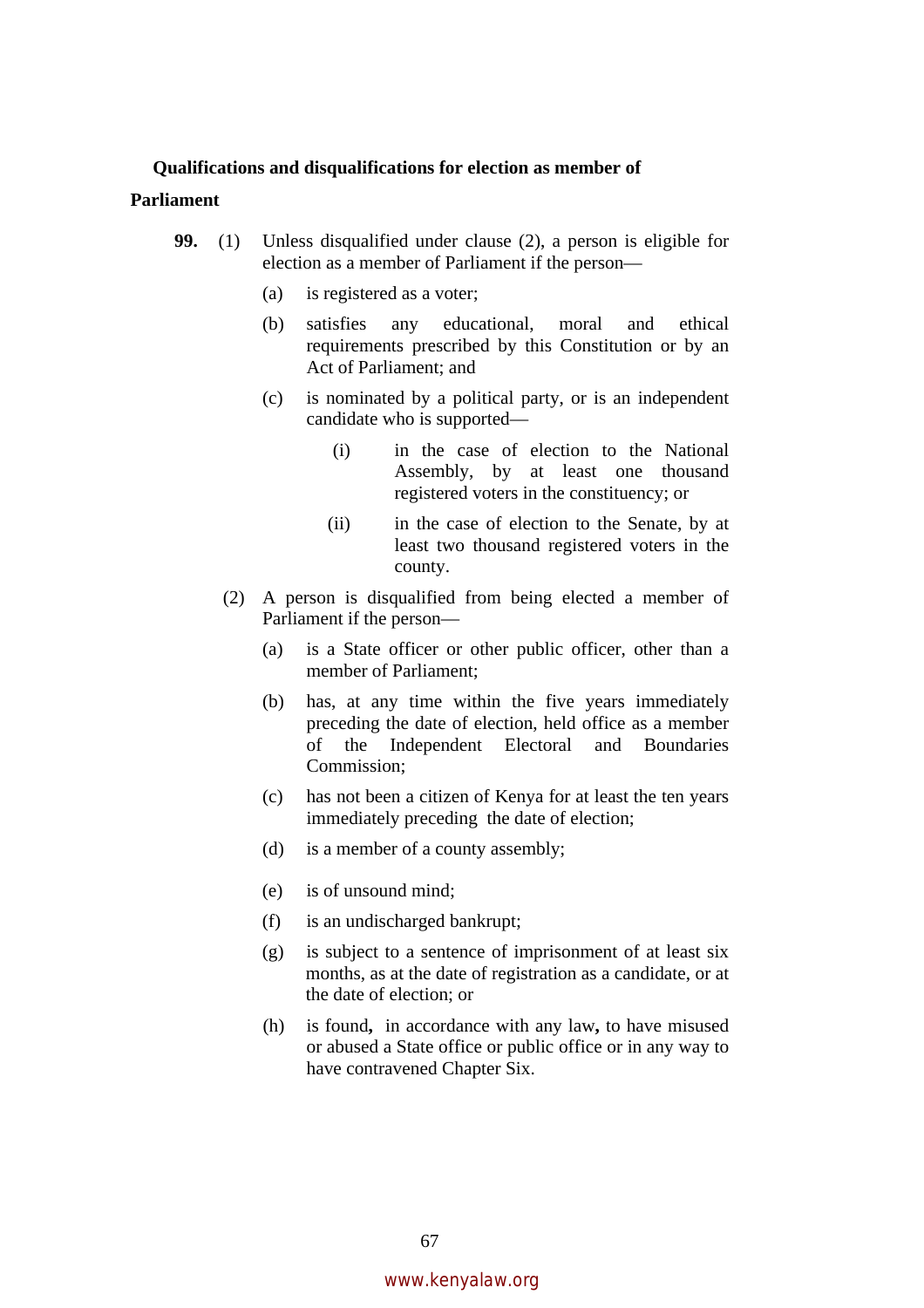**Qualifications and disqualifications for election as member of Parliament**

**99.** (1) Unless disqualified under clause (2), a person is eligible for election as a member of Parliament if the person—

(a) is registered as a voter;

(b) satisfies any educational, moral and ethical requirements prescribed by this Constitution or by an Act of Parliament; and

(c) is nominated by a political party, or is an independent candidate who is supported—

(i) in the case of election to the National Assembly, by at least one thousand registered voters in the constituency; or

(ii) in the case of election to the Senate, by at least two thousand registered voters in the county.

(2) A person is disqualified from being elected a member of Parliament if the person—

(a) is a State officer or other public officer, other than a member of Parliament;

(b) has, at any time within the five years immediately preceding the date of election, held office as a member of the Independent Electoral and Boundaries Commission;

(c) has not been a citizen of Kenya for at least the ten years immediately preceding the date of election;

(d) is a member of a county assembly;

(e) is of unsound mind;

(f) is an undischarged bankrupt;

(g) is subject to a sentence of imprisonment of at least six months, as at the date of registration as a candidate, or at the date of election; or

(h) is found**,** in accordance with any law**,** to have misused or abused a State office or public office or in any way to have contravened Chapter Six.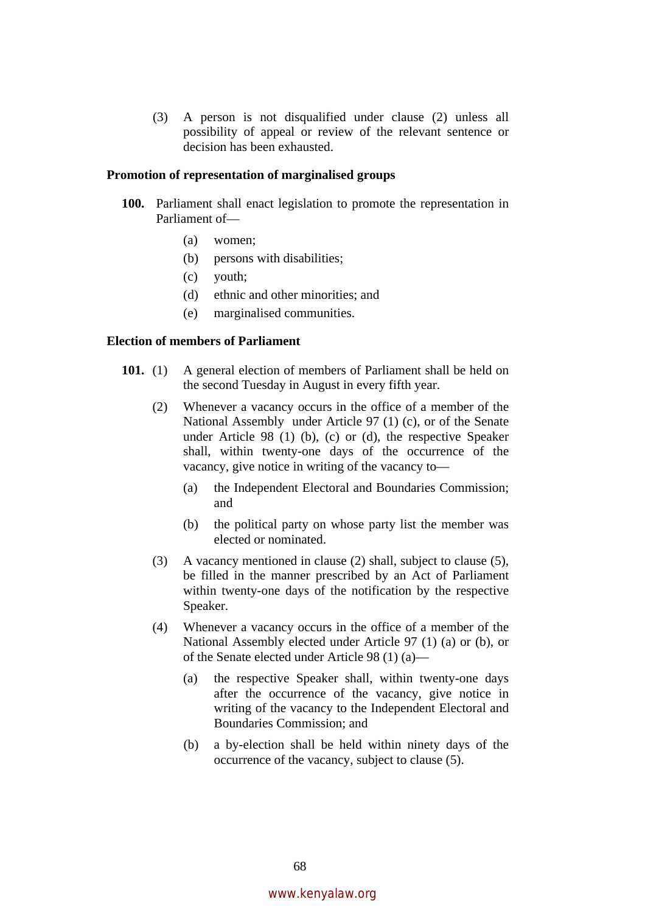(3) A person is not disqualified under clause (2) unless all possibility of appeal or review of the relevant sentence or decision has been exhausted.

**Promotion of representation of marginalised groups**

**100.** Parliament shall enact legislation to promote the representation in Parliament of—

(a) women;

(b) persons with disabilities;

(c) youth;

(d) ethnic and other minorities; and

(e) marginalised communities.

**Election of members of Parliament**

**101.** (1) A general election of members of Parliament shall be held on the second Tuesday in August in every fifth year.

(2) Whenever a vacancy occurs in the office of a member of the National Assembly under Article 97 (1) (c), or of the Senate under Article 98 (1) (b), (c) or (d), the respective Speaker shall, within twenty-one days of the occurrence of the vacancy, give notice in writing of the vacancy to—

(a) the Independent Electoral and Boundaries Commission; and

(b) the political party on whose party list the member was elected or nominated.

(3) A vacancy mentioned in clause (2) shall, subject to clause (5), be filled in the manner prescribed by an Act of Parliament within twenty-one days of the notification by the respective Speaker.

(4) Whenever a vacancy occurs in the office of a member of the National Assembly elected under Article 97 (1) (a) or (b), or of the Senate elected under Article 98 (1) (a)—

(a) the respective Speaker shall, within twenty-one days after the occurrence of the vacancy, give notice in writing of the vacancy to the Independent Electoral and Boundaries Commission; and

(b) a by-election shall be held within ninety days of the occurrence of the vacancy, subject to clause (5).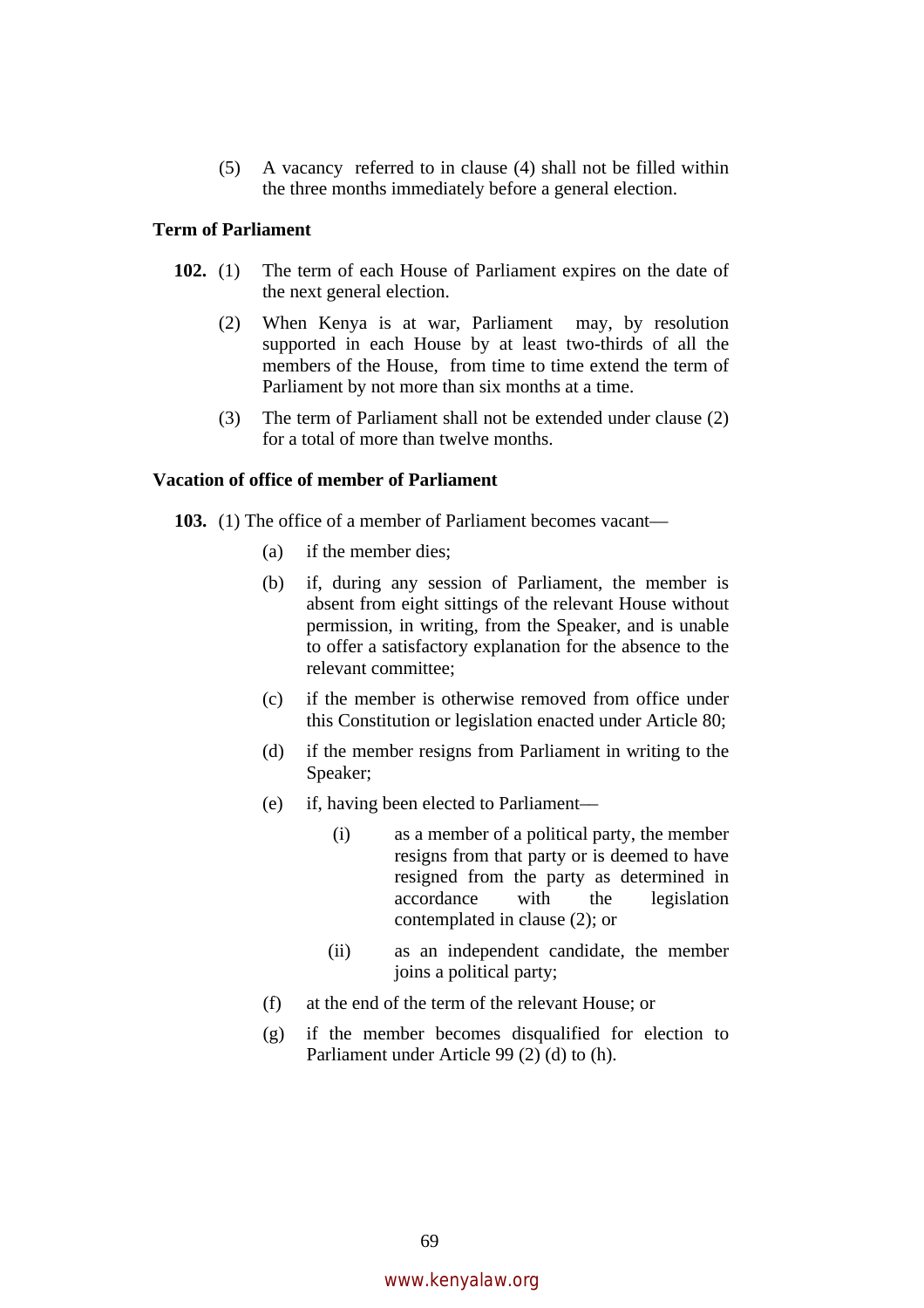(5) A vacancy referred to in clause (4) shall not be filled within the three months immediately before a general election.

**Term of Parliament**

**102.** (1) The term of each House of Parliament expires on the date of the next general election.

(2) When Kenya is at war, Parliament may, by resolution supported in each House by at least two-thirds of all the members of the House, from time to time extend the term of Parliament by not more than six months at a time.

(3) The term of Parliament shall not be extended under clause (2) for a total of more than twelve months.

**Vacation of office of member of Parliament**

**103.** (1) The office of a member of Parliament becomes vacant––

(a) if the member dies;

(b) if, during any session of Parliament, the member is absent from eight sittings of the relevant House without permission, in writing, from the Speaker, and is unable to offer a satisfactory explanation for the absence to the relevant committee;

(c) if the member is otherwise removed from office under this Constitution or legislation enacted under Article 80;

(d) if the member resigns from Parliament in writing to the Speaker;

(e) if, having been elected to Parliament––

(i) as a member of a political party, the member resigns from that party or is deemed to have resigned from the party as determined in accordance with the legislation contemplated in clause (2); or

(ii) as an independent candidate, the member joins a political party;

(f) at the end of the term of the relevant House; or

(g) if the member becomes disqualified for election to Parliament under Article 99 (2) (d) to (h).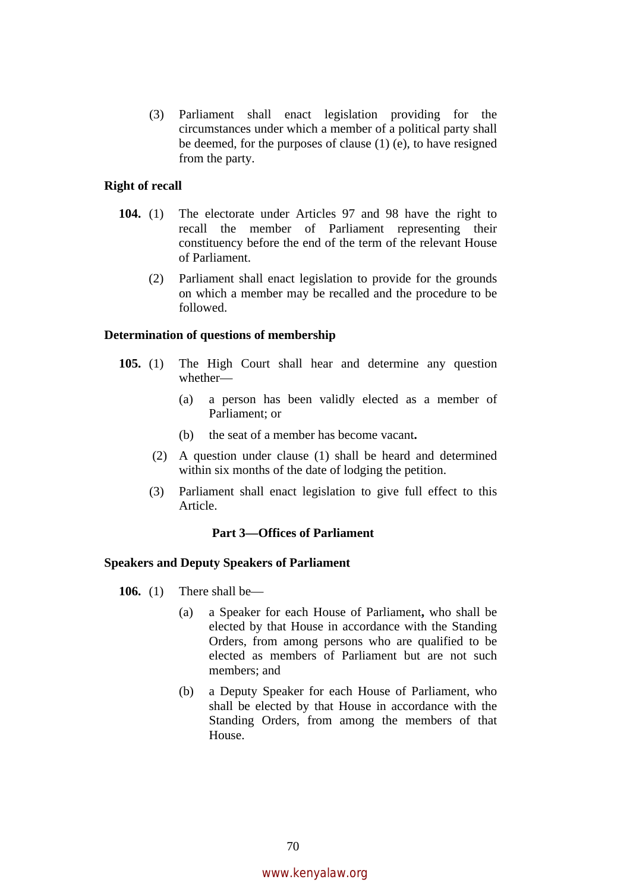(3) Parliament shall enact legislation providing for the circumstances under which a member of a political party shall be deemed, for the purposes of clause (1) (e), to have resigned from the party.

**Right of recall**

**104.** (1) The electorate under Articles 97 and 98 have the right to recall the member of Parliament representing their constituency before the end of the term of the relevant House of Parliament.

(2) Parliament shall enact legislation to provide for the grounds on which a member may be recalled and the procedure to be followed.

**Determination of questions of membership**

**105.** (1) The High Court shall hear and determine any question whether—

(a) a person has been validly elected as a member of Parliament; or

(b) the seat of a member has become vacant**.**

(2) A question under clause (1) shall be heard and determined within six months of the date of lodging the petition.

(3) Parliament shall enact legislation to give full effect to this Article.

## Part 3—Offices of Parliament

**Speakers and Deputy Speakers of Parliament**

**106.** (1) There shall be—

(a) a Speaker for each House of Parliament**,** who shall be elected by that House in accordance with the Standing Orders, from among persons who are qualified to be elected as members of Parliament but are not such members; and

(b) a Deputy Speaker for each House of Parliament, who shall be elected by that House in accordance with the Standing Orders, from among the members of that House.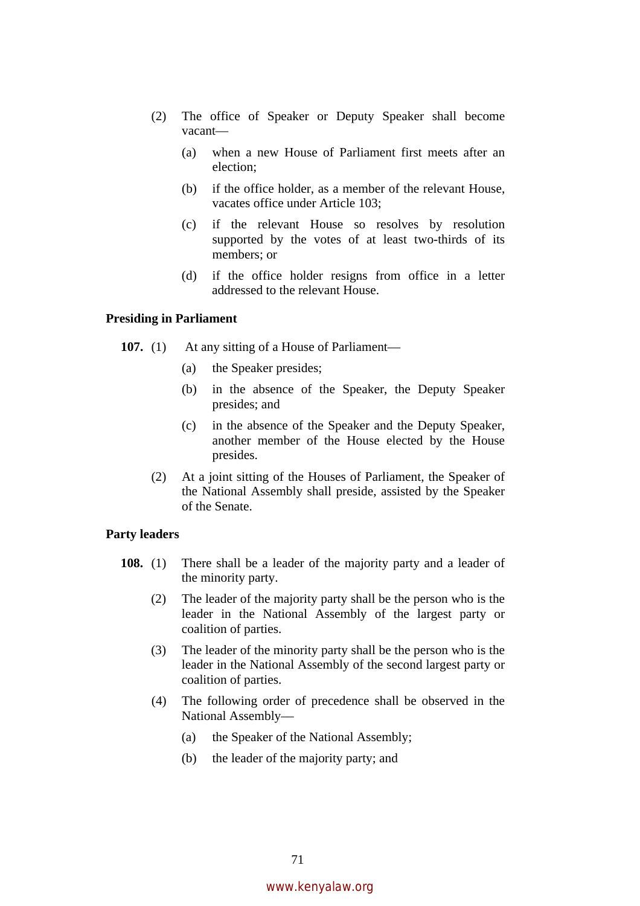(2) The office of Speaker or Deputy Speaker shall become vacant––

(a) when a new House of Parliament first meets after an election;

(b) if the office holder, as a member of the relevant House, vacates office under Article 103;

(c) if the relevant House so resolves by resolution supported by the votes of at least two-thirds of its members; or

(d) if the office holder resigns from office in a letter addressed to the relevant House.

**Presiding in Parliament**

**107.** (1) At any sitting of a House of Parliament––

(a) the Speaker presides;

(b) in the absence of the Speaker, the Deputy Speaker presides; and

(c) in the absence of the Speaker and the Deputy Speaker, another member of the House elected by the House presides.

(2) At a joint sitting of the Houses of Parliament, the Speaker of the National Assembly shall preside, assisted by the Speaker of the Senate.

**Party leaders**

**108.** (1) There shall be a leader of the majority party and a leader of the minority party.

(2) The leader of the majority party shall be the person who is the leader in the National Assembly of the largest party or coalition of parties.

(3) The leader of the minority party shall be the person who is the leader in the National Assembly of the second largest party or coalition of parties.

(4) The following order of precedence shall be observed in the National Assembly––

(a) the Speaker of the National Assembly;

(b) the leader of the majority party; and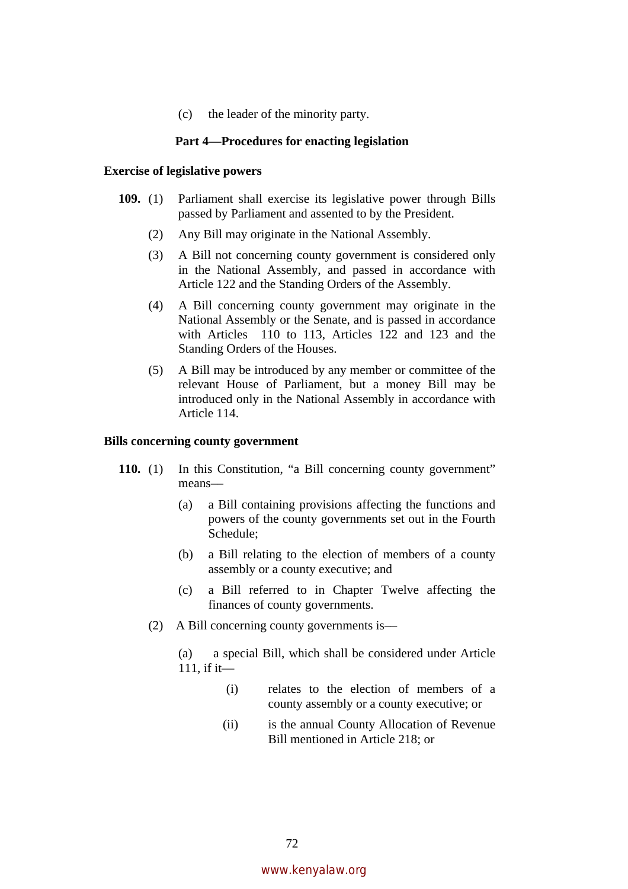(c) the leader of the minority party.

## Part 4—Procedures for enacting legislation

### Exercise of legislative powers

**109.** (1) Parliament shall exercise its legislative power through Bills passed by Parliament and assented to by the President.

(2) Any Bill may originate in the National Assembly.

(3) A Bill not concerning county government is considered only in the National Assembly, and passed in accordance with Article 122 and the Standing Orders of the Assembly.

(4) A Bill concerning county government may originate in the National Assembly or the Senate, and is passed in accordance with Articles 110 to 113, Articles 122 and 123 and the Standing Orders of the Houses.

(5) A Bill may be introduced by any member or committee of the relevant House of Parliament, but a money Bill may be introduced only in the National Assembly in accordance with Article 114.

### Bills concerning county government

**110.** (1) In this Constitution, "a Bill concerning county government" means—

(a) a Bill containing provisions affecting the functions and powers of the county governments set out in the Fourth Schedule;

(b) a Bill relating to the election of members of a county assembly or a county executive; and

(c) a Bill referred to in Chapter Twelve affecting the finances of county governments.

(2) A Bill concerning county governments is—

(a) a special Bill, which shall be considered under Article 111, if it—

(i) relates to the election of members of a county assembly or a county executive; or

(ii) is the annual County Allocation of Revenue Bill mentioned in Article 218; or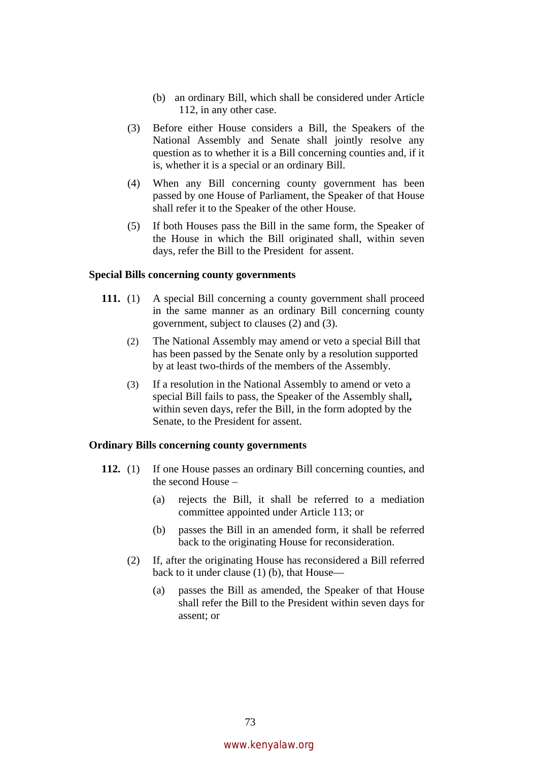(b) an ordinary Bill, which shall be considered under Article 112, in any other case.

(3) Before either House considers a Bill, the Speakers of the National Assembly and Senate shall jointly resolve any question as to whether it is a Bill concerning counties and, if it is, whether it is a special or an ordinary Bill.

(4) When any Bill concerning county government has been passed by one House of Parliament, the Speaker of that House shall refer it to the Speaker of the other House.

(5) If both Houses pass the Bill in the same form, the Speaker of the House in which the Bill originated shall, within seven days, refer the Bill to the President for assent.

**Special Bills concerning county governments**

**111.** (1) A special Bill concerning a county government shall proceed in the same manner as an ordinary Bill concerning county government, subject to clauses (2) and (3).

(2) The National Assembly may amend or veto a special Bill that has been passed by the Senate only by a resolution supported by at least two-thirds of the members of the Assembly.

(3) If a resolution in the National Assembly to amend or veto a special Bill fails to pass, the Speaker of the Assembly shall**,** within seven days, refer the Bill, in the form adopted by the Senate, to the President for assent.

**Ordinary Bills concerning county governments**

**112.** (1) If one House passes an ordinary Bill concerning counties, and the second House –

(a) rejects the Bill, it shall be referred to a mediation committee appointed under Article 113; or

(b) passes the Bill in an amended form, it shall be referred back to the originating House for reconsideration.

(2) If, after the originating House has reconsidered a Bill referred back to it under clause (1) (b), that House—

(a) passes the Bill as amended, the Speaker of that House shall refer the Bill to the President within seven days for assent; or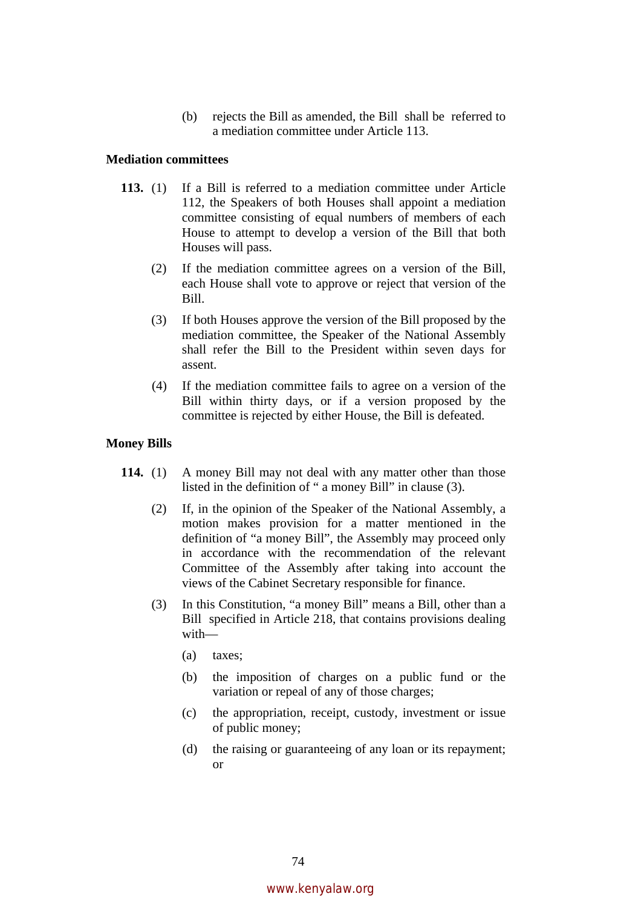(b) rejects the Bill as amended, the Bill shall be referred to a mediation committee under Article 113.

**Mediation committees**

**113.** (1) If a Bill is referred to a mediation committee under Article 112, the Speakers of both Houses shall appoint a mediation committee consisting of equal numbers of members of each House to attempt to develop a version of the Bill that both Houses will pass.

(2) If the mediation committee agrees on a version of the Bill, each House shall vote to approve or reject that version of the Bill.

(3) If both Houses approve the version of the Bill proposed by the mediation committee, the Speaker of the National Assembly shall refer the Bill to the President within seven days for assent.

(4) If the mediation committee fails to agree on a version of the Bill within thirty days, or if a version proposed by the committee is rejected by either House, the Bill is defeated.

**Money Bills**

**114.** (1) A money Bill may not deal with any matter other than those listed in the definition of " a money Bill" in clause (3).

(2) If, in the opinion of the Speaker of the National Assembly, a motion makes provision for a matter mentioned in the definition of "a money Bill", the Assembly may proceed only in accordance with the recommendation of the relevant Committee of the Assembly after taking into account the views of the Cabinet Secretary responsible for finance.

(3) In this Constitution, "a money Bill" means a Bill, other than a Bill specified in Article 218, that contains provisions dealing with—

(a) taxes;

(b) the imposition of charges on a public fund or the variation or repeal of any of those charges;

(c) the appropriation, receipt, custody, investment or issue of public money;

(d) the raising or guaranteeing of any loan or its repayment; or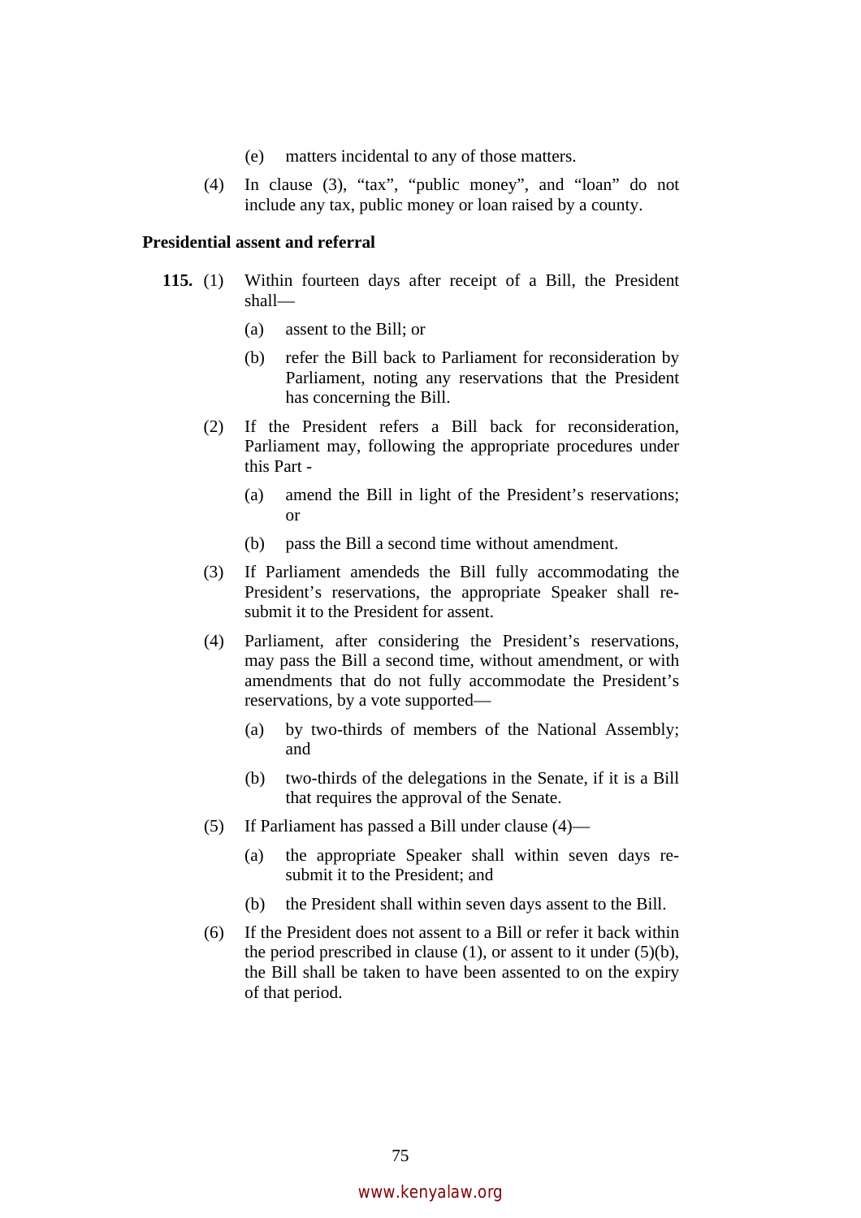(e) matters incidental to any of those matters.

(4) In clause (3), "tax", "public money", and "loan" do not include any tax, public money or loan raised by a county.

**Presidential assent and referral**

**115.** (1) Within fourteen days after receipt of a Bill, the President shall—

(a) assent to the Bill; or

(b) refer the Bill back to Parliament for reconsideration by Parliament, noting any reservations that the President has concerning the Bill.

(2) If the President refers a Bill back for reconsideration, Parliament may, following the appropriate procedures under this Part -

(a) amend the Bill in light of the President's reservations; or

(b) pass the Bill a second time without amendment.

(3) If Parliament amendeds the Bill fully accommodating the President's reservations, the appropriate Speaker shall re-submit it to the President for assent.

(4) Parliament, after considering the President's reservations, may pass the Bill a second time, without amendment, or with amendments that do not fully accommodate the President's reservations, by a vote supported—

(a) by two-thirds of members of the National Assembly; and

(b) two-thirds of the delegations in the Senate, if it is a Bill that requires the approval of the Senate.

(5) If Parliament has passed a Bill under clause (4)—

(a) the appropriate Speaker shall within seven days re-submit it to the President; and

(b) the President shall within seven days assent to the Bill.

(6) If the President does not assent to a Bill or refer it back within the period prescribed in clause (1), or assent to it under (5)(b), the Bill shall be taken to have been assented to on the expiry of that period.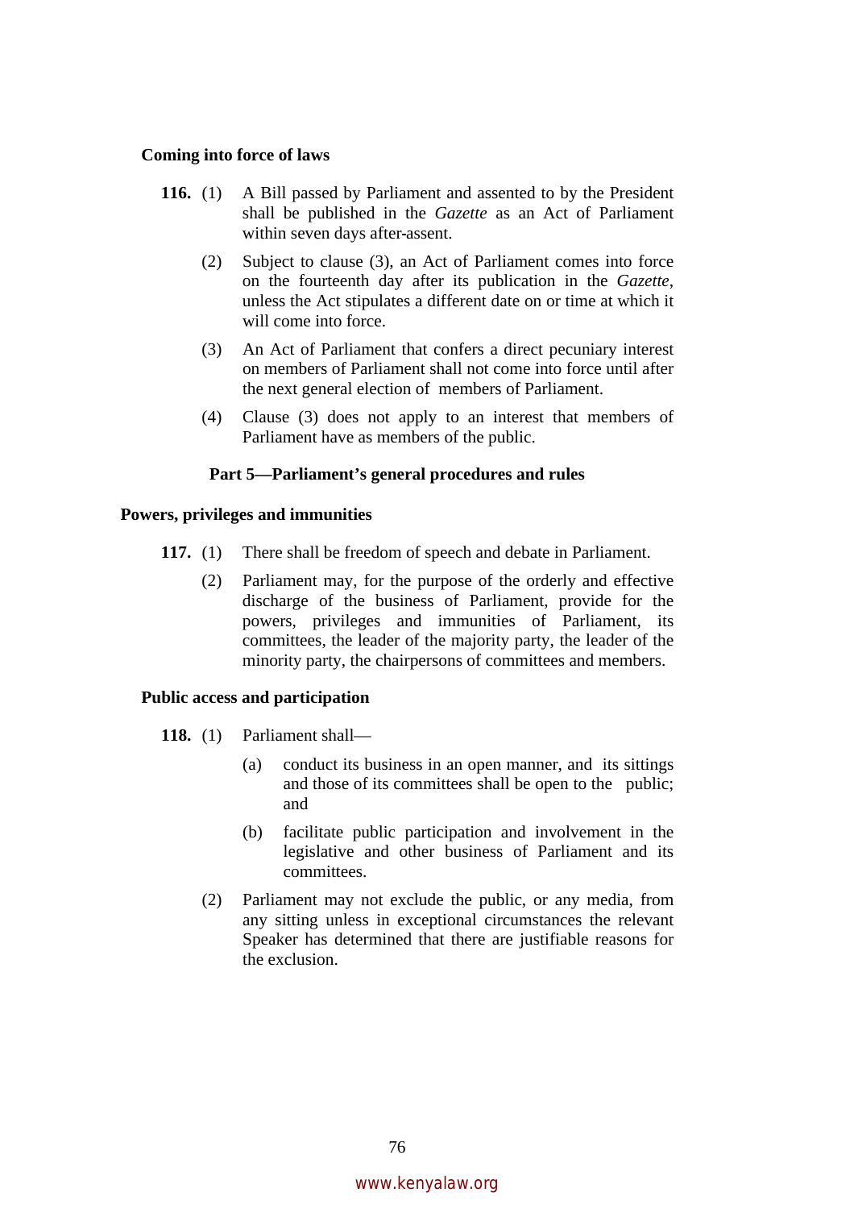**Coming into force of laws**

**116.** (1) A Bill passed by Parliament and assented to by the President shall be published in the *Gazette* as an Act of Parliament within seven days after-assent.

(2) Subject to clause (3), an Act of Parliament comes into force on the fourteenth day after its publication in the *Gazette*, unless the Act stipulates a different date on or time at which it will come into force.

(3) An Act of Parliament that confers a direct pecuniary interest on members of Parliament shall not come into force until after the next general election of members of Parliament.

(4) Clause (3) does not apply to an interest that members of Parliament have as members of the public.

## Part 5—Parliament's general procedures and rules

**Powers, privileges and immunities**

**117.** (1) There shall be freedom of speech and debate in Parliament.

(2) Parliament may, for the purpose of the orderly and effective discharge of the business of Parliament, provide for the powers, privileges and immunities of Parliament, its committees, the leader of the majority party, the leader of the minority party, the chairpersons of committees and members.

**Public access and participation**

**118.** (1) Parliament shall—

(a) conduct its business in an open manner, and its sittings and those of its committees shall be open to the public; and

(b) facilitate public participation and involvement in the legislative and other business of Parliament and its committees.

(2) Parliament may not exclude the public, or any media, from any sitting unless in exceptional circumstances the relevant Speaker has determined that there are justifiable reasons for the exclusion.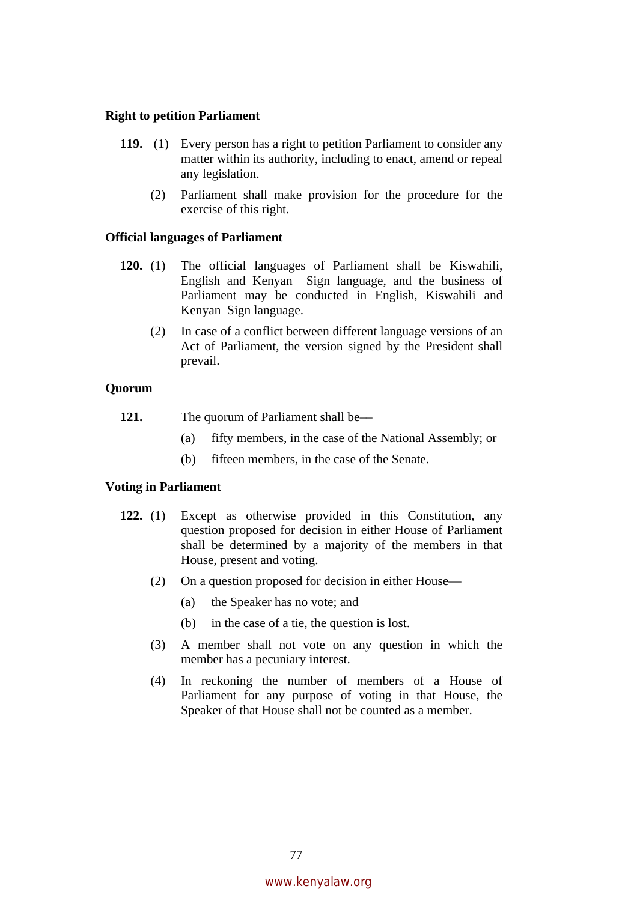**Right to petition Parliament**

**119.** (1) Every person has a right to petition Parliament to consider any matter within its authority, including to enact, amend or repeal any legislation.

(2) Parliament shall make provision for the procedure for the exercise of this right.

**Official languages of Parliament**

**120.** (1) The official languages of Parliament shall be Kiswahili, English and Kenyan Sign language, and the business of Parliament may be conducted in English, Kiswahili and Kenyan Sign language.

(2) In case of a conflict between different language versions of an Act of Parliament, the version signed by the President shall prevail.

**Quorum**

**121.** The quorum of Parliament shall be—

(a) fifty members, in the case of the National Assembly; or

(b) fifteen members, in the case of the Senate.

**Voting in Parliament**

**122.** (1) Except as otherwise provided in this Constitution, any question proposed for decision in either House of Parliament shall be determined by a majority of the members in that House, present and voting.

(2) On a question proposed for decision in either House—

(a) the Speaker has no vote; and

(b) in the case of a tie, the question is lost.

(3) A member shall not vote on any question in which the member has a pecuniary interest.

(4) In reckoning the number of members of a House of Parliament for any purpose of voting in that House, the Speaker of that House shall not be counted as a member.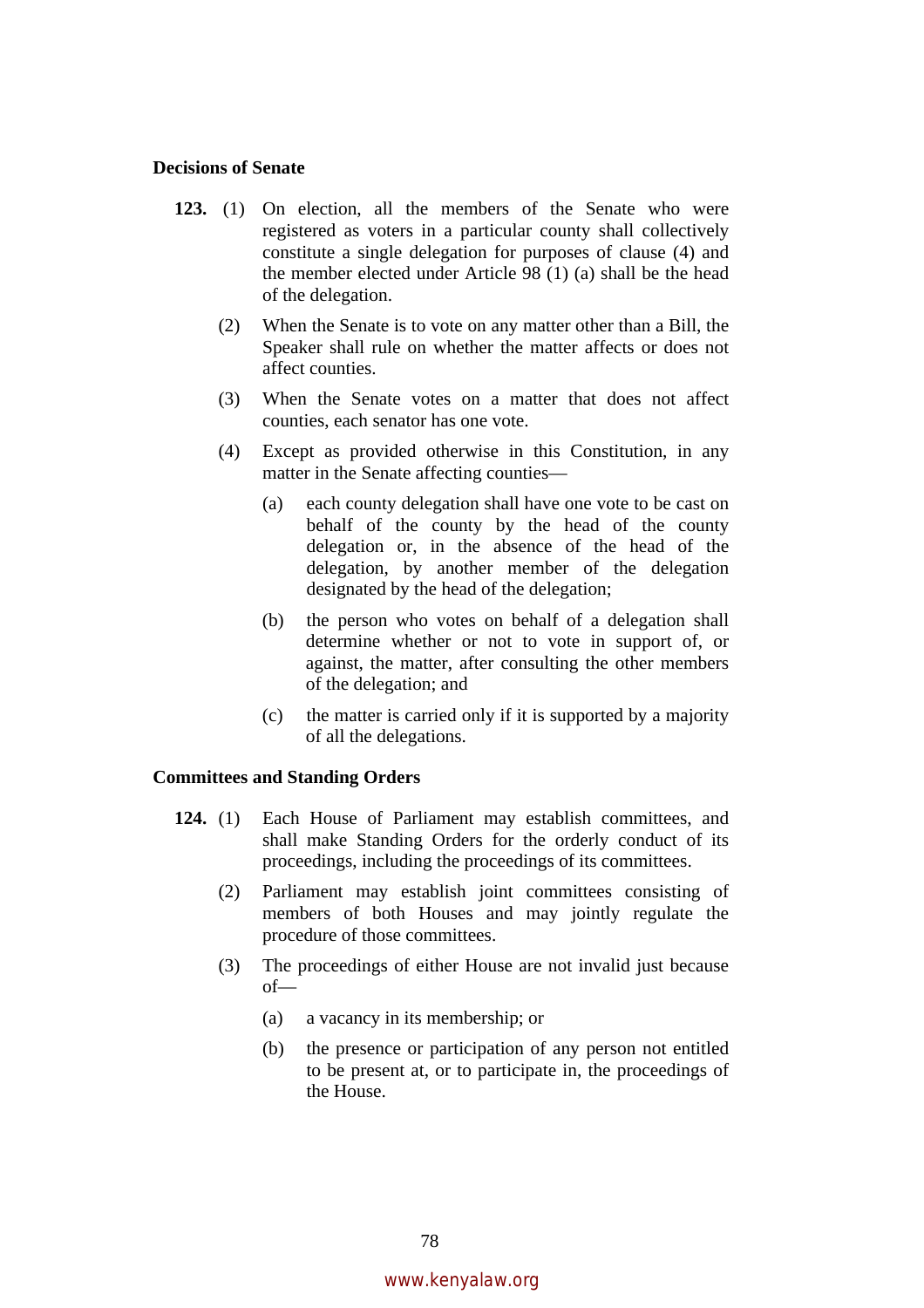**Decisions of Senate**

**123.** (1) On election, all the members of the Senate who were registered as voters in a particular county shall collectively constitute a single delegation for purposes of clause (4) and the member elected under Article 98 (1) (a) shall be the head of the delegation.

(2) When the Senate is to vote on any matter other than a Bill, the Speaker shall rule on whether the matter affects or does not affect counties.

(3) When the Senate votes on a matter that does not affect counties, each senator has one vote.

(4) Except as provided otherwise in this Constitution, in any matter in the Senate affecting counties—

(a) each county delegation shall have one vote to be cast on behalf of the county by the head of the county delegation or, in the absence of the head of the delegation, by another member of the delegation designated by the head of the delegation;

(b) the person who votes on behalf of a delegation shall determine whether or not to vote in support of, or against, the matter, after consulting the other members of the delegation; and

(c) the matter is carried only if it is supported by a majority of all the delegations.

**Committees and Standing Orders**

**124.** (1) Each House of Parliament may establish committees, and shall make Standing Orders for the orderly conduct of its proceedings, including the proceedings of its committees.

(2) Parliament may establish joint committees consisting of members of both Houses and may jointly regulate the procedure of those committees.

(3) The proceedings of either House are not invalid just because of—

(a) a vacancy in its membership; or

(b) the presence or participation of any person not entitled to be present at, or to participate in, the proceedings of the House.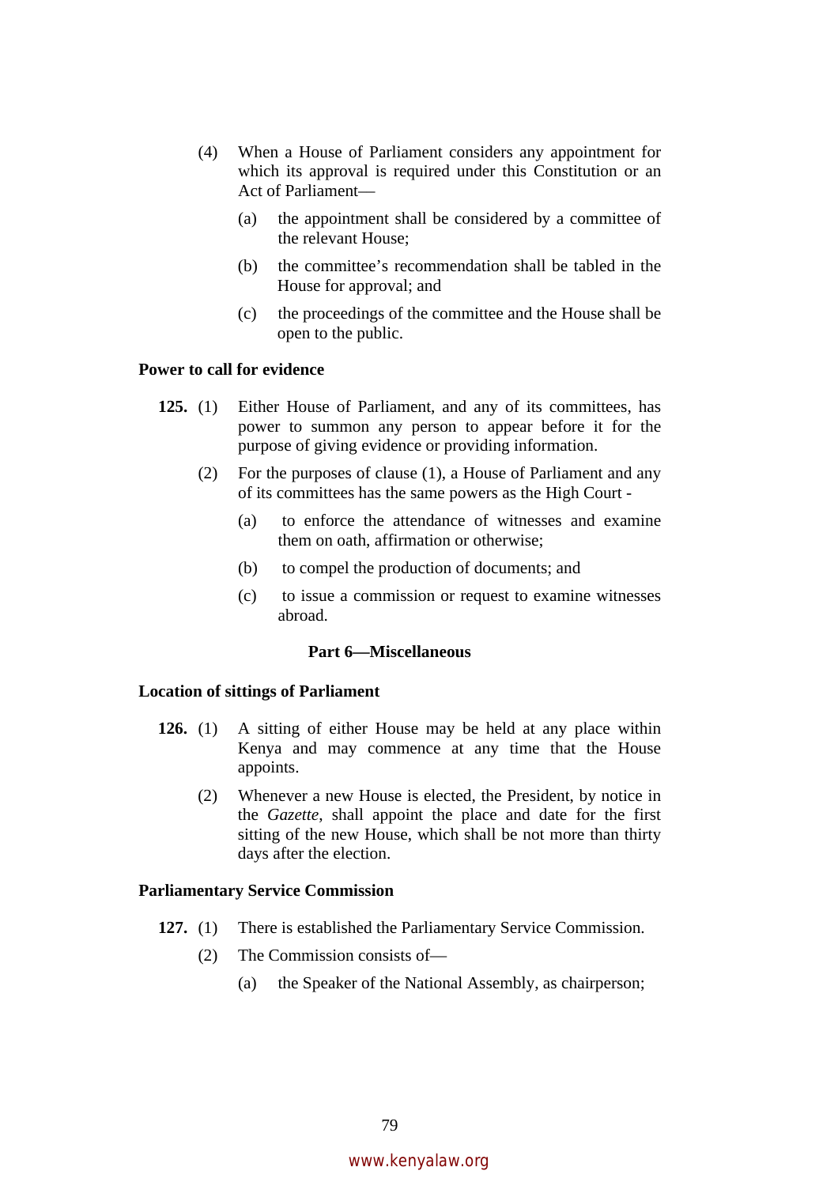(4) When a House of Parliament considers any appointment for which its approval is required under this Constitution or an Act of Parliament—

(a) the appointment shall be considered by a committee of the relevant House;

(b) the committee's recommendation shall be tabled in the House for approval; and

(c) the proceedings of the committee and the House shall be open to the public.

**Power to call for evidence**

**125.** (1) Either House of Parliament, and any of its committees, has power to summon any person to appear before it for the purpose of giving evidence or providing information.

(2) For the purposes of clause (1), a House of Parliament and any of its committees has the same powers as the High Court -

(a) to enforce the attendance of witnesses and examine them on oath, affirmation or otherwise;

(b) to compel the production of documents; and

(c) to issue a commission or request to examine witnesses abroad.

## Part 6—Miscellaneous

**Location of sittings of Parliament**

**126.** (1) A sitting of either House may be held at any place within Kenya and may commence at any time that the House appoints.

(2) Whenever a new House is elected, the President, by notice in the *Gazette*, shall appoint the place and date for the first sitting of the new House, which shall be not more than thirty days after the election.

**Parliamentary Service Commission**

**127.** (1) There is established the Parliamentary Service Commission.

(2) The Commission consists of—

(a) the Speaker of the National Assembly, as chairperson;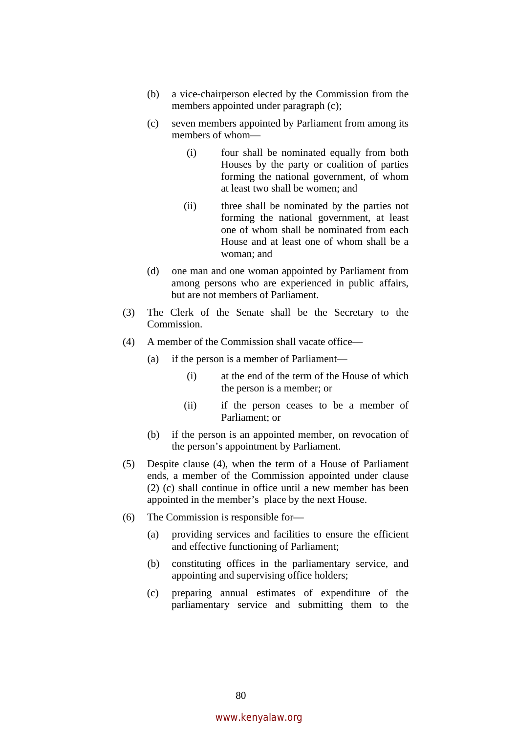(b) a vice-chairperson elected by the Commission from the members appointed under paragraph (c);

(c) seven members appointed by Parliament from among its members of whom—

(i) four shall be nominated equally from both Houses by the party or coalition of parties forming the national government, of whom at least two shall be women; and

(ii) three shall be nominated by the parties not forming the national government, at least one of whom shall be nominated from each House and at least one of whom shall be a woman; and

(d) one man and one woman appointed by Parliament from among persons who are experienced in public affairs, but are not members of Parliament.

(3) The Clerk of the Senate shall be the Secretary to the Commission.

(4) A member of the Commission shall vacate office—

(a) if the person is a member of Parliament—

(i) at the end of the term of the House of which the person is a member; or

(ii) if the person ceases to be a member of Parliament; or

(b) if the person is an appointed member, on revocation of the person's appointment by Parliament.

(5) Despite clause (4), when the term of a House of Parliament ends, a member of the Commission appointed under clause (2) (c) shall continue in office until a new member has been appointed in the member's place by the next House.

(6) The Commission is responsible for—

(a) providing services and facilities to ensure the efficient and effective functioning of Parliament;

(b) constituting offices in the parliamentary service, and appointing and supervising office holders;

(c) preparing annual estimates of expenditure of the parliamentary service and submitting them to the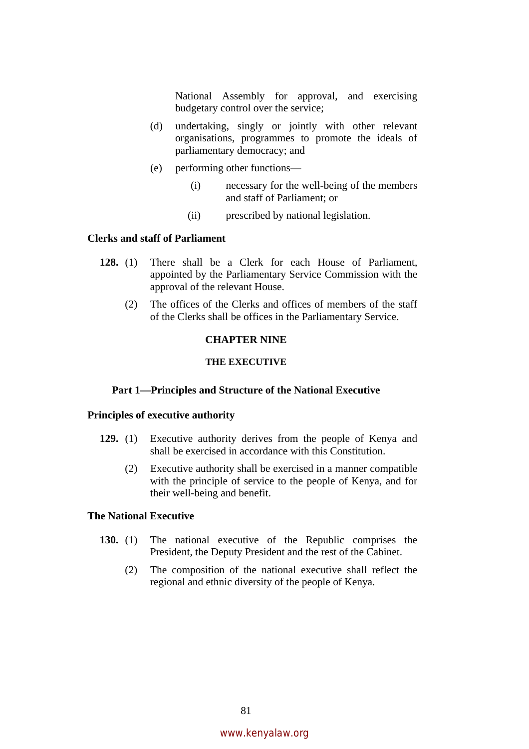National Assembly for approval, and exercising budgetary control over the service;

(d) undertaking, singly or jointly with other relevant organisations, programmes to promote the ideals of parliamentary democracy; and

(e) performing other functions—

(i) necessary for the well-being of the members and staff of Parliament; or

(ii) prescribed by national legislation.

**Clerks and staff of Parliament**

**128.** (1) There shall be a Clerk for each House of Parliament, appointed by the Parliamentary Service Commission with the approval of the relevant House.

(2) The offices of the Clerks and offices of members of the staff of the Clerks shall be offices in the Parliamentary Service.

# CHAPTER NINE

## THE EXECUTIVE

### Part 1—Principles and Structure of the National Executive

**Principles of executive authority**

**129.** (1) Executive authority derives from the people of Kenya and shall be exercised in accordance with this Constitution.

(2) Executive authority shall be exercised in a manner compatible with the principle of service to the people of Kenya, and for their well-being and benefit.

**The National Executive**

**130.** (1) The national executive of the Republic comprises the President, the Deputy President and the rest of the Cabinet.

(2) The composition of the national executive shall reflect the regional and ethnic diversity of the people of Kenya.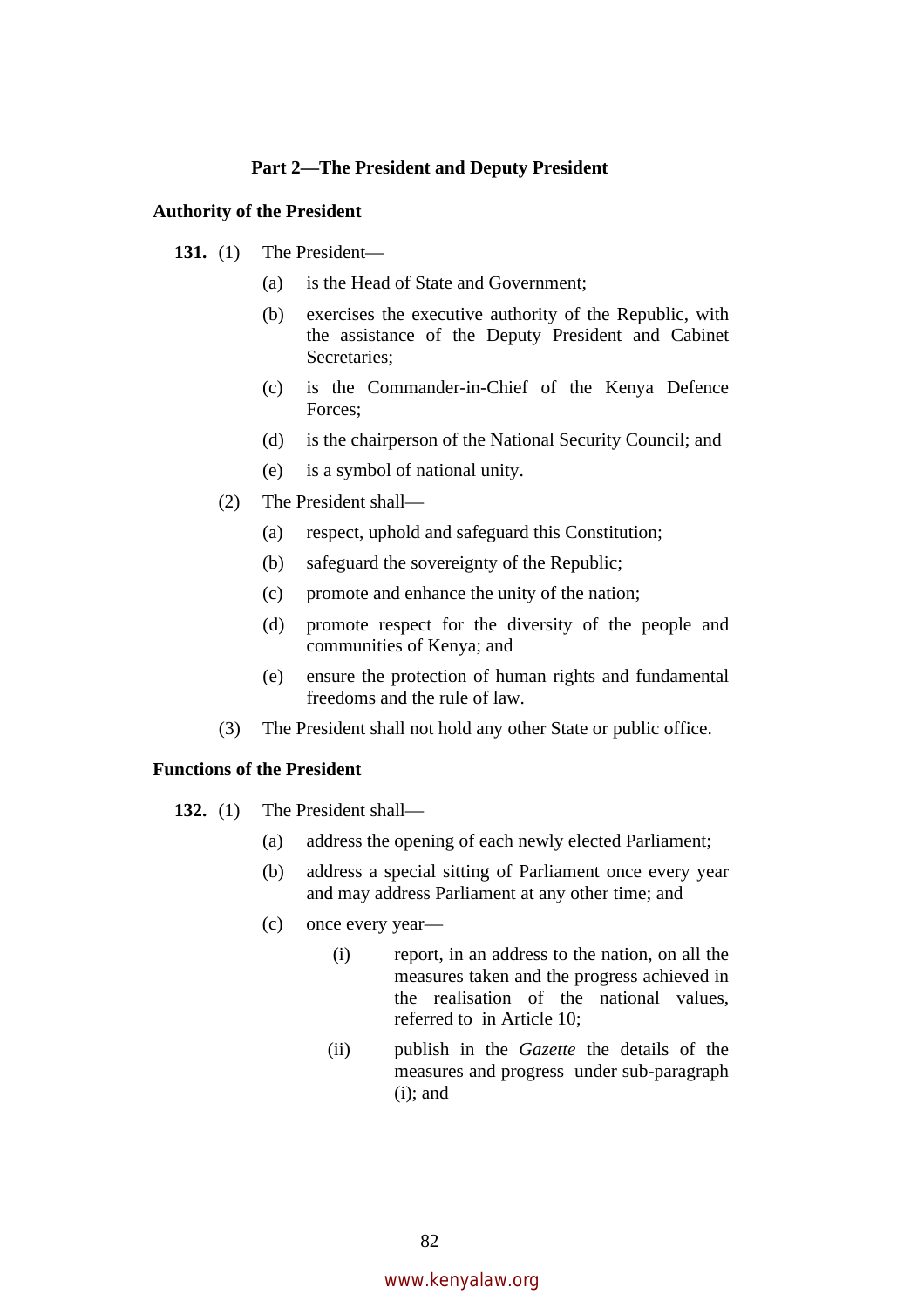## Part 2—The President and Deputy President

### Authority of the President

**131.** (1) The President—

(a) is the Head of State and Government;

(b) exercises the executive authority of the Republic, with the assistance of the Deputy President and Cabinet Secretaries;

(c) is the Commander-in-Chief of the Kenya Defence Forces;

(d) is the chairperson of the National Security Council; and

(e) is a symbol of national unity.

(2) The President shall—

(a) respect, uphold and safeguard this Constitution;

(b) safeguard the sovereignty of the Republic;

(c) promote and enhance the unity of the nation;

(d) promote respect for the diversity of the people and communities of Kenya; and

(e) ensure the protection of human rights and fundamental freedoms and the rule of law.

(3) The President shall not hold any other State or public office.

### Functions of the President

**132.** (1) The President shall—

(a) address the opening of each newly elected Parliament;

(b) address a special sitting of Parliament once every year and may address Parliament at any other time; and

(c) once every year—

(i) report, in an address to the nation, on all the measures taken and the progress achieved in the realisation of the national values, referred to in Article 10;

(ii) publish in the *Gazette* the details of the measures and progress under sub-paragraph (i); and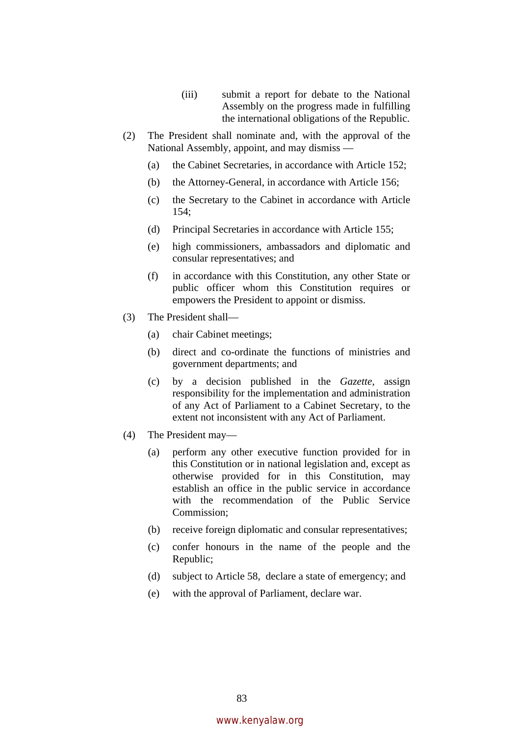(iii) submit a report for debate to the National Assembly on the progress made in fulfilling the international obligations of the Republic.

(2) The President shall nominate and, with the approval of the National Assembly, appoint, and may dismiss —

(a) the Cabinet Secretaries, in accordance with Article 152;

(b) the Attorney-General, in accordance with Article 156;

(c) the Secretary to the Cabinet in accordance with Article 154;

(d) Principal Secretaries in accordance with Article 155;

(e) high commissioners, ambassadors and diplomatic and consular representatives; and

(f) in accordance with this Constitution, any other State or public officer whom this Constitution requires or empowers the President to appoint or dismiss.

(3) The President shall—

(a) chair Cabinet meetings;

(b) direct and co-ordinate the functions of ministries and government departments; and

(c) by a decision published in the *Gazette*, assign responsibility for the implementation and administration of any Act of Parliament to a Cabinet Secretary, to the extent not inconsistent with any Act of Parliament.

(4) The President may—

(a) perform any other executive function provided for in this Constitution or in national legislation and, except as otherwise provided for in this Constitution, may establish an office in the public service in accordance with the recommendation of the Public Service Commission;

(b) receive foreign diplomatic and consular representatives;

(c) confer honours in the name of the people and the Republic;

(d) subject to Article 58, declare a state of emergency; and

(e) with the approval of Parliament, declare war.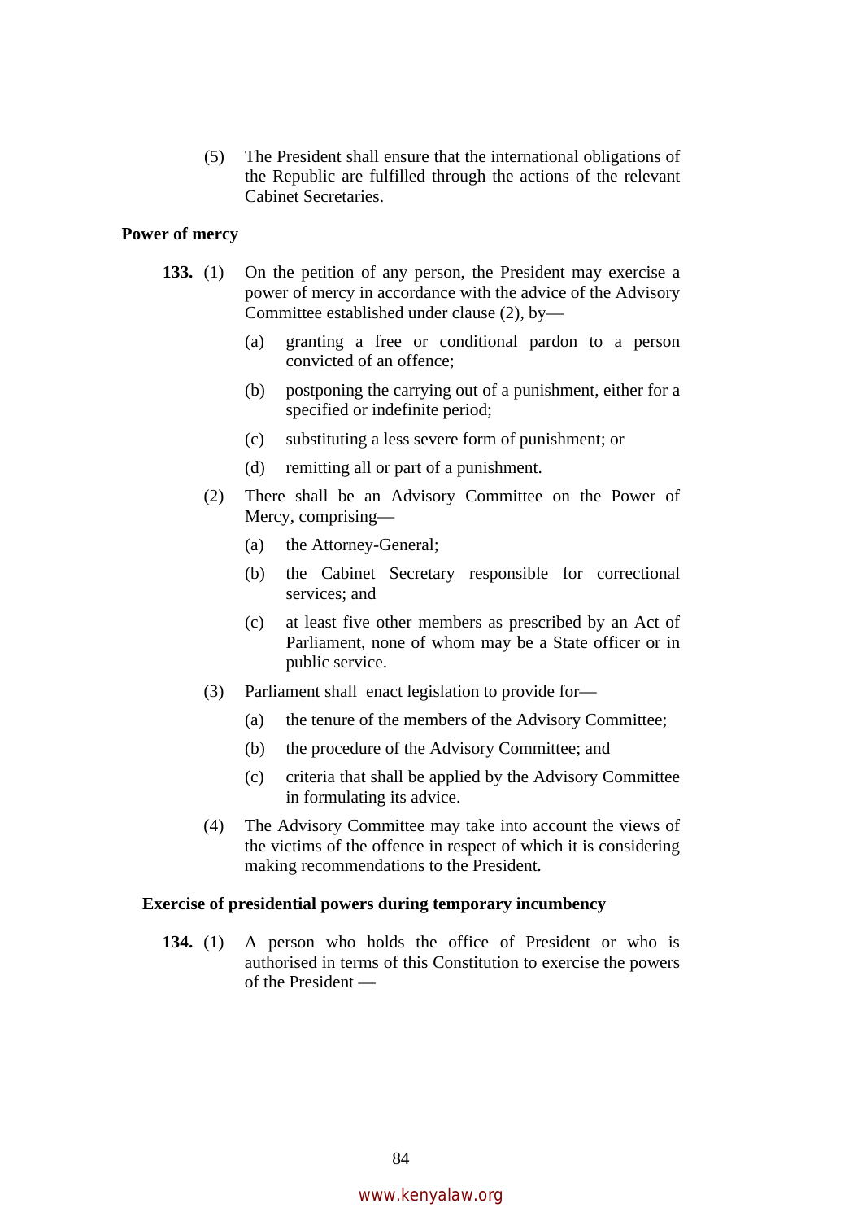(5) The President shall ensure that the international obligations of the Republic are fulfilled through the actions of the relevant Cabinet Secretaries.

**Power of mercy**

**133.** (1) On the petition of any person, the President may exercise a power of mercy in accordance with the advice of the Advisory Committee established under clause (2), by—

(a) granting a free or conditional pardon to a person convicted of an offence;

(b) postponing the carrying out of a punishment, either for a specified or indefinite period;

(c) substituting a less severe form of punishment; or

(d) remitting all or part of a punishment.

(2) There shall be an Advisory Committee on the Power of Mercy, comprising—

(a) the Attorney-General;

(b) the Cabinet Secretary responsible for correctional services; and

(c) at least five other members as prescribed by an Act of Parliament, none of whom may be a State officer or in public service.

(3) Parliament shall enact legislation to provide for—

(a) the tenure of the members of the Advisory Committee;

(b) the procedure of the Advisory Committee; and

(c) criteria that shall be applied by the Advisory Committee in formulating its advice.

(4) The Advisory Committee may take into account the views of the victims of the offence in respect of which it is considering making recommendations to the President.

**Exercise of presidential powers during temporary incumbency**

**134.** (1) A person who holds the office of President or who is authorised in terms of this Constitution to exercise the powers of the President —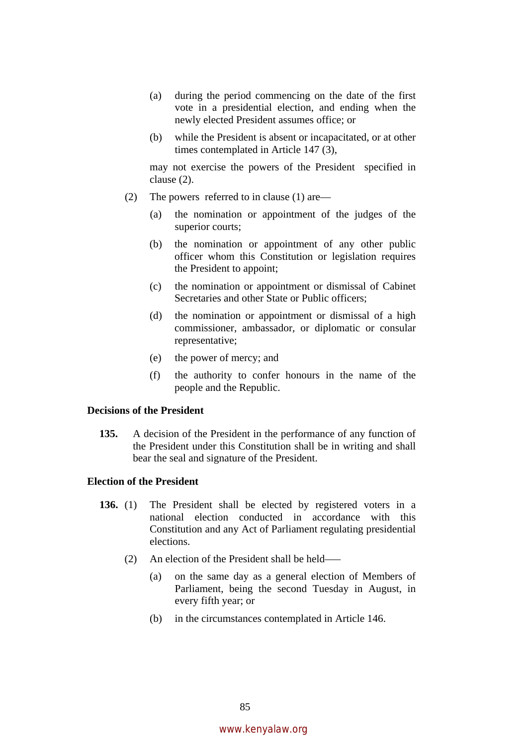(a) during the period commencing on the date of the first vote in a presidential election, and ending when the newly elected President assumes office; or

(b) while the President is absent or incapacitated, or at other times contemplated in Article 147 (3),

may not exercise the powers of the President specified in clause (2).

(2) The powers referred to in clause (1) are—

(a) the nomination or appointment of the judges of the superior courts;

(b) the nomination or appointment of any other public officer whom this Constitution or legislation requires the President to appoint;

(c) the nomination or appointment or dismissal of Cabinet Secretaries and other State or Public officers;

(d) the nomination or appointment or dismissal of a high commissioner, ambassador, or diplomatic or consular representative;

(e) the power of mercy; and

(f) the authority to confer honours in the name of the people and the Republic.

**Decisions of the President**

**135.** A decision of the President in the performance of any function of the President under this Constitution shall be in writing and shall bear the seal and signature of the President.

**Election of the President**

**136.** (1) The President shall be elected by registered voters in a national election conducted in accordance with this Constitution and any Act of Parliament regulating presidential elections.

(2) An election of the President shall be held——

(a) on the same day as a general election of Members of Parliament, being the second Tuesday in August, in every fifth year; or

(b) in the circumstances contemplated in Article 146.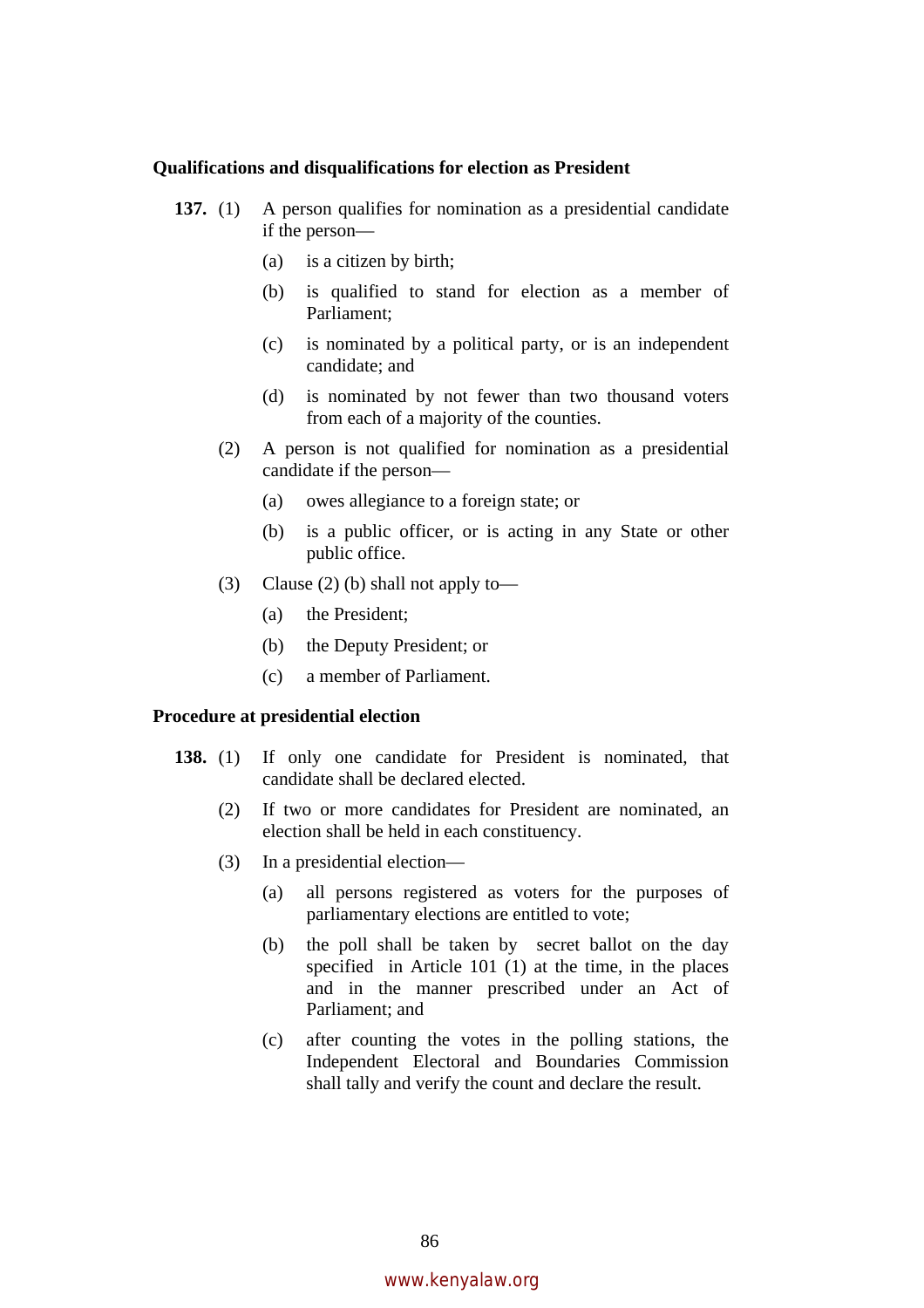**Qualifications and disqualifications for election as President**

**137.** (1) A person qualifies for nomination as a presidential candidate if the person––

(a) is a citizen by birth;

(b) is qualified to stand for election as a member of Parliament;

(c) is nominated by a political party, or is an independent candidate; and

(d) is nominated by not fewer than two thousand voters from each of a majority of the counties.

(2) A person is not qualified for nomination as a presidential candidate if the person––

(a) owes allegiance to a foreign state; or

(b) is a public officer, or is acting in any State or other public office.

(3) Clause (2) (b) shall not apply to––

(a) the President;

(b) the Deputy President; or

(c) a member of Parliament.

**Procedure at presidential election**

**138.** (1) If only one candidate for President is nominated, that candidate shall be declared elected.

(2) If two or more candidates for President are nominated, an election shall be held in each constituency.

(3) In a presidential election––

(a) all persons registered as voters for the purposes of parliamentary elections are entitled to vote;

(b) the poll shall be taken by secret ballot on the day specified in Article 101 (1) at the time, in the places and in the manner prescribed under an Act of Parliament; and

(c) after counting the votes in the polling stations, the Independent Electoral and Boundaries Commission shall tally and verify the count and declare the result.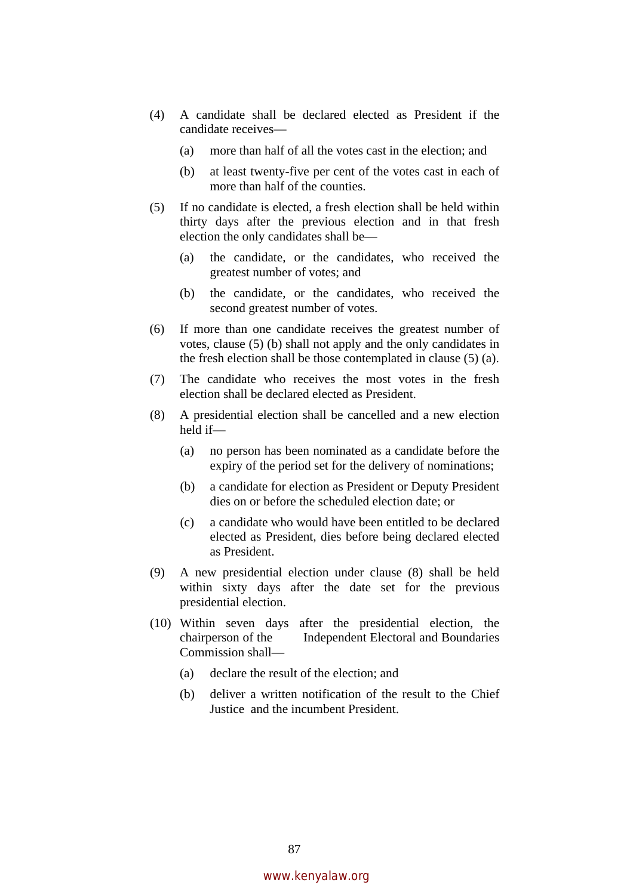(4) A candidate shall be declared elected as President if the candidate receives—

(a) more than half of all the votes cast in the election; and

(b) at least twenty-five per cent of the votes cast in each of more than half of the counties.

(5) If no candidate is elected, a fresh election shall be held within thirty days after the previous election and in that fresh election the only candidates shall be—

(a) the candidate, or the candidates, who received the greatest number of votes; and

(b) the candidate, or the candidates, who received the second greatest number of votes.

(6) If more than one candidate receives the greatest number of votes, clause (5) (b) shall not apply and the only candidates in the fresh election shall be those contemplated in clause (5) (a).

(7) The candidate who receives the most votes in the fresh election shall be declared elected as President.

(8) A presidential election shall be cancelled and a new election held if—

(a) no person has been nominated as a candidate before the expiry of the period set for the delivery of nominations;

(b) a candidate for election as President or Deputy President dies on or before the scheduled election date; or

(c) a candidate who would have been entitled to be declared elected as President, dies before being declared elected as President.

(9) A new presidential election under clause (8) shall be held within sixty days after the date set for the previous presidential election.

(10) Within seven days after the presidential election, the chairperson of the Independent Electoral and Boundaries Commission shall—

(a) declare the result of the election; and

(b) deliver a written notification of the result to the Chief Justice and the incumbent President.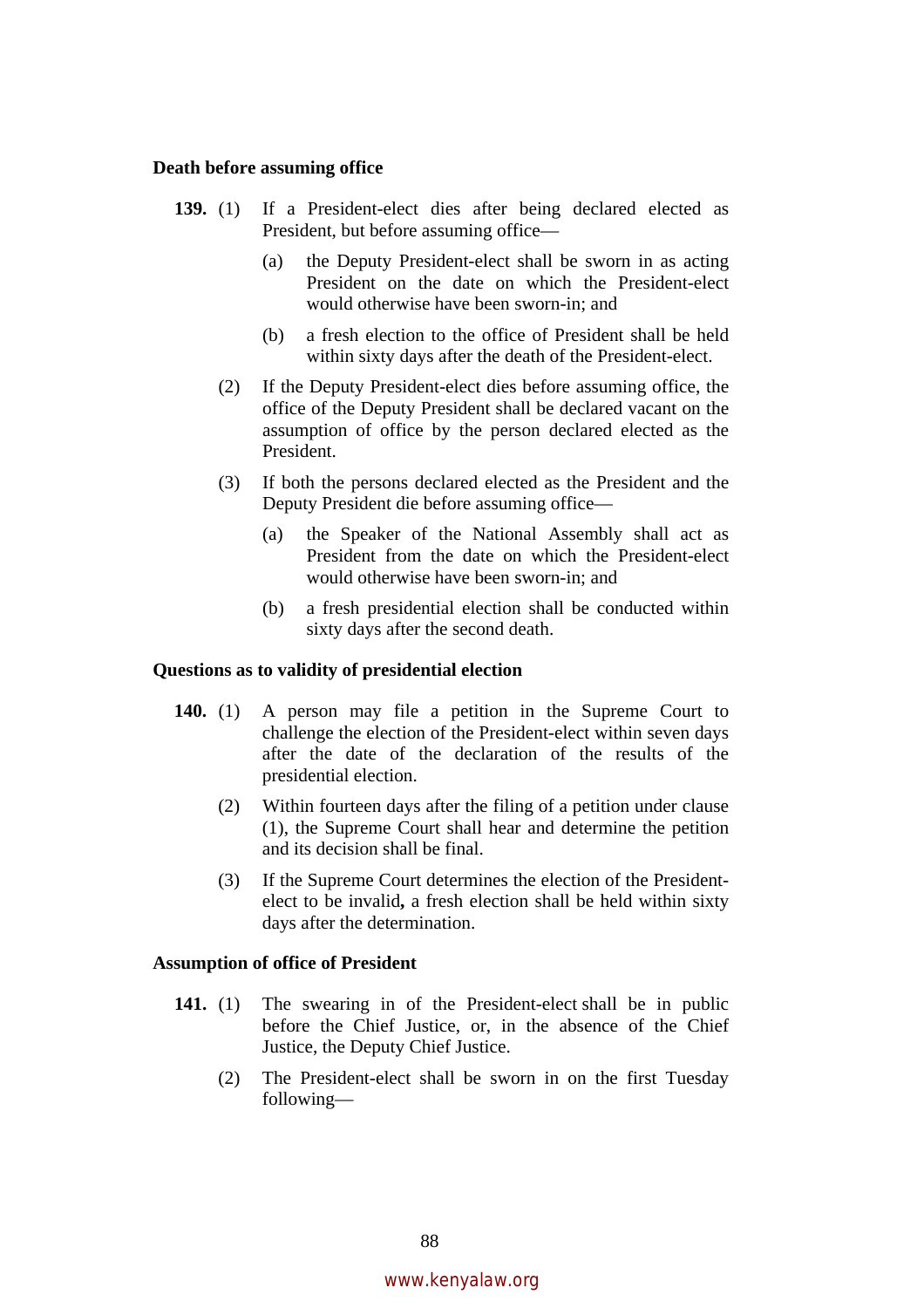**Death before assuming office**

**139.** (1) If a President-elect dies after being declared elected as President, but before assuming office—

(a) the Deputy President-elect shall be sworn in as acting President on the date on which the President-elect would otherwise have been sworn-in; and

(b) a fresh election to the office of President shall be held within sixty days after the death of the President-elect.

(2) If the Deputy President-elect dies before assuming office, the office of the Deputy President shall be declared vacant on the assumption of office by the person declared elected as the President.

(3) If both the persons declared elected as the President and the Deputy President die before assuming office—

(a) the Speaker of the National Assembly shall act as President from the date on which the President-elect would otherwise have been sworn-in; and

(b) a fresh presidential election shall be conducted within sixty days after the second death.

**Questions as to validity of presidential election**

**140.** (1) A person may file a petition in the Supreme Court to challenge the election of the President-elect within seven days after the date of the declaration of the results of the presidential election.

(2) Within fourteen days after the filing of a petition under clause (1), the Supreme Court shall hear and determine the petition and its decision shall be final.

(3) If the Supreme Court determines the election of the President-elect to be invalid**,** a fresh election shall be held within sixty days after the determination.

**Assumption of office of President**

**141.** (1) The swearing in of the President-elect shall be in public before the Chief Justice, or, in the absence of the Chief Justice, the Deputy Chief Justice.

(2) The President-elect shall be sworn in on the first Tuesday following—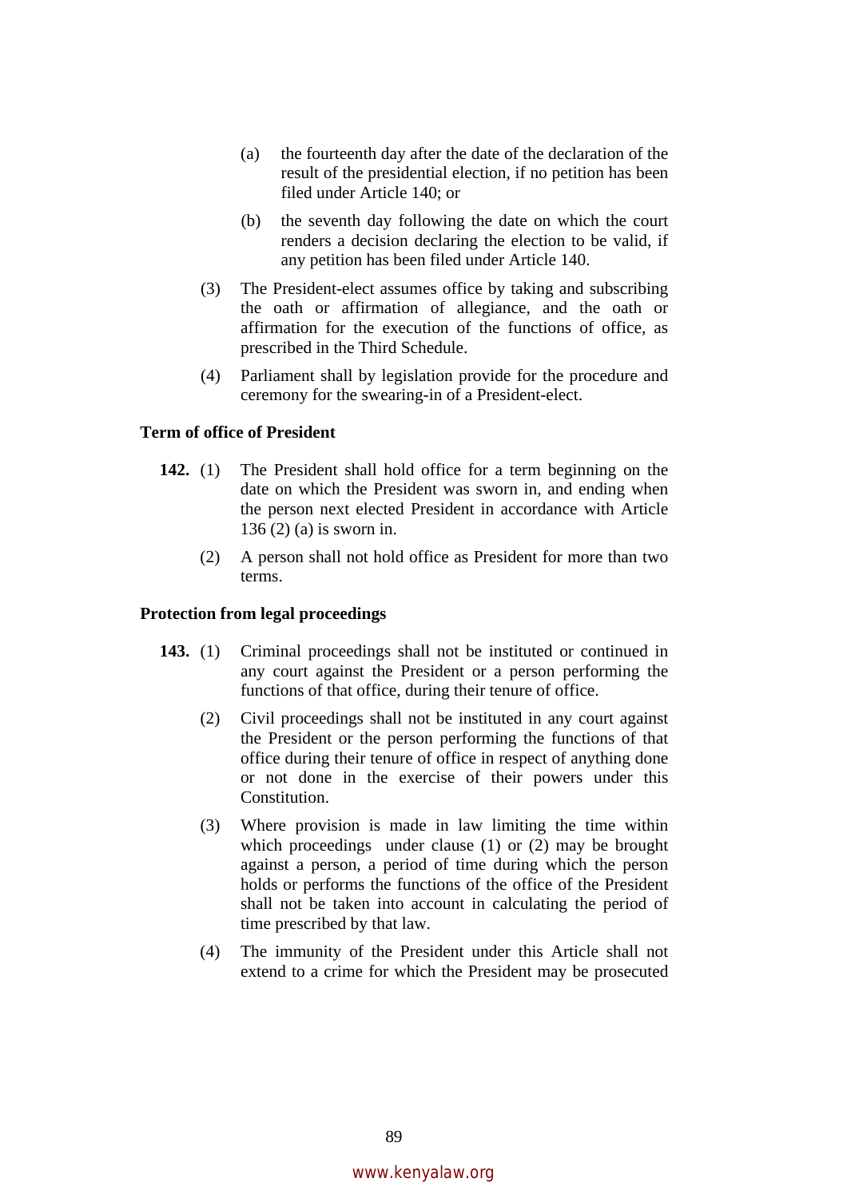(a) the fourteenth day after the date of the declaration of the result of the presidential election, if no petition has been filed under Article 140; or

(b) the seventh day following the date on which the court renders a decision declaring the election to be valid, if any petition has been filed under Article 140.

(3) The President-elect assumes office by taking and subscribing the oath or affirmation of allegiance, and the oath or affirmation for the execution of the functions of office, as prescribed in the Third Schedule.

(4) Parliament shall by legislation provide for the procedure and ceremony for the swearing-in of a President-elect.

**Term of office of President**

**142.** (1) The President shall hold office for a term beginning on the date on which the President was sworn in, and ending when the person next elected President in accordance with Article 136 (2) (a) is sworn in.

(2) A person shall not hold office as President for more than two terms.

**Protection from legal proceedings**

**143.** (1) Criminal proceedings shall not be instituted or continued in any court against the President or a person performing the functions of that office, during their tenure of office.

(2) Civil proceedings shall not be instituted in any court against the President or the person performing the functions of that office during their tenure of office in respect of anything done or not done in the exercise of their powers under this Constitution.

(3) Where provision is made in law limiting the time within which proceedings under clause (1) or (2) may be brought against a person, a period of time during which the person holds or performs the functions of the office of the President shall not be taken into account in calculating the period of time prescribed by that law.

(4) The immunity of the President under this Article shall not extend to a crime for which the President may be prosecuted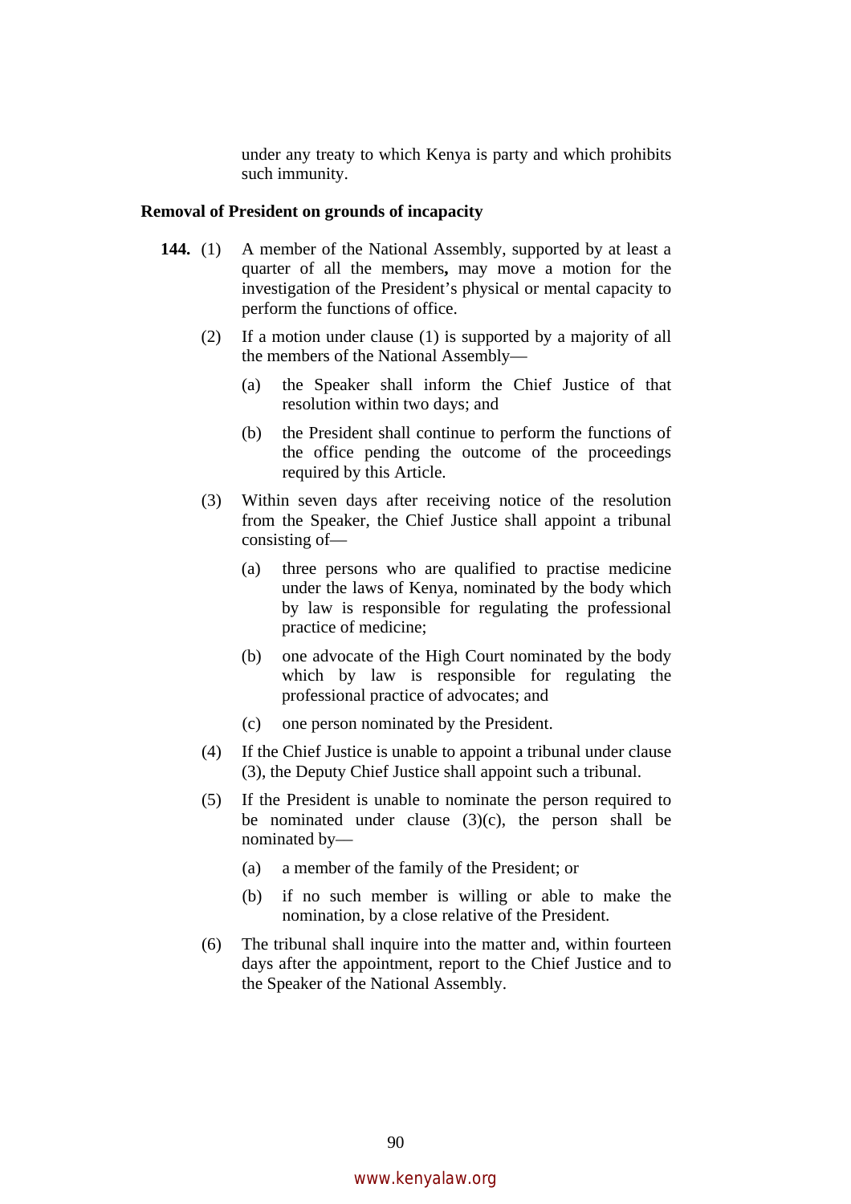under any treaty to which Kenya is party and which prohibits such immunity.

**Removal of President on grounds of incapacity**

**144.** (1) A member of the National Assembly, supported by at least a quarter of all the members**,** may move a motion for the investigation of the President's physical or mental capacity to perform the functions of office.

(2) If a motion under clause (1) is supported by a majority of all the members of the National Assembly––

(a) the Speaker shall inform the Chief Justice of that resolution within two days; and

(b) the President shall continue to perform the functions of the office pending the outcome of the proceedings required by this Article.

(3) Within seven days after receiving notice of the resolution from the Speaker, the Chief Justice shall appoint a tribunal consisting of––

(a) three persons who are qualified to practise medicine under the laws of Kenya, nominated by the body which by law is responsible for regulating the professional practice of medicine;

(b) one advocate of the High Court nominated by the body which by law is responsible for regulating the professional practice of advocates; and

(c) one person nominated by the President.

(4) If the Chief Justice is unable to appoint a tribunal under clause (3), the Deputy Chief Justice shall appoint such a tribunal.

(5) If the President is unable to nominate the person required to be nominated under clause (3)(c), the person shall be nominated by––

(a) a member of the family of the President; or

(b) if no such member is willing or able to make the nomination, by a close relative of the President.

(6) The tribunal shall inquire into the matter and, within fourteen days after the appointment, report to the Chief Justice and to the Speaker of the National Assembly.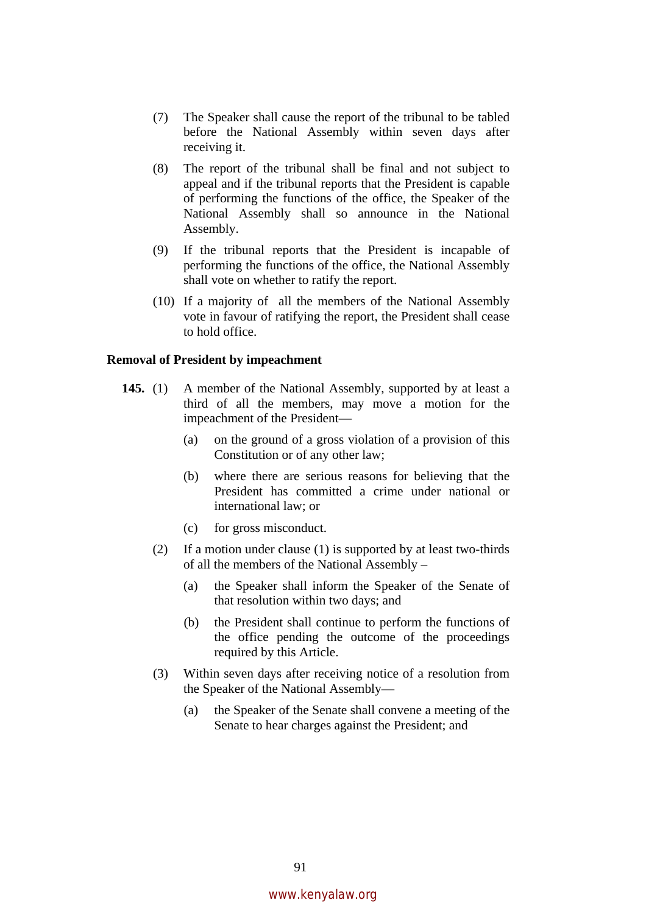(7) The Speaker shall cause the report of the tribunal to be tabled before the National Assembly within seven days after receiving it.

(8) The report of the tribunal shall be final and not subject to appeal and if the tribunal reports that the President is capable of performing the functions of the office, the Speaker of the National Assembly shall so announce in the National Assembly.

(9) If the tribunal reports that the President is incapable of performing the functions of the office, the National Assembly shall vote on whether to ratify the report.

(10) If a majority of all the members of the National Assembly vote in favour of ratifying the report, the President shall cease to hold office.

**Removal of President by impeachment**

**145.** (1) A member of the National Assembly, supported by at least a third of all the members, may move a motion for the impeachment of the President—

(a) on the ground of a gross violation of a provision of this Constitution or of any other law;

(b) where there are serious reasons for believing that the President has committed a crime under national or international law; or

(c) for gross misconduct.

(2) If a motion under clause (1) is supported by at least two-thirds of all the members of the National Assembly –

(a) the Speaker shall inform the Speaker of the Senate of that resolution within two days; and

(b) the President shall continue to perform the functions of the office pending the outcome of the proceedings required by this Article.

(3) Within seven days after receiving notice of a resolution from the Speaker of the National Assembly—

(a) the Speaker of the Senate shall convene a meeting of the Senate to hear charges against the President; and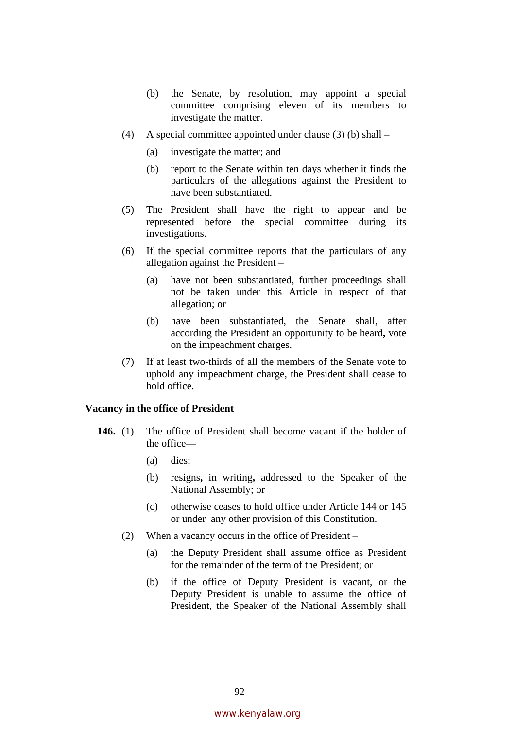(b) the Senate, by resolution, may appoint a special committee comprising eleven of its members to investigate the matter.

(4) A special committee appointed under clause (3) (b) shall –

(a) investigate the matter; and

(b) report to the Senate within ten days whether it finds the particulars of the allegations against the President to have been substantiated.

(5) The President shall have the right to appear and be represented before the special committee during its investigations.

(6) If the special committee reports that the particulars of any allegation against the President –

(a) have not been substantiated, further proceedings shall not be taken under this Article in respect of that allegation; or

(b) have been substantiated, the Senate shall, after according the President an opportunity to be heard**,** vote on the impeachment charges.

(7) If at least two-thirds of all the members of the Senate vote to uphold any impeachment charge, the President shall cease to hold office.

### Vacancy in the office of President

**146.** (1) The office of President shall become vacant if the holder of the office—

(a) dies;

(b) resigns**,** in writing**,** addressed to the Speaker of the National Assembly; or

(c) otherwise ceases to hold office under Article 144 or 145 or under any other provision of this Constitution.

(2) When a vacancy occurs in the office of President –

(a) the Deputy President shall assume office as President for the remainder of the term of the President; or

(b) if the office of Deputy President is vacant, or the Deputy President is unable to assume the office of President, the Speaker of the National Assembly shall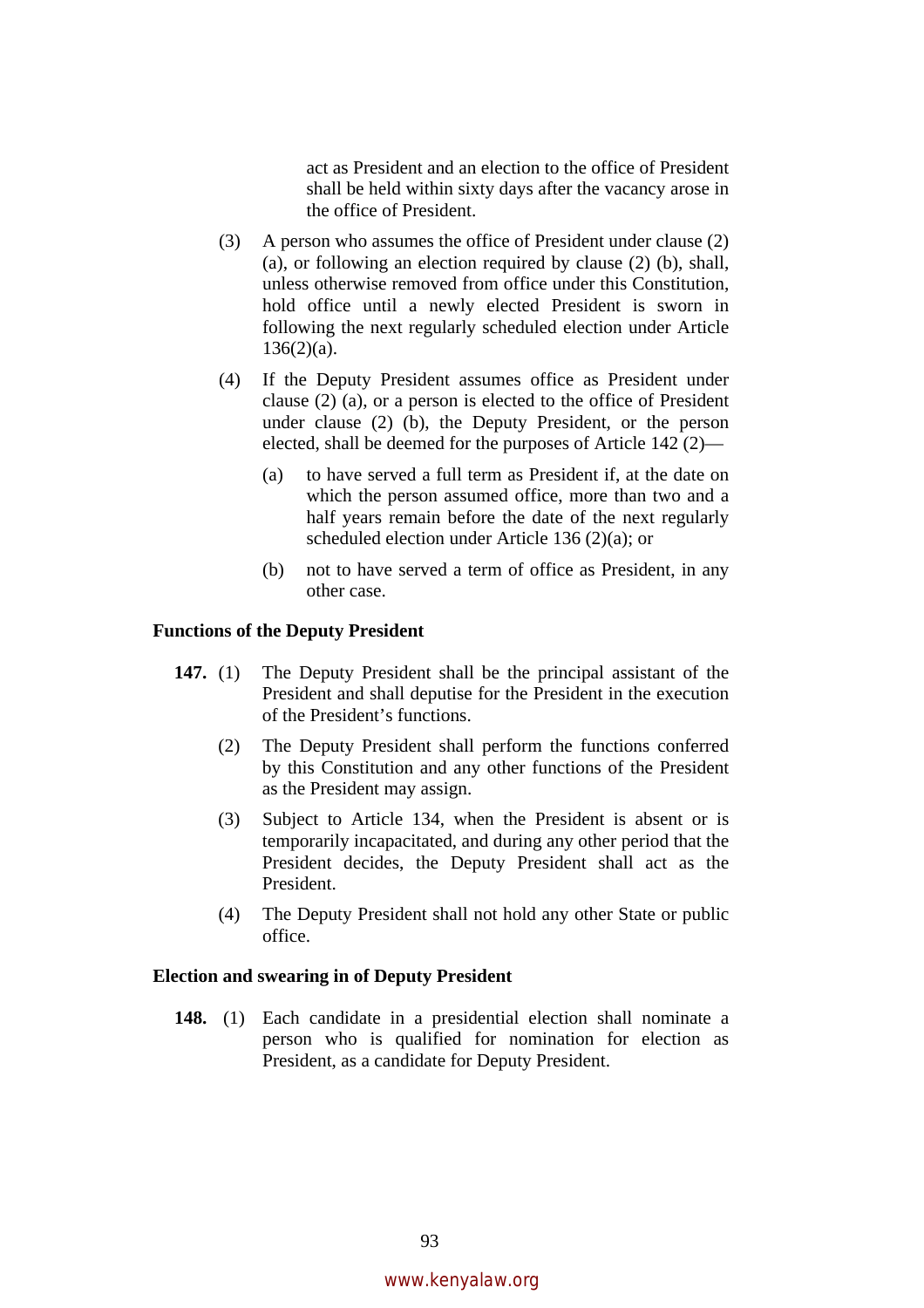act as President and an election to the office of President shall be held within sixty days after the vacancy arose in the office of President.

(3) A person who assumes the office of President under clause (2) (a), or following an election required by clause (2) (b), shall, unless otherwise removed from office under this Constitution, hold office until a newly elected President is sworn in following the next regularly scheduled election under Article 136(2)(a).

(4) If the Deputy President assumes office as President under clause (2) (a), or a person is elected to the office of President under clause (2) (b), the Deputy President, or the person elected, shall be deemed for the purposes of Article 142 (2)—

(a) to have served a full term as President if, at the date on which the person assumed office, more than two and a half years remain before the date of the next regularly scheduled election under Article 136 (2)(a); or

(b) not to have served a term of office as President, in any other case.

**Functions of the Deputy President**

**147.** (1) The Deputy President shall be the principal assistant of the President and shall deputise for the President in the execution of the President's functions.

(2) The Deputy President shall perform the functions conferred by this Constitution and any other functions of the President as the President may assign.

(3) Subject to Article 134, when the President is absent or is temporarily incapacitated, and during any other period that the President decides, the Deputy President shall act as the President.

(4) The Deputy President shall not hold any other State or public office.

**Election and swearing in of Deputy President**

**148.** (1) Each candidate in a presidential election shall nominate a person who is qualified for nomination for election as President, as a candidate for Deputy President.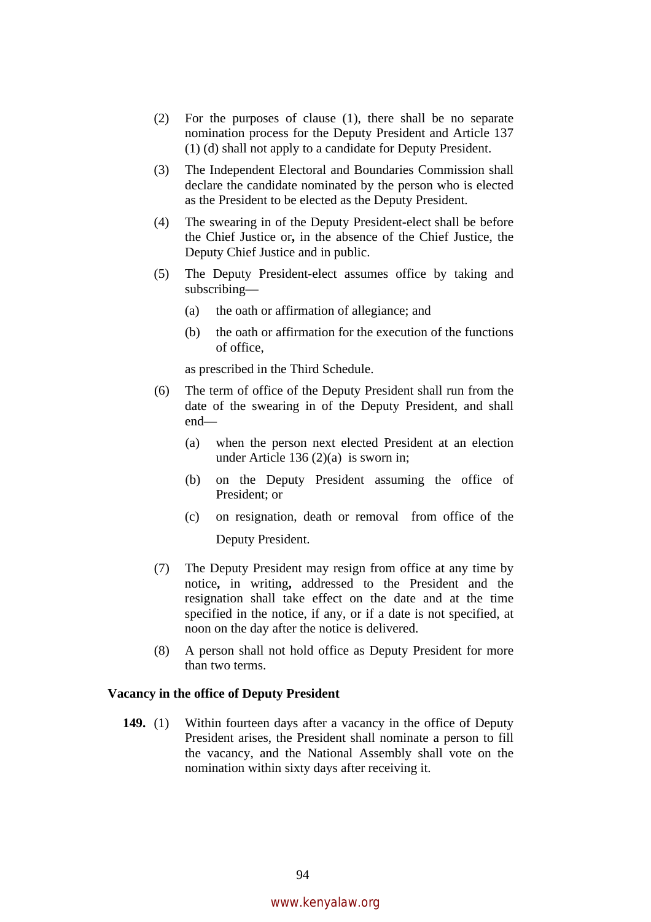(2) For the purposes of clause (1), there shall be no separate nomination process for the Deputy President and Article 137 (1) (d) shall not apply to a candidate for Deputy President.

(3) The Independent Electoral and Boundaries Commission shall declare the candidate nominated by the person who is elected as the President to be elected as the Deputy President.

(4) The swearing in of the Deputy President-elect shall be before the Chief Justice or**,** in the absence of the Chief Justice, the Deputy Chief Justice and in public.

(5) The Deputy President-elect assumes office by taking and subscribing—

(a) the oath or affirmation of allegiance; and

(b) the oath or affirmation for the execution of the functions of office,

as prescribed in the Third Schedule.

(6) The term of office of the Deputy President shall run from the date of the swearing in of the Deputy President, and shall end—

(a) when the person next elected President at an election under Article 136 (2)(a) is sworn in;

(b) on the Deputy President assuming the office of President; or

(c) on resignation, death or removal from office of the Deputy President.

(7) The Deputy President may resign from office at any time by notice**,** in writing**,** addressed to the President and the resignation shall take effect on the date and at the time specified in the notice, if any, or if a date is not specified, at noon on the day after the notice is delivered.

(8) A person shall not hold office as Deputy President for more than two terms.

**Vacancy in the office of Deputy President**

**149.** (1) Within fourteen days after a vacancy in the office of Deputy President arises, the President shall nominate a person to fill the vacancy, and the National Assembly shall vote on the nomination within sixty days after receiving it.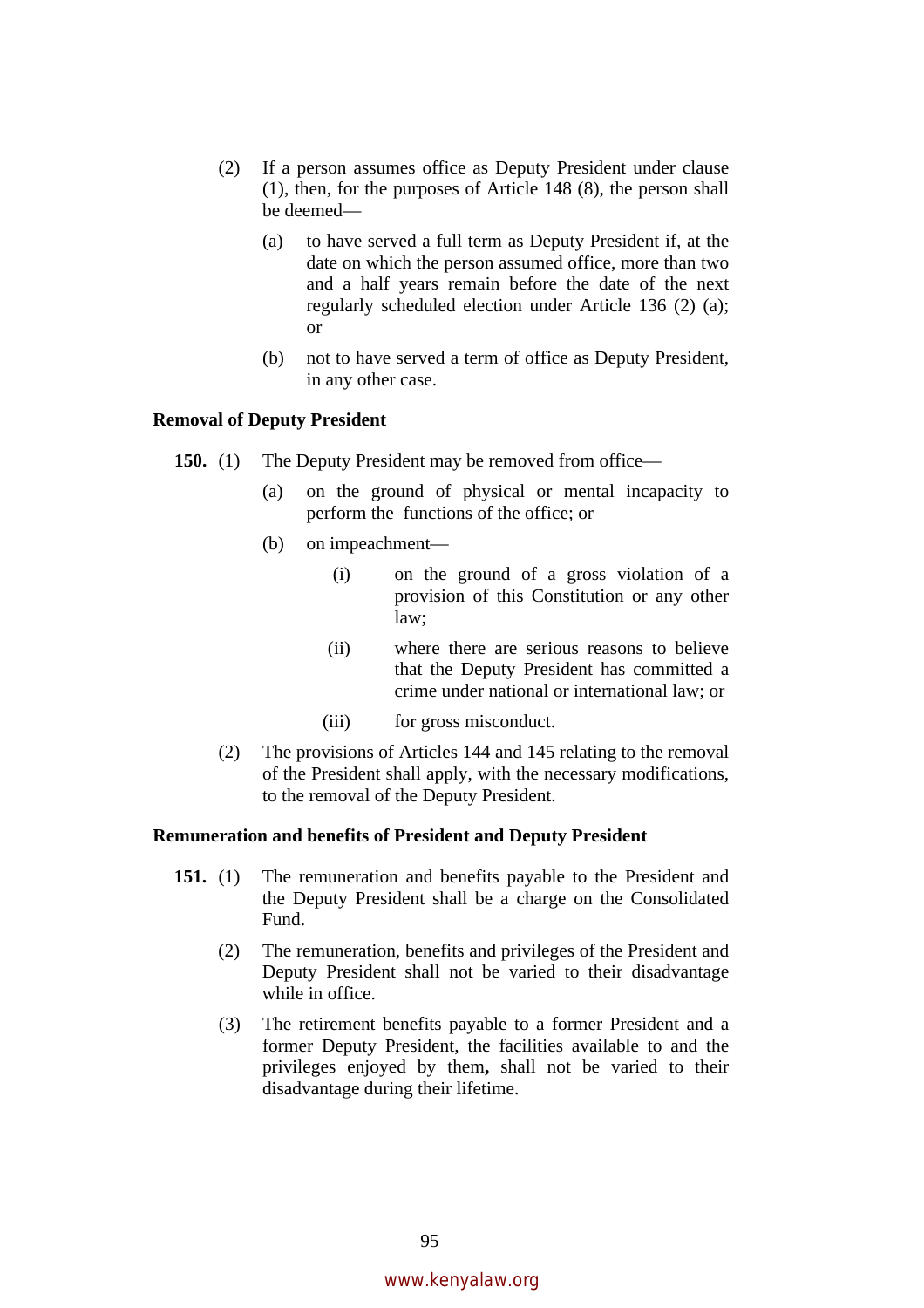(2) If a person assumes office as Deputy President under clause (1), then, for the purposes of Article 148 (8), the person shall be deemed—

(a) to have served a full term as Deputy President if, at the date on which the person assumed office, more than two and a half years remain before the date of the next regularly scheduled election under Article 136 (2) (a); or

(b) not to have served a term of office as Deputy President, in any other case.

**Removal of Deputy President**

**150.** (1) The Deputy President may be removed from office—

(a) on the ground of physical or mental incapacity to perform the functions of the office; or

(b) on impeachment—

(i) on the ground of a gross violation of a provision of this Constitution or any other law;

(ii) where there are serious reasons to believe that the Deputy President has committed a crime under national or international law; or

(iii) for gross misconduct.

(2) The provisions of Articles 144 and 145 relating to the removal of the President shall apply, with the necessary modifications, to the removal of the Deputy President.

**Remuneration and benefits of President and Deputy President**

**151.** (1) The remuneration and benefits payable to the President and the Deputy President shall be a charge on the Consolidated Fund.

(2) The remuneration, benefits and privileges of the President and Deputy President shall not be varied to their disadvantage while in office.

(3) The retirement benefits payable to a former President and a former Deputy President, the facilities available to and the privileges enjoyed by them, shall not be varied to their disadvantage during their lifetime.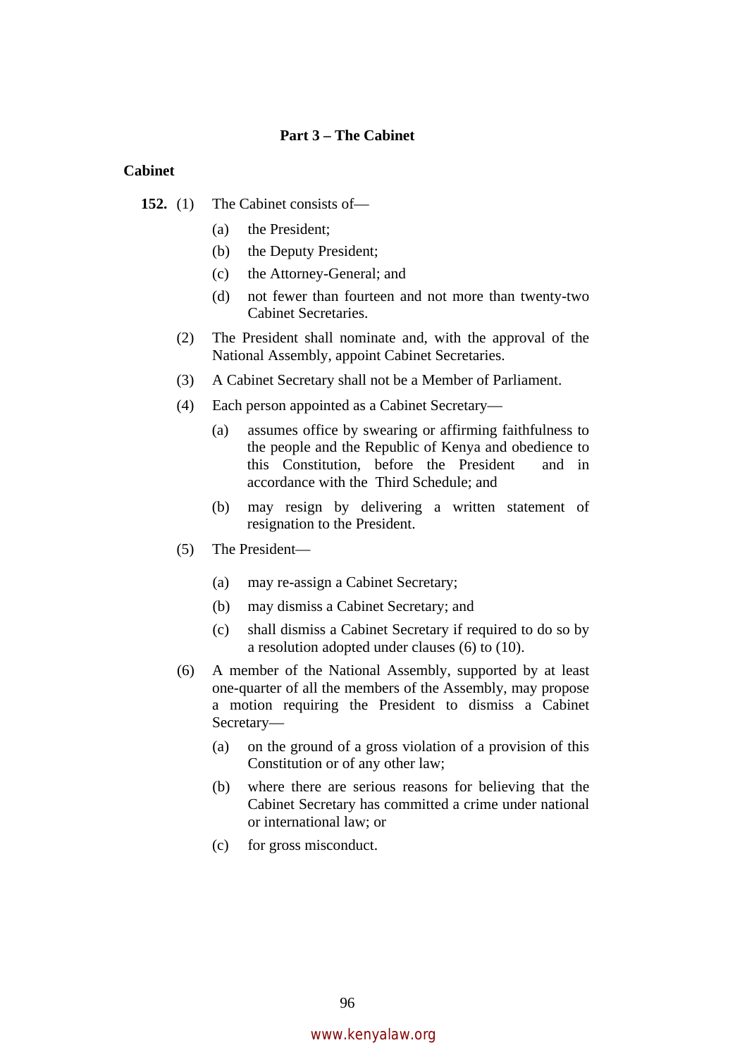## Part 3 – The Cabinet

### Cabinet

**152.** (1) The Cabinet consists of—

(a) the President;

(b) the Deputy President;

(c) the Attorney-General; and

(d) not fewer than fourteen and not more than twenty-two Cabinet Secretaries.

(2) The President shall nominate and, with the approval of the National Assembly, appoint Cabinet Secretaries.

(3) A Cabinet Secretary shall not be a Member of Parliament.

(4) Each person appointed as a Cabinet Secretary—

(a) assumes office by swearing or affirming faithfulness to the people and the Republic of Kenya and obedience to this Constitution, before the President and in accordance with the Third Schedule; and

(b) may resign by delivering a written statement of resignation to the President.

(5) The President—

(a) may re-assign a Cabinet Secretary;

(b) may dismiss a Cabinet Secretary; and

(c) shall dismiss a Cabinet Secretary if required to do so by a resolution adopted under clauses (6) to (10).

(6) A member of the National Assembly, supported by at least one-quarter of all the members of the Assembly, may propose a motion requiring the President to dismiss a Cabinet Secretary—

(a) on the ground of a gross violation of a provision of this Constitution or of any other law;

(b) where there are serious reasons for believing that the Cabinet Secretary has committed a crime under national or international law; or

(c) for gross misconduct.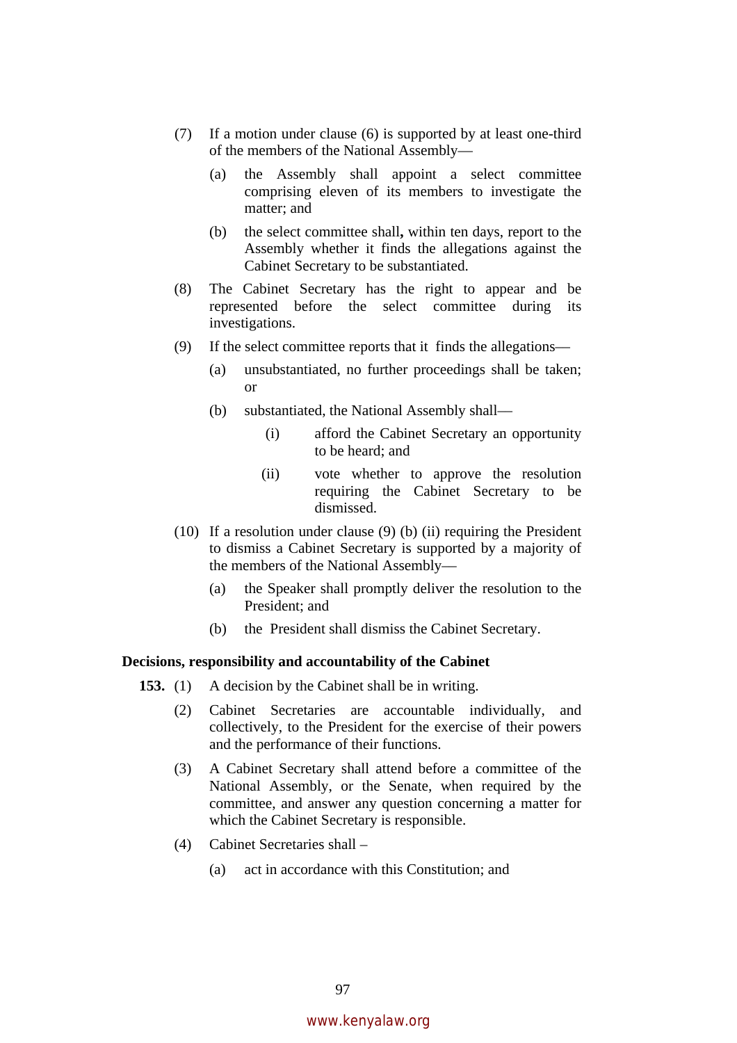(7) If a motion under clause (6) is supported by at least one-third of the members of the National Assembly—

(a) the Assembly shall appoint a select committee comprising eleven of its members to investigate the matter; and

(b) the select committee shall**,** within ten days, report to the Assembly whether it finds the allegations against the Cabinet Secretary to be substantiated.

(8) The Cabinet Secretary has the right to appear and be represented before the select committee during its investigations.

(9) If the select committee reports that it finds the allegations—

(a) unsubstantiated, no further proceedings shall be taken; or

(b) substantiated, the National Assembly shall—

(i) afford the Cabinet Secretary an opportunity to be heard; and

(ii) vote whether to approve the resolution requiring the Cabinet Secretary to be dismissed.

(10) If a resolution under clause (9) (b) (ii) requiring the President to dismiss a Cabinet Secretary is supported by a majority of the members of the National Assembly—

(a) the Speaker shall promptly deliver the resolution to the President; and

(b) the President shall dismiss the Cabinet Secretary.

**Decisions, responsibility and accountability of the Cabinet**

**153.** (1) A decision by the Cabinet shall be in writing.

(2) Cabinet Secretaries are accountable individually, and collectively, to the President for the exercise of their powers and the performance of their functions.

(3) A Cabinet Secretary shall attend before a committee of the National Assembly, or the Senate, when required by the committee, and answer any question concerning a matter for which the Cabinet Secretary is responsible.

(4) Cabinet Secretaries shall –

(a) act in accordance with this Constitution; and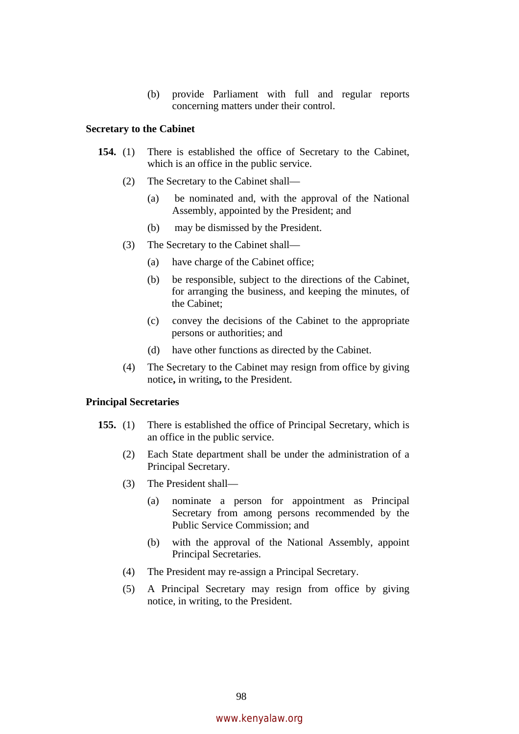(b) provide Parliament with full and regular reports concerning matters under their control.

**Secretary to the Cabinet**

**154.** (1) There is established the office of Secretary to the Cabinet, which is an office in the public service.

(2) The Secretary to the Cabinet shall—

(a) be nominated and, with the approval of the National Assembly, appointed by the President; and

(b) may be dismissed by the President.

(3) The Secretary to the Cabinet shall—

(a) have charge of the Cabinet office;

(b) be responsible, subject to the directions of the Cabinet, for arranging the business, and keeping the minutes, of the Cabinet;

(c) convey the decisions of the Cabinet to the appropriate persons or authorities; and

(d) have other functions as directed by the Cabinet.

(4) The Secretary to the Cabinet may resign from office by giving notice**,** in writing**,** to the President.

**Principal Secretaries**

**155.** (1) There is established the office of Principal Secretary, which is an office in the public service.

(2) Each State department shall be under the administration of a Principal Secretary.

(3) The President shall—

(a) nominate a person for appointment as Principal Secretary from among persons recommended by the Public Service Commission; and

(b) with the approval of the National Assembly, appoint Principal Secretaries.

(4) The President may re-assign a Principal Secretary.

(5) A Principal Secretary may resign from office by giving notice, in writing, to the President.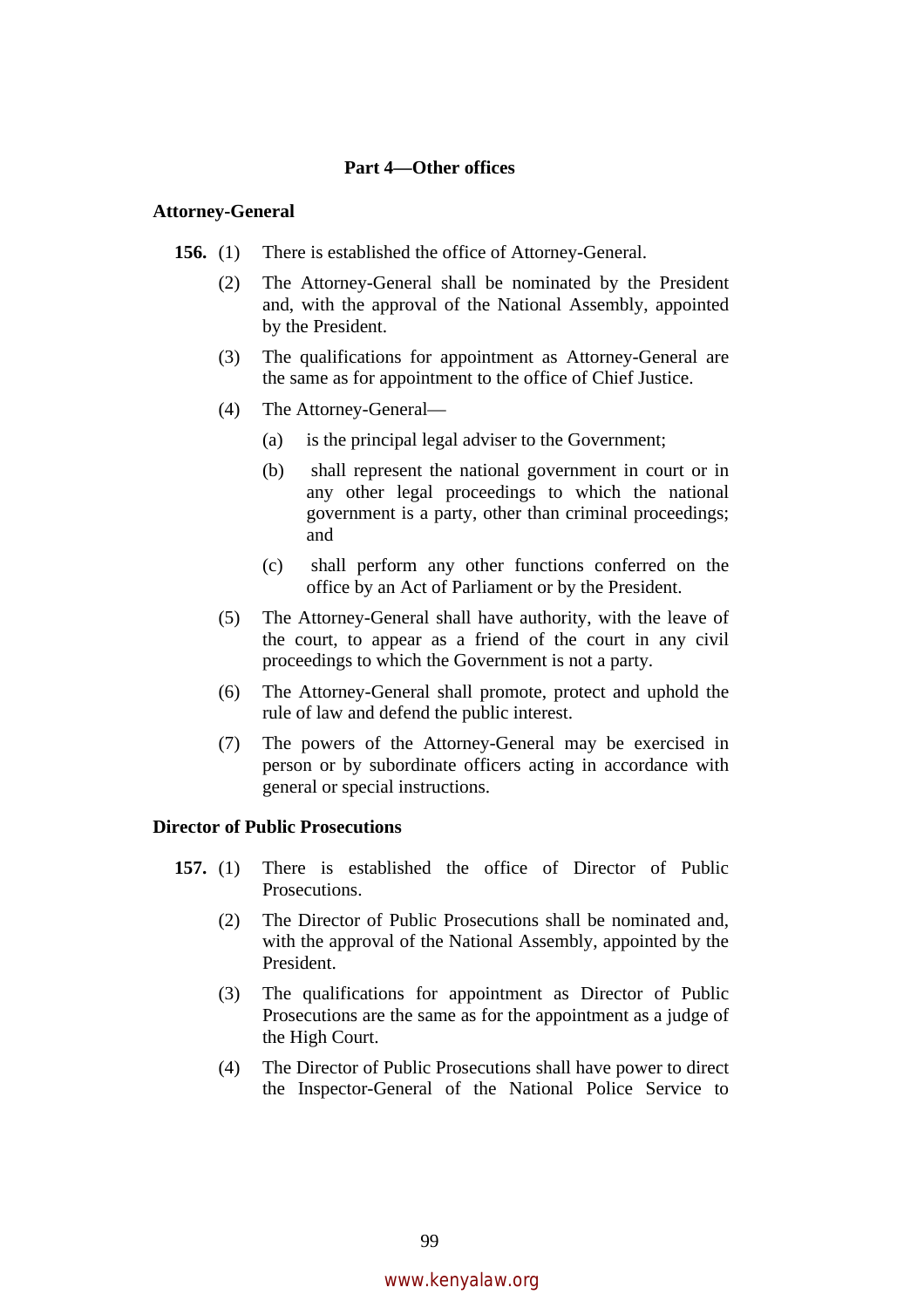## Part 4—Other offices

### Attorney-General

**156.** (1) There is established the office of Attorney-General.

(2) The Attorney-General shall be nominated by the President and, with the approval of the National Assembly, appointed by the President.

(3) The qualifications for appointment as Attorney-General are the same as for appointment to the office of Chief Justice.

(4) The Attorney-General—

(a) is the principal legal adviser to the Government;

(b) shall represent the national government in court or in any other legal proceedings to which the national government is a party, other than criminal proceedings; and

(c) shall perform any other functions conferred on the office by an Act of Parliament or by the President.

(5) The Attorney-General shall have authority, with the leave of the court, to appear as a friend of the court in any civil proceedings to which the Government is not a party.

(6) The Attorney-General shall promote, protect and uphold the rule of law and defend the public interest.

(7) The powers of the Attorney-General may be exercised in person or by subordinate officers acting in accordance with general or special instructions.

### Director of Public Prosecutions

**157.** (1) There is established the office of Director of Public Prosecutions.

(2) The Director of Public Prosecutions shall be nominated and, with the approval of the National Assembly, appointed by the President.

(3) The qualifications for appointment as Director of Public Prosecutions are the same as for the appointment as a judge of the High Court.

(4) The Director of Public Prosecutions shall have power to direct the Inspector-General of the National Police Service to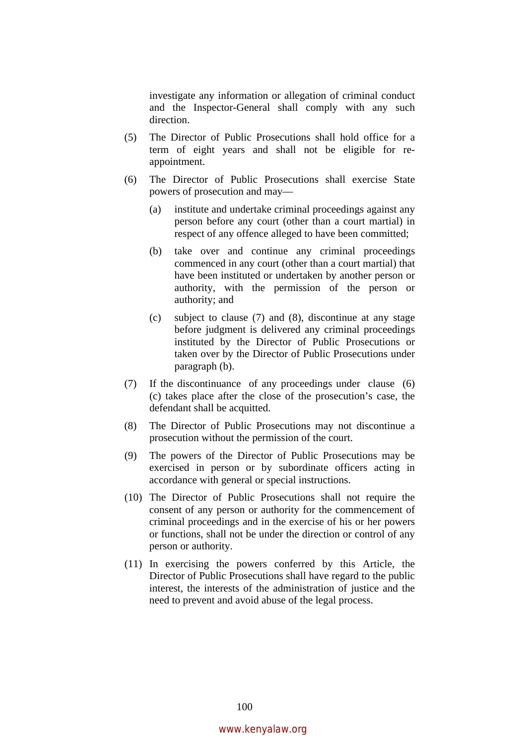investigate any information or allegation of criminal conduct and the Inspector-General shall comply with any such direction.

(5) The Director of Public Prosecutions shall hold office for a term of eight years and shall not be eligible for re-appointment.

(6) The Director of Public Prosecutions shall exercise State powers of prosecution and may—

(a) institute and undertake criminal proceedings against any person before any court (other than a court martial) in respect of any offence alleged to have been committed;

(b) take over and continue any criminal proceedings commenced in any court (other than a court martial) that have been instituted or undertaken by another person or authority, with the permission of the person or authority; and

(c) subject to clause (7) and (8), discontinue at any stage before judgment is delivered any criminal proceedings instituted by the Director of Public Prosecutions or taken over by the Director of Public Prosecutions under paragraph (b).

(7) If the discontinuance of any proceedings under clause (6) (c) takes place after the close of the prosecution's case, the defendant shall be acquitted.

(8) The Director of Public Prosecutions may not discontinue a prosecution without the permission of the court.

(9) The powers of the Director of Public Prosecutions may be exercised in person or by subordinate officers acting in accordance with general or special instructions.

(10) The Director of Public Prosecutions shall not require the consent of any person or authority for the commencement of criminal proceedings and in the exercise of his or her powers or functions, shall not be under the direction or control of any person or authority.

(11) In exercising the powers conferred by this Article, the Director of Public Prosecutions shall have regard to the public interest, the interests of the administration of justice and the need to prevent and avoid abuse of the legal process.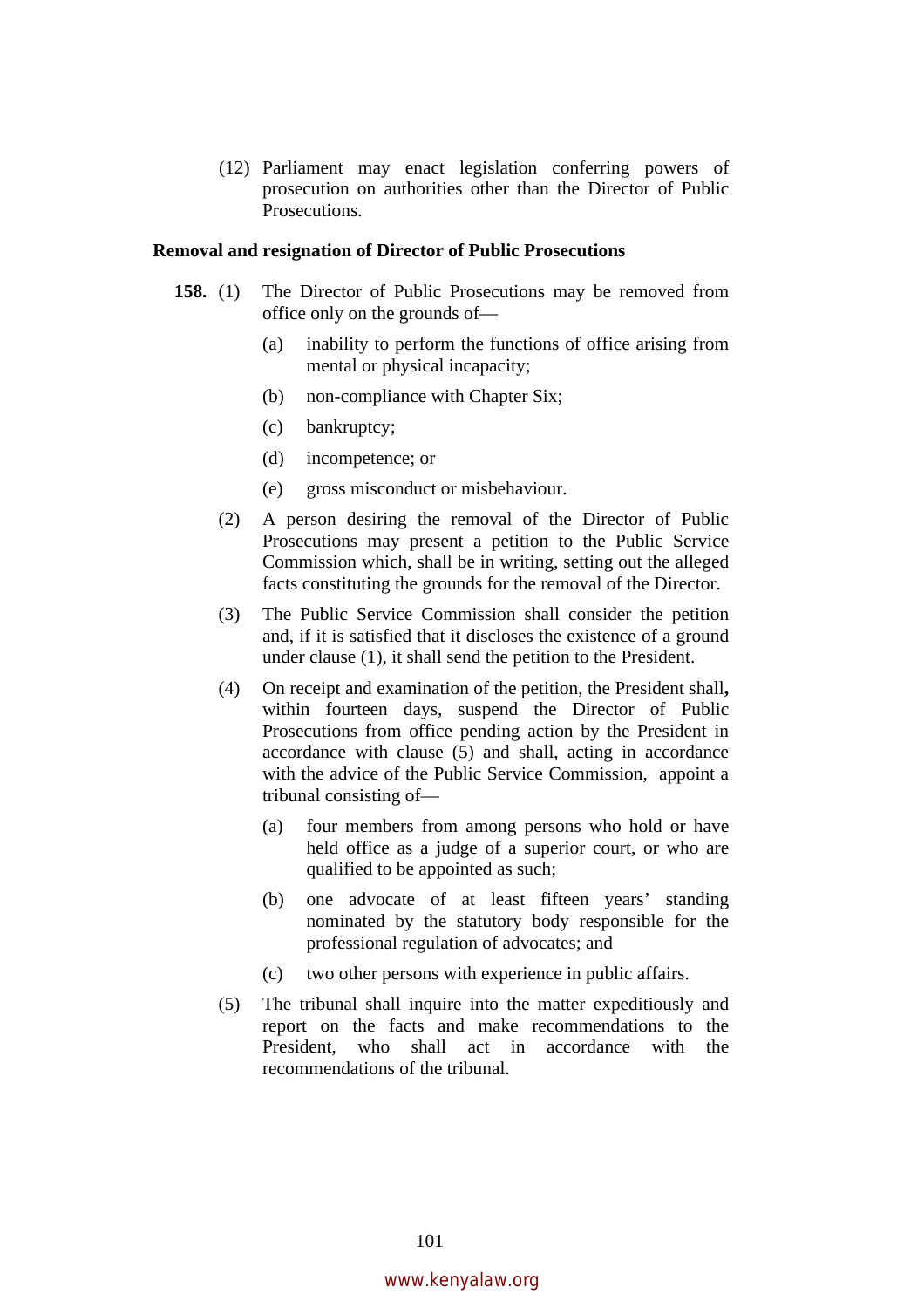(12) Parliament may enact legislation conferring powers of prosecution on authorities other than the Director of Public Prosecutions.

**Removal and resignation of Director of Public Prosecutions**

**158.** (1) The Director of Public Prosecutions may be removed from office only on the grounds of—

- (a) inability to perform the functions of office arising from mental or physical incapacity;
- (b) non-compliance with Chapter Six;
- (c) bankruptcy;
- (d) incompetence; or
- (e) gross misconduct or misbehaviour.

(2) A person desiring the removal of the Director of Public Prosecutions may present a petition to the Public Service Commission which, shall be in writing, setting out the alleged facts constituting the grounds for the removal of the Director.

(3) The Public Service Commission shall consider the petition and, if it is satisfied that it discloses the existence of a ground under clause (1), it shall send the petition to the President.

(4) On receipt and examination of the petition, the President shall**,** within fourteen days, suspend the Director of Public Prosecutions from office pending action by the President in accordance with clause (5) and shall, acting in accordance with the advice of the Public Service Commission, appoint a tribunal consisting of—

- (a) four members from among persons who hold or have held office as a judge of a superior court, or who are qualified to be appointed as such;
- (b) one advocate of at least fifteen years' standing nominated by the statutory body responsible for the professional regulation of advocates; and
- (c) two other persons with experience in public affairs.

(5) The tribunal shall inquire into the matter expeditiously and report on the facts and make recommendations to the President, who shall act in accordance with the recommendations of the tribunal.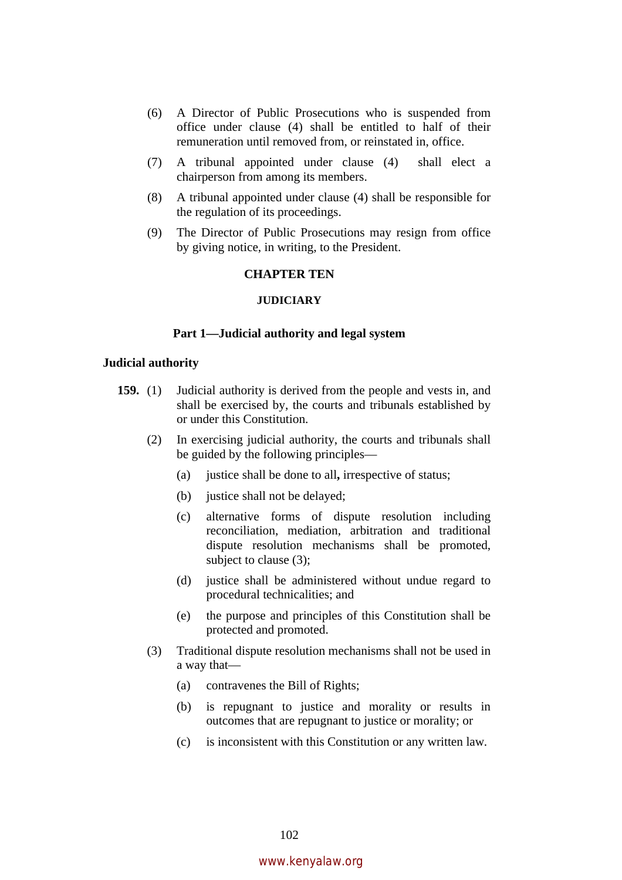(6) A Director of Public Prosecutions who is suspended from office under clause (4) shall be entitled to half of their remuneration until removed from, or reinstated in, office.

(7) A tribunal appointed under clause (4) shall elect a chairperson from among its members.

(8) A tribunal appointed under clause (4) shall be responsible for the regulation of its proceedings.

(9) The Director of Public Prosecutions may resign from office by giving notice, in writing, to the President.

## CHAPTER TEN

## JUDICIARY

### Part 1—Judicial authority and legal system

**Judicial authority**

**159.** (1) Judicial authority is derived from the people and vests in, and shall be exercised by, the courts and tribunals established by or under this Constitution.

(2) In exercising judicial authority, the courts and tribunals shall be guided by the following principles—

(a) justice shall be done to all**,** irrespective of status;

(b) justice shall not be delayed;

(c) alternative forms of dispute resolution including reconciliation, mediation, arbitration and traditional dispute resolution mechanisms shall be promoted, subject to clause (3);

(d) justice shall be administered without undue regard to procedural technicalities; and

(e) the purpose and principles of this Constitution shall be protected and promoted.

(3) Traditional dispute resolution mechanisms shall not be used in a way that—

(a) contravenes the Bill of Rights;

(b) is repugnant to justice and morality or results in outcomes that are repugnant to justice or morality; or

(c) is inconsistent with this Constitution or any written law.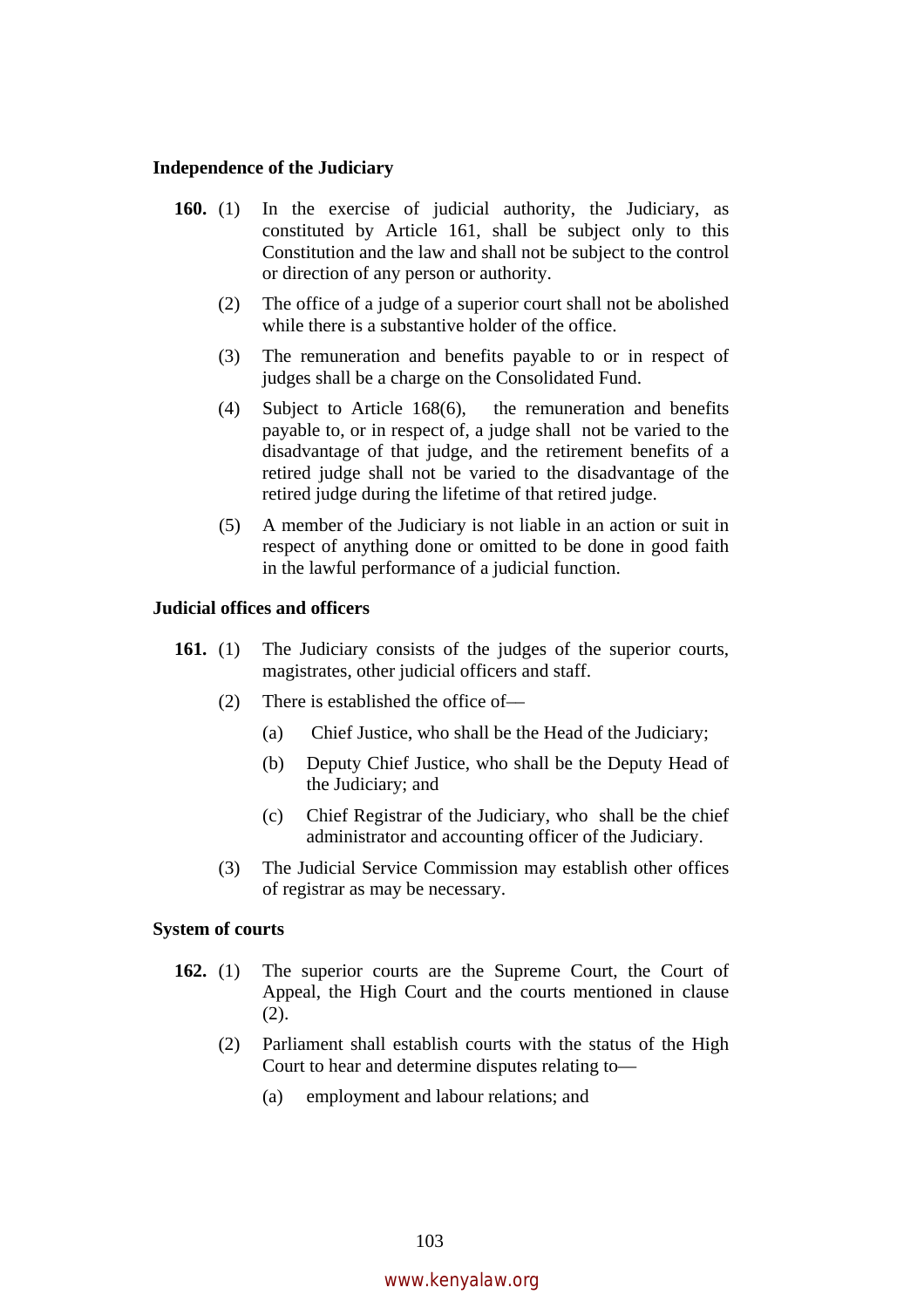**Independence of the Judiciary**

**160.** (1) In the exercise of judicial authority, the Judiciary, as constituted by Article 161, shall be subject only to this Constitution and the law and shall not be subject to the control or direction of any person or authority.

(2) The office of a judge of a superior court shall not be abolished while there is a substantive holder of the office.

(3) The remuneration and benefits payable to or in respect of judges shall be a charge on the Consolidated Fund.

(4) Subject to Article 168(6), the remuneration and benefits payable to, or in respect of, a judge shall not be varied to the disadvantage of that judge, and the retirement benefits of a retired judge shall not be varied to the disadvantage of the retired judge during the lifetime of that retired judge.

(5) A member of the Judiciary is not liable in an action or suit in respect of anything done or omitted to be done in good faith in the lawful performance of a judicial function.

**Judicial offices and officers**

**161.** (1) The Judiciary consists of the judges of the superior courts, magistrates, other judicial officers and staff.

(2) There is established the office of—

(a) Chief Justice, who shall be the Head of the Judiciary;

(b) Deputy Chief Justice, who shall be the Deputy Head of the Judiciary; and

(c) Chief Registrar of the Judiciary, who shall be the chief administrator and accounting officer of the Judiciary.

(3) The Judicial Service Commission may establish other offices of registrar as may be necessary.

**System of courts**

**162.** (1) The superior courts are the Supreme Court, the Court of Appeal, the High Court and the courts mentioned in clause (2).

(2) Parliament shall establish courts with the status of the High Court to hear and determine disputes relating to—

(a) employment and labour relations; and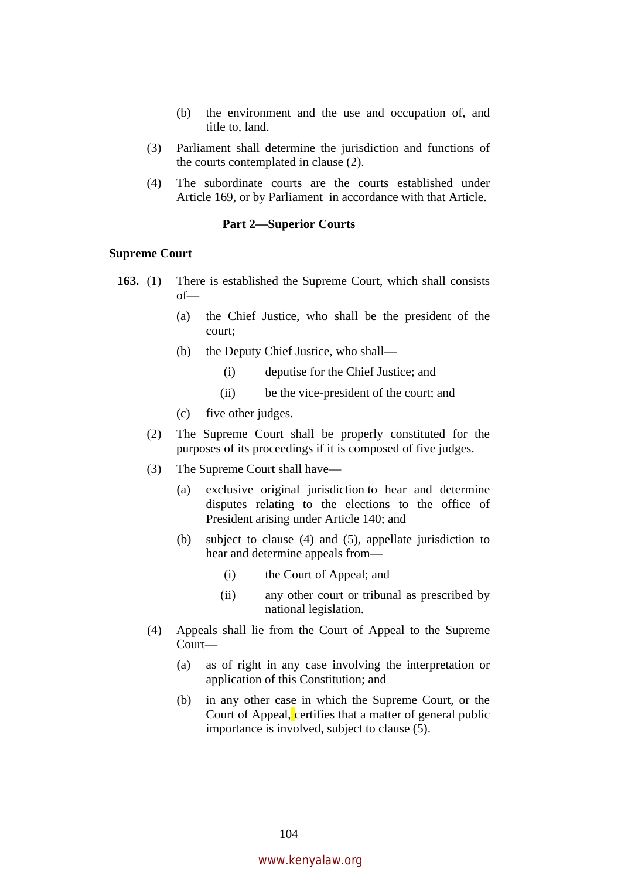(b) the environment and the use and occupation of, and title to, land.

(3) Parliament shall determine the jurisdiction and functions of the courts contemplated in clause (2).

(4) The subordinate courts are the courts established under Article 169, or by Parliament in accordance with that Article.

### Part 2—Superior Courts

**Supreme Court**

**163.** (1) There is established the Supreme Court, which shall consists of—

(a) the Chief Justice, who shall be the president of the court;

(b) the Deputy Chief Justice, who shall—

(i) deputise for the Chief Justice; and

(ii) be the vice-president of the court; and

(c) five other judges.

(2) The Supreme Court shall be properly constituted for the purposes of its proceedings if it is composed of five judges.

(3) The Supreme Court shall have—

(a) exclusive original jurisdiction to hear and determine disputes relating to the elections to the office of President arising under Article 140; and

(b) subject to clause (4) and (5), appellate jurisdiction to hear and determine appeals from—

(i) the Court of Appeal; and

(ii) any other court or tribunal as prescribed by national legislation.

(4) Appeals shall lie from the Court of Appeal to the Supreme Court—

(a) as of right in any case involving the interpretation or application of this Constitution; and

(b) in any other case in which the Supreme Court, or the Court of Appeal, certifies that a matter of general public importance is involved, subject to clause (5).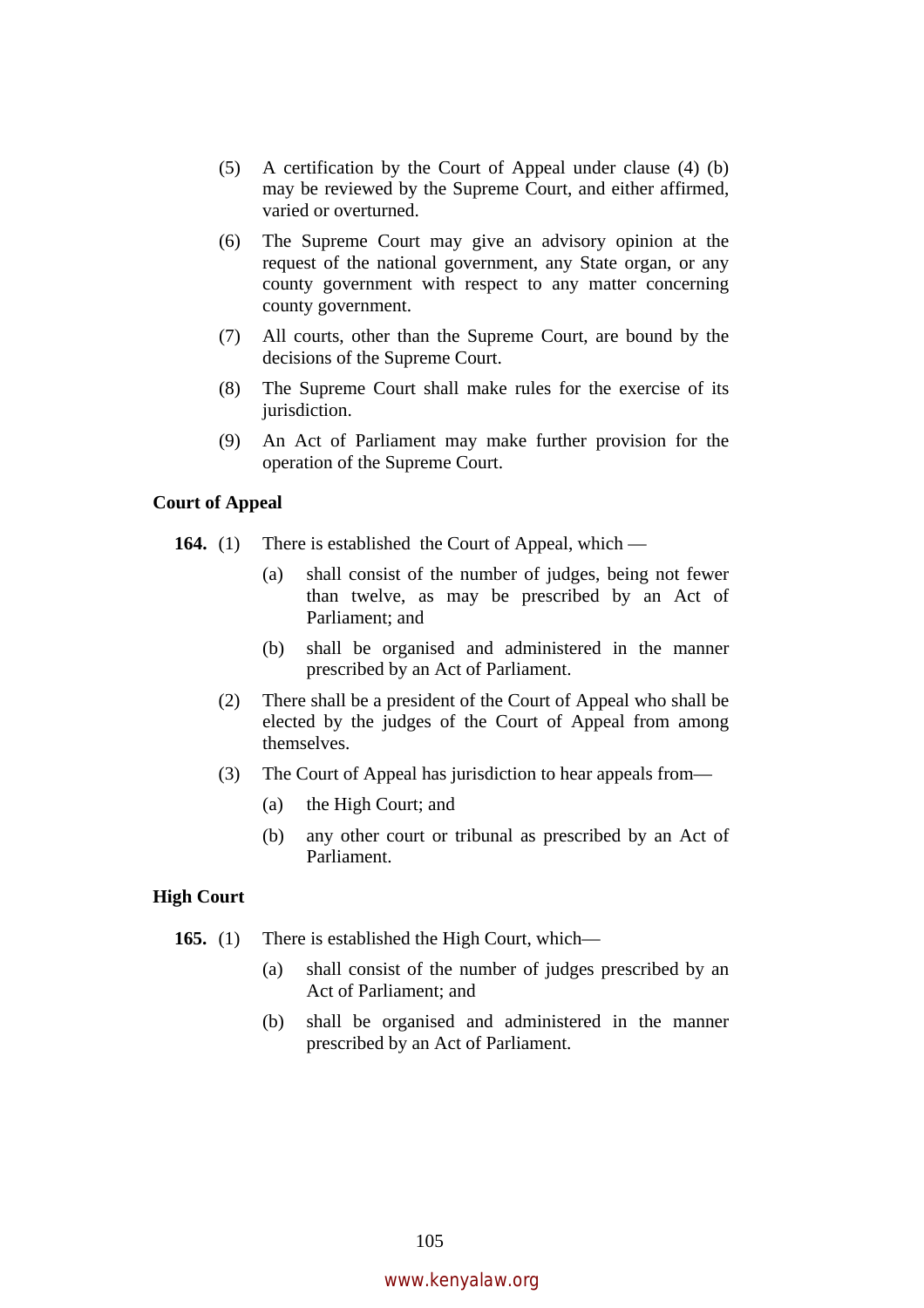(5) A certification by the Court of Appeal under clause (4) (b) may be reviewed by the Supreme Court, and either affirmed, varied or overturned.

(6) The Supreme Court may give an advisory opinion at the request of the national government, any State organ, or any county government with respect to any matter concerning county government.

(7) All courts, other than the Supreme Court, are bound by the decisions of the Supreme Court.

(8) The Supreme Court shall make rules for the exercise of its jurisdiction.

(9) An Act of Parliament may make further provision for the operation of the Supreme Court.

**Court of Appeal**

**164.** (1) There is established the Court of Appeal, which —

(a) shall consist of the number of judges, being not fewer than twelve, as may be prescribed by an Act of Parliament; and

(b) shall be organised and administered in the manner prescribed by an Act of Parliament.

(2) There shall be a president of the Court of Appeal who shall be elected by the judges of the Court of Appeal from among themselves.

(3) The Court of Appeal has jurisdiction to hear appeals from—

(a) the High Court; and

(b) any other court or tribunal as prescribed by an Act of Parliament.

**High Court**

**165.** (1) There is established the High Court, which—

(a) shall consist of the number of judges prescribed by an Act of Parliament; and

(b) shall be organised and administered in the manner prescribed by an Act of Parliament.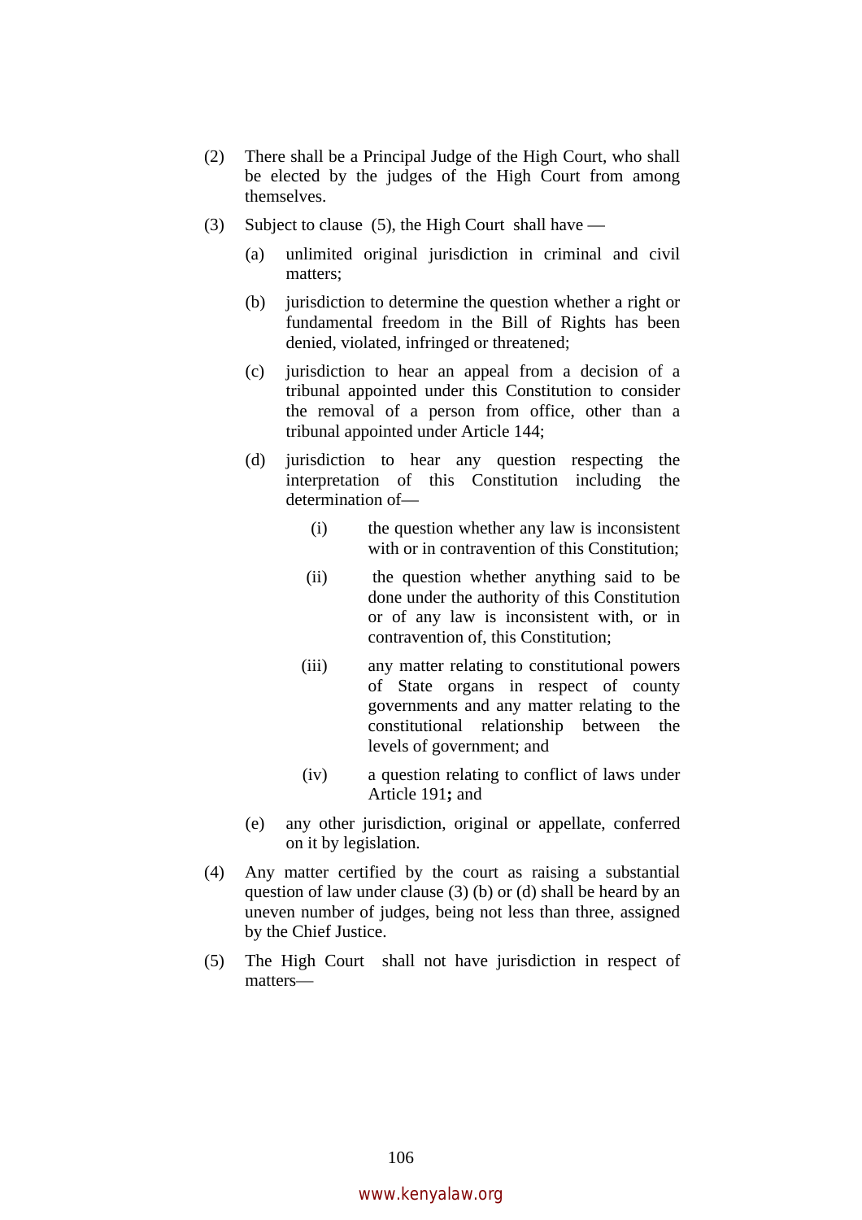(2) There shall be a Principal Judge of the High Court, who shall be elected by the judges of the High Court from among themselves.

(3) Subject to clause (5), the High Court shall have —

(a) unlimited original jurisdiction in criminal and civil matters;

(b) jurisdiction to determine the question whether a right or fundamental freedom in the Bill of Rights has been denied, violated, infringed or threatened;

(c) jurisdiction to hear an appeal from a decision of a tribunal appointed under this Constitution to consider the removal of a person from office, other than a tribunal appointed under Article 144;

(d) jurisdiction to hear any question respecting the interpretation of this Constitution including the determination of—

(i) the question whether any law is inconsistent with or in contravention of this Constitution;

(ii) the question whether anything said to be done under the authority of this Constitution or of any law is inconsistent with, or in contravention of, this Constitution;

(iii) any matter relating to constitutional powers of State organs in respect of county governments and any matter relating to the constitutional relationship between the levels of government; and

(iv) a question relating to conflict of laws under Article 191**;** and

(e) any other jurisdiction, original or appellate, conferred on it by legislation.

(4) Any matter certified by the court as raising a substantial question of law under clause (3) (b) or (d) shall be heard by an uneven number of judges, being not less than three, assigned by the Chief Justice.

(5) The High Court shall not have jurisdiction in respect of matters—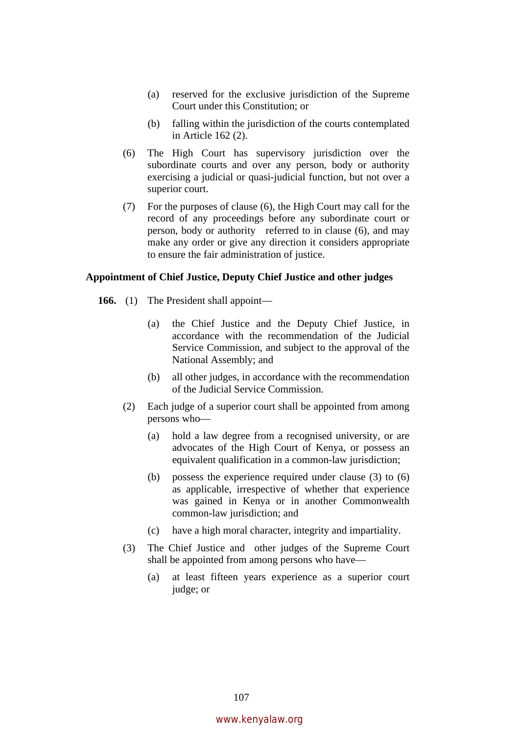(a) reserved for the exclusive jurisdiction of the Supreme Court under this Constitution; or

(b) falling within the jurisdiction of the courts contemplated in Article 162 (2).

(6) The High Court has supervisory jurisdiction over the subordinate courts and over any person, body or authority exercising a judicial or quasi-judicial function, but not over a superior court.

(7) For the purposes of clause (6), the High Court may call for the record of any proceedings before any subordinate court or person, body or authority referred to in clause (6), and may make any order or give any direction it considers appropriate to ensure the fair administration of justice.

**Appointment of Chief Justice, Deputy Chief Justice and other judges**

**166.** (1) The President shall appoint—

(a) the Chief Justice and the Deputy Chief Justice, in accordance with the recommendation of the Judicial Service Commission, and subject to the approval of the National Assembly; and

(b) all other judges, in accordance with the recommendation of the Judicial Service Commission.

(2) Each judge of a superior court shall be appointed from among persons who—

(a) hold a law degree from a recognised university, or are advocates of the High Court of Kenya, or possess an equivalent qualification in a common-law jurisdiction;

(b) possess the experience required under clause (3) to (6) as applicable, irrespective of whether that experience was gained in Kenya or in another Commonwealth common-law jurisdiction; and

(c) have a high moral character, integrity and impartiality.

(3) The Chief Justice and other judges of the Supreme Court shall be appointed from among persons who have—

(a) at least fifteen years experience as a superior court judge; or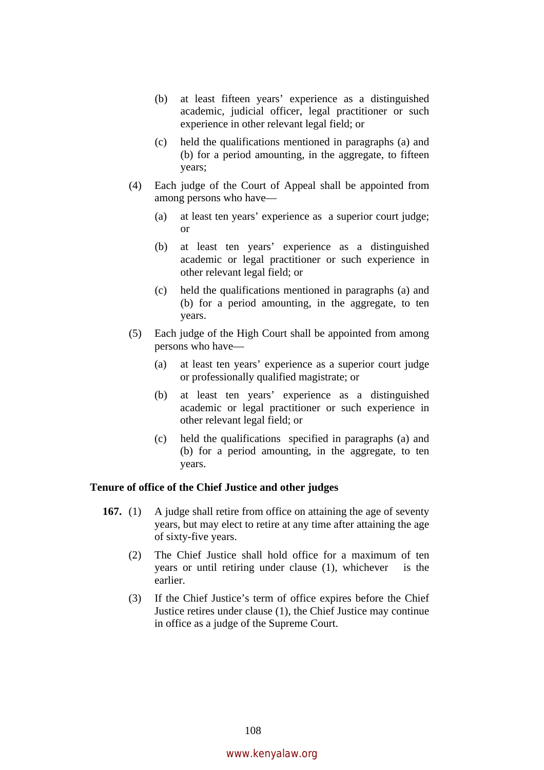(b) at least fifteen years' experience as a distinguished academic, judicial officer, legal practitioner or such experience in other relevant legal field; or

(c) held the qualifications mentioned in paragraphs (a) and (b) for a period amounting, in the aggregate, to fifteen years;

(4) Each judge of the Court of Appeal shall be appointed from among persons who have—

(a) at least ten years' experience as a superior court judge; or

(b) at least ten years' experience as a distinguished academic or legal practitioner or such experience in other relevant legal field; or

(c) held the qualifications mentioned in paragraphs (a) and (b) for a period amounting, in the aggregate, to ten years.

(5) Each judge of the High Court shall be appointed from among persons who have—

(a) at least ten years' experience as a superior court judge or professionally qualified magistrate; or

(b) at least ten years' experience as a distinguished academic or legal practitioner or such experience in other relevant legal field; or

(c) held the qualifications specified in paragraphs (a) and (b) for a period amounting, in the aggregate, to ten years.

**Tenure of office of the Chief Justice and other judges**

**167.** (1) A judge shall retire from office on attaining the age of seventy years, but may elect to retire at any time after attaining the age of sixty-five years.

(2) The Chief Justice shall hold office for a maximum of ten years or until retiring under clause (1), whichever is the earlier.

(3) If the Chief Justice's term of office expires before the Chief Justice retires under clause (1), the Chief Justice may continue in office as a judge of the Supreme Court.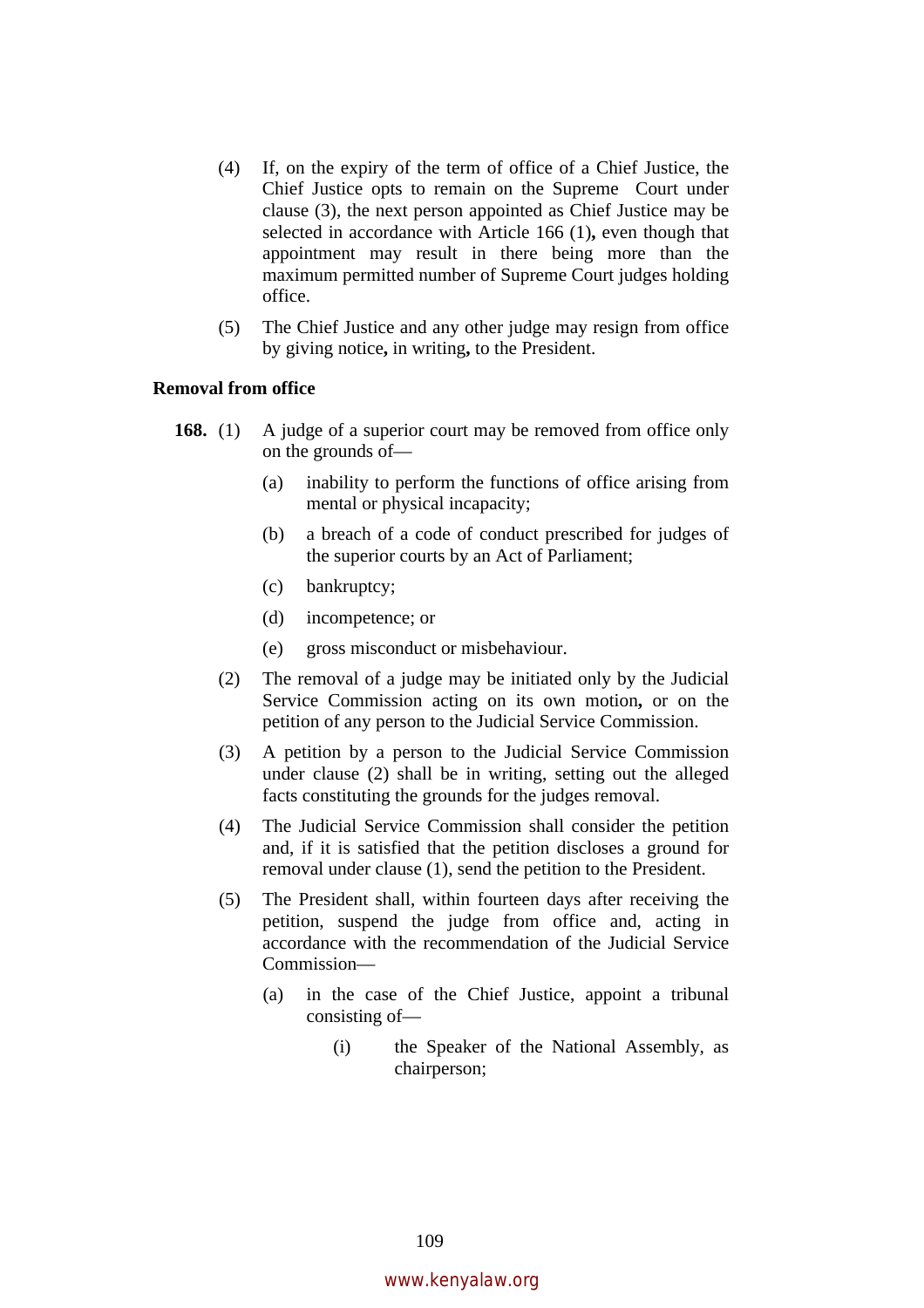(4) If, on the expiry of the term of office of a Chief Justice, the Chief Justice opts to remain on the Supreme Court under clause (3), the next person appointed as Chief Justice may be selected in accordance with Article 166 (1), even though that appointment may result in there being more than the maximum permitted number of Supreme Court judges holding office.

(5) The Chief Justice and any other judge may resign from office by giving notice, in writing, to the President.

### Removal from office

**168.** (1) A judge of a superior court may be removed from office only on the grounds of—

- (a) inability to perform the functions of office arising from mental or physical incapacity;
- (b) a breach of a code of conduct prescribed for judges of the superior courts by an Act of Parliament;
- (c) bankruptcy;
- (d) incompetence; or
- (e) gross misconduct or misbehaviour.

(2) The removal of a judge may be initiated only by the Judicial Service Commission acting on its own motion, or on the petition of any person to the Judicial Service Commission.

(3) A petition by a person to the Judicial Service Commission under clause (2) shall be in writing, setting out the alleged facts constituting the grounds for the judges removal.

(4) The Judicial Service Commission shall consider the petition and, if it is satisfied that the petition discloses a ground for removal under clause (1), send the petition to the President.

(5) The President shall, within fourteen days after receiving the petition, suspend the judge from office and, acting in accordance with the recommendation of the Judicial Service Commission—

- (a) in the case of the Chief Justice, appoint a tribunal consisting of—
  - (i) the Speaker of the National Assembly, as chairperson;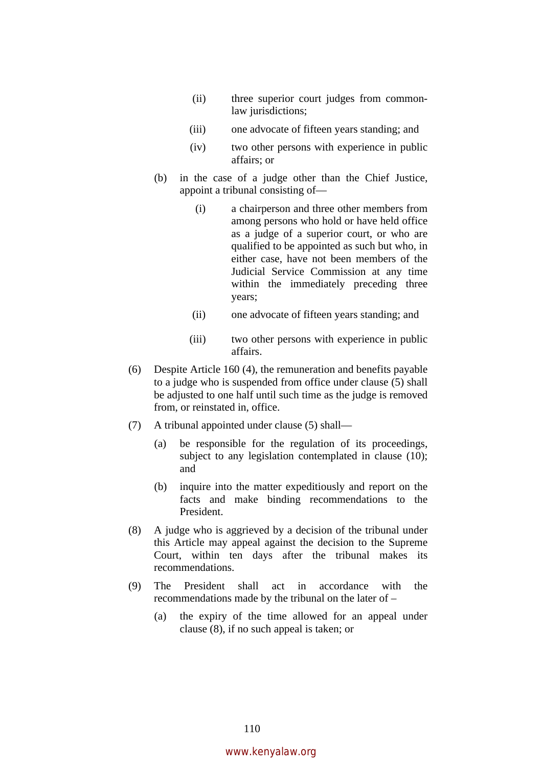(ii) three superior court judges from common-law jurisdictions;

(iii) one advocate of fifteen years standing; and

(iv) two other persons with experience in public affairs; or

(b) in the case of a judge other than the Chief Justice, appoint a tribunal consisting of—

(i) a chairperson and three other members from among persons who hold or have held office as a judge of a superior court, or who are qualified to be appointed as such but who, in either case, have not been members of the Judicial Service Commission at any time within the immediately preceding three years;

(ii) one advocate of fifteen years standing; and

(iii) two other persons with experience in public affairs.

(6) Despite Article 160 (4), the remuneration and benefits payable to a judge who is suspended from office under clause (5) shall be adjusted to one half until such time as the judge is removed from, or reinstated in, office.

(7) A tribunal appointed under clause (5) shall—

(a) be responsible for the regulation of its proceedings, subject to any legislation contemplated in clause (10); and

(b) inquire into the matter expeditiously and report on the facts and make binding recommendations to the President.

(8) A judge who is aggrieved by a decision of the tribunal under this Article may appeal against the decision to the Supreme Court, within ten days after the tribunal makes its recommendations.

(9) The President shall act in accordance with the recommendations made by the tribunal on the later of –

(a) the expiry of the time allowed for an appeal under clause (8), if no such appeal is taken; or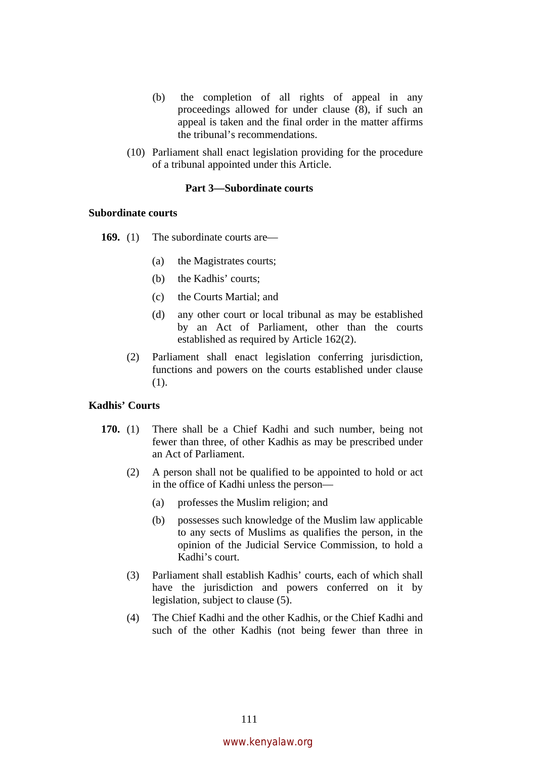(b) the completion of all rights of appeal in any proceedings allowed for under clause (8), if such an appeal is taken and the final order in the matter affirms the tribunal's recommendations.

(10) Parliament shall enact legislation providing for the procedure of a tribunal appointed under this Article.

## Part 3—Subordinate courts

### Subordinate courts

**169.** (1) The subordinate courts are—

(a) the Magistrates courts;

(b) the Kadhis' courts;

(c) the Courts Martial; and

(d) any other court or local tribunal as may be established by an Act of Parliament, other than the courts established as required by Article 162(2).

(2) Parliament shall enact legislation conferring jurisdiction, functions and powers on the courts established under clause (1).

### Kadhis' Courts

**170.** (1) There shall be a Chief Kadhi and such number, being not fewer than three, of other Kadhis as may be prescribed under an Act of Parliament.

(2) A person shall not be qualified to be appointed to hold or act in the office of Kadhi unless the person—

(a) professes the Muslim religion; and

(b) possesses such knowledge of the Muslim law applicable to any sects of Muslims as qualifies the person, in the opinion of the Judicial Service Commission, to hold a Kadhi's court.

(3) Parliament shall establish Kadhis' courts, each of which shall have the jurisdiction and powers conferred on it by legislation, subject to clause (5).

(4) The Chief Kadhi and the other Kadhis, or the Chief Kadhi and such of the other Kadhis (not being fewer than three in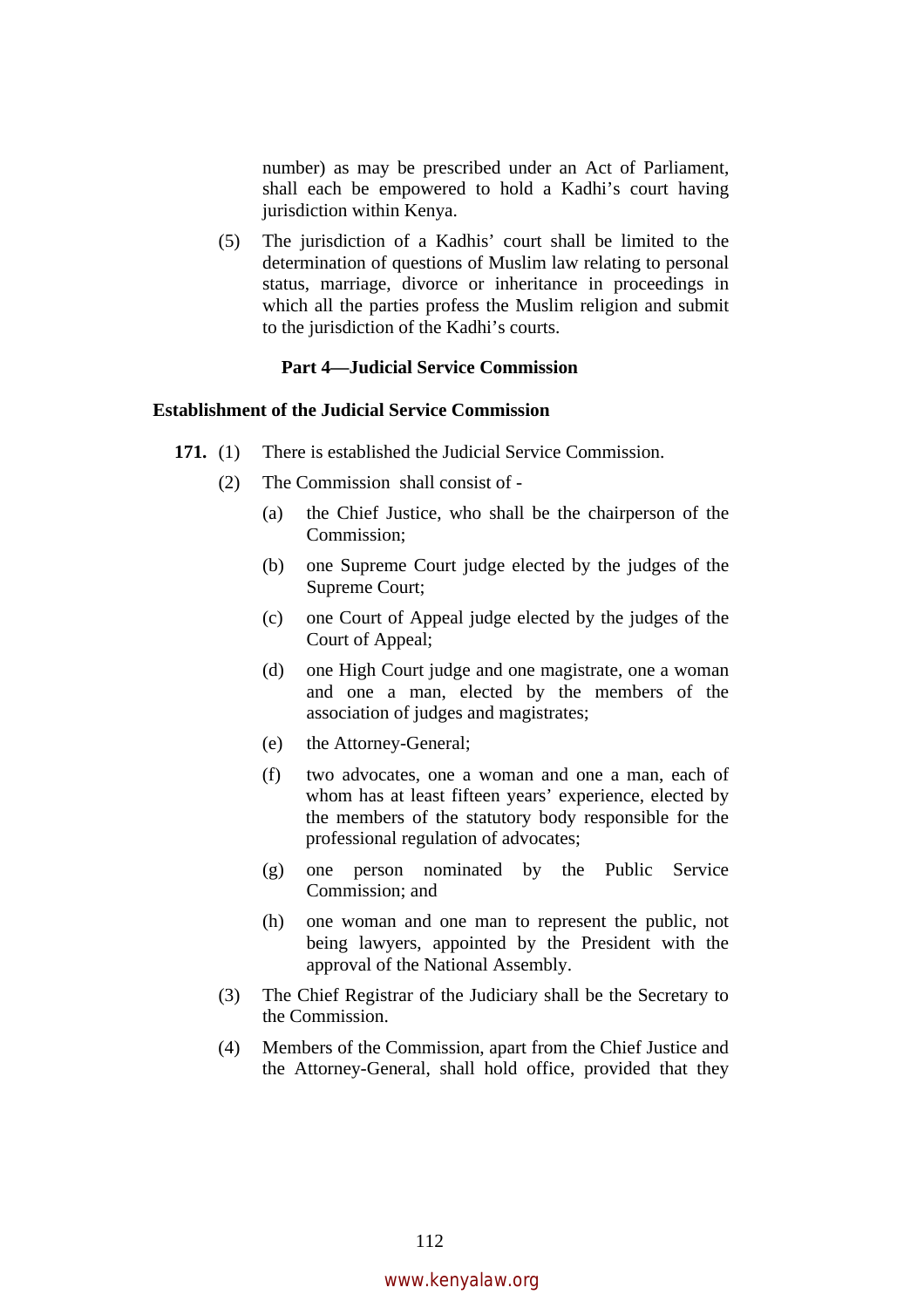number) as may be prescribed under an Act of Parliament, shall each be empowered to hold a Kadhi's court having jurisdiction within Kenya.

(5) The jurisdiction of a Kadhis' court shall be limited to the determination of questions of Muslim law relating to personal status, marriage, divorce or inheritance in proceedings in which all the parties profess the Muslim religion and submit to the jurisdiction of the Kadhi's courts.

### Part 4—Judicial Service Commission

#### Establishment of the Judicial Service Commission

**171.** (1) There is established the Judicial Service Commission.

(2) The Commission shall consist of -

(a) the Chief Justice, who shall be the chairperson of the Commission;

(b) one Supreme Court judge elected by the judges of the Supreme Court;

(c) one Court of Appeal judge elected by the judges of the Court of Appeal;

(d) one High Court judge and one magistrate, one a woman and one a man, elected by the members of the association of judges and magistrates;

(e) the Attorney-General;

(f) two advocates, one a woman and one a man, each of whom has at least fifteen years' experience, elected by the members of the statutory body responsible for the professional regulation of advocates;

(g) one person nominated by the Public Service Commission; and

(h) one woman and one man to represent the public, not being lawyers, appointed by the President with the approval of the National Assembly.

(3) The Chief Registrar of the Judiciary shall be the Secretary to the Commission.

(4) Members of the Commission, apart from the Chief Justice and the Attorney-General, shall hold office, provided that they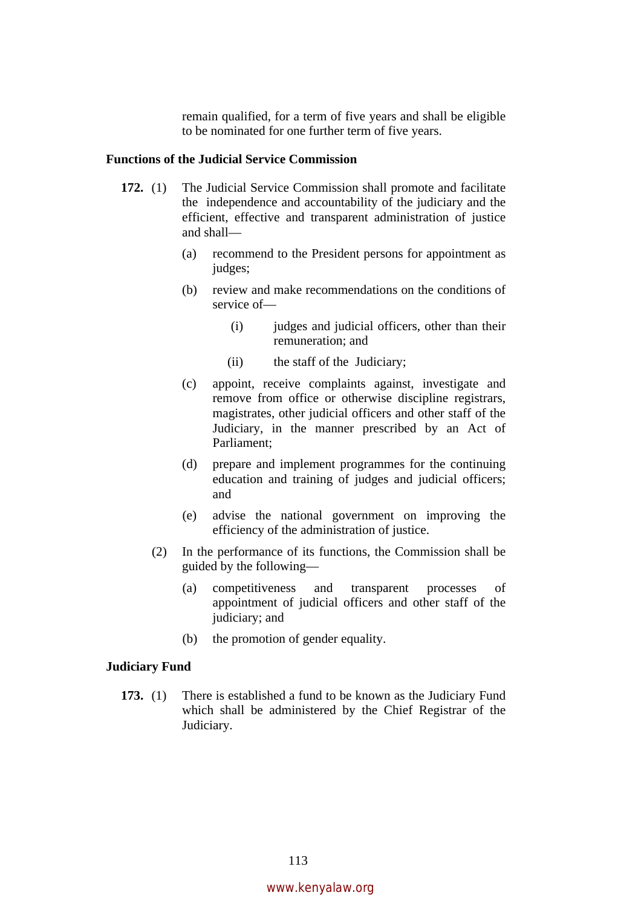remain qualified, for a term of five years and shall be eligible to be nominated for one further term of five years.

**Functions of the Judicial Service Commission**

**172.** (1) The Judicial Service Commission shall promote and facilitate the independence and accountability of the judiciary and the efficient, effective and transparent administration of justice and shall—

(a) recommend to the President persons for appointment as judges;

(b) review and make recommendations on the conditions of service of—

(i) judges and judicial officers, other than their remuneration; and

(ii) the staff of the Judiciary;

(c) appoint, receive complaints against, investigate and remove from office or otherwise discipline registrars, magistrates, other judicial officers and other staff of the Judiciary, in the manner prescribed by an Act of Parliament;

(d) prepare and implement programmes for the continuing education and training of judges and judicial officers; and

(e) advise the national government on improving the efficiency of the administration of justice.

(2) In the performance of its functions, the Commission shall be guided by the following—

(a) competitiveness and transparent processes of appointment of judicial officers and other staff of the judiciary; and

(b) the promotion of gender equality.

**Judiciary Fund**

**173.** (1) There is established a fund to be known as the Judiciary Fund which shall be administered by the Chief Registrar of the Judiciary.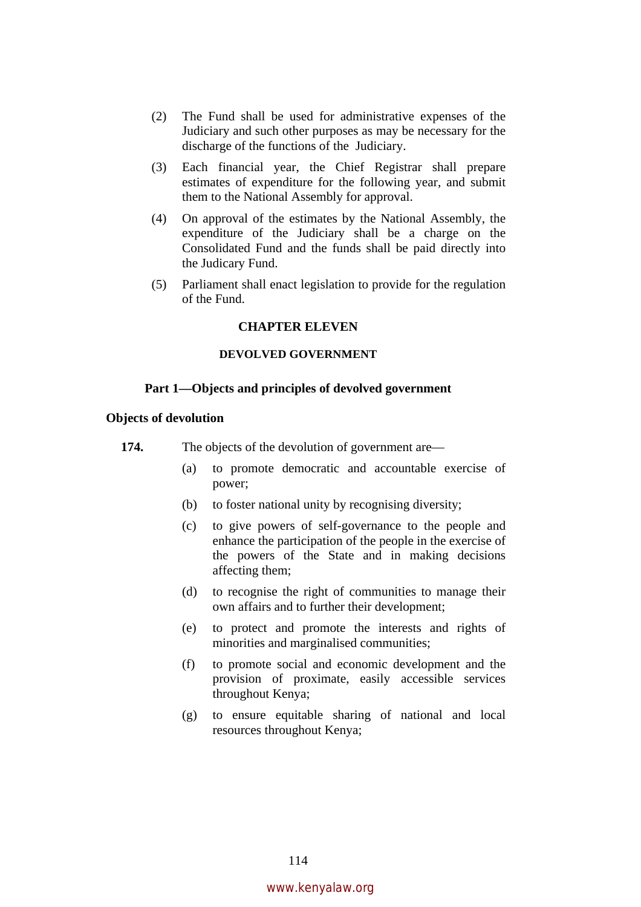(2) The Fund shall be used for administrative expenses of the Judiciary and such other purposes as may be necessary for the discharge of the functions of the Judiciary.

(3) Each financial year, the Chief Registrar shall prepare estimates of expenditure for the following year, and submit them to the National Assembly for approval.

(4) On approval of the estimates by the National Assembly, the expenditure of the Judiciary shall be a charge on the Consolidated Fund and the funds shall be paid directly into the Judicary Fund.

(5) Parliament shall enact legislation to provide for the regulation of the Fund.

## CHAPTER ELEVEN

## DEVOLVED GOVERNMENT

### Part 1—Objects and principles of devolved government

**Objects of devolution**

**174.** The objects of the devolution of government are—

(a) to promote democratic and accountable exercise of power;

(b) to foster national unity by recognising diversity;

(c) to give powers of self-governance to the people and enhance the participation of the people in the exercise of the powers of the State and in making decisions affecting them;

(d) to recognise the right of communities to manage their own affairs and to further their development;

(e) to protect and promote the interests and rights of minorities and marginalised communities;

(f) to promote social and economic development and the provision of proximate, easily accessible services throughout Kenya;

(g) to ensure equitable sharing of national and local resources throughout Kenya;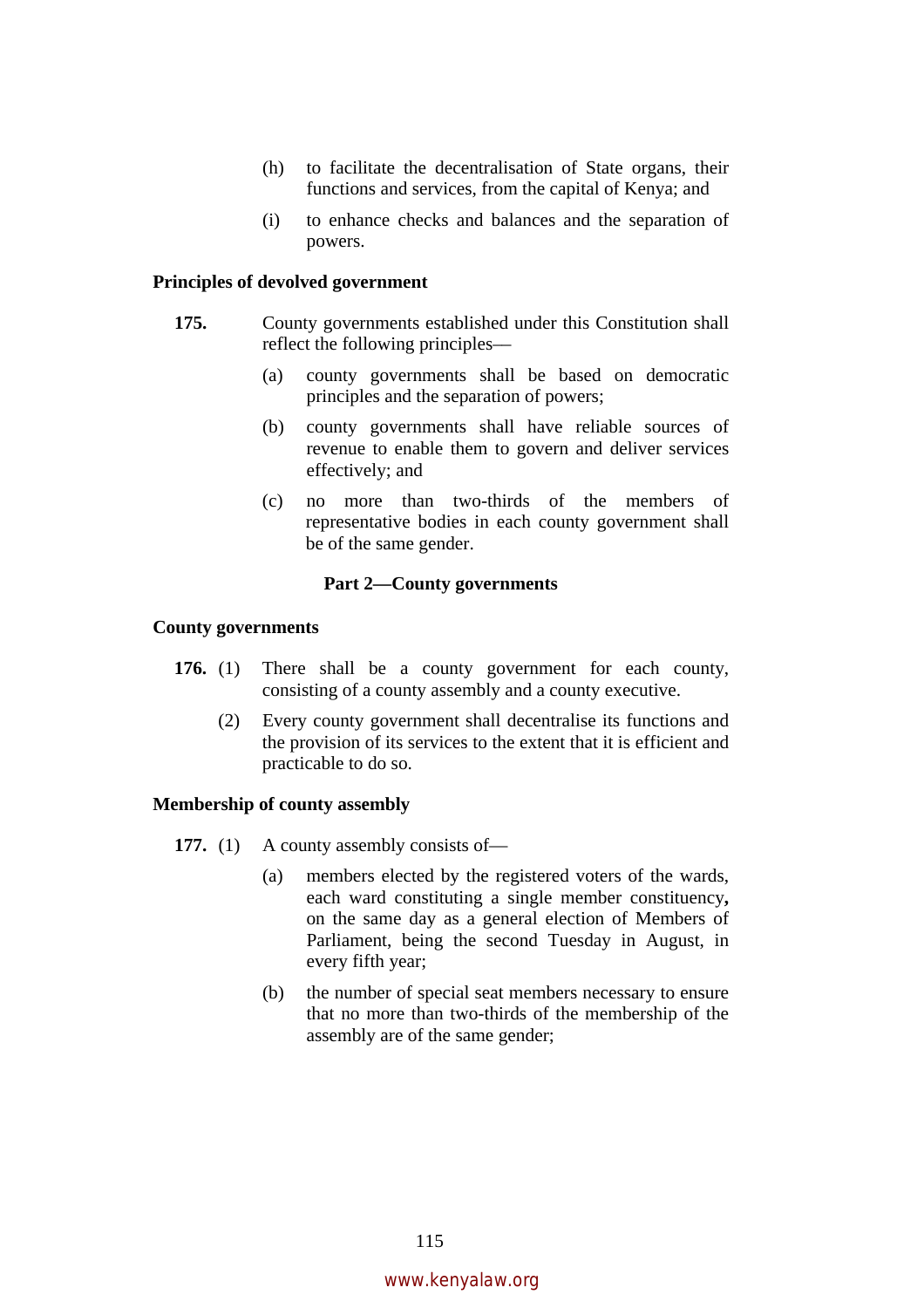(h) to facilitate the decentralisation of State organs, their functions and services, from the capital of Kenya; and

(i) to enhance checks and balances and the separation of powers.

**Principles of devolved government**

**175.** County governments established under this Constitution shall reflect the following principles—

(a) county governments shall be based on democratic principles and the separation of powers;

(b) county governments shall have reliable sources of revenue to enable them to govern and deliver services effectively; and

(c) no more than two-thirds of the members of representative bodies in each county government shall be of the same gender.

## Part 2—County governments

**County governments**

**176.** (1) There shall be a county government for each county, consisting of a county assembly and a county executive.

(2) Every county government shall decentralise its functions and the provision of its services to the extent that it is efficient and practicable to do so.

**Membership of county assembly**

**177.** (1) A county assembly consists of—

(a) members elected by the registered voters of the wards, each ward constituting a single member constituency, on the same day as a general election of Members of Parliament, being the second Tuesday in August, in every fifth year;

(b) the number of special seat members necessary to ensure that no more than two-thirds of the membership of the assembly are of the same gender;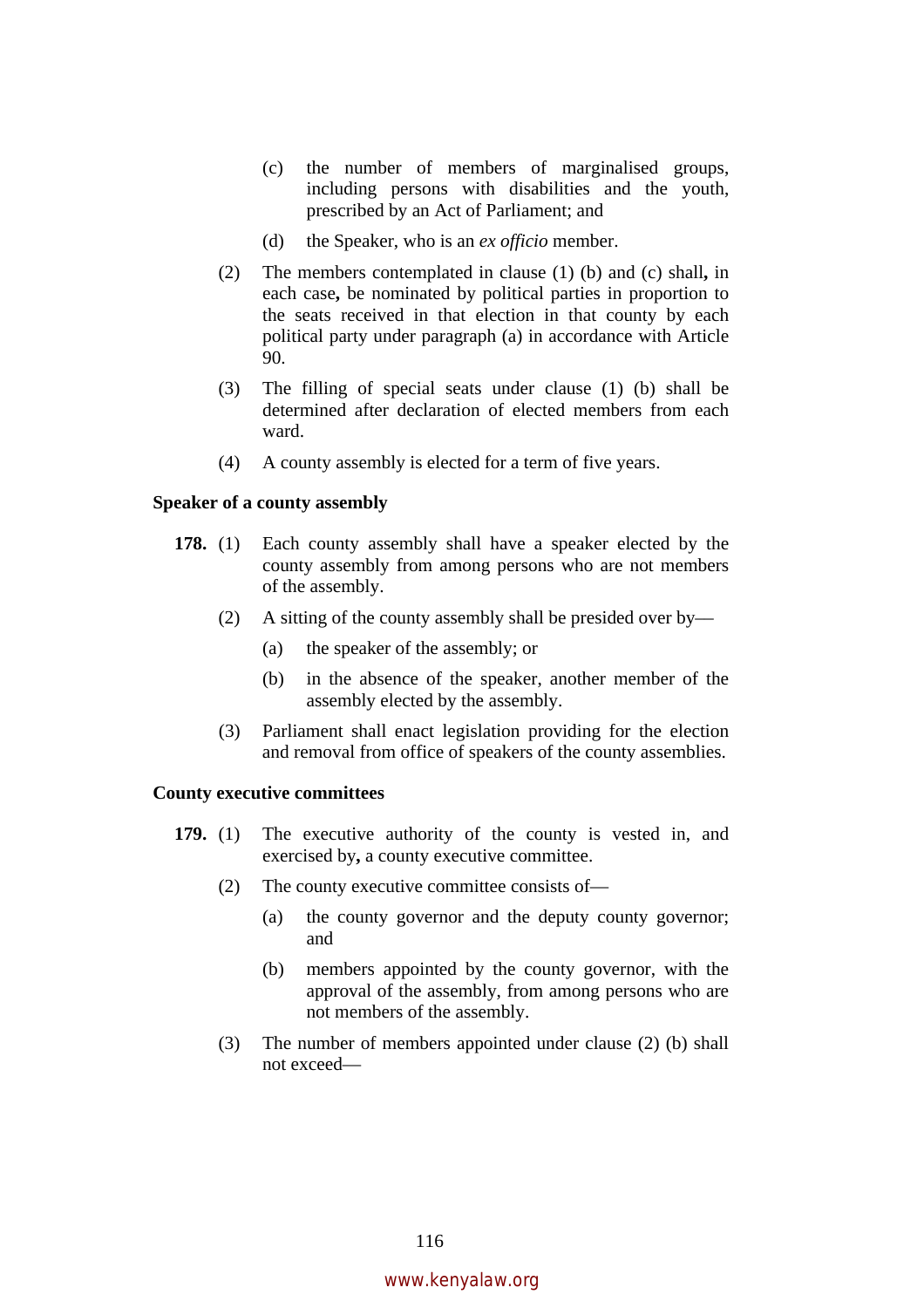(c) the number of members of marginalised groups, including persons with disabilities and the youth, prescribed by an Act of Parliament; and

(d) the Speaker, who is an *ex officio* member.

(2) The members contemplated in clause (1) (b) and (c) shall**,** in each case**,** be nominated by political parties in proportion to the seats received in that election in that county by each political party under paragraph (a) in accordance with Article 90.

(3) The filling of special seats under clause (1) (b) shall be determined after declaration of elected members from each ward.

(4) A county assembly is elected for a term of five years.

### Speaker of a county assembly

**178.** (1) Each county assembly shall have a speaker elected by the county assembly from among persons who are not members of the assembly.

(2) A sitting of the county assembly shall be presided over by—

(a) the speaker of the assembly; or

(b) in the absence of the speaker, another member of the assembly elected by the assembly.

(3) Parliament shall enact legislation providing for the election and removal from office of speakers of the county assemblies.

### County executive committees

**179.** (1) The executive authority of the county is vested in, and exercised by**,** a county executive committee.

(2) The county executive committee consists of—

(a) the county governor and the deputy county governor; and

(b) members appointed by the county governor, with the approval of the assembly, from among persons who are not members of the assembly.

(3) The number of members appointed under clause (2) (b) shall not exceed—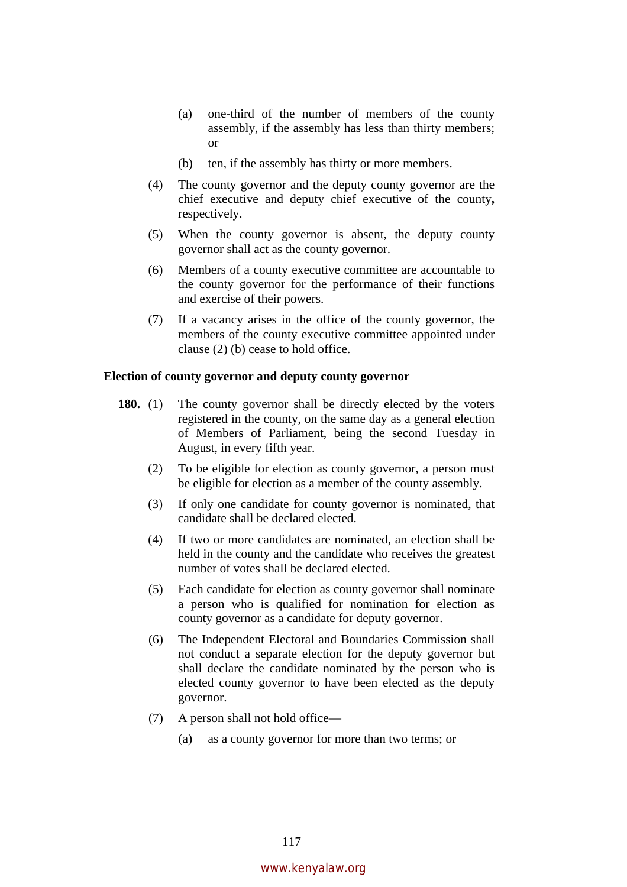(a) one-third of the number of members of the county assembly, if the assembly has less than thirty members; or

(b) ten, if the assembly has thirty or more members.

(4) The county governor and the deputy county governor are the chief executive and deputy chief executive of the county**,** respectively.

(5) When the county governor is absent, the deputy county governor shall act as the county governor.

(6) Members of a county executive committee are accountable to the county governor for the performance of their functions and exercise of their powers.

(7) If a vacancy arises in the office of the county governor, the members of the county executive committee appointed under clause (2) (b) cease to hold office.

**Election of county governor and deputy county governor**

**180.** (1) The county governor shall be directly elected by the voters registered in the county, on the same day as a general election of Members of Parliament, being the second Tuesday in August, in every fifth year.

(2) To be eligible for election as county governor, a person must be eligible for election as a member of the county assembly.

(3) If only one candidate for county governor is nominated, that candidate shall be declared elected.

(4) If two or more candidates are nominated, an election shall be held in the county and the candidate who receives the greatest number of votes shall be declared elected.

(5) Each candidate for election as county governor shall nominate a person who is qualified for nomination for election as county governor as a candidate for deputy governor.

(6) The Independent Electoral and Boundaries Commission shall not conduct a separate election for the deputy governor but shall declare the candidate nominated by the person who is elected county governor to have been elected as the deputy governor.

(7) A person shall not hold office—

(a) as a county governor for more than two terms; or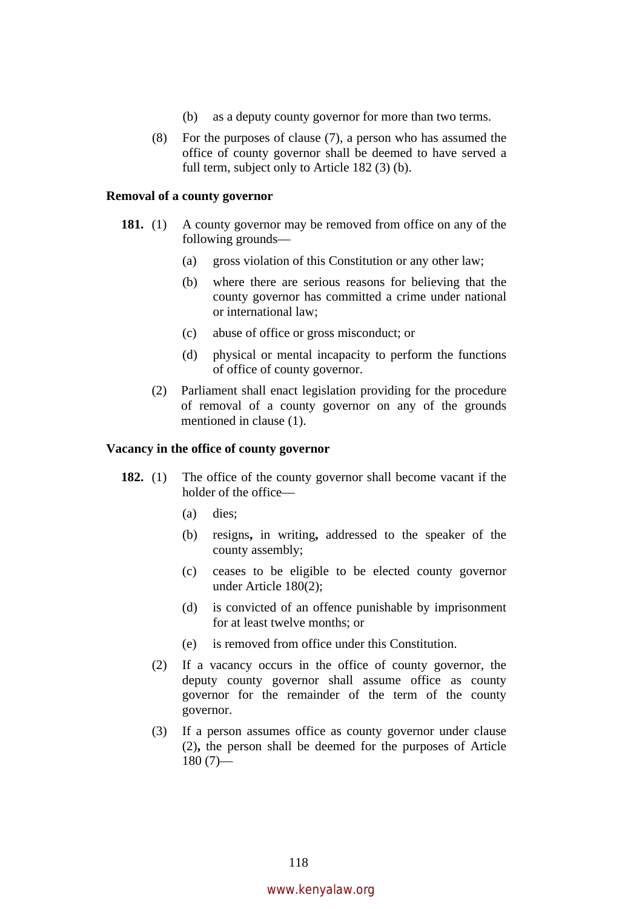(b) as a deputy county governor for more than two terms.

(8) For the purposes of clause (7), a person who has assumed the office of county governor shall be deemed to have served a full term, subject only to Article 182 (3) (b).

**Removal of a county governor**

**181.** (1) A county governor may be removed from office on any of the following grounds—

(a) gross violation of this Constitution or any other law;

(b) where there are serious reasons for believing that the county governor has committed a crime under national or international law;

(c) abuse of office or gross misconduct; or

(d) physical or mental incapacity to perform the functions of office of county governor.

(2) Parliament shall enact legislation providing for the procedure of removal of a county governor on any of the grounds mentioned in clause (1).

**Vacancy in the office of county governor**

**182.** (1) The office of the county governor shall become vacant if the holder of the office—

(a) dies;

(b) resigns**,** in writing**,** addressed to the speaker of the county assembly;

(c) ceases to be eligible to be elected county governor under Article 180(2);

(d) is convicted of an offence punishable by imprisonment for at least twelve months; or

(e) is removed from office under this Constitution.

(2) If a vacancy occurs in the office of county governor, the deputy county governor shall assume office as county governor for the remainder of the term of the county governor.

(3) If a person assumes office as county governor under clause (2)**,** the person shall be deemed for the purposes of Article 180 (7)—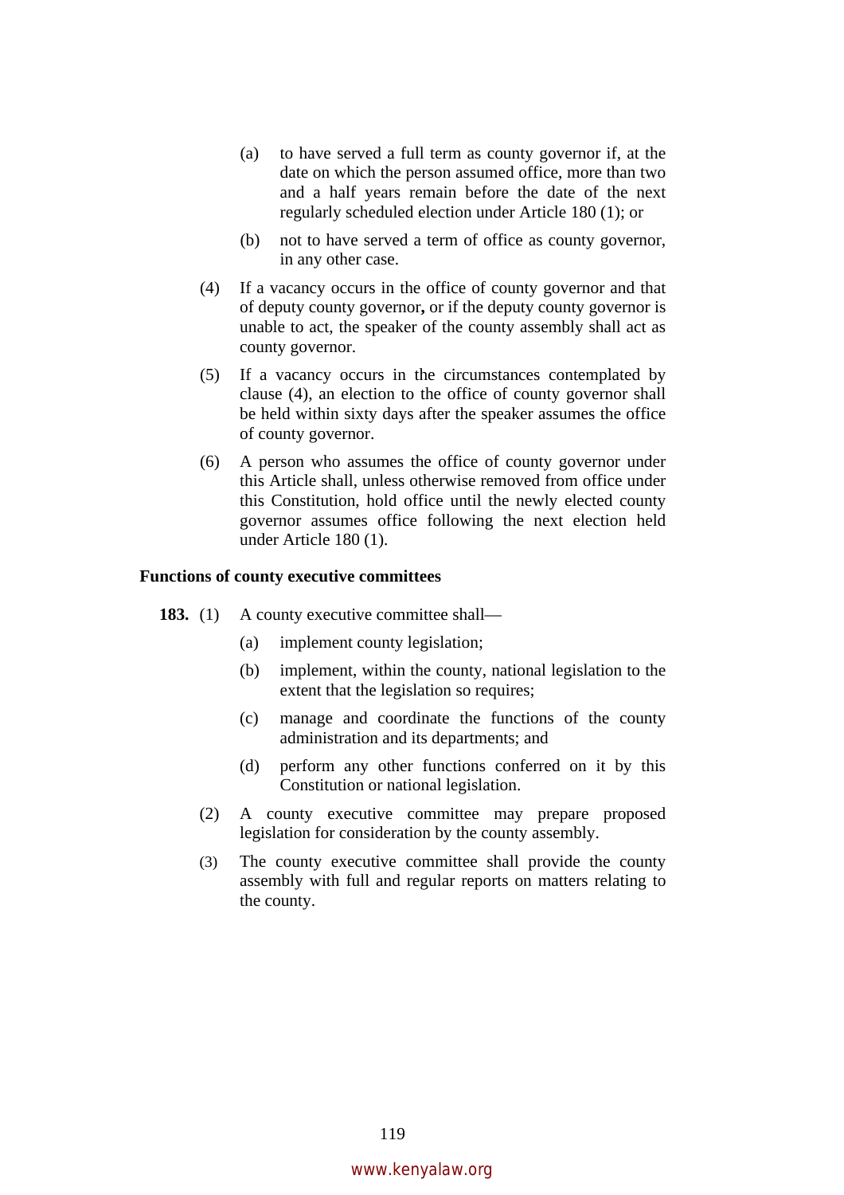(a) to have served a full term as county governor if, at the date on which the person assumed office, more than two and a half years remain before the date of the next regularly scheduled election under Article 180 (1); or

(b) not to have served a term of office as county governor, in any other case.

(4) If a vacancy occurs in the office of county governor and that of deputy county governor**,** or if the deputy county governor is unable to act, the speaker of the county assembly shall act as county governor.

(5) If a vacancy occurs in the circumstances contemplated by clause (4), an election to the office of county governor shall be held within sixty days after the speaker assumes the office of county governor.

(6) A person who assumes the office of county governor under this Article shall, unless otherwise removed from office under this Constitution, hold office until the newly elected county governor assumes office following the next election held under Article 180 (1).

**Functions of county executive committees**

**183.** (1) A county executive committee shall—

(a) implement county legislation;

(b) implement, within the county, national legislation to the extent that the legislation so requires;

(c) manage and coordinate the functions of the county administration and its departments; and

(d) perform any other functions conferred on it by this Constitution or national legislation.

(2) A county executive committee may prepare proposed legislation for consideration by the county assembly.

(3) The county executive committee shall provide the county assembly with full and regular reports on matters relating to the county.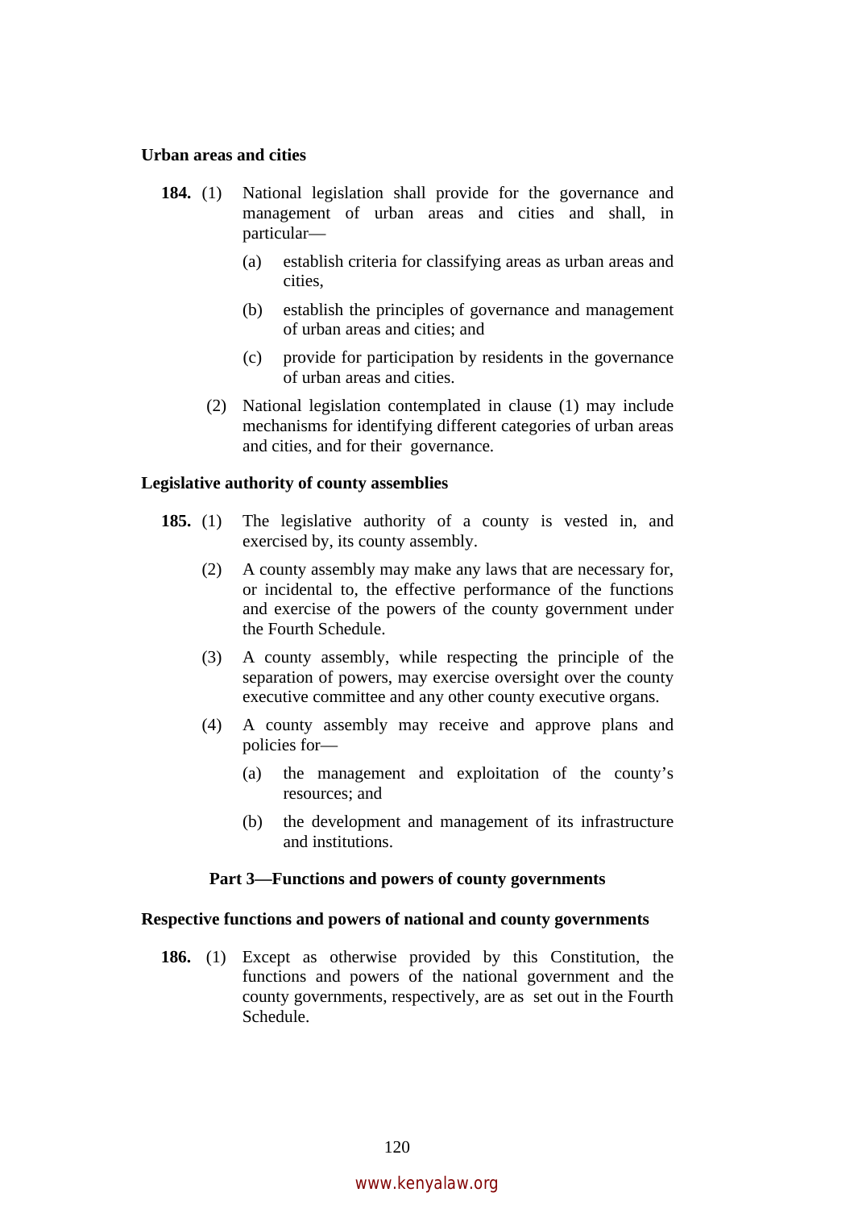**Urban areas and cities**

**184.** (1) National legislation shall provide for the governance and management of urban areas and cities and shall, in particular—

(a) establish criteria for classifying areas as urban areas and cities,

(b) establish the principles of governance and management of urban areas and cities; and

(c) provide for participation by residents in the governance of urban areas and cities.

(2) National legislation contemplated in clause (1) may include mechanisms for identifying different categories of urban areas and cities, and for their governance.

**Legislative authority of county assemblies**

**185.** (1) The legislative authority of a county is vested in, and exercised by, its county assembly.

(2) A county assembly may make any laws that are necessary for, or incidental to, the effective performance of the functions and exercise of the powers of the county government under the Fourth Schedule.

(3) A county assembly, while respecting the principle of the separation of powers, may exercise oversight over the county executive committee and any other county executive organs.

(4) A county assembly may receive and approve plans and policies for—

(a) the management and exploitation of the county's resources; and

(b) the development and management of its infrastructure and institutions.

## Part 3—Functions and powers of county governments

**Respective functions and powers of national and county governments**

**186.** (1) Except as otherwise provided by this Constitution, the functions and powers of the national government and the county governments, respectively, are as set out in the Fourth Schedule.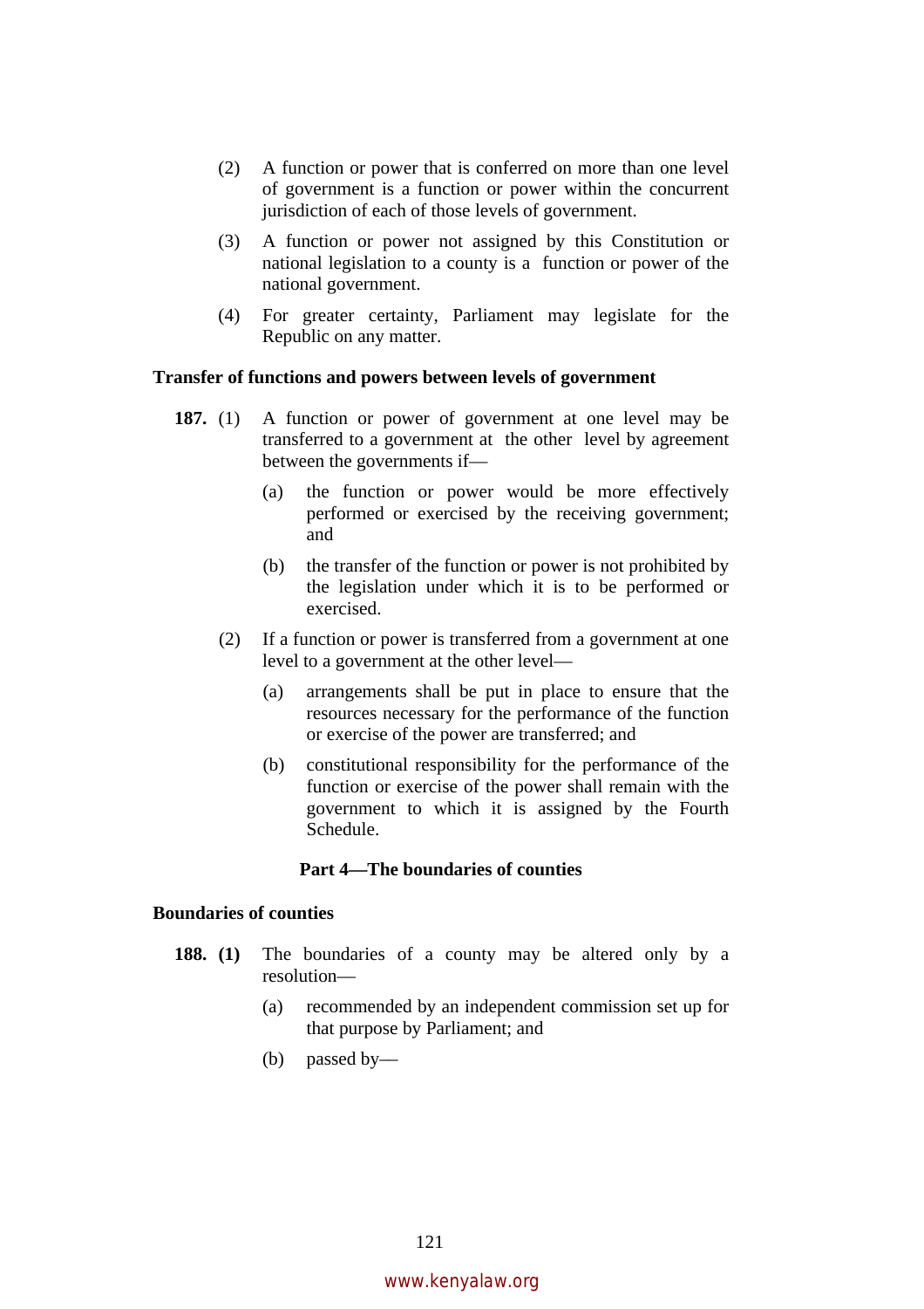(2) A function or power that is conferred on more than one level of government is a function or power within the concurrent jurisdiction of each of those levels of government.

(3) A function or power not assigned by this Constitution or national legislation to a county is a function or power of the national government.

(4) For greater certainty, Parliament may legislate for the Republic on any matter.

**Transfer of functions and powers between levels of government**

**187.** (1) A function or power of government at one level may be transferred to a government at the other level by agreement between the governments if—

(a) the function or power would be more effectively performed or exercised by the receiving government; and

(b) the transfer of the function or power is not prohibited by the legislation under which it is to be performed or exercised.

(2) If a function or power is transferred from a government at one level to a government at the other level—

(a) arrangements shall be put in place to ensure that the resources necessary for the performance of the function or exercise of the power are transferred; and

(b) constitutional responsibility for the performance of the function or exercise of the power shall remain with the government to which it is assigned by the Fourth Schedule.

## Part 4—The boundaries of counties

**Boundaries of counties**

**188. (1)** The boundaries of a county may be altered only by a resolution—

(a) recommended by an independent commission set up for that purpose by Parliament; and

(b) passed by—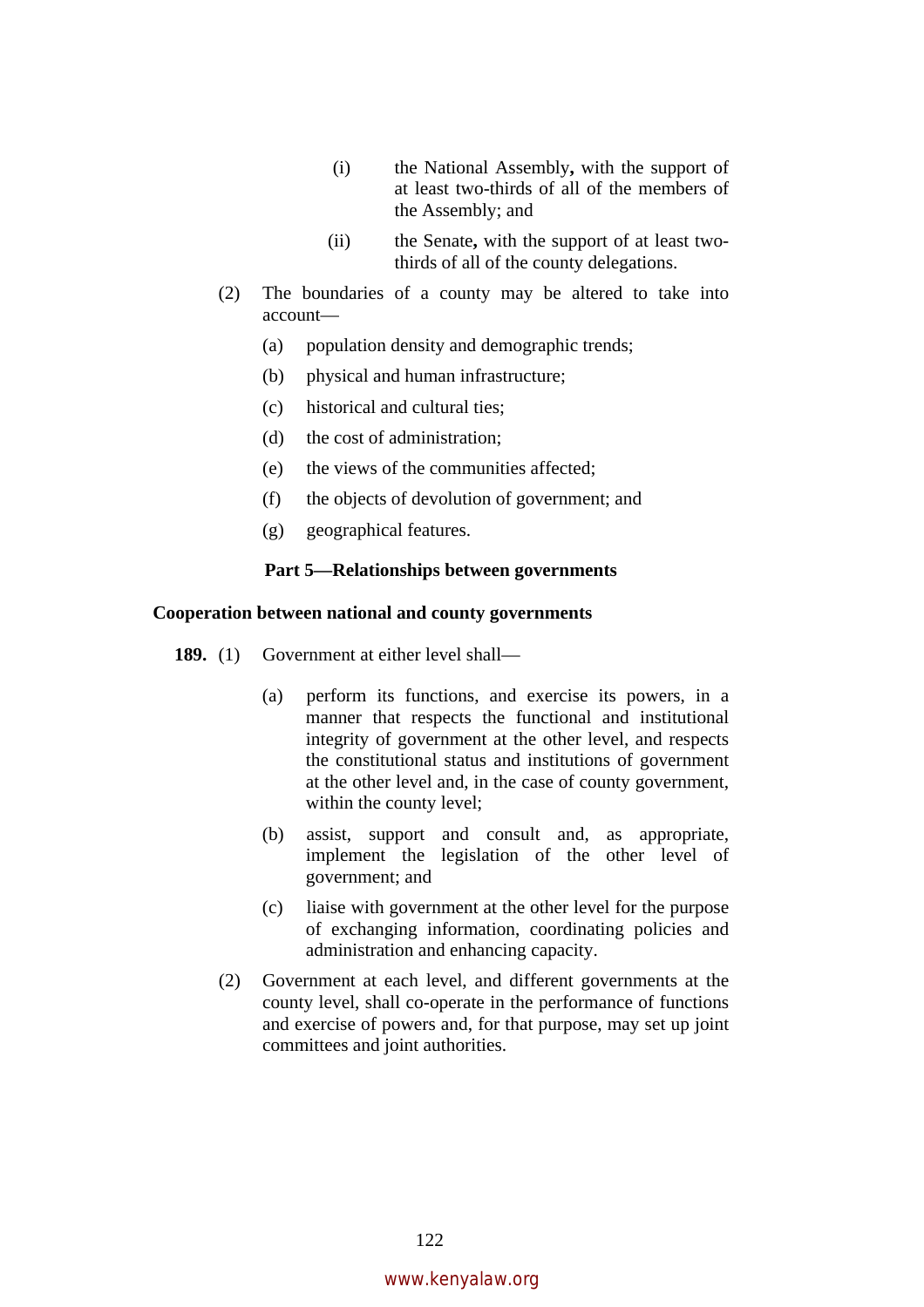(i) the National Assembly**,** with the support of at least two-thirds of all of the members of the Assembly; and

(ii) the Senate**,** with the support of at least two-thirds of all of the county delegations.

(2) The boundaries of a county may be altered to take into account—

(a) population density and demographic trends;

(b) physical and human infrastructure;

(c) historical and cultural ties;

(d) the cost of administration;

(e) the views of the communities affected;

(f) the objects of devolution of government; and

(g) geographical features.

### Part 5—Relationships between governments

**Cooperation between national and county governments**

**189.** (1) Government at either level shall—

(a) perform its functions, and exercise its powers, in a manner that respects the functional and institutional integrity of government at the other level, and respects the constitutional status and institutions of government at the other level and, in the case of county government, within the county level;

(b) assist, support and consult and, as appropriate, implement the legislation of the other level of government; and

(c) liaise with government at the other level for the purpose of exchanging information, coordinating policies and administration and enhancing capacity.

(2) Government at each level, and different governments at the county level, shall co-operate in the performance of functions and exercise of powers and, for that purpose, may set up joint committees and joint authorities.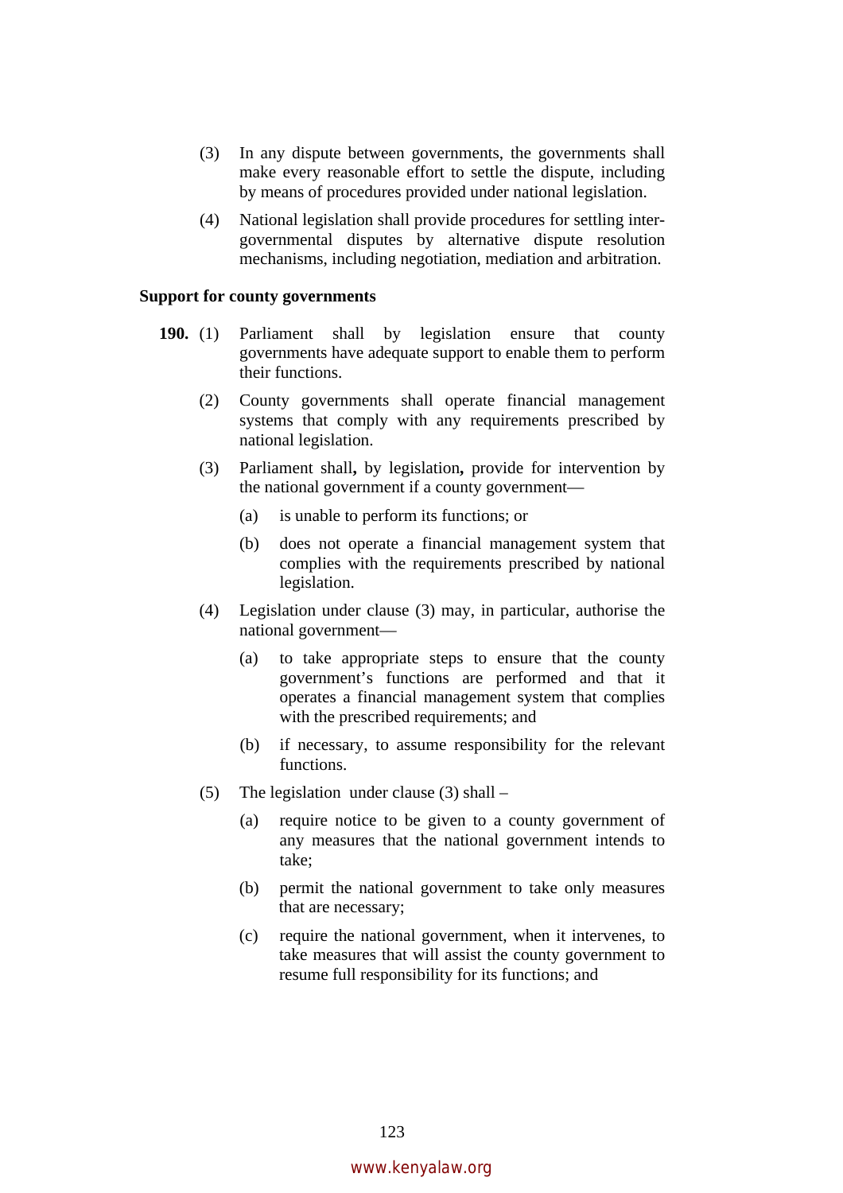(3) In any dispute between governments, the governments shall make every reasonable effort to settle the dispute, including by means of procedures provided under national legislation.

(4) National legislation shall provide procedures for settling inter-governmental disputes by alternative dispute resolution mechanisms, including negotiation, mediation and arbitration.

**Support for county governments**

**190.** (1) Parliament shall by legislation ensure that county governments have adequate support to enable them to perform their functions.

(2) County governments shall operate financial management systems that comply with any requirements prescribed by national legislation.

(3) Parliament shall**,** by legislation**,** provide for intervention by the national government if a county government—

(a) is unable to perform its functions; or

(b) does not operate a financial management system that complies with the requirements prescribed by national legislation.

(4) Legislation under clause (3) may, in particular, authorise the national government—

(a) to take appropriate steps to ensure that the county government's functions are performed and that it operates a financial management system that complies with the prescribed requirements; and

(b) if necessary, to assume responsibility for the relevant functions.

(5) The legislation under clause (3) shall –

(a) require notice to be given to a county government of any measures that the national government intends to take;

(b) permit the national government to take only measures that are necessary;

(c) require the national government, when it intervenes, to take measures that will assist the county government to resume full responsibility for its functions; and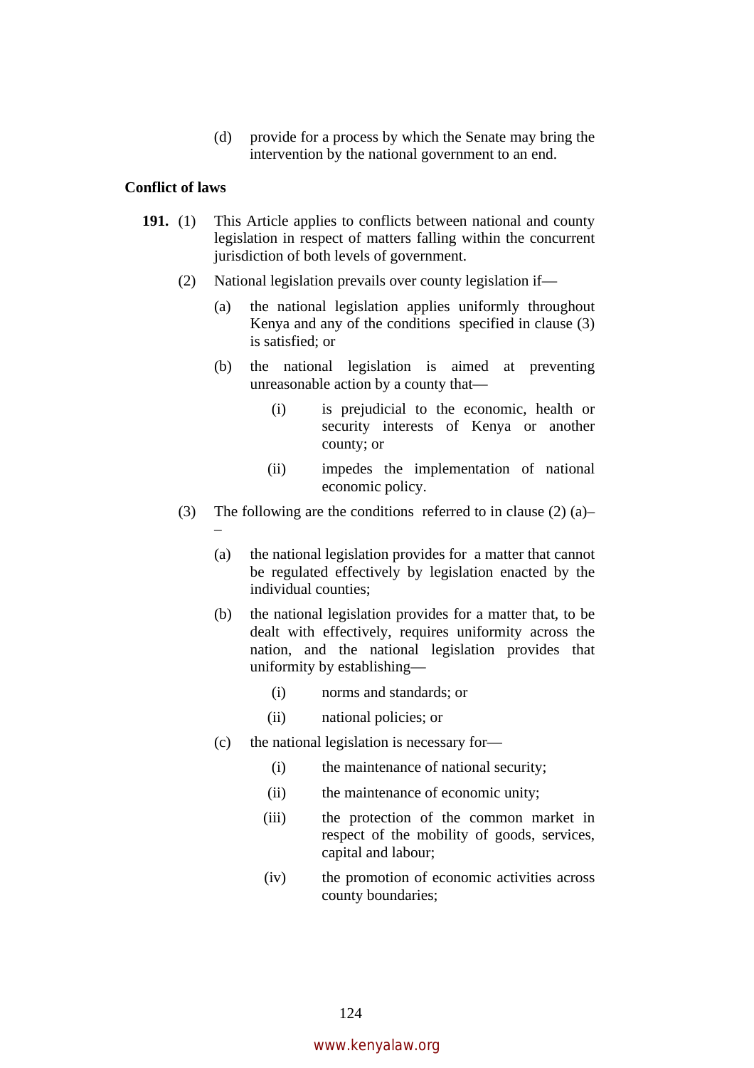(d) provide for a process by which the Senate may bring the intervention by the national government to an end.

**Conflict of laws**

**191.** (1) This Article applies to conflicts between national and county legislation in respect of matters falling within the concurrent jurisdiction of both levels of government.

(2) National legislation prevails over county legislation if––

(a) the national legislation applies uniformly throughout Kenya and any of the conditions specified in clause (3) is satisfied; or

(b) the national legislation is aimed at preventing unreasonable action by a county that––

(i) is prejudicial to the economic, health or security interests of Kenya or another county; or

(ii) impedes the implementation of national economic policy.

(3) The following are the conditions referred to in clause (2) (a)––

(a) the national legislation provides for a matter that cannot be regulated effectively by legislation enacted by the individual counties;

(b) the national legislation provides for a matter that, to be dealt with effectively, requires uniformity across the nation, and the national legislation provides that uniformity by establishing––

(i) norms and standards; or

(ii) national policies; or

(c) the national legislation is necessary for––

(i) the maintenance of national security;

(ii) the maintenance of economic unity;

(iii) the protection of the common market in respect of the mobility of goods, services, capital and labour;

(iv) the promotion of economic activities across county boundaries;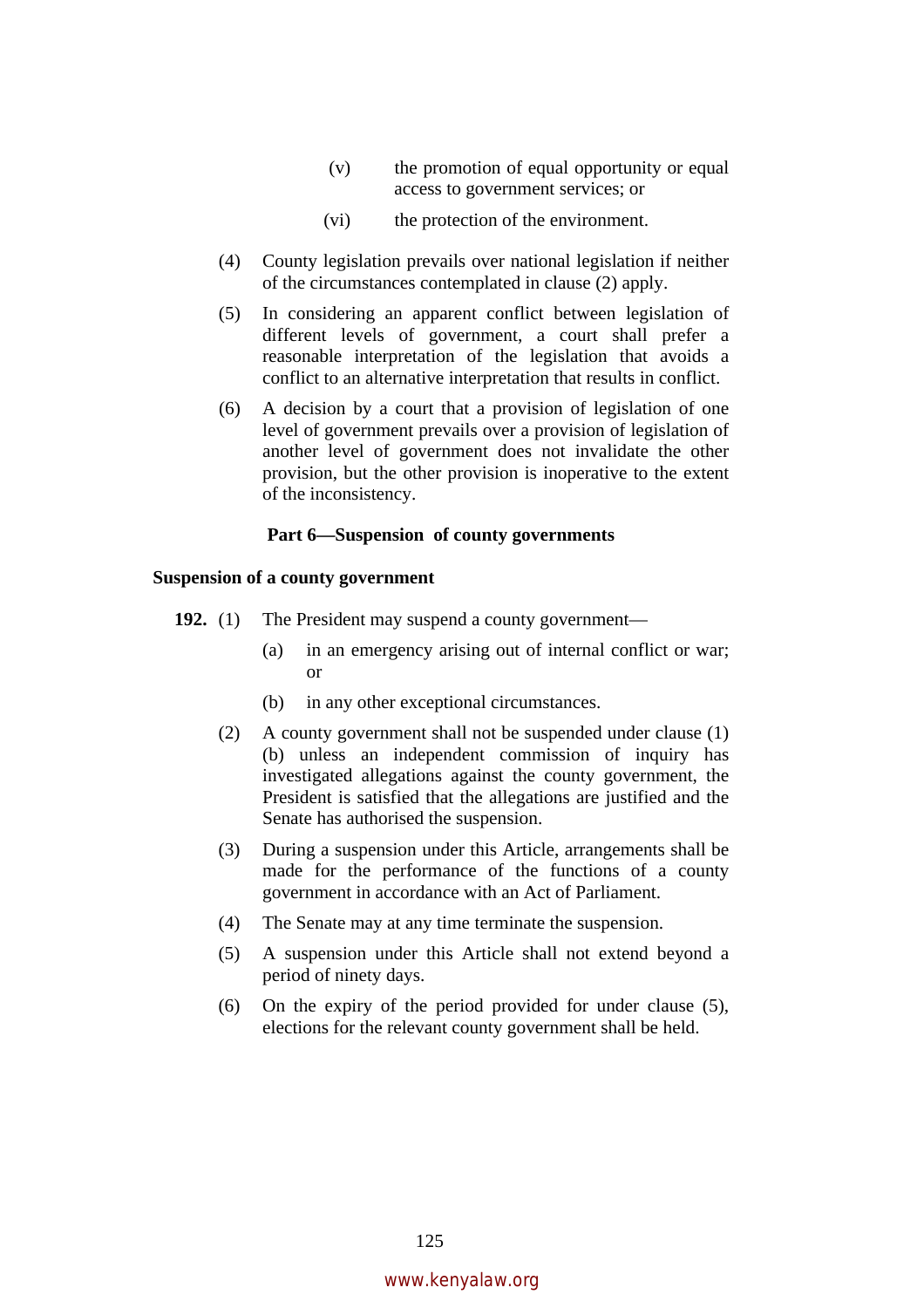(v) the promotion of equal opportunity or equal access to government services; or

(vi) the protection of the environment.

(4) County legislation prevails over national legislation if neither of the circumstances contemplated in clause (2) apply.

(5) In considering an apparent conflict between legislation of different levels of government, a court shall prefer a reasonable interpretation of the legislation that avoids a conflict to an alternative interpretation that results in conflict.

(6) A decision by a court that a provision of legislation of one level of government prevails over a provision of legislation of another level of government does not invalidate the other provision, but the other provision is inoperative to the extent of the inconsistency.

## Part 6—Suspension of county governments

### Suspension of a county government

**192.** (1) The President may suspend a county government—

(a) in an emergency arising out of internal conflict or war; or

(b) in any other exceptional circumstances.

(2) A county government shall not be suspended under clause (1)(b) unless an independent commission of inquiry has investigated allegations against the county government, the President is satisfied that the allegations are justified and the Senate has authorised the suspension.

(3) During a suspension under this Article, arrangements shall be made for the performance of the functions of a county government in accordance with an Act of Parliament.

(4) The Senate may at any time terminate the suspension.

(5) A suspension under this Article shall not extend beyond a period of ninety days.

(6) On the expiry of the period provided for under clause (5), elections for the relevant county government shall be held.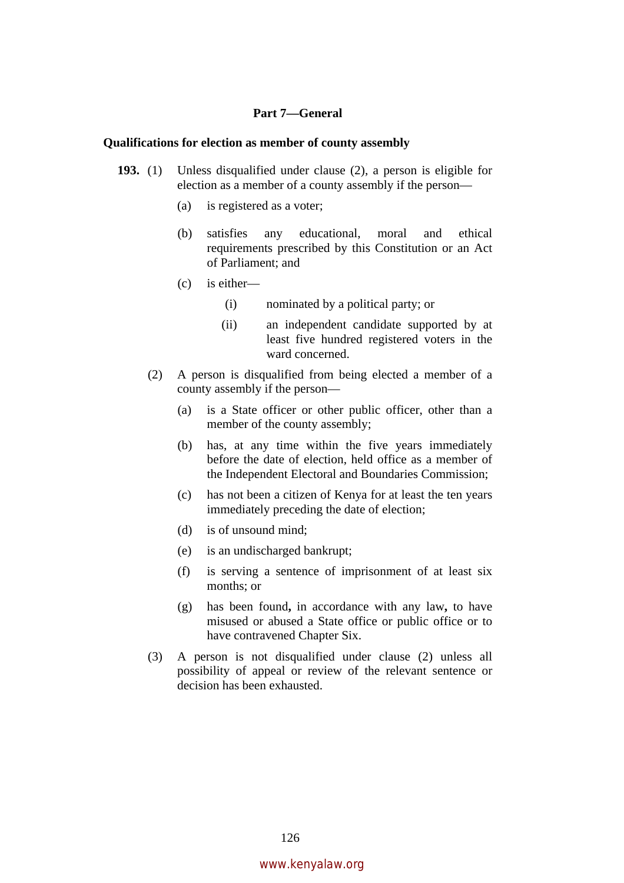## Part 7—General

### Qualifications for election as member of county assembly

**193.** (1) Unless disqualified under clause (2), a person is eligible for election as a member of a county assembly if the person—

(a) is registered as a voter;

(b) satisfies any educational, moral and ethical requirements prescribed by this Constitution or an Act of Parliament; and

(c) is either—

(i) nominated by a political party; or

(ii) an independent candidate supported by at least five hundred registered voters in the ward concerned.

(2) A person is disqualified from being elected a member of a county assembly if the person—

(a) is a State officer or other public officer, other than a member of the county assembly;

(b) has, at any time within the five years immediately before the date of election, held office as a member of the Independent Electoral and Boundaries Commission;

(c) has not been a citizen of Kenya for at least the ten years immediately preceding the date of election;

(d) is of unsound mind;

(e) is an undischarged bankrupt;

(f) is serving a sentence of imprisonment of at least six months; or

(g) has been found**,** in accordance with any law**,** to have misused or abused a State office or public office or to have contravened Chapter Six.

(3) A person is not disqualified under clause (2) unless all possibility of appeal or review of the relevant sentence or decision has been exhausted.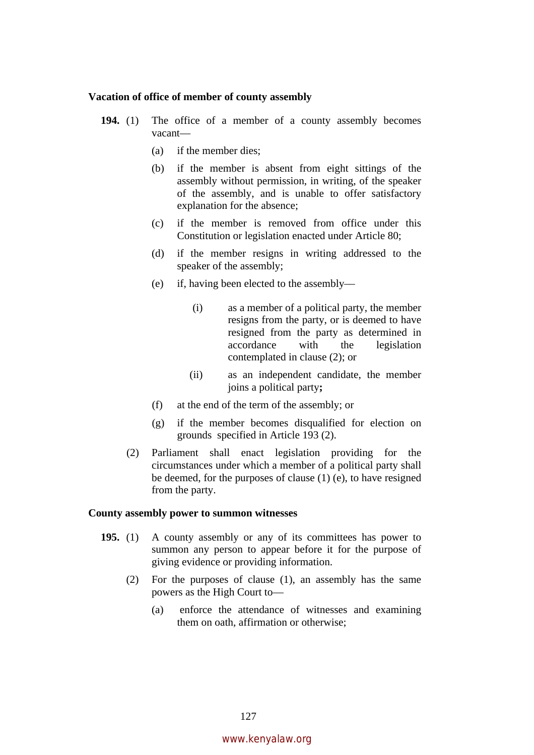**Vacation of office of member of county assembly**

**194.** (1) The office of a member of a county assembly becomes vacant—

(a) if the member dies;

(b) if the member is absent from eight sittings of the assembly without permission, in writing, of the speaker of the assembly, and is unable to offer satisfactory explanation for the absence;

(c) if the member is removed from office under this Constitution or legislation enacted under Article 80;

(d) if the member resigns in writing addressed to the speaker of the assembly;

(e) if, having been elected to the assembly—

(i) as a member of a political party, the member resigns from the party, or is deemed to have resigned from the party as determined in accordance with the legislation contemplated in clause (2); or

(ii) as an independent candidate, the member joins a political party**;**

(f) at the end of the term of the assembly; or

(g) if the member becomes disqualified for election on grounds specified in Article 193 (2).

(2) Parliament shall enact legislation providing for the circumstances under which a member of a political party shall be deemed, for the purposes of clause (1) (e), to have resigned from the party.

**County assembly power to summon witnesses**

**195.** (1) A county assembly or any of its committees has power to summon any person to appear before it for the purpose of giving evidence or providing information.

(2) For the purposes of clause (1), an assembly has the same powers as the High Court to—

(a) enforce the attendance of witnesses and examining them on oath, affirmation or otherwise;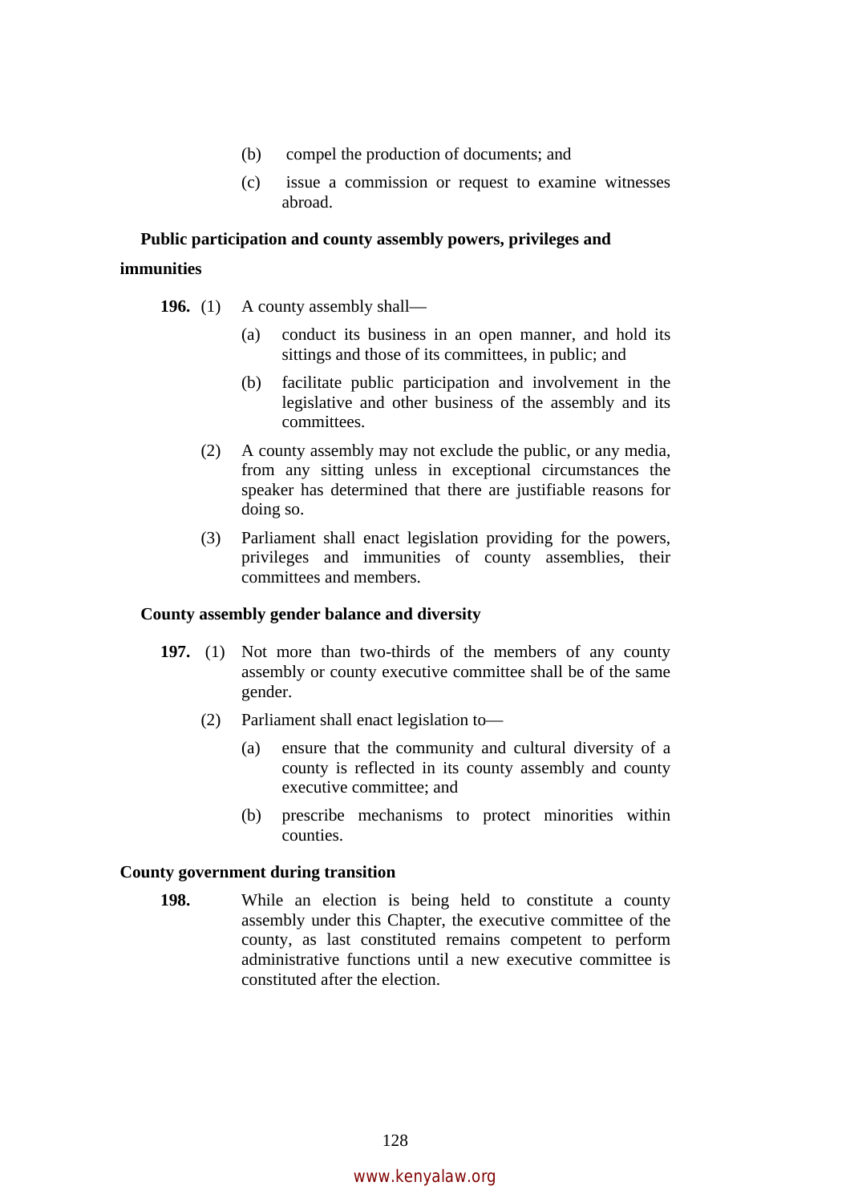(b) compel the production of documents; and

(c) issue a commission or request to examine witnesses abroad.

**Public participation and county assembly powers, privileges and immunities**

**196.** (1) A county assembly shall—

(a) conduct its business in an open manner, and hold its sittings and those of its committees, in public; and

(b) facilitate public participation and involvement in the legislative and other business of the assembly and its committees.

(2) A county assembly may not exclude the public, or any media, from any sitting unless in exceptional circumstances the speaker has determined that there are justifiable reasons for doing so.

(3) Parliament shall enact legislation providing for the powers, privileges and immunities of county assemblies, their committees and members.

**County assembly gender balance and diversity**

**197.** (1) Not more than two-thirds of the members of any county assembly or county executive committee shall be of the same gender.

(2) Parliament shall enact legislation to—

(a) ensure that the community and cultural diversity of a county is reflected in its county assembly and county executive committee; and

(b) prescribe mechanisms to protect minorities within counties.

**County government during transition**

**198.** While an election is being held to constitute a county assembly under this Chapter, the executive committee of the county, as last constituted remains competent to perform administrative functions until a new executive committee is constituted after the election.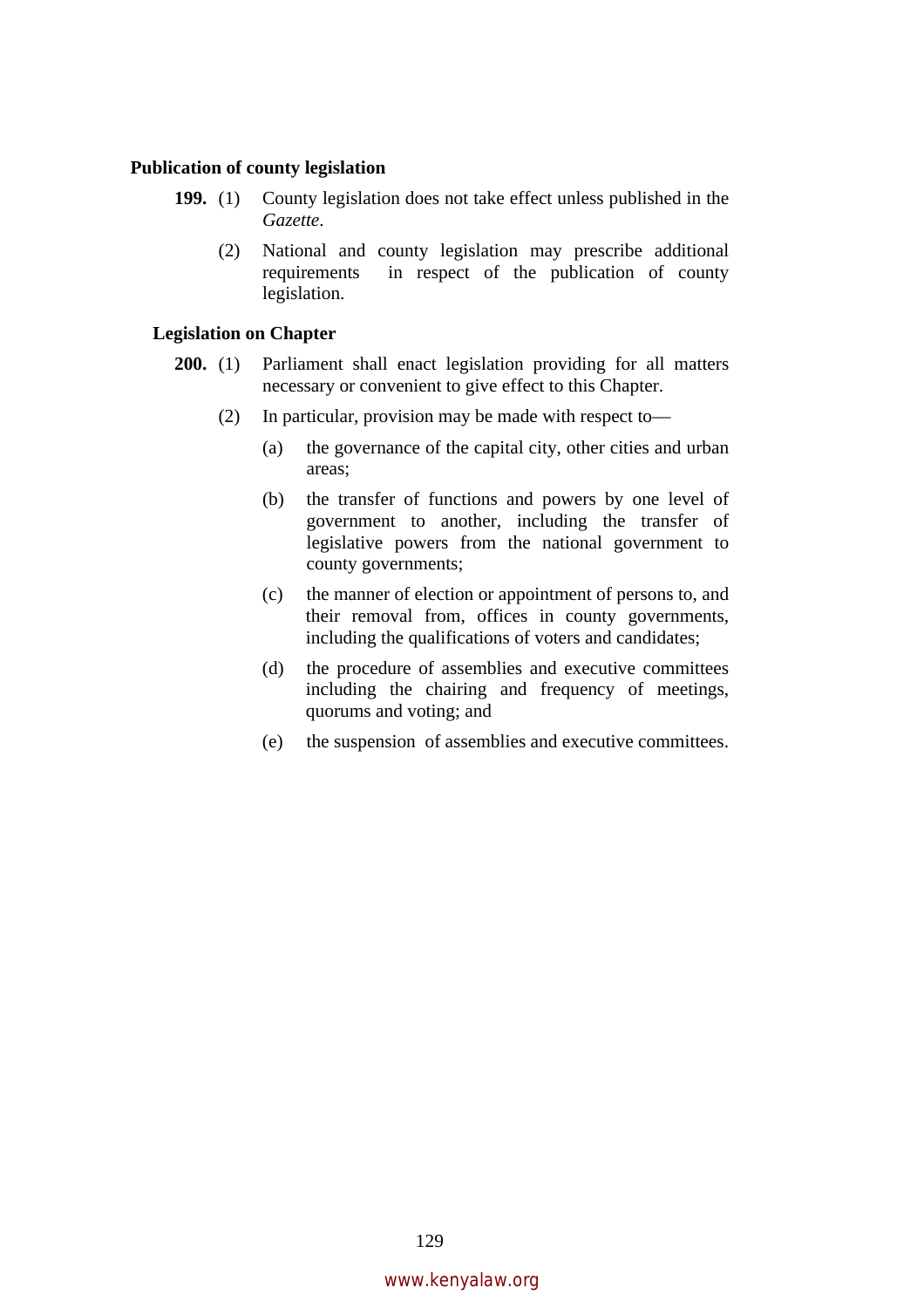**Publication of county legislation**

**199.** (1) County legislation does not take effect unless published in the *Gazette*.

(2) National and county legislation may prescribe additional requirements in respect of the publication of county legislation.

**Legislation on Chapter**

**200.** (1) Parliament shall enact legislation providing for all matters necessary or convenient to give effect to this Chapter.

(2) In particular, provision may be made with respect to—

(a) the governance of the capital city, other cities and urban areas;

(b) the transfer of functions and powers by one level of government to another, including the transfer of legislative powers from the national government to county governments;

(c) the manner of election or appointment of persons to, and their removal from, offices in county governments, including the qualifications of voters and candidates;

(d) the procedure of assemblies and executive committees including the chairing and frequency of meetings, quorums and voting; and

(e) the suspension of assemblies and executive committees.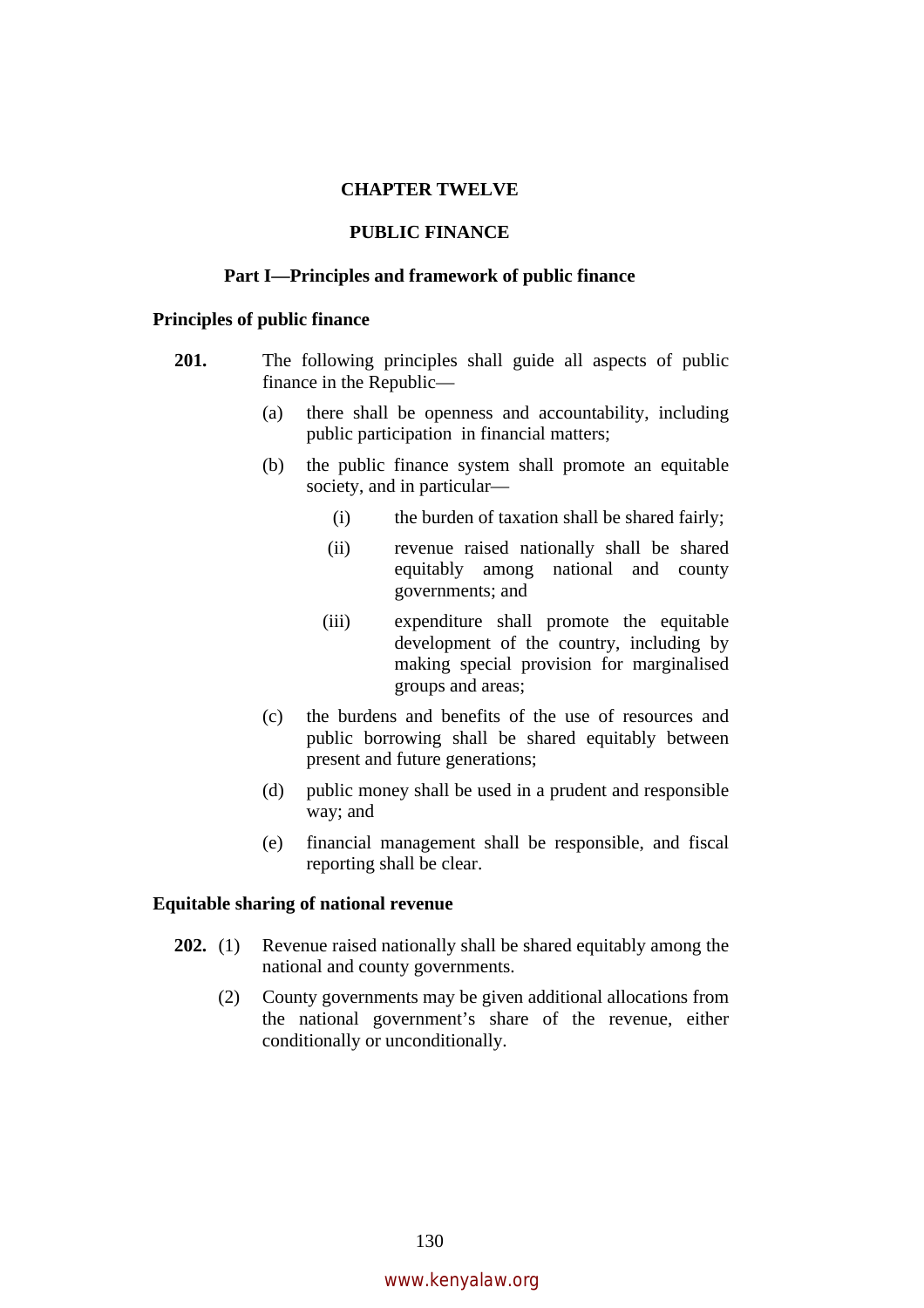# CHAPTER TWELVE

# PUBLIC FINANCE

## Part I—Principles and framework of public finance

### Principles of public finance

**201.** The following principles shall guide all aspects of public finance in the Republic—

(a) there shall be openness and accountability, including public participation in financial matters;

(b) the public finance system shall promote an equitable society, and in particular—

(i) the burden of taxation shall be shared fairly;

(ii) revenue raised nationally shall be shared equitably among national and county governments; and

(iii) expenditure shall promote the equitable development of the country, including by making special provision for marginalised groups and areas;

(c) the burdens and benefits of the use of resources and public borrowing shall be shared equitably between present and future generations;

(d) public money shall be used in a prudent and responsible way; and

(e) financial management shall be responsible, and fiscal reporting shall be clear.

### Equitable sharing of national revenue

**202.** (1) Revenue raised nationally shall be shared equitably among the national and county governments.

(2) County governments may be given additional allocations from the national government's share of the revenue, either conditionally or unconditionally.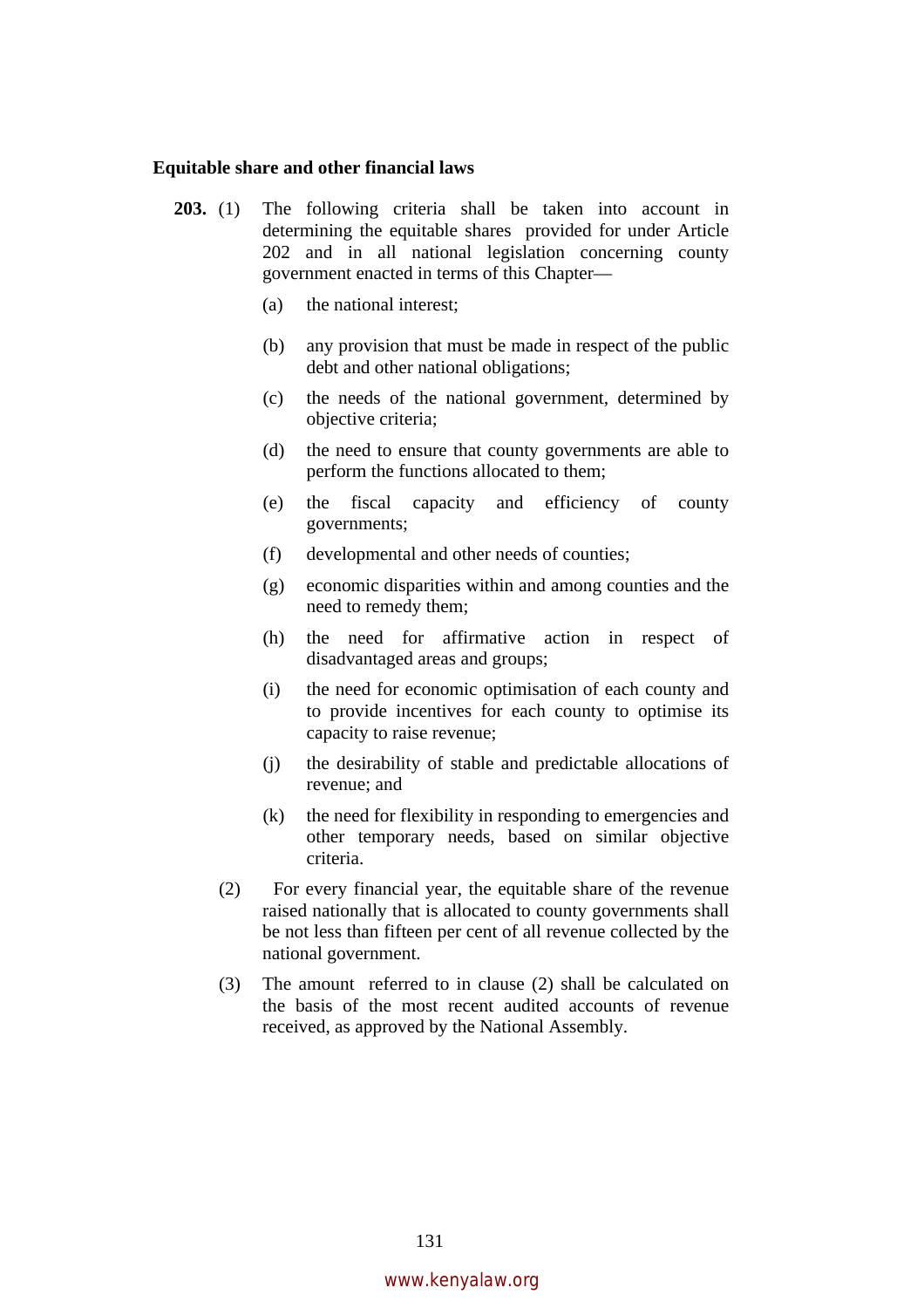**Equitable share and other financial laws**

**203.** (1) The following criteria shall be taken into account in determining the equitable shares provided for under Article 202 and in all national legislation concerning county government enacted in terms of this Chapter—

- (a) the national interest;
- (b) any provision that must be made in respect of the public debt and other national obligations;
- (c) the needs of the national government, determined by objective criteria;
- (d) the need to ensure that county governments are able to perform the functions allocated to them;
- (e) the fiscal capacity and efficiency of county governments;
- (f) developmental and other needs of counties;
- (g) economic disparities within and among counties and the need to remedy them;
- (h) the need for affirmative action in respect of disadvantaged areas and groups;
- (i) the need for economic optimisation of each county and to provide incentives for each county to optimise its capacity to raise revenue;
- (j) the desirability of stable and predictable allocations of revenue; and
- (k) the need for flexibility in responding to emergencies and other temporary needs, based on similar objective criteria.

(2) For every financial year, the equitable share of the revenue raised nationally that is allocated to county governments shall be not less than fifteen per cent of all revenue collected by the national government.

(3) The amount referred to in clause (2) shall be calculated on the basis of the most recent audited accounts of revenue received, as approved by the National Assembly.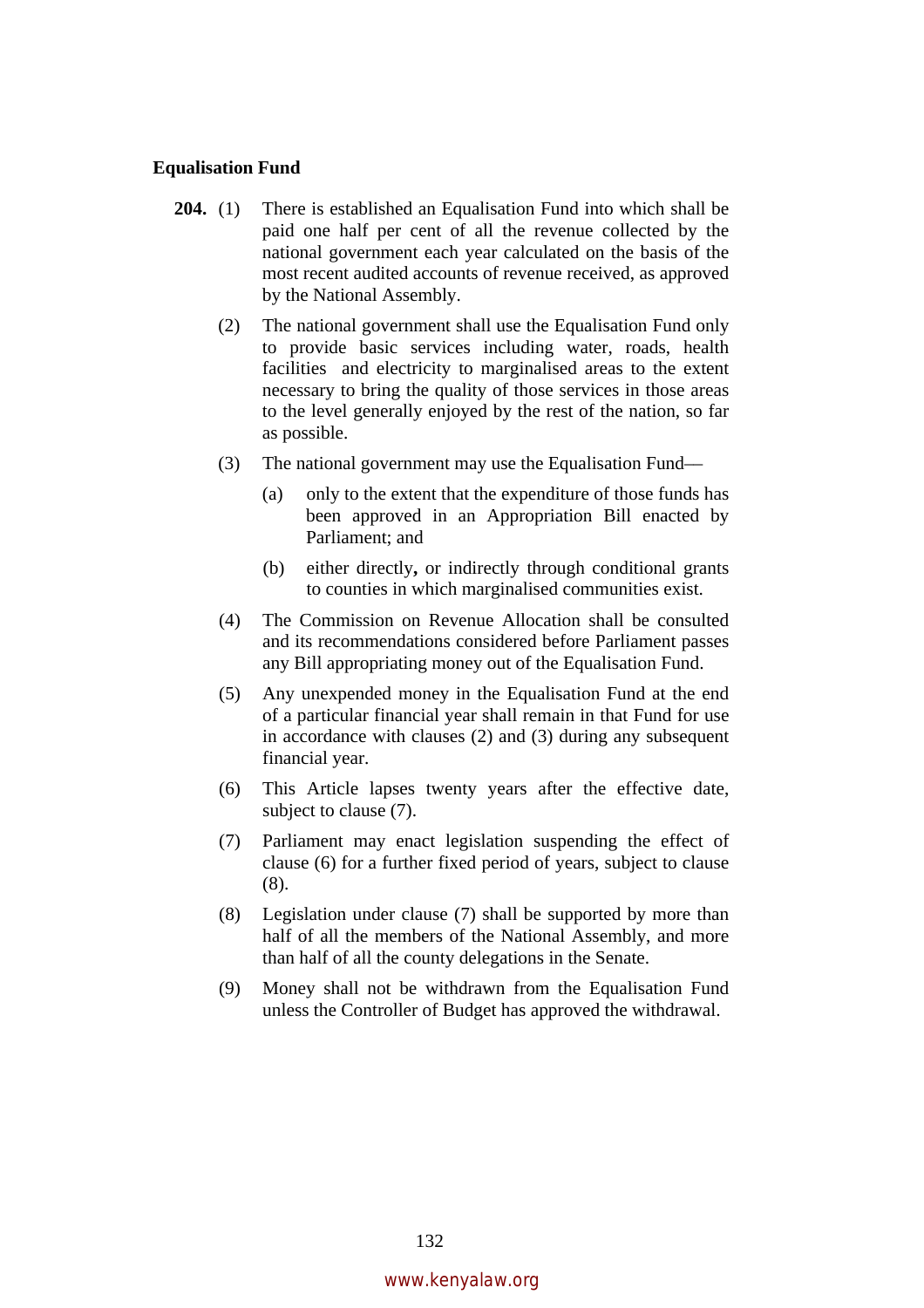**Equalisation Fund**

**204.** (1) There is established an Equalisation Fund into which shall be paid one half per cent of all the revenue collected by the national government each year calculated on the basis of the most recent audited accounts of revenue received, as approved by the National Assembly.

(2) The national government shall use the Equalisation Fund only to provide basic services including water, roads, health facilities and electricity to marginalised areas to the extent necessary to bring the quality of those services in those areas to the level generally enjoyed by the rest of the nation, so far as possible.

(3) The national government may use the Equalisation Fund—

(a) only to the extent that the expenditure of those funds has been approved in an Appropriation Bill enacted by Parliament; and

(b) either directly**,** or indirectly through conditional grants to counties in which marginalised communities exist.

(4) The Commission on Revenue Allocation shall be consulted and its recommendations considered before Parliament passes any Bill appropriating money out of the Equalisation Fund.

(5) Any unexpended money in the Equalisation Fund at the end of a particular financial year shall remain in that Fund for use in accordance with clauses (2) and (3) during any subsequent financial year.

(6) This Article lapses twenty years after the effective date, subject to clause (7).

(7) Parliament may enact legislation suspending the effect of clause (6) for a further fixed period of years, subject to clause (8).

(8) Legislation under clause (7) shall be supported by more than half of all the members of the National Assembly, and more than half of all the county delegations in the Senate.

(9) Money shall not be withdrawn from the Equalisation Fund unless the Controller of Budget has approved the withdrawal.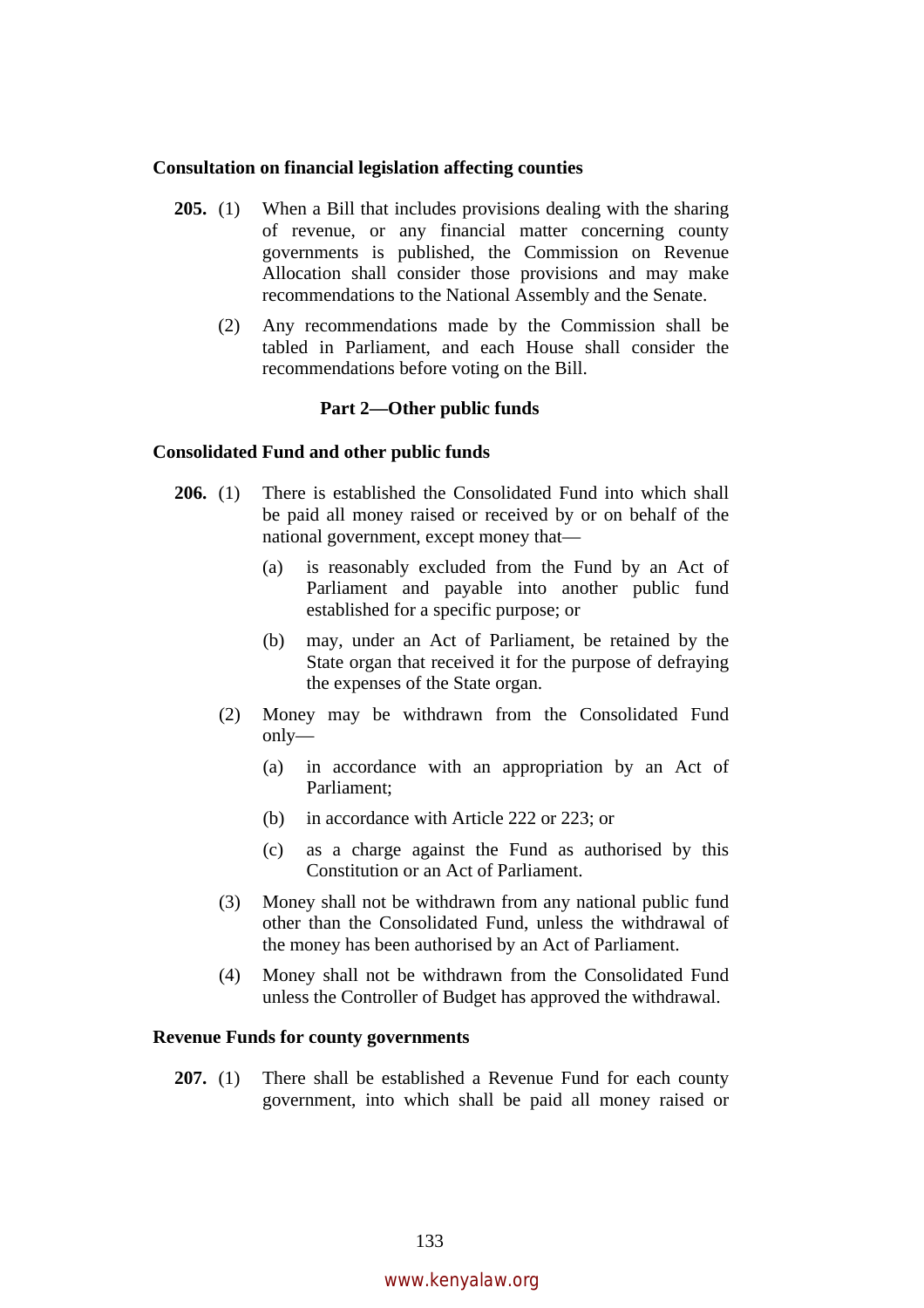**Consultation on financial legislation affecting counties**

**205.** (1) When a Bill that includes provisions dealing with the sharing of revenue, or any financial matter concerning county governments is published, the Commission on Revenue Allocation shall consider those provisions and may make recommendations to the National Assembly and the Senate.

(2) Any recommendations made by the Commission shall be tabled in Parliament, and each House shall consider the recommendations before voting on the Bill.

### Part 2—Other public funds

**Consolidated Fund and other public funds**

**206.** (1) There is established the Consolidated Fund into which shall be paid all money raised or received by or on behalf of the national government, except money that—

(a) is reasonably excluded from the Fund by an Act of Parliament and payable into another public fund established for a specific purpose; or

(b) may, under an Act of Parliament, be retained by the State organ that received it for the purpose of defraying the expenses of the State organ.

(2) Money may be withdrawn from the Consolidated Fund only—

(a) in accordance with an appropriation by an Act of Parliament;

(b) in accordance with Article 222 or 223; or

(c) as a charge against the Fund as authorised by this Constitution or an Act of Parliament.

(3) Money shall not be withdrawn from any national public fund other than the Consolidated Fund, unless the withdrawal of the money has been authorised by an Act of Parliament.

(4) Money shall not be withdrawn from the Consolidated Fund unless the Controller of Budget has approved the withdrawal.

**Revenue Funds for county governments**

**207.** (1) There shall be established a Revenue Fund for each county government, into which shall be paid all money raised or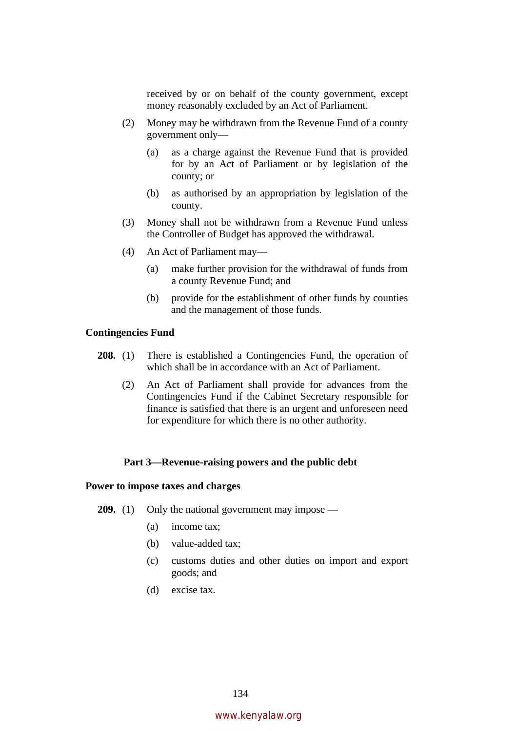received by or on behalf of the county government, except money reasonably excluded by an Act of Parliament.

(2) Money may be withdrawn from the Revenue Fund of a county government only—

(a) as a charge against the Revenue Fund that is provided for by an Act of Parliament or by legislation of the county; or

(b) as authorised by an appropriation by legislation of the county.

(3) Money shall not be withdrawn from a Revenue Fund unless the Controller of Budget has approved the withdrawal.

(4) An Act of Parliament may—

(a) make further provision for the withdrawal of funds from a county Revenue Fund; and

(b) provide for the establishment of other funds by counties and the management of those funds.

**Contingencies Fund**

**208.** (1) There is established a Contingencies Fund, the operation of which shall be in accordance with an Act of Parliament.

(2) An Act of Parliament shall provide for advances from the Contingencies Fund if the Cabinet Secretary responsible for finance is satisfied that there is an urgent and unforeseen need for expenditure for which there is no other authority.

## Part 3—Revenue-raising powers and the public debt

**Power to impose taxes and charges**

**209.** (1) Only the national government may impose —

(a) income tax;

(b) value-added tax;

(c) customs duties and other duties on import and export goods; and

(d) excise tax.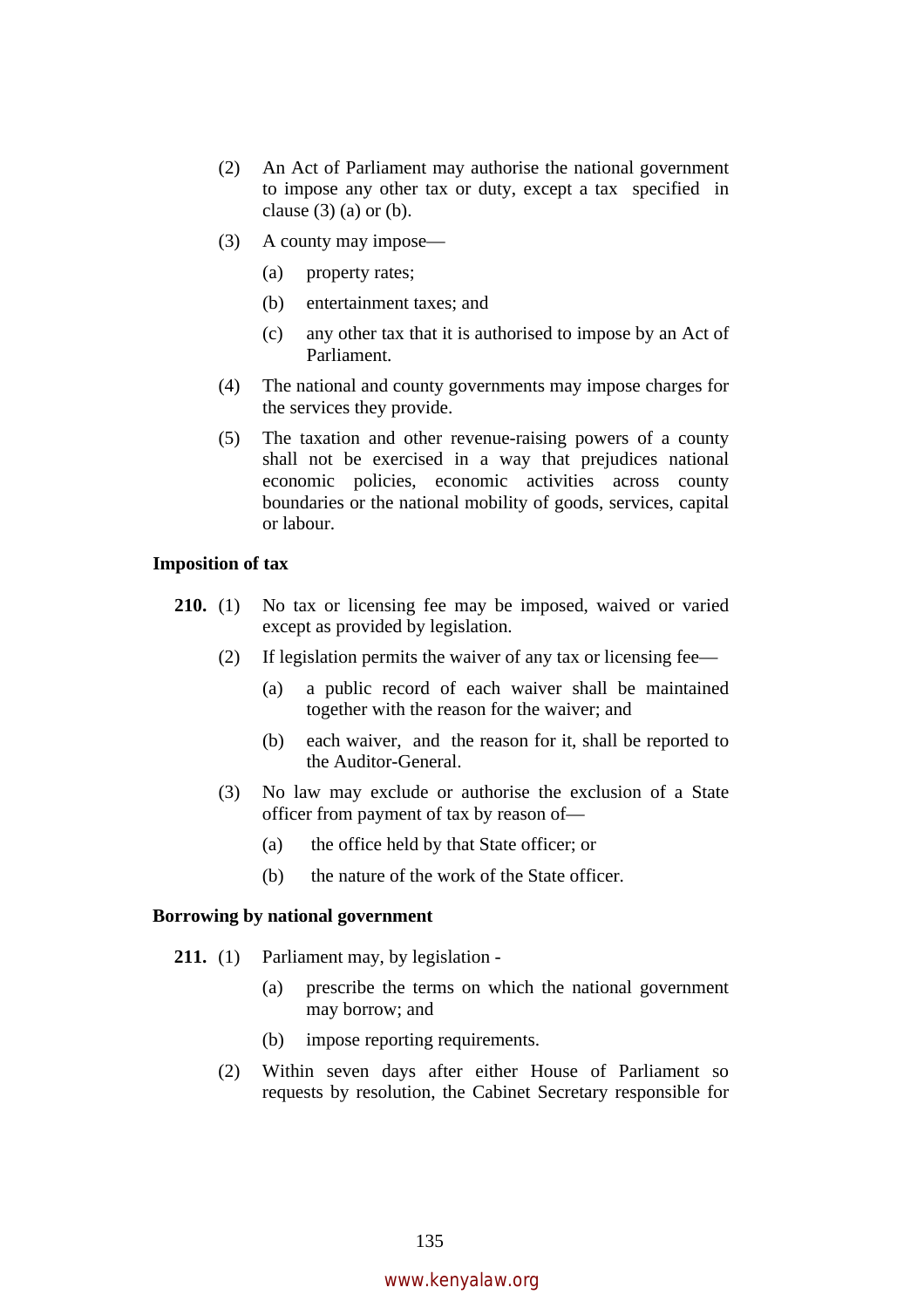(2) An Act of Parliament may authorise the national government to impose any other tax or duty, except a tax specified in clause (3) (a) or (b).

(3) A county may impose—

(a) property rates;

(b) entertainment taxes; and

(c) any other tax that it is authorised to impose by an Act of Parliament.

(4) The national and county governments may impose charges for the services they provide.

(5) The taxation and other revenue-raising powers of a county shall not be exercised in a way that prejudices national economic policies, economic activities across county boundaries or the national mobility of goods, services, capital or labour.

**Imposition of tax**

**210.** (1) No tax or licensing fee may be imposed, waived or varied except as provided by legislation.

(2) If legislation permits the waiver of any tax or licensing fee—

(a) a public record of each waiver shall be maintained together with the reason for the waiver; and

(b) each waiver, and the reason for it, shall be reported to the Auditor-General.

(3) No law may exclude or authorise the exclusion of a State officer from payment of tax by reason of—

(a) the office held by that State officer; or

(b) the nature of the work of the State officer.

**Borrowing by national government**

**211.** (1) Parliament may, by legislation -

(a) prescribe the terms on which the national government may borrow; and

(b) impose reporting requirements.

(2) Within seven days after either House of Parliament so requests by resolution, the Cabinet Secretary responsible for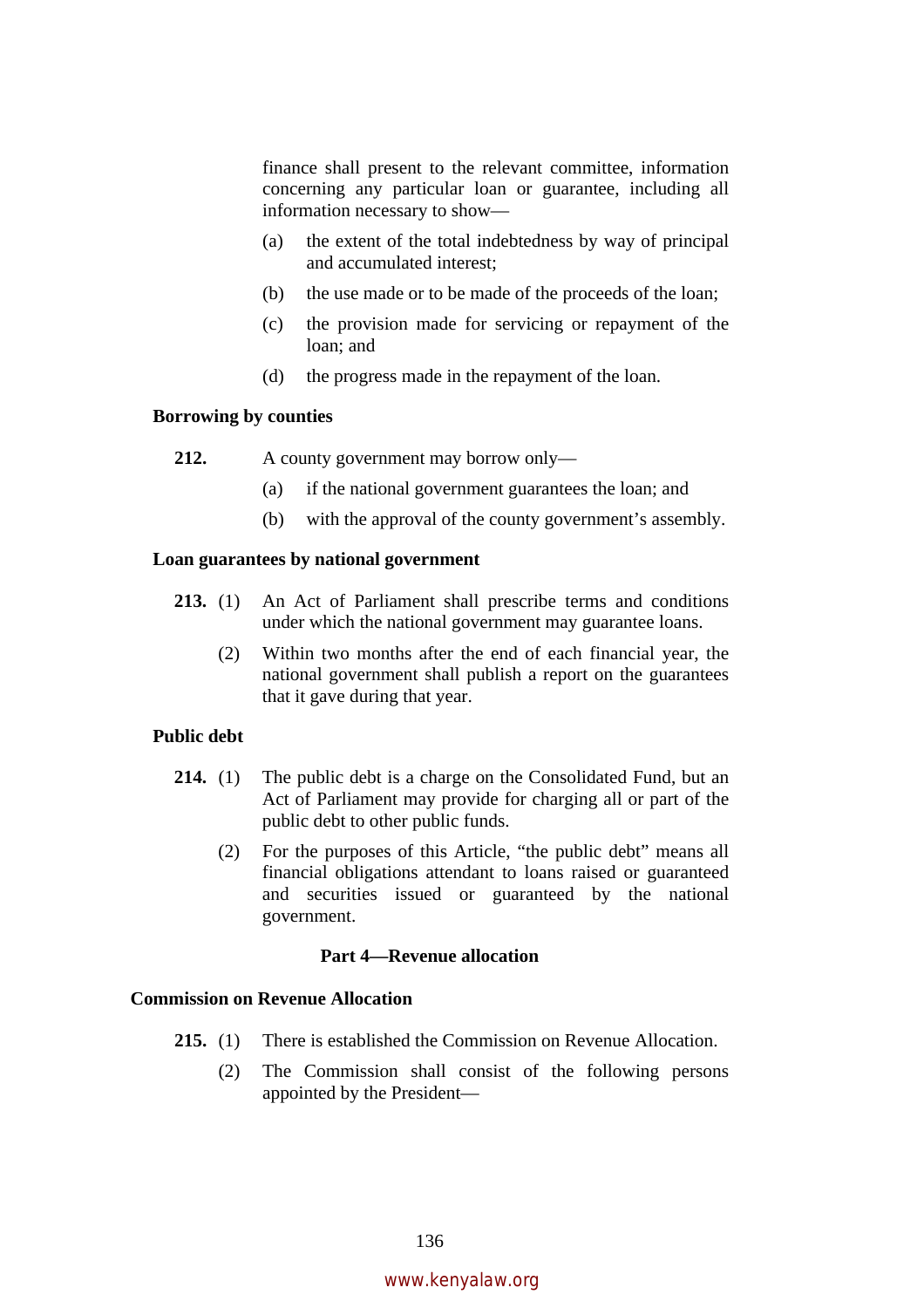finance shall present to the relevant committee, information concerning any particular loan or guarantee, including all information necessary to show—

(a) the extent of the total indebtedness by way of principal and accumulated interest;

(b) the use made or to be made of the proceeds of the loan;

(c) the provision made for servicing or repayment of the loan; and

(d) the progress made in the repayment of the loan.

**Borrowing by counties**

**212.** A county government may borrow only—

(a) if the national government guarantees the loan; and

(b) with the approval of the county government's assembly.

**Loan guarantees by national government**

**213.** (1) An Act of Parliament shall prescribe terms and conditions under which the national government may guarantee loans.

(2) Within two months after the end of each financial year, the national government shall publish a report on the guarantees that it gave during that year.

**Public debt**

**214.** (1) The public debt is a charge on the Consolidated Fund, but an Act of Parliament may provide for charging all or part of the public debt to other public funds.

(2) For the purposes of this Article, "the public debt" means all financial obligations attendant to loans raised or guaranteed and securities issued or guaranteed by the national government.

## Part 4—Revenue allocation

**Commission on Revenue Allocation**

**215.** (1) There is established the Commission on Revenue Allocation.

(2) The Commission shall consist of the following persons appointed by the President—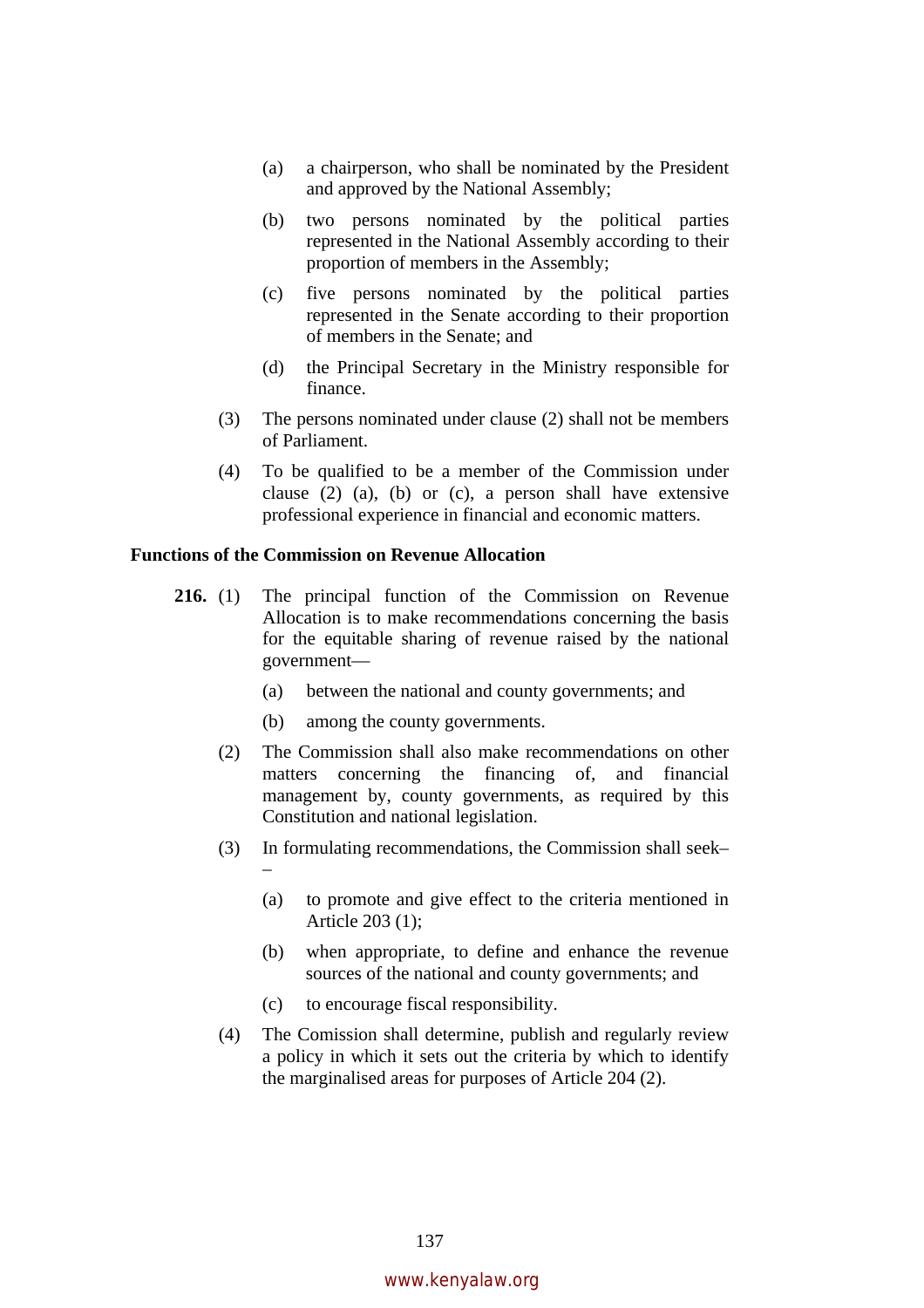(a) a chairperson, who shall be nominated by the President and approved by the National Assembly;

(b) two persons nominated by the political parties represented in the National Assembly according to their proportion of members in the Assembly;

(c) five persons nominated by the political parties represented in the Senate according to their proportion of members in the Senate; and

(d) the Principal Secretary in the Ministry responsible for finance.

(3) The persons nominated under clause (2) shall not be members of Parliament.

(4) To be qualified to be a member of the Commission under clause (2) (a), (b) or (c), a person shall have extensive professional experience in financial and economic matters.

**Functions of the Commission on Revenue Allocation**

**216.** (1) The principal function of the Commission on Revenue Allocation is to make recommendations concerning the basis for the equitable sharing of revenue raised by the national government—

(a) between the national and county governments; and

(b) among the county governments.

(2) The Commission shall also make recommendations on other matters concerning the financing of, and financial management by, county governments, as required by this Constitution and national legislation.

(3) In formulating recommendations, the Commission shall seek–
–

(a) to promote and give effect to the criteria mentioned in Article 203 (1);

(b) when appropriate, to define and enhance the revenue sources of the national and county governments; and

(c) to encourage fiscal responsibility.

(4) The Comission shall determine, publish and regularly review a policy in which it sets out the criteria by which to identify the marginalised areas for purposes of Article 204 (2).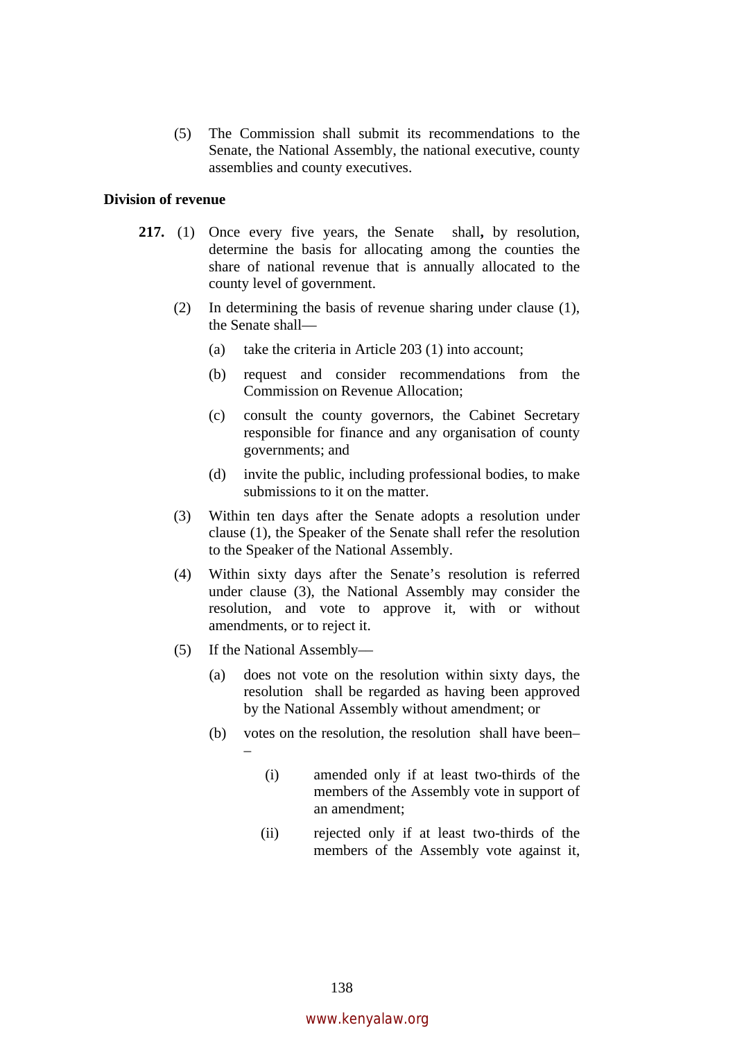(5) The Commission shall submit its recommendations to the Senate, the National Assembly, the national executive, county assemblies and county executives.

**Division of revenue**

**217.** (1) Once every five years, the Senate shall**,** by resolution, determine the basis for allocating among the counties the share of national revenue that is annually allocated to the county level of government.

(2) In determining the basis of revenue sharing under clause (1), the Senate shall––

(a) take the criteria in Article 203 (1) into account;

(b) request and consider recommendations from the Commission on Revenue Allocation;

(c) consult the county governors, the Cabinet Secretary responsible for finance and any organisation of county governments; and

(d) invite the public, including professional bodies, to make submissions to it on the matter.

(3) Within ten days after the Senate adopts a resolution under clause (1), the Speaker of the Senate shall refer the resolution to the Speaker of the National Assembly.

(4) Within sixty days after the Senate's resolution is referred under clause (3), the National Assembly may consider the resolution, and vote to approve it, with or without amendments, or to reject it.

(5) If the National Assembly––

(a) does not vote on the resolution within sixty days, the resolution shall be regarded as having been approved by the National Assembly without amendment; or

(b) votes on the resolution, the resolution shall have been––

(i) amended only if at least two-thirds of the members of the Assembly vote in support of an amendment;

(ii) rejected only if at least two-thirds of the members of the Assembly vote against it,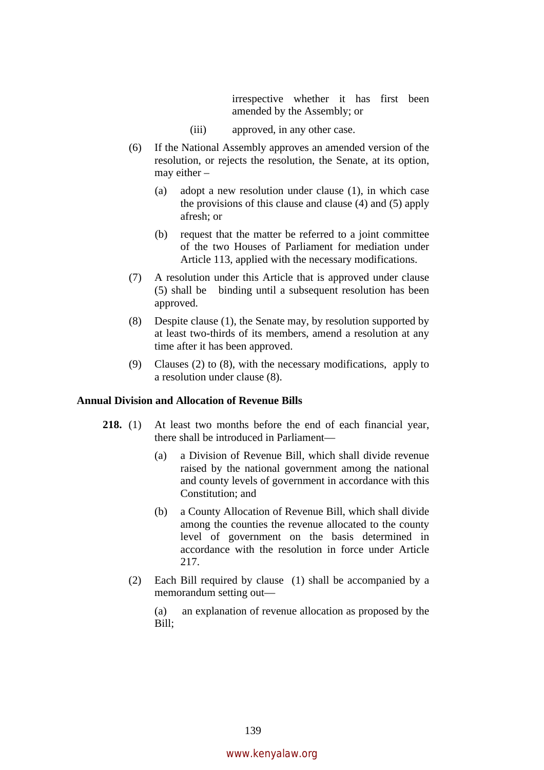irrespective whether it has first been amended by the Assembly; or

(iii) approved, in any other case.

(6) If the National Assembly approves an amended version of the resolution, or rejects the resolution, the Senate, at its option, may either –

(a) adopt a new resolution under clause (1), in which case the provisions of this clause and clause (4) and (5) apply afresh; or

(b) request that the matter be referred to a joint committee of the two Houses of Parliament for mediation under Article 113, applied with the necessary modifications.

(7) A resolution under this Article that is approved under clause (5) shall be binding until a subsequent resolution has been approved.

(8) Despite clause (1), the Senate may, by resolution supported by at least two-thirds of its members, amend a resolution at any time after it has been approved.

(9) Clauses (2) to (8), with the necessary modifications, apply to a resolution under clause (8).

**Annual Division and Allocation of Revenue Bills**

**218.** (1) At least two months before the end of each financial year, there shall be introduced in Parliament—

(a) a Division of Revenue Bill, which shall divide revenue raised by the national government among the national and county levels of government in accordance with this Constitution; and

(b) a County Allocation of Revenue Bill, which shall divide among the counties the revenue allocated to the county level of government on the basis determined in accordance with the resolution in force under Article 217.

(2) Each Bill required by clause (1) shall be accompanied by a memorandum setting out—

(a) an explanation of revenue allocation as proposed by the Bill;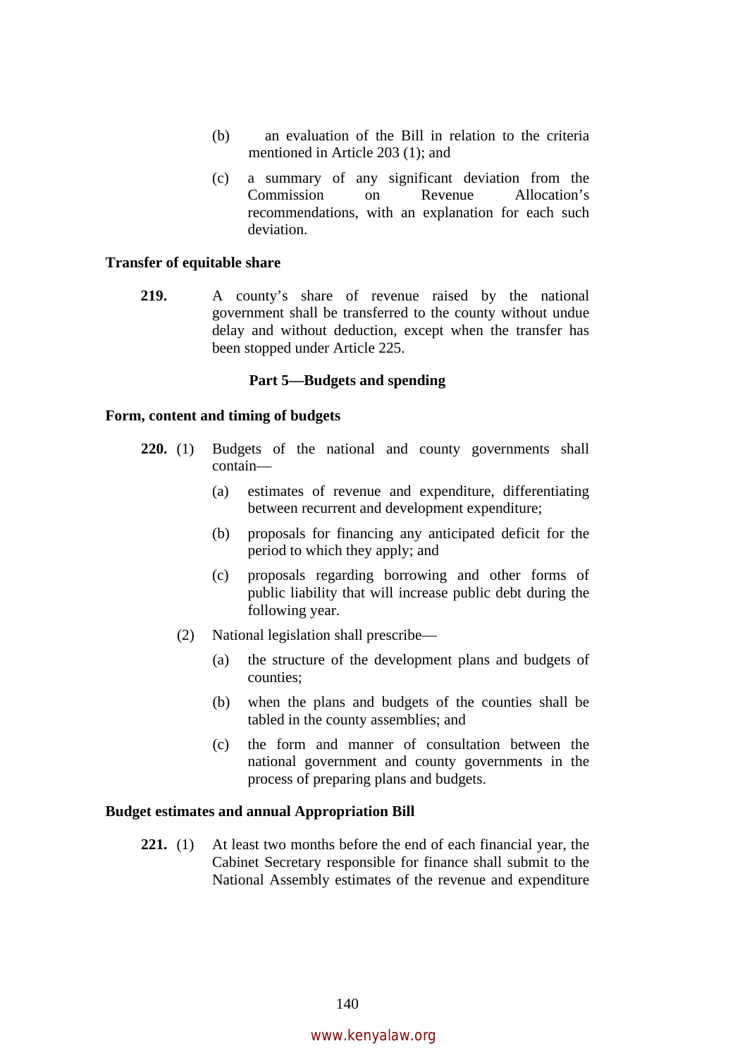(b) an evaluation of the Bill in relation to the criteria mentioned in Article 203 (1); and

(c) a summary of any significant deviation from the Commission on Revenue Allocation's recommendations, with an explanation for each such deviation.

**Transfer of equitable share**

**219.** A county's share of revenue raised by the national government shall be transferred to the county without undue delay and without deduction, except when the transfer has been stopped under Article 225.

## Part 5—Budgets and spending

**Form, content and timing of budgets**

**220.** (1) Budgets of the national and county governments shall contain—

(a) estimates of revenue and expenditure, differentiating between recurrent and development expenditure;

(b) proposals for financing any anticipated deficit for the period to which they apply; and

(c) proposals regarding borrowing and other forms of public liability that will increase public debt during the following year.

(2) National legislation shall prescribe—

(a) the structure of the development plans and budgets of counties;

(b) when the plans and budgets of the counties shall be tabled in the county assemblies; and

(c) the form and manner of consultation between the national government and county governments in the process of preparing plans and budgets.

**Budget estimates and annual Appropriation Bill**

**221.** (1) At least two months before the end of each financial year, the Cabinet Secretary responsible for finance shall submit to the National Assembly estimates of the revenue and expenditure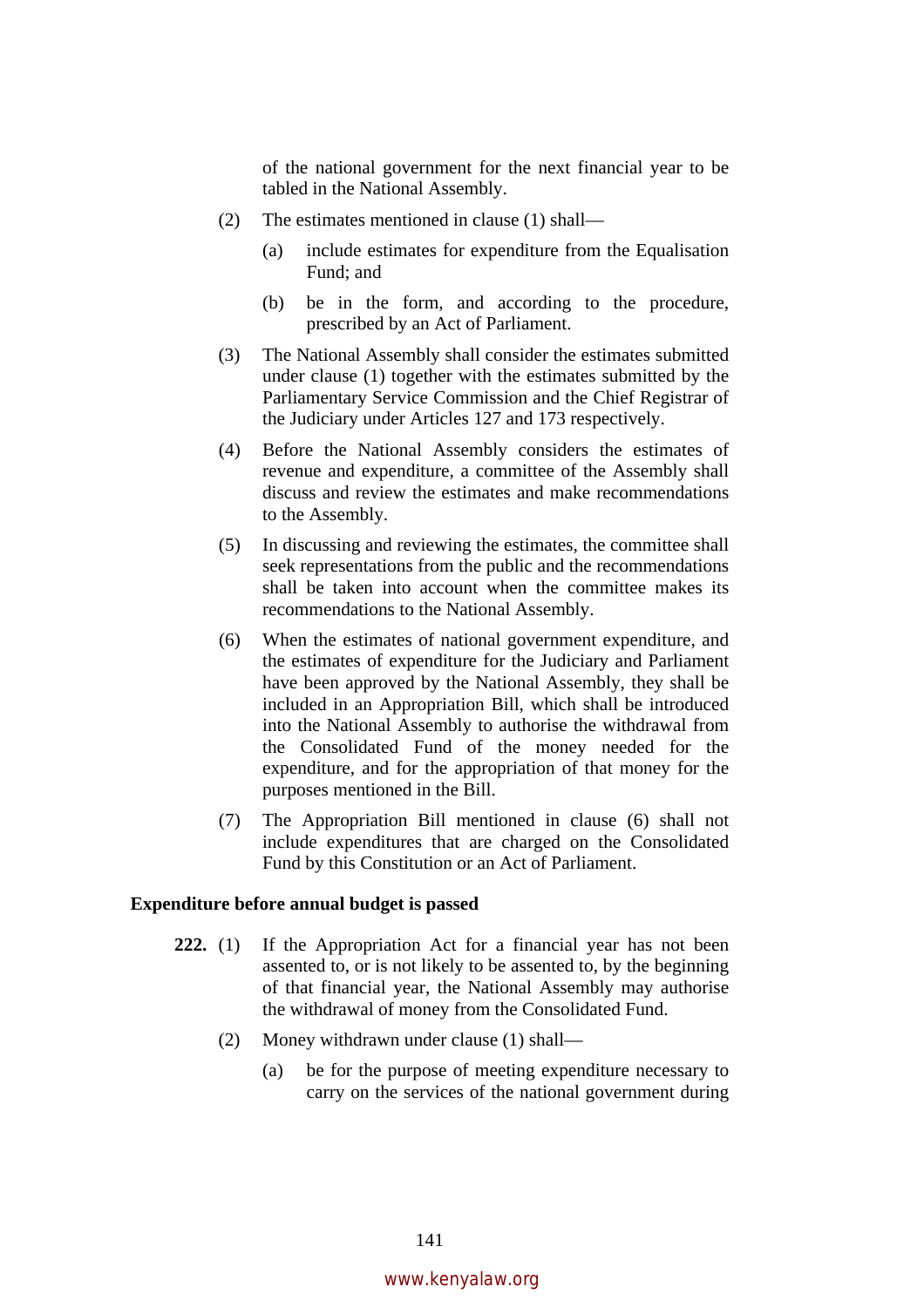of the national government for the next financial year to be tabled in the National Assembly.

(2) The estimates mentioned in clause (1) shall—

(a) include estimates for expenditure from the Equalisation Fund; and

(b) be in the form, and according to the procedure, prescribed by an Act of Parliament.

(3) The National Assembly shall consider the estimates submitted under clause (1) together with the estimates submitted by the Parliamentary Service Commission and the Chief Registrar of the Judiciary under Articles 127 and 173 respectively.

(4) Before the National Assembly considers the estimates of revenue and expenditure, a committee of the Assembly shall discuss and review the estimates and make recommendations to the Assembly.

(5) In discussing and reviewing the estimates, the committee shall seek representations from the public and the recommendations shall be taken into account when the committee makes its recommendations to the National Assembly.

(6) When the estimates of national government expenditure, and the estimates of expenditure for the Judiciary and Parliament have been approved by the National Assembly, they shall be included in an Appropriation Bill, which shall be introduced into the National Assembly to authorise the withdrawal from the Consolidated Fund of the money needed for the expenditure, and for the appropriation of that money for the purposes mentioned in the Bill.

(7) The Appropriation Bill mentioned in clause (6) shall not include expenditures that are charged on the Consolidated Fund by this Constitution or an Act of Parliament.

**Expenditure before annual budget is passed**

**222.** (1) If the Appropriation Act for a financial year has not been assented to, or is not likely to be assented to, by the beginning of that financial year, the National Assembly may authorise the withdrawal of money from the Consolidated Fund.

(2) Money withdrawn under clause (1) shall—

(a) be for the purpose of meeting expenditure necessary to carry on the services of the national government during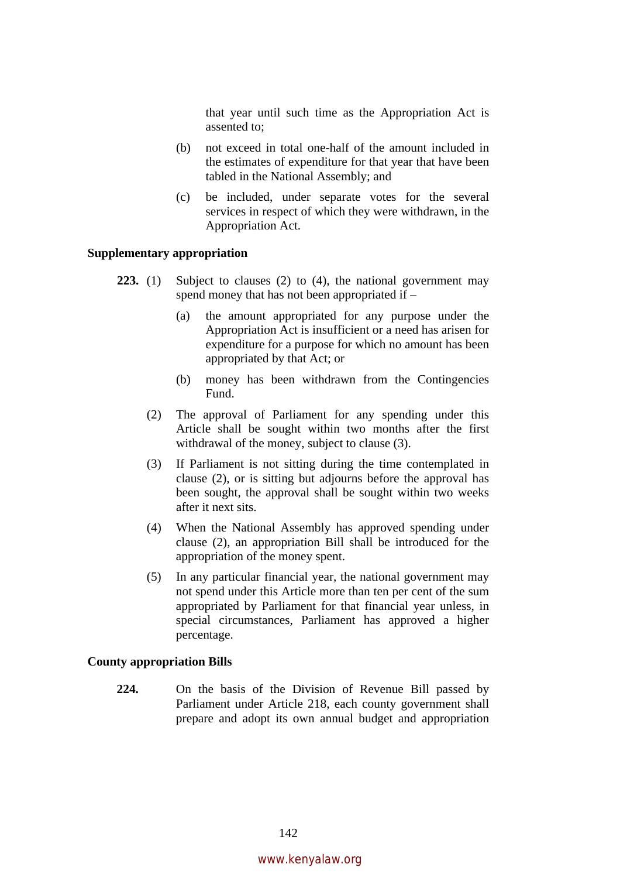that year until such time as the Appropriation Act is assented to;

(b) not exceed in total one-half of the amount included in the estimates of expenditure for that year that have been tabled in the National Assembly; and

(c) be included, under separate votes for the several services in respect of which they were withdrawn, in the Appropriation Act.

**Supplementary appropriation**

**223.** (1) Subject to clauses (2) to (4), the national government may spend money that has not been appropriated if –

(a) the amount appropriated for any purpose under the Appropriation Act is insufficient or a need has arisen for expenditure for a purpose for which no amount has been appropriated by that Act; or

(b) money has been withdrawn from the Contingencies Fund.

(2) The approval of Parliament for any spending under this Article shall be sought within two months after the first withdrawal of the money, subject to clause (3).

(3) If Parliament is not sitting during the time contemplated in clause (2), or is sitting but adjourns before the approval has been sought, the approval shall be sought within two weeks after it next sits.

(4) When the National Assembly has approved spending under clause (2), an appropriation Bill shall be introduced for the appropriation of the money spent.

(5) In any particular financial year, the national government may not spend under this Article more than ten per cent of the sum appropriated by Parliament for that financial year unless, in special circumstances, Parliament has approved a higher percentage.

**County appropriation Bills**

**224.** On the basis of the Division of Revenue Bill passed by Parliament under Article 218, each county government shall prepare and adopt its own annual budget and appropriation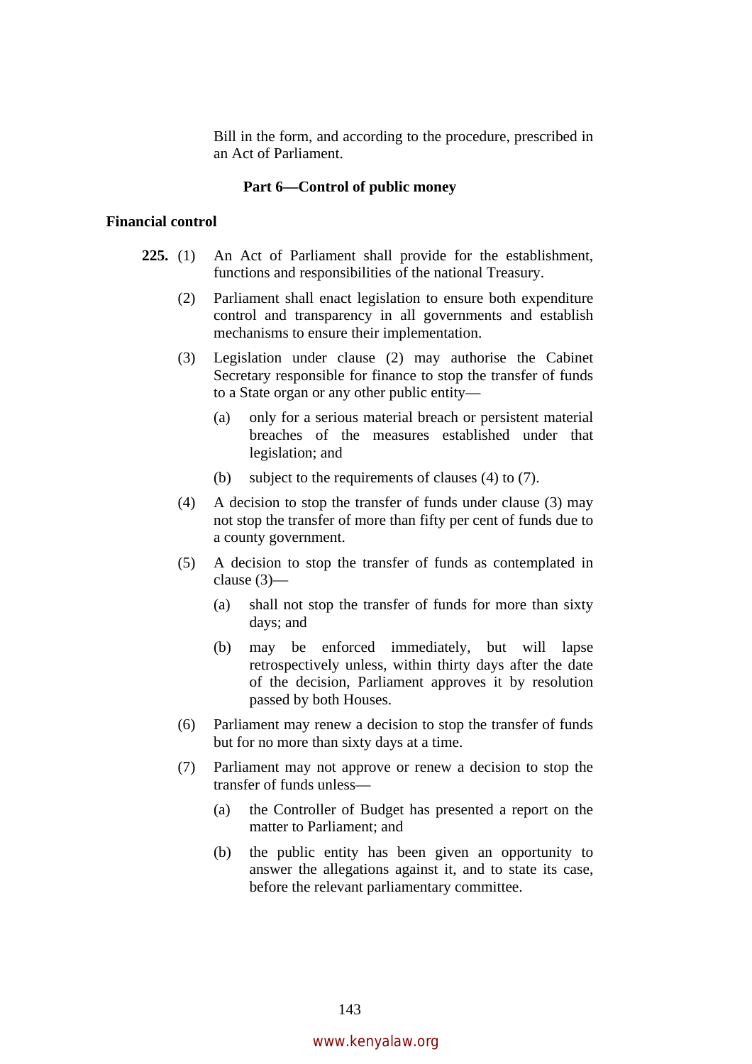Bill in the form, and according to the procedure, prescribed in an Act of Parliament.

### Part 6—Control of public money

**Financial control**

**225.** (1) An Act of Parliament shall provide for the establishment, functions and responsibilities of the national Treasury.

(2) Parliament shall enact legislation to ensure both expenditure control and transparency in all governments and establish mechanisms to ensure their implementation.

(3) Legislation under clause (2) may authorise the Cabinet Secretary responsible for finance to stop the transfer of funds to a State organ or any other public entity—

(a) only for a serious material breach or persistent material breaches of the measures established under that legislation; and

(b) subject to the requirements of clauses (4) to (7).

(4) A decision to stop the transfer of funds under clause (3) may not stop the transfer of more than fifty per cent of funds due to a county government.

(5) A decision to stop the transfer of funds as contemplated in clause (3)—

(a) shall not stop the transfer of funds for more than sixty days; and

(b) may be enforced immediately, but will lapse retrospectively unless, within thirty days after the date of the decision, Parliament approves it by resolution passed by both Houses.

(6) Parliament may renew a decision to stop the transfer of funds but for no more than sixty days at a time.

(7) Parliament may not approve or renew a decision to stop the transfer of funds unless—

(a) the Controller of Budget has presented a report on the matter to Parliament; and

(b) the public entity has been given an opportunity to answer the allegations against it, and to state its case, before the relevant parliamentary committee.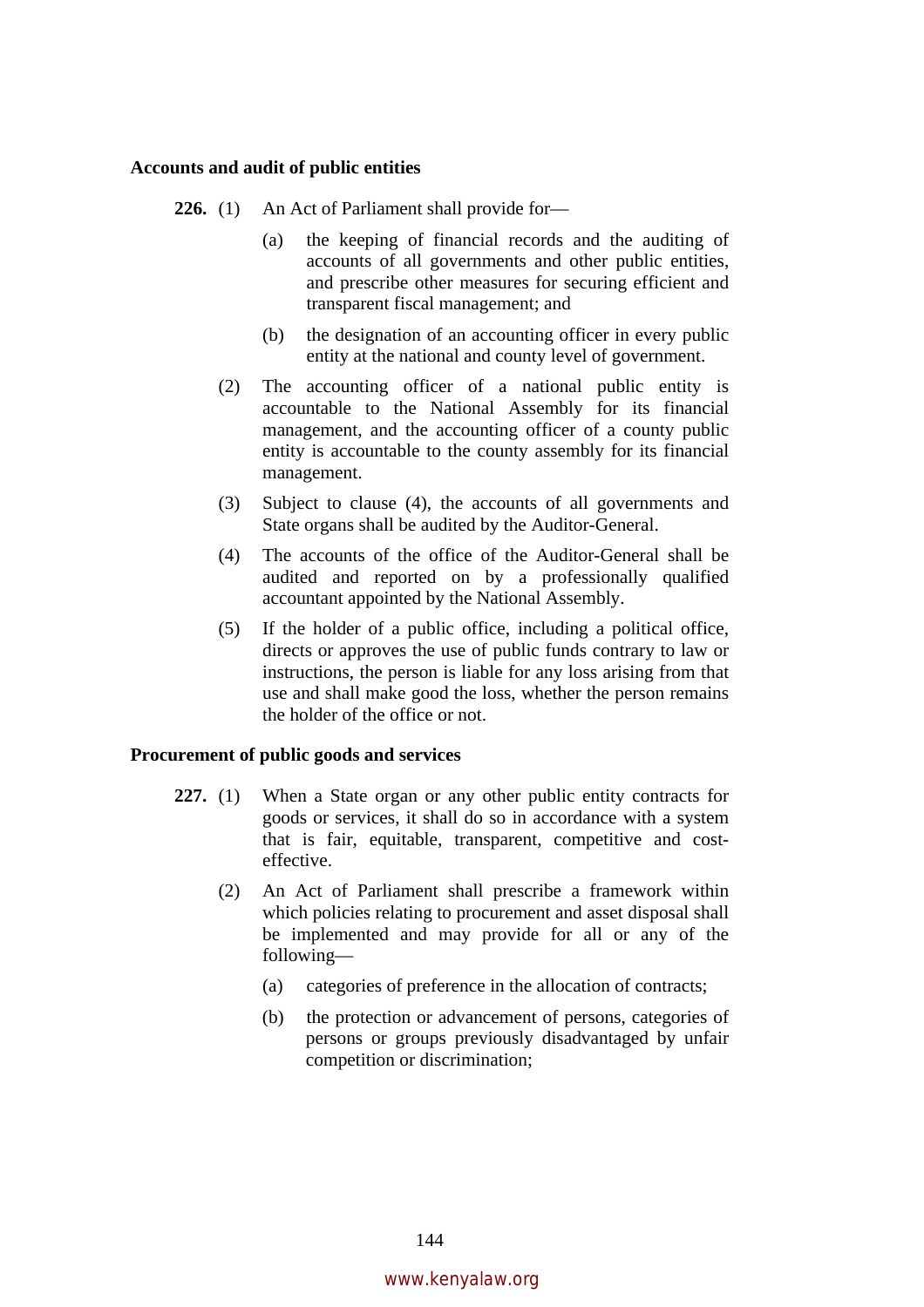**Accounts and audit of public entities**

**226.** (1) An Act of Parliament shall provide for—

(a) the keeping of financial records and the auditing of accounts of all governments and other public entities, and prescribe other measures for securing efficient and transparent fiscal management; and

(b) the designation of an accounting officer in every public entity at the national and county level of government.

(2) The accounting officer of a national public entity is accountable to the National Assembly for its financial management, and the accounting officer of a county public entity is accountable to the county assembly for its financial management.

(3) Subject to clause (4), the accounts of all governments and State organs shall be audited by the Auditor-General.

(4) The accounts of the office of the Auditor-General shall be audited and reported on by a professionally qualified accountant appointed by the National Assembly.

(5) If the holder of a public office, including a political office, directs or approves the use of public funds contrary to law or instructions, the person is liable for any loss arising from that use and shall make good the loss, whether the person remains the holder of the office or not.

**Procurement of public goods and services**

**227.** (1) When a State organ or any other public entity contracts for goods or services, it shall do so in accordance with a system that is fair, equitable, transparent, competitive and cost-effective.

(2) An Act of Parliament shall prescribe a framework within which policies relating to procurement and asset disposal shall be implemented and may provide for all or any of the following—

(a) categories of preference in the allocation of contracts;

(b) the protection or advancement of persons, categories of persons or groups previously disadvantaged by unfair competition or discrimination;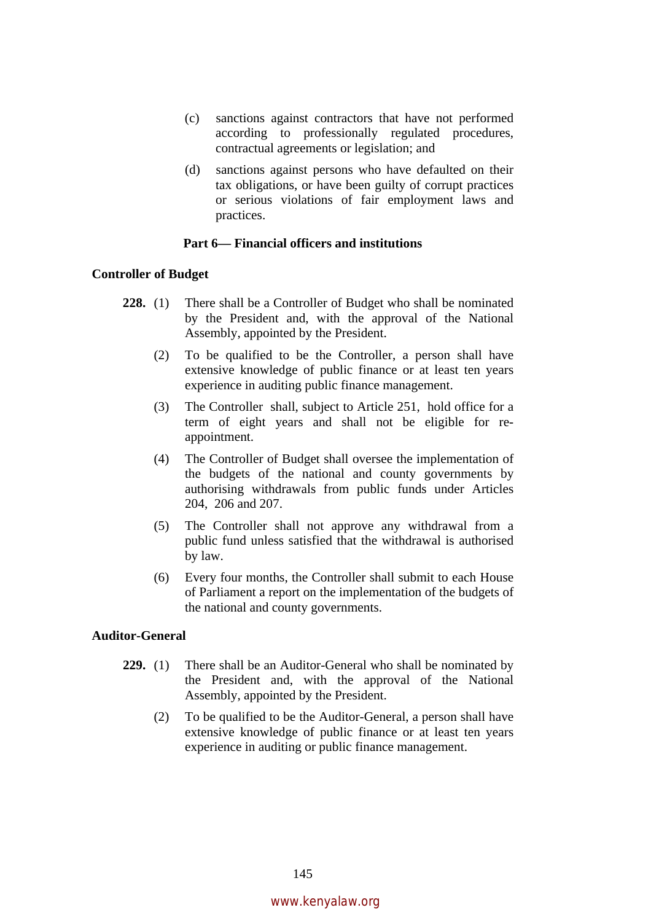(c) sanctions against contractors that have not performed according to professionally regulated procedures, contractual agreements or legislation; and

(d) sanctions against persons who have defaulted on their tax obligations, or have been guilty of corrupt practices or serious violations of fair employment laws and practices.

### Part 6— Financial officers and institutions

#### Controller of Budget

**228.** (1) There shall be a Controller of Budget who shall be nominated by the President and, with the approval of the National Assembly, appointed by the President.

(2) To be qualified to be the Controller, a person shall have extensive knowledge of public finance or at least ten years experience in auditing public finance management.

(3) The Controller shall, subject to Article 251, hold office for a term of eight years and shall not be eligible for re-appointment.

(4) The Controller of Budget shall oversee the implementation of the budgets of the national and county governments by authorising withdrawals from public funds under Articles 204, 206 and 207.

(5) The Controller shall not approve any withdrawal from a public fund unless satisfied that the withdrawal is authorised by law.

(6) Every four months, the Controller shall submit to each House of Parliament a report on the implementation of the budgets of the national and county governments.

#### Auditor-General

**229.** (1) There shall be an Auditor-General who shall be nominated by the President and, with the approval of the National Assembly, appointed by the President.

(2) To be qualified to be the Auditor-General, a person shall have extensive knowledge of public finance or at least ten years experience in auditing or public finance management.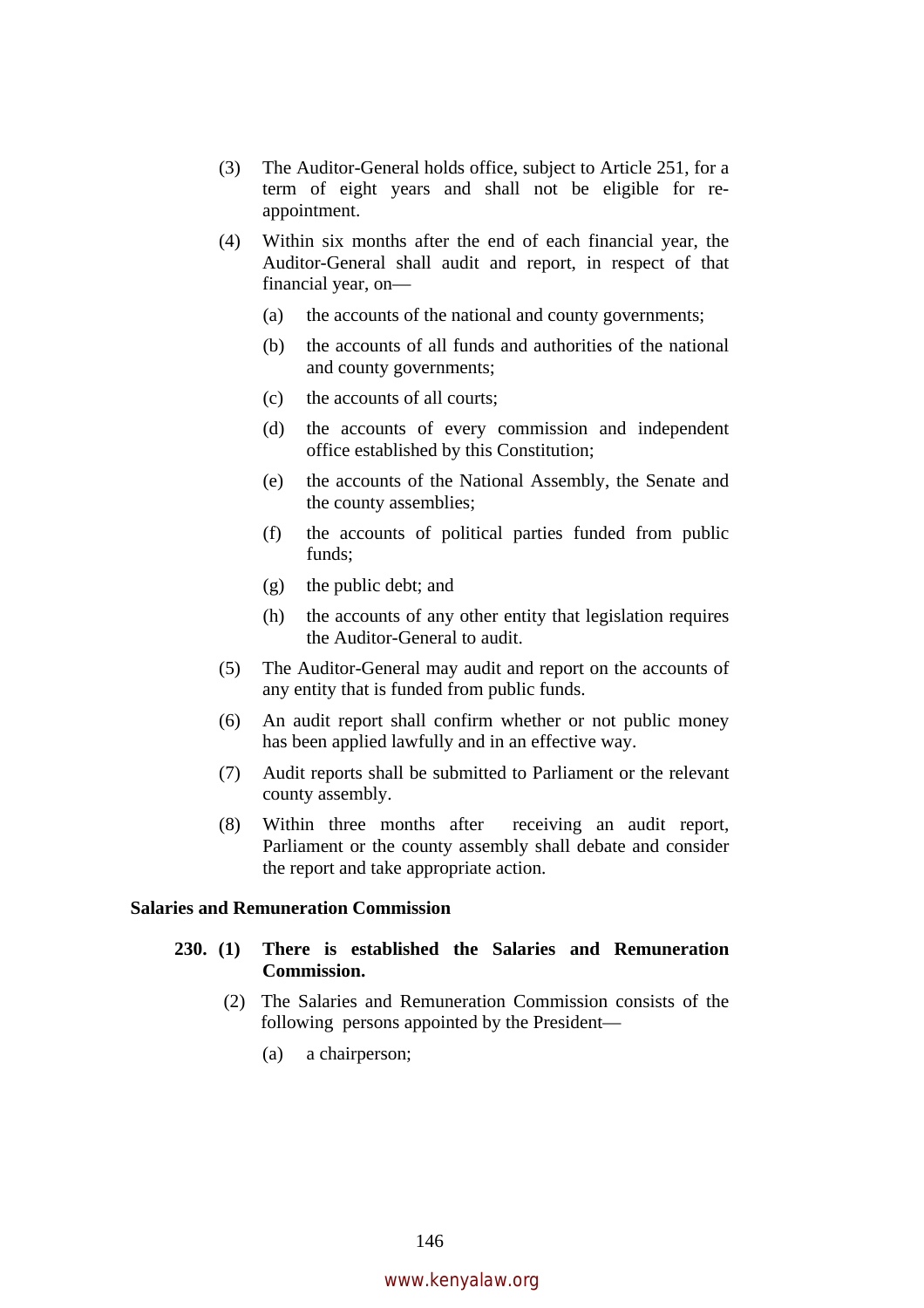(3) The Auditor-General holds office, subject to Article 251, for a term of eight years and shall not be eligible for re-appointment.

(4) Within six months after the end of each financial year, the Auditor-General shall audit and report, in respect of that financial year, on—

(a) the accounts of the national and county governments;

(b) the accounts of all funds and authorities of the national and county governments;

(c) the accounts of all courts;

(d) the accounts of every commission and independent office established by this Constitution;

(e) the accounts of the National Assembly, the Senate and the county assemblies;

(f) the accounts of political parties funded from public funds;

(g) the public debt; and

(h) the accounts of any other entity that legislation requires the Auditor-General to audit.

(5) The Auditor-General may audit and report on the accounts of any entity that is funded from public funds.

(6) An audit report shall confirm whether or not public money has been applied lawfully and in an effective way.

(7) Audit reports shall be submitted to Parliament or the relevant county assembly.

(8) Within three months after receiving an audit report, Parliament or the county assembly shall debate and consider the report and take appropriate action.

**Salaries and Remuneration Commission**

**230. (1) There is established the Salaries and Remuneration Commission.**

(2) The Salaries and Remuneration Commission consists of the following persons appointed by the President—

(a) a chairperson;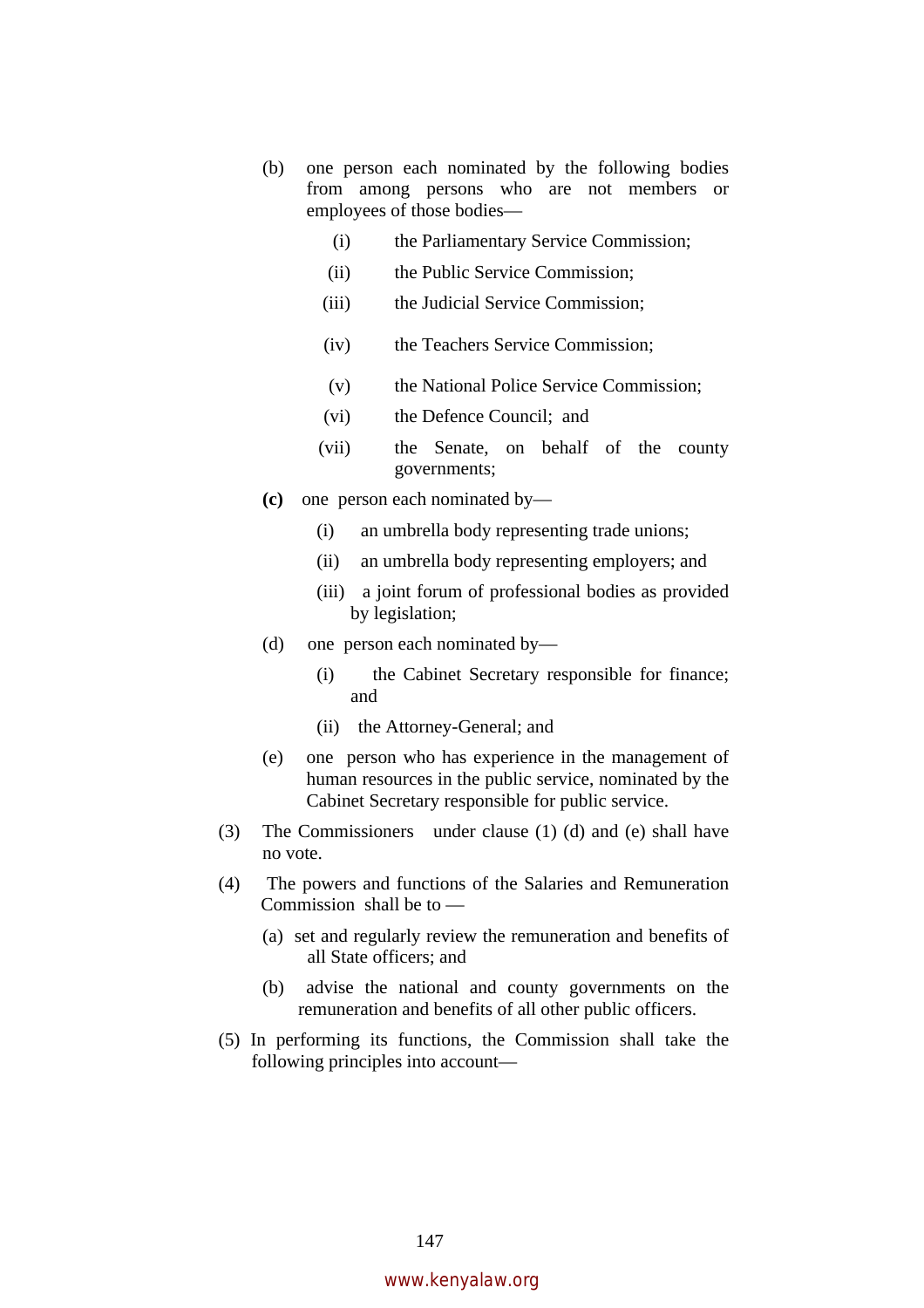(b) one person each nominated by the following bodies from among persons who are not members or employees of those bodies—

(i) the Parliamentary Service Commission;

(ii) the Public Service Commission;

(iii) the Judicial Service Commission;

(iv) the Teachers Service Commission;

(v) the National Police Service Commission;

(vi) the Defence Council; and

(vii) the Senate, on behalf of the county governments;

**(c)** one person each nominated by—

(i) an umbrella body representing trade unions;

(ii) an umbrella body representing employers; and

(iii) a joint forum of professional bodies as provided by legislation;

(d) one person each nominated by—

(i) the Cabinet Secretary responsible for finance; and

(ii) the Attorney-General; and

(e) one person who has experience in the management of human resources in the public service, nominated by the Cabinet Secretary responsible for public service.

(3) The Commissioners under clause (1) (d) and (e) shall have no vote.

(4) The powers and functions of the Salaries and Remuneration Commission shall be to —

(a) set and regularly review the remuneration and benefits of all State officers; and

(b) advise the national and county governments on the remuneration and benefits of all other public officers.

(5) In performing its functions, the Commission shall take the following principles into account—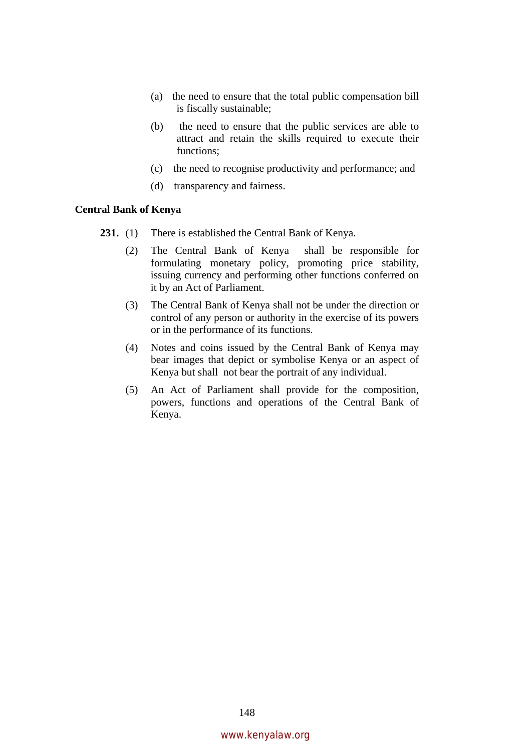(a) the need to ensure that the total public compensation bill is fiscally sustainable;

(b) the need to ensure that the public services are able to attract and retain the skills required to execute their functions;

(c) the need to recognise productivity and performance; and

(d) transparency and fairness.

**Central Bank of Kenya**

**231.** (1) There is established the Central Bank of Kenya.

(2) The Central Bank of Kenya shall be responsible for formulating monetary policy, promoting price stability, issuing currency and performing other functions conferred on it by an Act of Parliament.

(3) The Central Bank of Kenya shall not be under the direction or control of any person or authority in the exercise of its powers or in the performance of its functions.

(4) Notes and coins issued by the Central Bank of Kenya may bear images that depict or symbolise Kenya or an aspect of Kenya but shall not bear the portrait of any individual.

(5) An Act of Parliament shall provide for the composition, powers, functions and operations of the Central Bank of Kenya.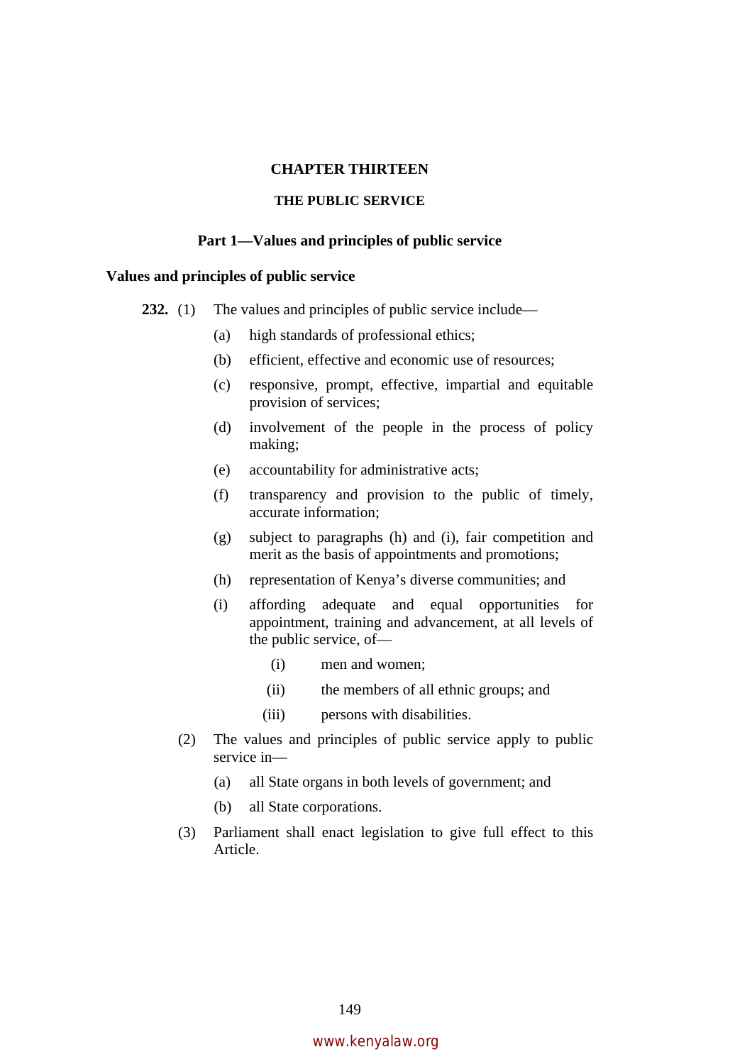# CHAPTER THIRTEEN

## THE PUBLIC SERVICE

### Part 1—Values and principles of public service

**Values and principles of public service**

**232.** (1) The values and principles of public service include—

   (a) high standards of professional ethics;

   (b) efficient, effective and economic use of resources;

   (c) responsive, prompt, effective, impartial and equitable provision of services;

   (d) involvement of the people in the process of policy making;

   (e) accountability for administrative acts;

   (f) transparency and provision to the public of timely, accurate information;

   (g) subject to paragraphs (h) and (i), fair competition and merit as the basis of appointments and promotions;

   (h) representation of Kenya's diverse communities; and

   (i) affording adequate and equal opportunities for appointment, training and advancement, at all levels of the public service, of—

      (i) men and women;

      (ii) the members of all ethnic groups; and

      (iii) persons with disabilities.

(2) The values and principles of public service apply to public service in—

   (a) all State organs in both levels of government; and

   (b) all State corporations.

(3) Parliament shall enact legislation to give full effect to this Article.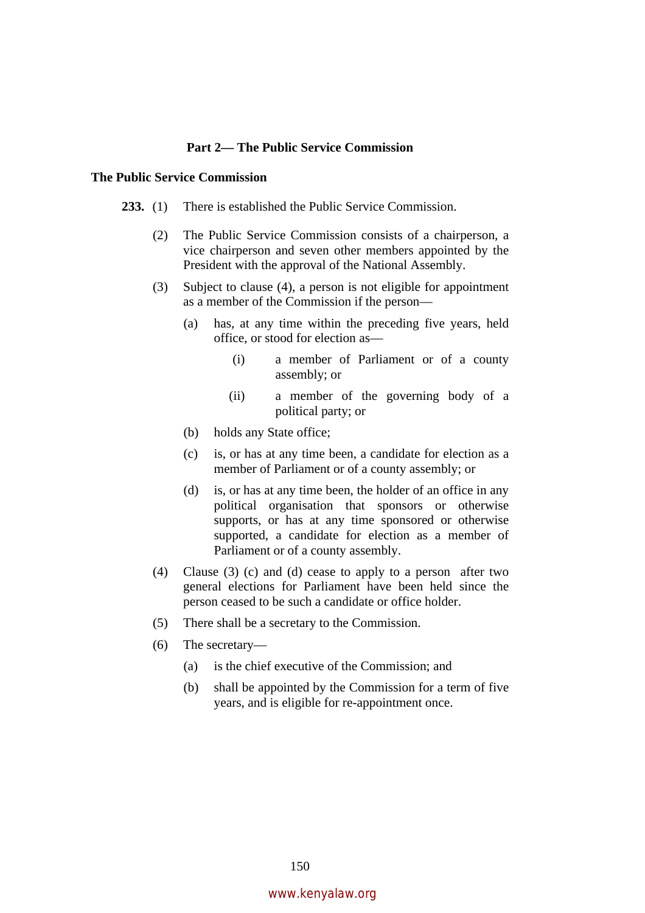## Part 2— The Public Service Commission

### The Public Service Commission

**233.** (1) There is established the Public Service Commission.

(2) The Public Service Commission consists of a chairperson, a vice chairperson and seven other members appointed by the President with the approval of the National Assembly.

(3) Subject to clause (4), a person is not eligible for appointment as a member of the Commission if the person—

(a) has, at any time within the preceding five years, held office, or stood for election as—

(i) a member of Parliament or of a county assembly; or

(ii) a member of the governing body of a political party; or

(b) holds any State office;

(c) is, or has at any time been, a candidate for election as a member of Parliament or of a county assembly; or

(d) is, or has at any time been, the holder of an office in any political organisation that sponsors or otherwise supports, or has at any time sponsored or otherwise supported, a candidate for election as a member of Parliament or of a county assembly.

(4) Clause (3) (c) and (d) cease to apply to a person after two general elections for Parliament have been held since the person ceased to be such a candidate or office holder.

(5) There shall be a secretary to the Commission.

(6) The secretary—

(a) is the chief executive of the Commission; and

(b) shall be appointed by the Commission for a term of five years, and is eligible for re-appointment once.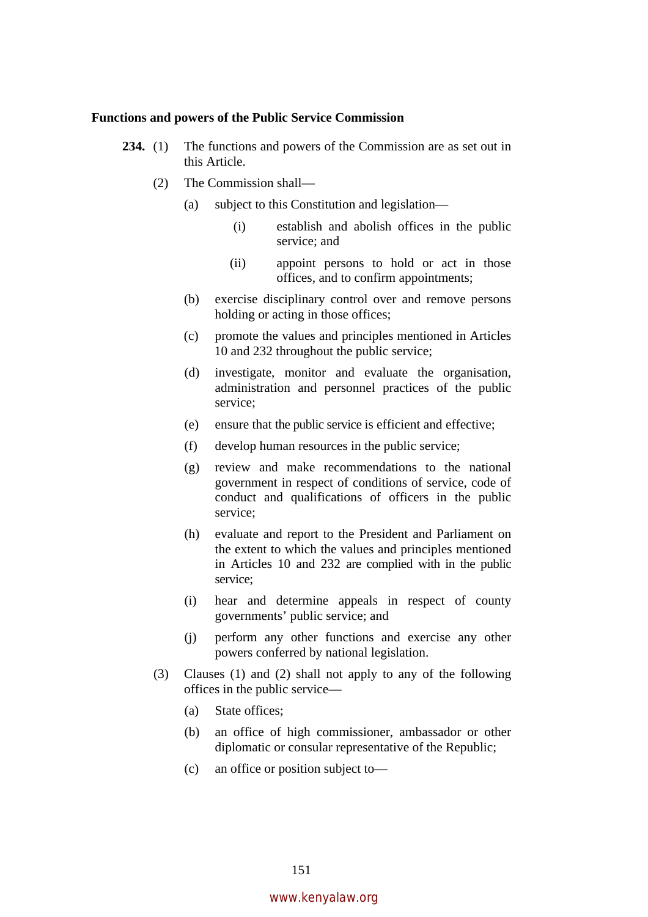**Functions and powers of the Public Service Commission**

**234.** (1) The functions and powers of the Commission are as set out in this Article.

(2) The Commission shall—

(a) subject to this Constitution and legislation—

(i) establish and abolish offices in the public service; and

(ii) appoint persons to hold or act in those offices, and to confirm appointments;

(b) exercise disciplinary control over and remove persons holding or acting in those offices;

(c) promote the values and principles mentioned in Articles 10 and 232 throughout the public service;

(d) investigate, monitor and evaluate the organisation, administration and personnel practices of the public service;

(e) ensure that the public service is efficient and effective;

(f) develop human resources in the public service;

(g) review and make recommendations to the national government in respect of conditions of service, code of conduct and qualifications of officers in the public service;

(h) evaluate and report to the President and Parliament on the extent to which the values and principles mentioned in Articles 10 and 232 are complied with in the public service;

(i) hear and determine appeals in respect of county governments' public service; and

(j) perform any other functions and exercise any other powers conferred by national legislation.

(3) Clauses (1) and (2) shall not apply to any of the following offices in the public service—

(a) State offices;

(b) an office of high commissioner, ambassador or other diplomatic or consular representative of the Republic;

(c) an office or position subject to—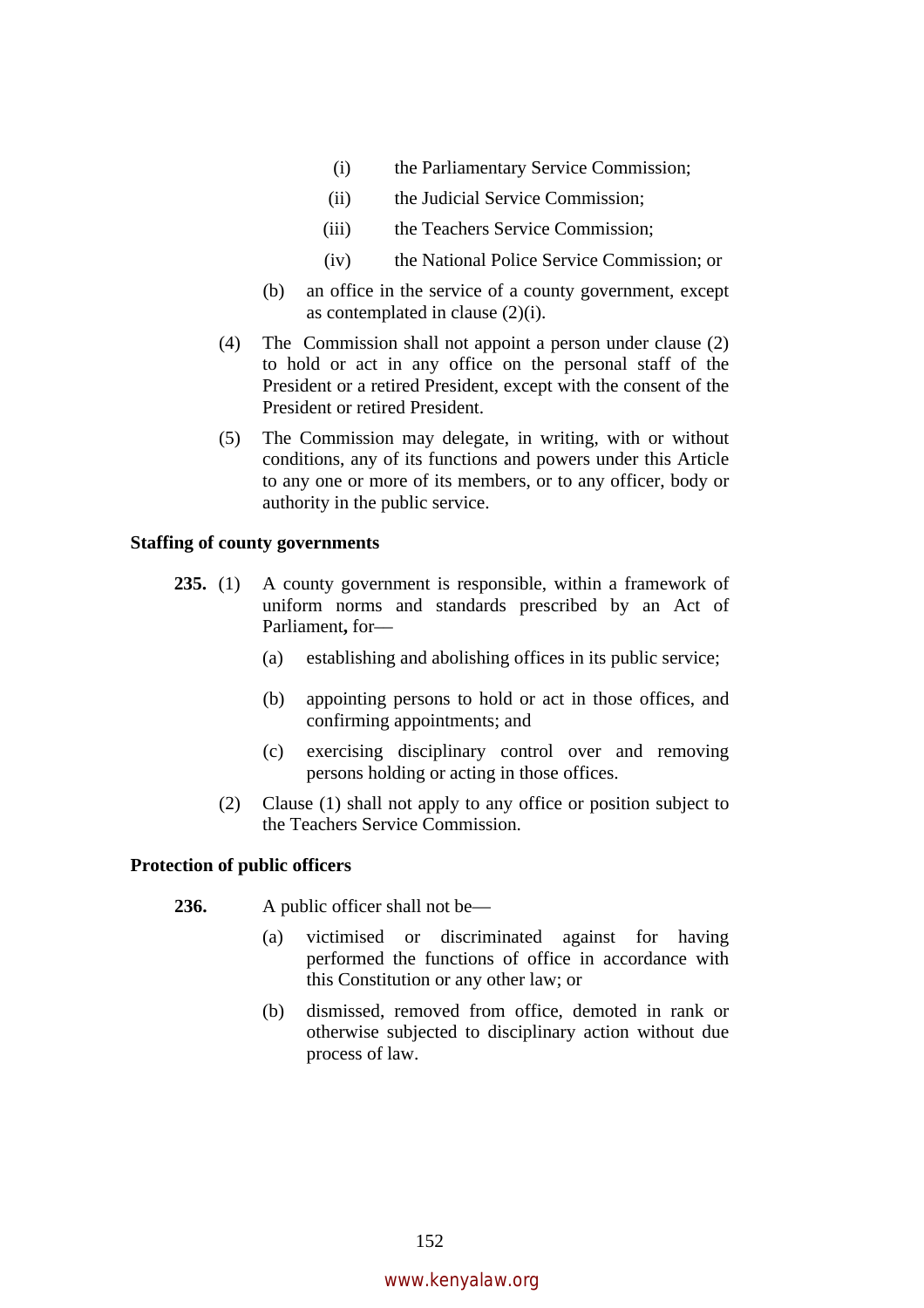(i) the Parliamentary Service Commission;

(ii) the Judicial Service Commission;

(iii) the Teachers Service Commission;

(iv) the National Police Service Commission; or

(b) an office in the service of a county government, except as contemplated in clause (2)(i).

(4) The Commission shall not appoint a person under clause (2) to hold or act in any office on the personal staff of the President or a retired President, except with the consent of the President or retired President.

(5) The Commission may delegate, in writing, with or without conditions, any of its functions and powers under this Article to any one or more of its members, or to any officer, body or authority in the public service.

**Staffing of county governments**

**235.** (1) A county government is responsible, within a framework of uniform norms and standards prescribed by an Act of Parliament**,** for—

(a) establishing and abolishing offices in its public service;

(b) appointing persons to hold or act in those offices, and confirming appointments; and

(c) exercising disciplinary control over and removing persons holding or acting in those offices.

(2) Clause (1) shall not apply to any office or position subject to the Teachers Service Commission.

**Protection of public officers**

**236.** A public officer shall not be—

(a) victimised or discriminated against for having performed the functions of office in accordance with this Constitution or any other law; or

(b) dismissed, removed from office, demoted in rank or otherwise subjected to disciplinary action without due process of law.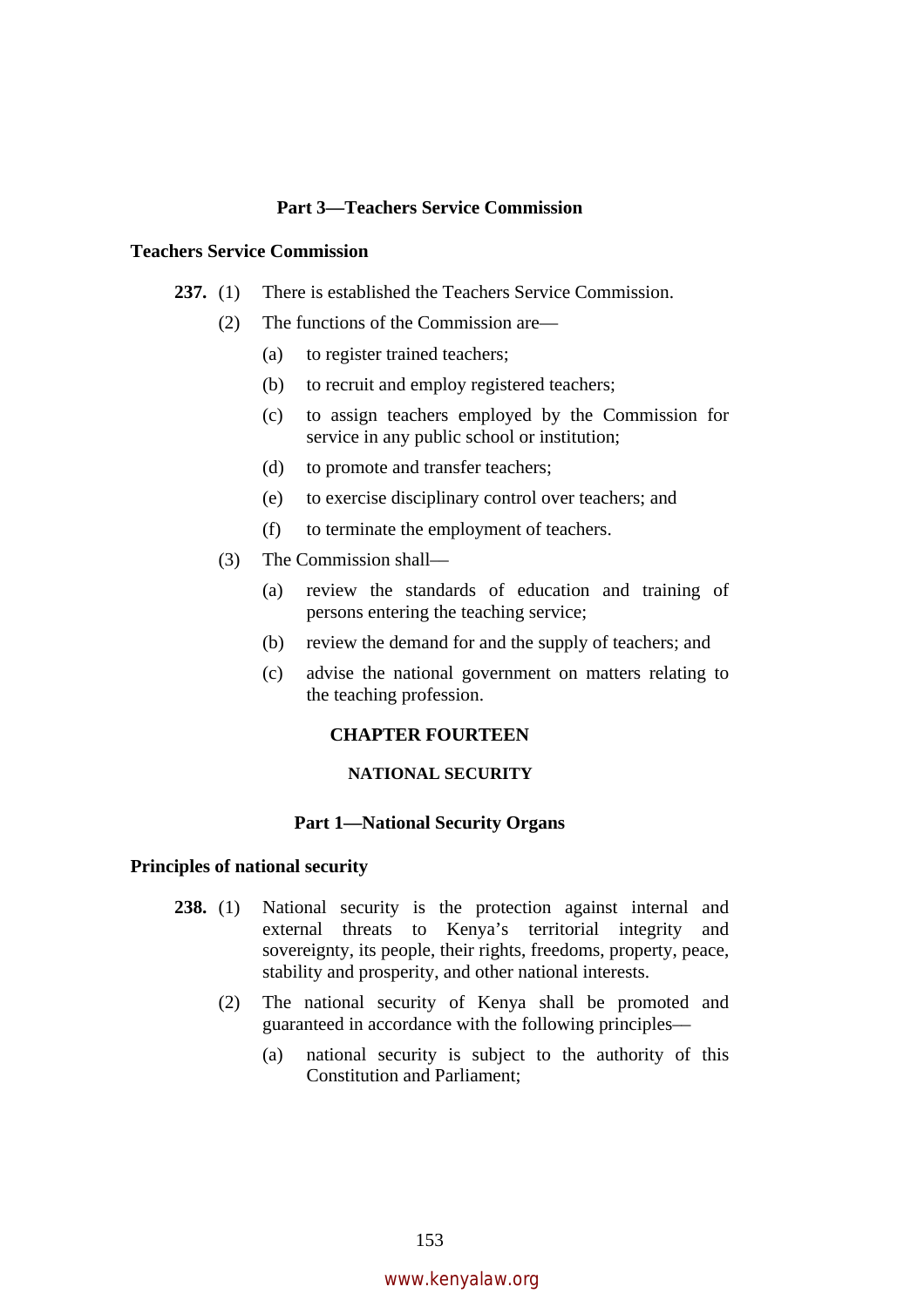### Part 3—Teachers Service Commission

**Teachers Service Commission**

**237.** (1) There is established the Teachers Service Commission.

(2) The functions of the Commission are—

(a) to register trained teachers;

(b) to recruit and employ registered teachers;

(c) to assign teachers employed by the Commission for service in any public school or institution;

(d) to promote and transfer teachers;

(e) to exercise disciplinary control over teachers; and

(f) to terminate the employment of teachers.

(3) The Commission shall—

(a) review the standards of education and training of persons entering the teaching service;

(b) review the demand for and the supply of teachers; and

(c) advise the national government on matters relating to the teaching profession.

## CHAPTER FOURTEEN

## NATIONAL SECURITY

### Part 1—National Security Organs

**Principles of national security**

**238.** (1) National security is the protection against internal and external threats to Kenya's territorial integrity and sovereignty, its people, their rights, freedoms, property, peace, stability and prosperity, and other national interests.

(2) The national security of Kenya shall be promoted and guaranteed in accordance with the following principles—

(a) national security is subject to the authority of this Constitution and Parliament;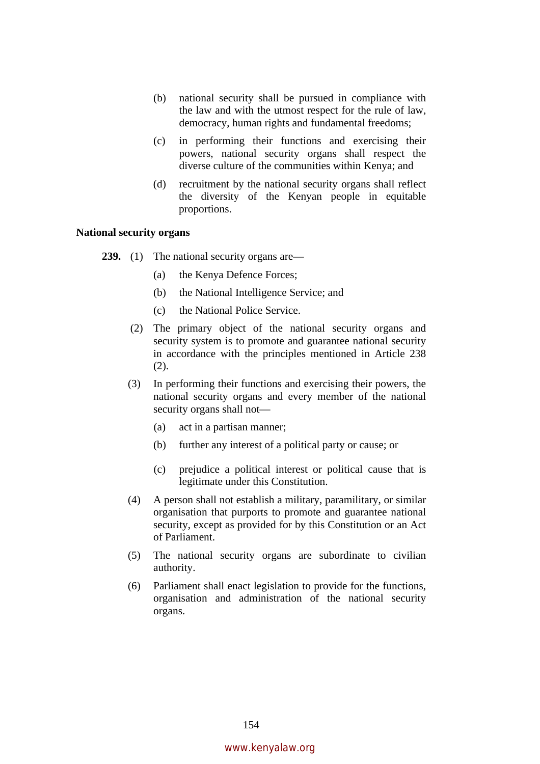(b) national security shall be pursued in compliance with the law and with the utmost respect for the rule of law, democracy, human rights and fundamental freedoms;

(c) in performing their functions and exercising their powers, national security organs shall respect the diverse culture of the communities within Kenya; and

(d) recruitment by the national security organs shall reflect the diversity of the Kenyan people in equitable proportions.

**National security organs**

**239.** (1) The national security organs are—

(a) the Kenya Defence Forces;

(b) the National Intelligence Service; and

(c) the National Police Service.

(2) The primary object of the national security organs and security system is to promote and guarantee national security in accordance with the principles mentioned in Article 238 (2).

(3) In performing their functions and exercising their powers, the national security organs and every member of the national security organs shall not—

(a) act in a partisan manner;

(b) further any interest of a political party or cause; or

(c) prejudice a political interest or political cause that is legitimate under this Constitution.

(4) A person shall not establish a military, paramilitary, or similar organisation that purports to promote and guarantee national security, except as provided for by this Constitution or an Act of Parliament.

(5) The national security organs are subordinate to civilian authority.

(6) Parliament shall enact legislation to provide for the functions, organisation and administration of the national security organs.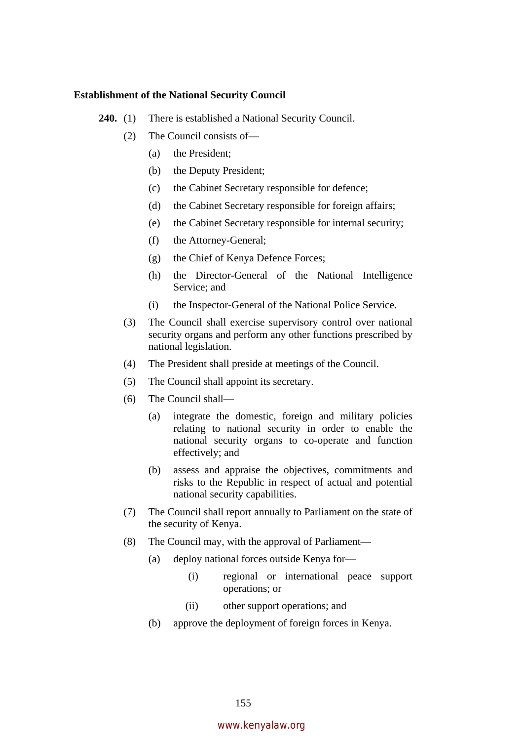**Establishment of the National Security Council**

**240.** (1) There is established a National Security Council.

(2) The Council consists of—

(a) the President;

(b) the Deputy President;

(c) the Cabinet Secretary responsible for defence;

(d) the Cabinet Secretary responsible for foreign affairs;

(e) the Cabinet Secretary responsible for internal security;

(f) the Attorney-General;

(g) the Chief of Kenya Defence Forces;

(h) the Director-General of the National Intelligence Service; and

(i) the Inspector-General of the National Police Service.

(3) The Council shall exercise supervisory control over national security organs and perform any other functions prescribed by national legislation.

(4) The President shall preside at meetings of the Council.

(5) The Council shall appoint its secretary.

(6) The Council shall—

(a) integrate the domestic, foreign and military policies relating to national security in order to enable the national security organs to co-operate and function effectively; and

(b) assess and appraise the objectives, commitments and risks to the Republic in respect of actual and potential national security capabilities.

(7) The Council shall report annually to Parliament on the state of the security of Kenya.

(8) The Council may, with the approval of Parliament—

(a) deploy national forces outside Kenya for—

(i) regional or international peace support operations; or

(ii) other support operations; and

(b) approve the deployment of foreign forces in Kenya.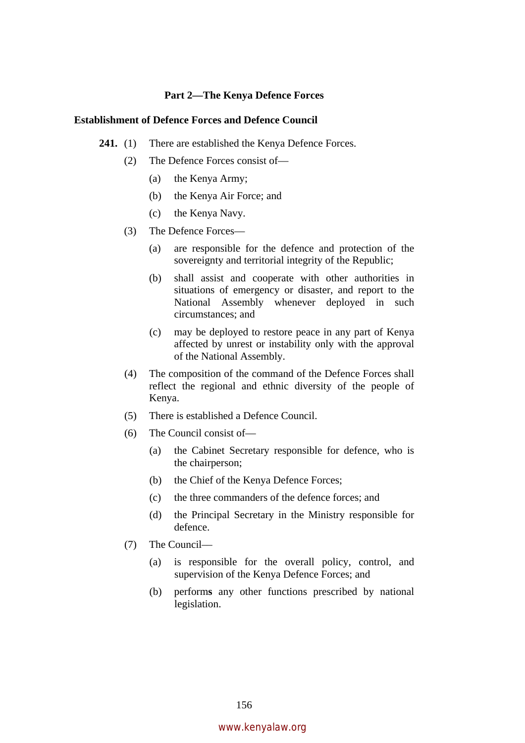## Part 2—The Kenya Defence Forces

### Establishment of Defence Forces and Defence Council

**241.** (1) There are established the Kenya Defence Forces.

(2) The Defence Forces consist of—

(a) the Kenya Army;

(b) the Kenya Air Force; and

(c) the Kenya Navy.

(3) The Defence Forces—

(a) are responsible for the defence and protection of the sovereignty and territorial integrity of the Republic;

(b) shall assist and cooperate with other authorities in situations of emergency or disaster, and report to the National Assembly whenever deployed in such circumstances; and

(c) may be deployed to restore peace in any part of Kenya affected by unrest or instability only with the approval of the National Assembly.

(4) The composition of the command of the Defence Forces shall reflect the regional and ethnic diversity of the people of Kenya.

(5) There is established a Defence Council.

(6) The Council consist of—

(a) the Cabinet Secretary responsible for defence, who is the chairperson;

(b) the Chief of the Kenya Defence Forces;

(c) the three commanders of the defence forces; and

(d) the Principal Secretary in the Ministry responsible for defence.

(7) The Council—

(a) is responsible for the overall policy, control, and supervision of the Kenya Defence Forces; and

(b) performs any other functions prescribed by national legislation.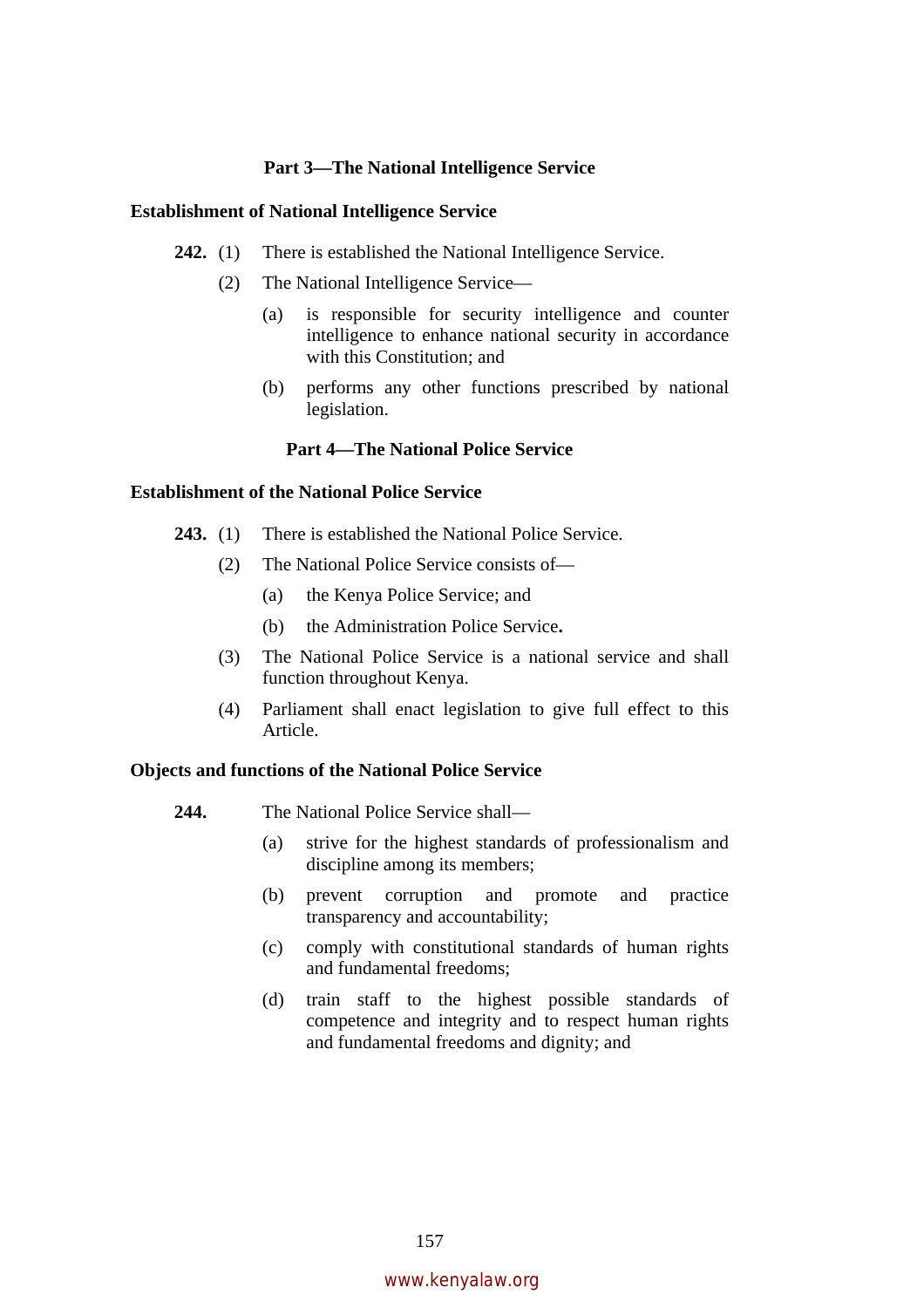## Part 3—The National Intelligence Service

### Establishment of National Intelligence Service

**242.** (1) There is established the National Intelligence Service.

(2) The National Intelligence Service—

(a) is responsible for security intelligence and counter intelligence to enhance national security in accordance with this Constitution; and

(b) performs any other functions prescribed by national legislation.

## Part 4—The National Police Service

### Establishment of the National Police Service

**243.** (1) There is established the National Police Service.

(2) The National Police Service consists of—

(a) the Kenya Police Service; and

(b) the Administration Police Service**.**

(3) The National Police Service is a national service and shall function throughout Kenya.

(4) Parliament shall enact legislation to give full effect to this Article.

### Objects and functions of the National Police Service

**244.** The National Police Service shall—

(a) strive for the highest standards of professionalism and discipline among its members;

(b) prevent corruption and promote and practice transparency and accountability;

(c) comply with constitutional standards of human rights and fundamental freedoms;

(d) train staff to the highest possible standards of competence and integrity and to respect human rights and fundamental freedoms and dignity; and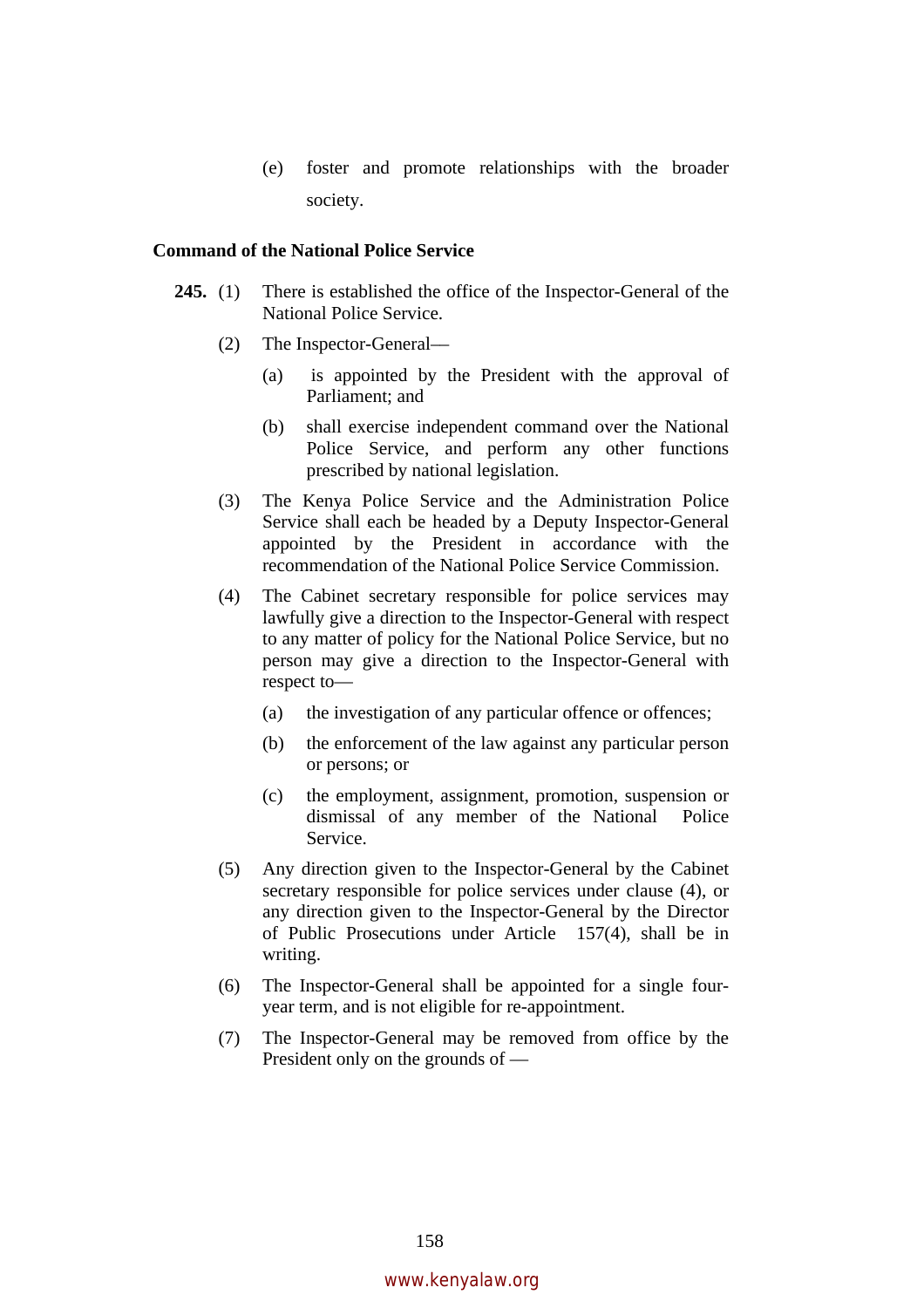(e) foster and promote relationships with the broader society.

**Command of the National Police Service**

**245.** (1) There is established the office of the Inspector-General of the National Police Service.

(2) The Inspector-General—

(a) is appointed by the President with the approval of Parliament; and

(b) shall exercise independent command over the National Police Service, and perform any other functions prescribed by national legislation.

(3) The Kenya Police Service and the Administration Police Service shall each be headed by a Deputy Inspector-General appointed by the President in accordance with the recommendation of the National Police Service Commission.

(4) The Cabinet secretary responsible for police services may lawfully give a direction to the Inspector-General with respect to any matter of policy for the National Police Service, but no person may give a direction to the Inspector-General with respect to—

(a) the investigation of any particular offence or offences;

(b) the enforcement of the law against any particular person or persons; or

(c) the employment, assignment, promotion, suspension or dismissal of any member of the National Police Service.

(5) Any direction given to the Inspector-General by the Cabinet secretary responsible for police services under clause (4), or any direction given to the Inspector-General by the Director of Public Prosecutions under Article 157(4), shall be in writing.

(6) The Inspector-General shall be appointed for a single four-year term, and is not eligible for re-appointment.

(7) The Inspector-General may be removed from office by the President only on the grounds of —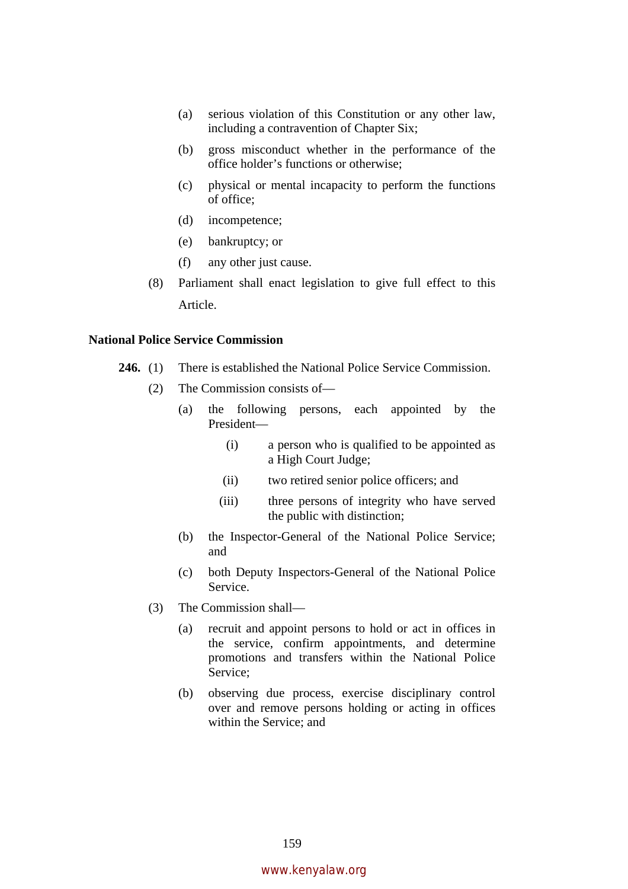(a) serious violation of this Constitution or any other law, including a contravention of Chapter Six;

(b) gross misconduct whether in the performance of the office holder's functions or otherwise;

(c) physical or mental incapacity to perform the functions of office;

(d) incompetence;

(e) bankruptcy; or

(f) any other just cause.

(8) Parliament shall enact legislation to give full effect to this Article.

**National Police Service Commission**

**246.** (1) There is established the National Police Service Commission.

(2) The Commission consists of—

(a) the following persons, each appointed by the President—

(i) a person who is qualified to be appointed as a High Court Judge;

(ii) two retired senior police officers; and

(iii) three persons of integrity who have served the public with distinction;

(b) the Inspector-General of the National Police Service; and

(c) both Deputy Inspectors-General of the National Police Service.

(3) The Commission shall—

(a) recruit and appoint persons to hold or act in offices in the service, confirm appointments, and determine promotions and transfers within the National Police Service;

(b) observing due process, exercise disciplinary control over and remove persons holding or acting in offices within the Service; and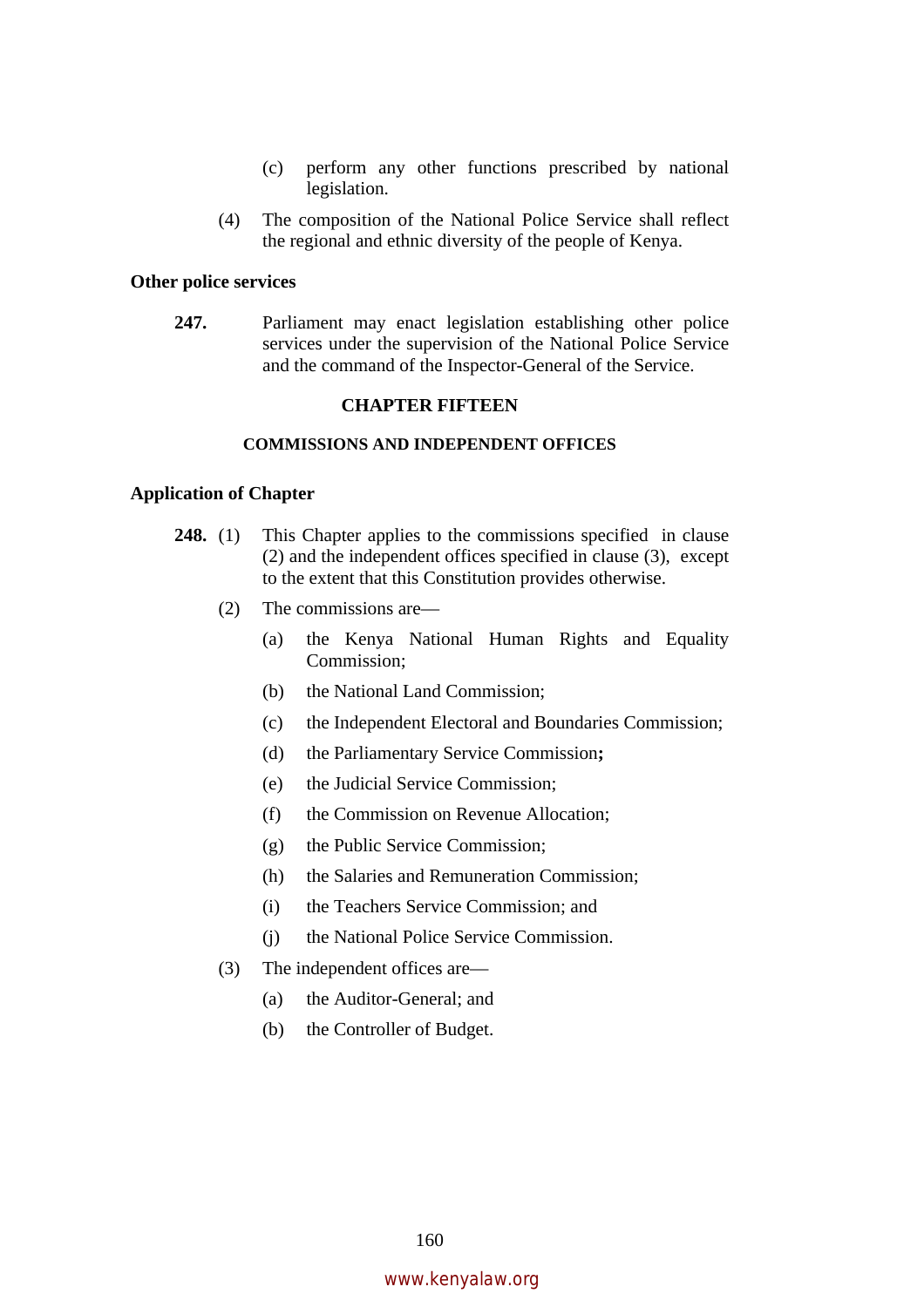(c) perform any other functions prescribed by national legislation.

(4) The composition of the National Police Service shall reflect the regional and ethnic diversity of the people of Kenya.

**Other police services**

**247.** Parliament may enact legislation establishing other police services under the supervision of the National Police Service and the command of the Inspector-General of the Service.

## CHAPTER FIFTEEN

### COMMISSIONS AND INDEPENDENT OFFICES

**Application of Chapter**

**248.** (1) This Chapter applies to the commissions specified in clause (2) and the independent offices specified in clause (3), except to the extent that this Constitution provides otherwise.

(2) The commissions are—

(a) the Kenya National Human Rights and Equality Commission;

(b) the National Land Commission;

(c) the Independent Electoral and Boundaries Commission;

(d) the Parliamentary Service Commission**;**

(e) the Judicial Service Commission;

(f) the Commission on Revenue Allocation;

(g) the Public Service Commission;

(h) the Salaries and Remuneration Commission;

(i) the Teachers Service Commission; and

(j) the National Police Service Commission.

(3) The independent offices are—

(a) the Auditor-General; and

(b) the Controller of Budget.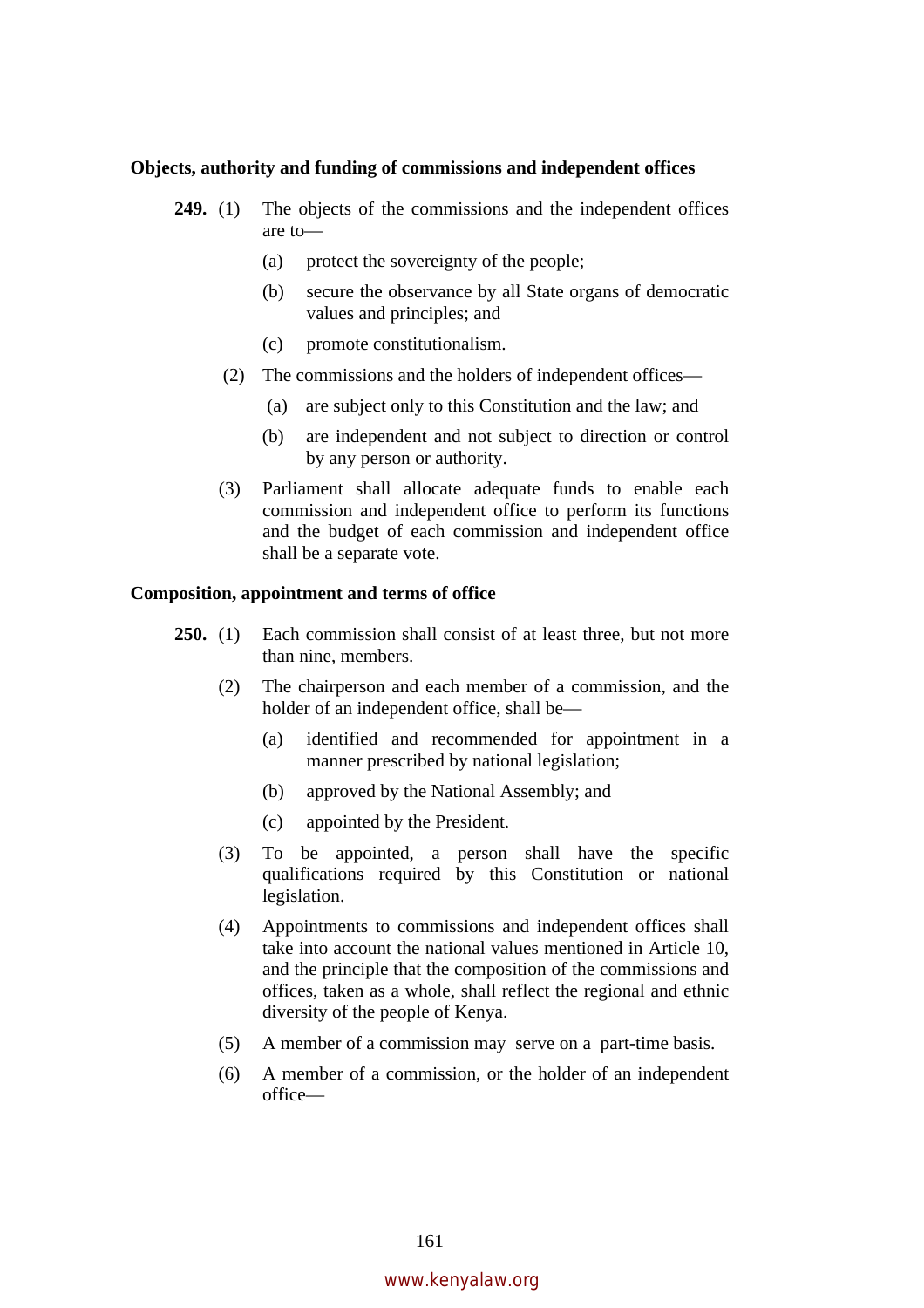**Objects, authority and funding of commissions and independent offices**

**249.** (1) The objects of the commissions and the independent offices are to—

(a) protect the sovereignty of the people;

(b) secure the observance by all State organs of democratic values and principles; and

(c) promote constitutionalism.

(2) The commissions and the holders of independent offices—

(a) are subject only to this Constitution and the law; and

(b) are independent and not subject to direction or control by any person or authority.

(3) Parliament shall allocate adequate funds to enable each commission and independent office to perform its functions and the budget of each commission and independent office shall be a separate vote.

**Composition, appointment and terms of office**

**250.** (1) Each commission shall consist of at least three, but not more than nine, members.

(2) The chairperson and each member of a commission, and the holder of an independent office, shall be—

(a) identified and recommended for appointment in a manner prescribed by national legislation;

(b) approved by the National Assembly; and

(c) appointed by the President.

(3) To be appointed, a person shall have the specific qualifications required by this Constitution or national legislation.

(4) Appointments to commissions and independent offices shall take into account the national values mentioned in Article 10, and the principle that the composition of the commissions and offices, taken as a whole, shall reflect the regional and ethnic diversity of the people of Kenya.

(5) A member of a commission may serve on a part-time basis.

(6) A member of a commission, or the holder of an independent office—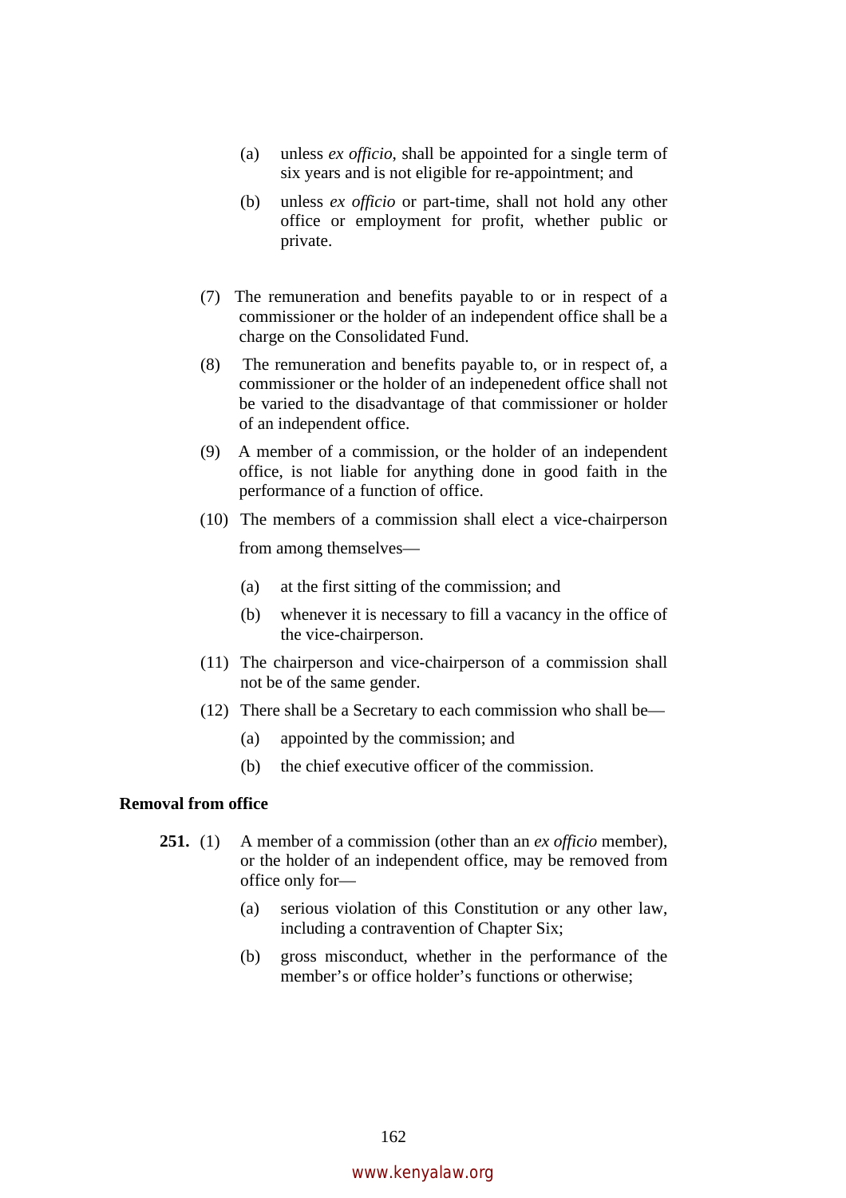(a) unless *ex officio*, shall be appointed for a single term of six years and is not eligible for re-appointment; and

(b) unless *ex officio* or part-time, shall not hold any other office or employment for profit, whether public or private.

(7) The remuneration and benefits payable to or in respect of a commissioner or the holder of an independent office shall be a charge on the Consolidated Fund.

(8) The remuneration and benefits payable to, or in respect of, a commissioner or the holder of an indepenedent office shall not be varied to the disadvantage of that commissioner or holder of an independent office.

(9) A member of a commission, or the holder of an independent office, is not liable for anything done in good faith in the performance of a function of office.

(10) The members of a commission shall elect a vice-chairperson from among themselves—

(a) at the first sitting of the commission; and

(b) whenever it is necessary to fill a vacancy in the office of the vice-chairperson.

(11) The chairperson and vice-chairperson of a commission shall not be of the same gender.

(12) There shall be a Secretary to each commission who shall be—

(a) appointed by the commission; and

(b) the chief executive officer of the commission.

**Removal from office**

**251.** (1) A member of a commission (other than an *ex officio* member), or the holder of an independent office, may be removed from office only for—

(a) serious violation of this Constitution or any other law, including a contravention of Chapter Six;

(b) gross misconduct, whether in the performance of the member's or office holder's functions or otherwise;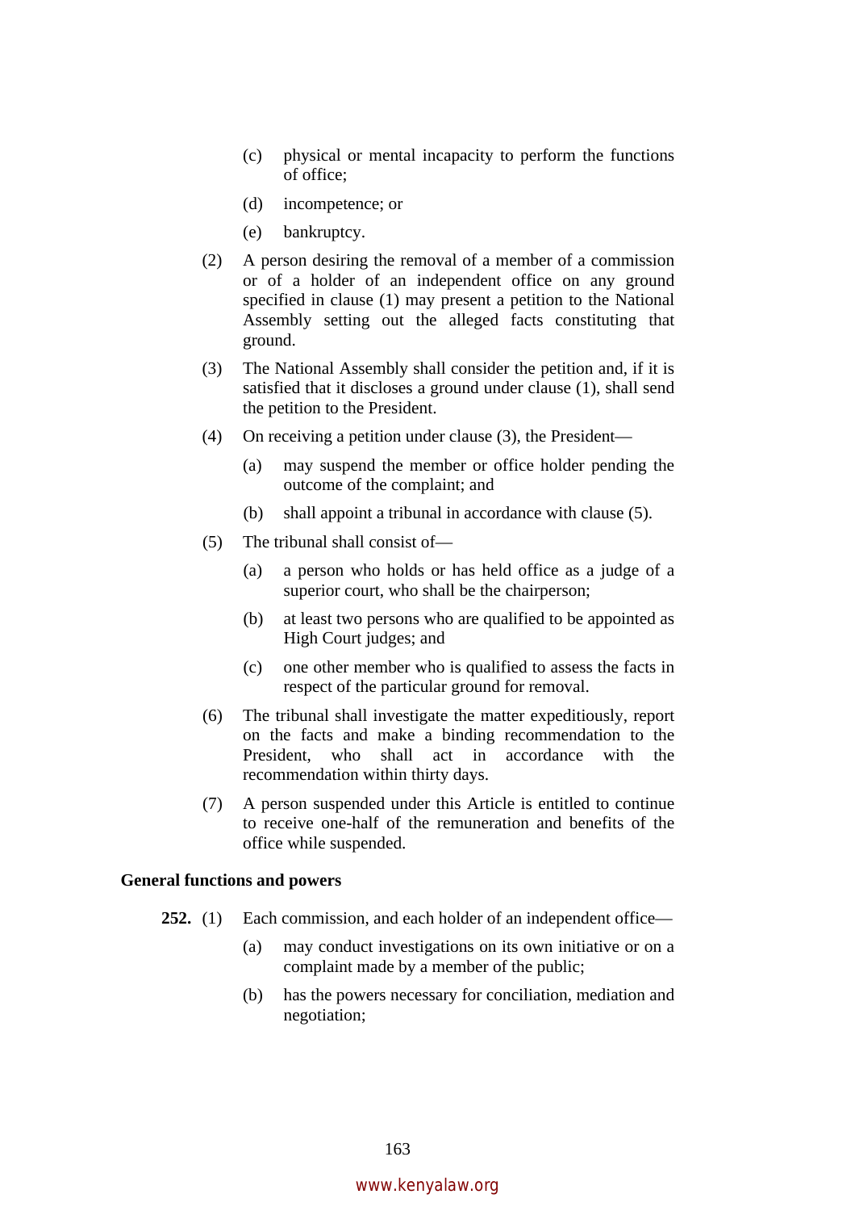(c) physical or mental incapacity to perform the functions of office;

(d) incompetence; or

(e) bankruptcy.

(2) A person desiring the removal of a member of a commission or of a holder of an independent office on any ground specified in clause (1) may present a petition to the National Assembly setting out the alleged facts constituting that ground.

(3) The National Assembly shall consider the petition and, if it is satisfied that it discloses a ground under clause (1), shall send the petition to the President.

(4) On receiving a petition under clause (3), the President—

(a) may suspend the member or office holder pending the outcome of the complaint; and

(b) shall appoint a tribunal in accordance with clause (5).

(5) The tribunal shall consist of—

(a) a person who holds or has held office as a judge of a superior court, who shall be the chairperson;

(b) at least two persons who are qualified to be appointed as High Court judges; and

(c) one other member who is qualified to assess the facts in respect of the particular ground for removal.

(6) The tribunal shall investigate the matter expeditiously, report on the facts and make a binding recommendation to the President, who shall act in accordance with the recommendation within thirty days.

(7) A person suspended under this Article is entitled to continue to receive one-half of the remuneration and benefits of the office while suspended.

**General functions and powers**

**252.** (1) Each commission, and each holder of an independent office—

(a) may conduct investigations on its own initiative or on a complaint made by a member of the public;

(b) has the powers necessary for conciliation, mediation and negotiation;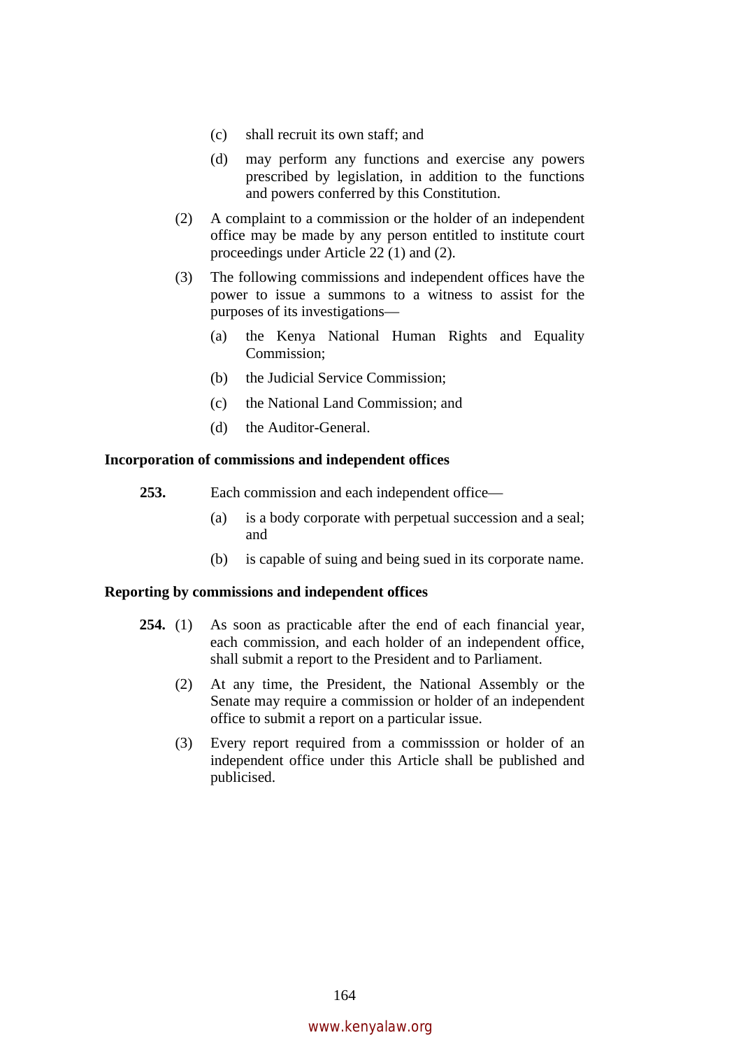(c) shall recruit its own staff; and

(d) may perform any functions and exercise any powers prescribed by legislation, in addition to the functions and powers conferred by this Constitution.

(2) A complaint to a commission or the holder of an independent office may be made by any person entitled to institute court proceedings under Article 22 (1) and (2).

(3) The following commissions and independent offices have the power to issue a summons to a witness to assist for the purposes of its investigations—

(a) the Kenya National Human Rights and Equality Commission;

(b) the Judicial Service Commission;

(c) the National Land Commission; and

(d) the Auditor-General.

**Incorporation of commissions and independent offices**

**253.** Each commission and each independent office—

(a) is a body corporate with perpetual succession and a seal; and

(b) is capable of suing and being sued in its corporate name.

**Reporting by commissions and independent offices**

**254.** (1) As soon as practicable after the end of each financial year, each commission, and each holder of an independent office, shall submit a report to the President and to Parliament.

(2) At any time, the President, the National Assembly or the Senate may require a commission or holder of an independent office to submit a report on a particular issue.

(3) Every report required from a commisssion or holder of an independent office under this Article shall be published and publicised.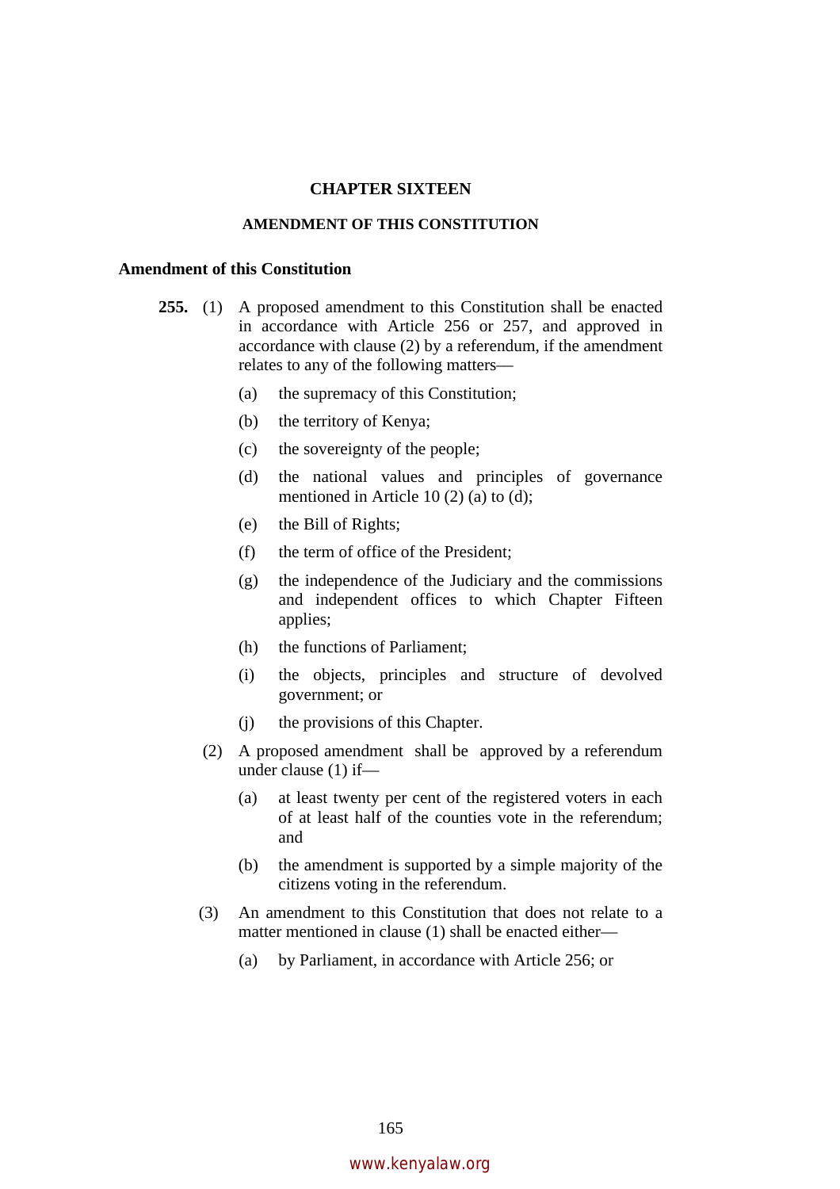# CHAPTER SIXTEEN

## AMENDMENT OF THIS CONSTITUTION

### Amendment of this Constitution

**255.** (1) A proposed amendment to this Constitution shall be enacted in accordance with Article 256 or 257, and approved in accordance with clause (2) by a referendum, if the amendment relates to any of the following matters—

- (a) the supremacy of this Constitution;
- (b) the territory of Kenya;
- (c) the sovereignty of the people;
- (d) the national values and principles of governance mentioned in Article 10 (2) (a) to (d);
- (e) the Bill of Rights;
- (f) the term of office of the President;
- (g) the independence of the Judiciary and the commissions and independent offices to which Chapter Fifteen applies;
- (h) the functions of Parliament;
- (i) the objects, principles and structure of devolved government; or
- (j) the provisions of this Chapter.

(2) A proposed amendment shall be approved by a referendum under clause (1) if—

- (a) at least twenty per cent of the registered voters in each of at least half of the counties vote in the referendum; and
- (b) the amendment is supported by a simple majority of the citizens voting in the referendum.

(3) An amendment to this Constitution that does not relate to a matter mentioned in clause (1) shall be enacted either—

- (a) by Parliament, in accordance with Article 256; or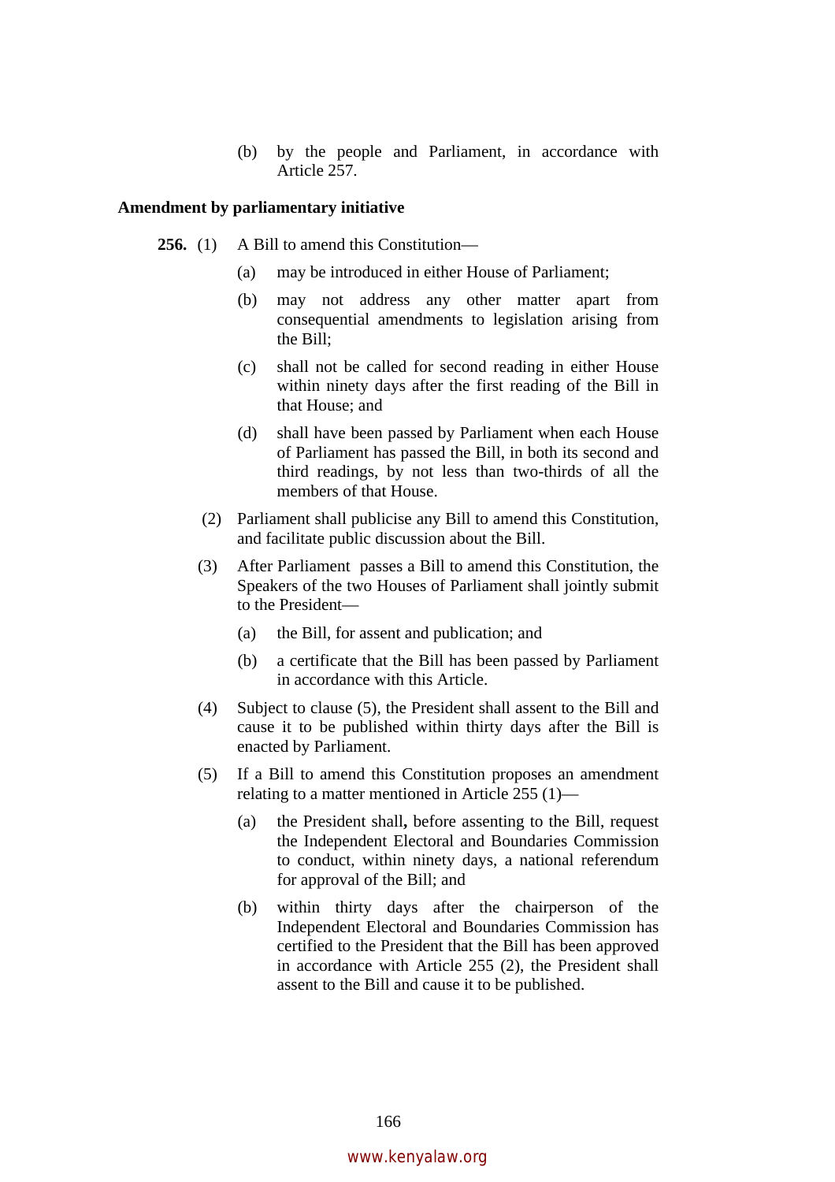(b) by the people and Parliament, in accordance with Article 257.

**Amendment by parliamentary initiative**

**256.** (1) A Bill to amend this Constitution—

(a) may be introduced in either House of Parliament;

(b) may not address any other matter apart from consequential amendments to legislation arising from the Bill;

(c) shall not be called for second reading in either House within ninety days after the first reading of the Bill in that House; and

(d) shall have been passed by Parliament when each House of Parliament has passed the Bill, in both its second and third readings, by not less than two-thirds of all the members of that House.

(2) Parliament shall publicise any Bill to amend this Constitution, and facilitate public discussion about the Bill.

(3) After Parliament passes a Bill to amend this Constitution, the Speakers of the two Houses of Parliament shall jointly submit to the President—

(a) the Bill, for assent and publication; and

(b) a certificate that the Bill has been passed by Parliament in accordance with this Article.

(4) Subject to clause (5), the President shall assent to the Bill and cause it to be published within thirty days after the Bill is enacted by Parliament.

(5) If a Bill to amend this Constitution proposes an amendment relating to a matter mentioned in Article 255 (1)—

(a) the President shall**,** before assenting to the Bill, request the Independent Electoral and Boundaries Commission to conduct, within ninety days, a national referendum for approval of the Bill; and

(b) within thirty days after the chairperson of the Independent Electoral and Boundaries Commission has certified to the President that the Bill has been approved in accordance with Article 255 (2), the President shall assent to the Bill and cause it to be published.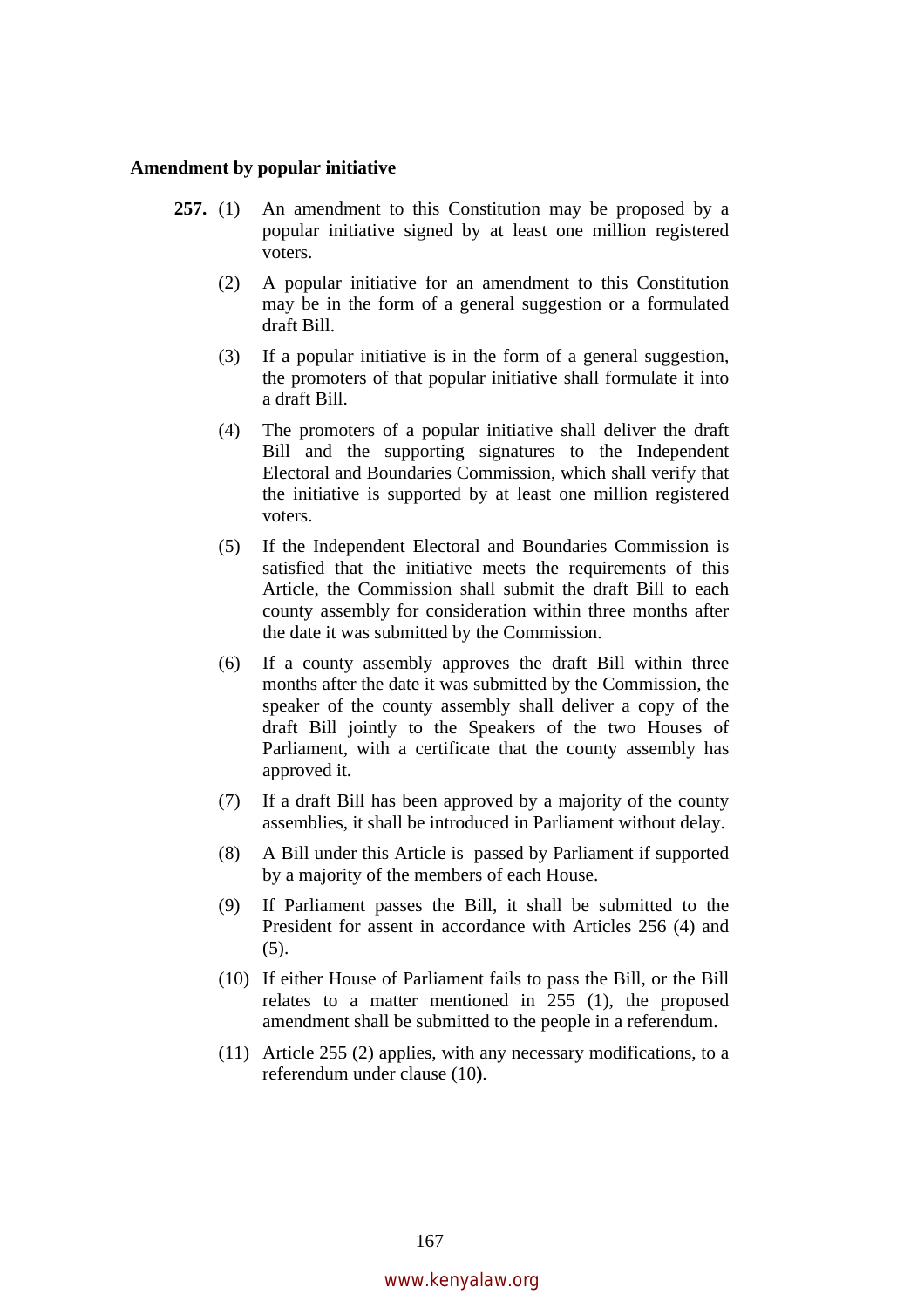**Amendment by popular initiative**

**257.** (1) An amendment to this Constitution may be proposed by a popular initiative signed by at least one million registered voters.

(2) A popular initiative for an amendment to this Constitution may be in the form of a general suggestion or a formulated draft Bill.

(3) If a popular initiative is in the form of a general suggestion, the promoters of that popular initiative shall formulate it into a draft Bill.

(4) The promoters of a popular initiative shall deliver the draft Bill and the supporting signatures to the Independent Electoral and Boundaries Commission, which shall verify that the initiative is supported by at least one million registered voters.

(5) If the Independent Electoral and Boundaries Commission is satisfied that the initiative meets the requirements of this Article, the Commission shall submit the draft Bill to each county assembly for consideration within three months after the date it was submitted by the Commission.

(6) If a county assembly approves the draft Bill within three months after the date it was submitted by the Commission, the speaker of the county assembly shall deliver a copy of the draft Bill jointly to the Speakers of the two Houses of Parliament, with a certificate that the county assembly has approved it.

(7) If a draft Bill has been approved by a majority of the county assemblies, it shall be introduced in Parliament without delay.

(8) A Bill under this Article is passed by Parliament if supported by a majority of the members of each House.

(9) If Parliament passes the Bill, it shall be submitted to the President for assent in accordance with Articles 256 (4) and (5).

(10) If either House of Parliament fails to pass the Bill, or the Bill relates to a matter mentioned in 255 (1), the proposed amendment shall be submitted to the people in a referendum.

(11) Article 255 (2) applies, with any necessary modifications, to a referendum under clause (10).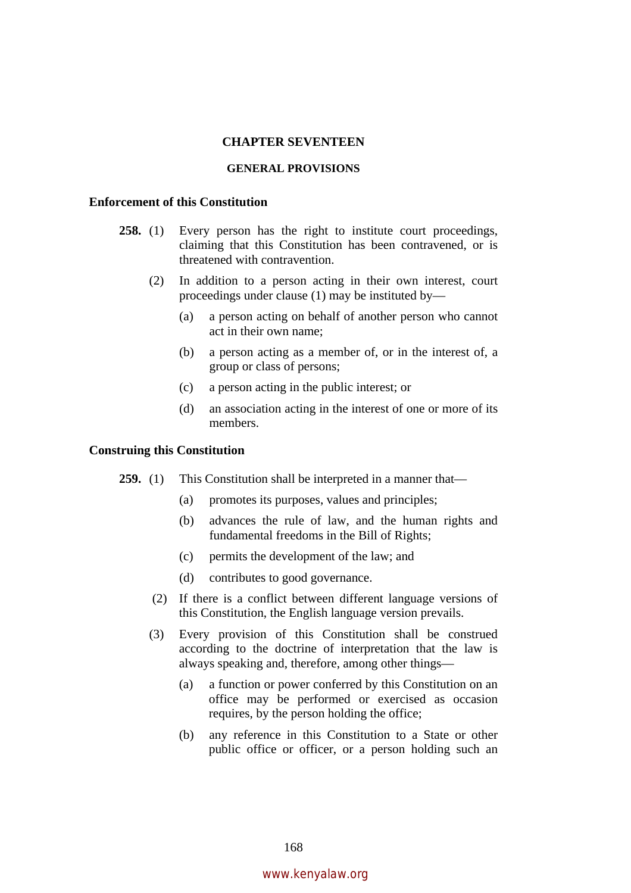# CHAPTER SEVENTEEN

## GENERAL PROVISIONS

### Enforcement of this Constitution

**258.** (1) Every person has the right to institute court proceedings, claiming that this Constitution has been contravened, or is threatened with contravention.

(2) In addition to a person acting in their own interest, court proceedings under clause (1) may be instituted by––

(a) a person acting on behalf of another person who cannot act in their own name;

(b) a person acting as a member of, or in the interest of, a group or class of persons;

(c) a person acting in the public interest; or

(d) an association acting in the interest of one or more of its members.

### Construing this Constitution

**259.** (1) This Constitution shall be interpreted in a manner that––

(a) promotes its purposes, values and principles;

(b) advances the rule of law, and the human rights and fundamental freedoms in the Bill of Rights;

(c) permits the development of the law; and

(d) contributes to good governance.

(2) If there is a conflict between different language versions of this Constitution, the English language version prevails.

(3) Every provision of this Constitution shall be construed according to the doctrine of interpretation that the law is always speaking and, therefore, among other things––

(a) a function or power conferred by this Constitution on an office may be performed or exercised as occasion requires, by the person holding the office;

(b) any reference in this Constitution to a State or other public office or officer, or a person holding such an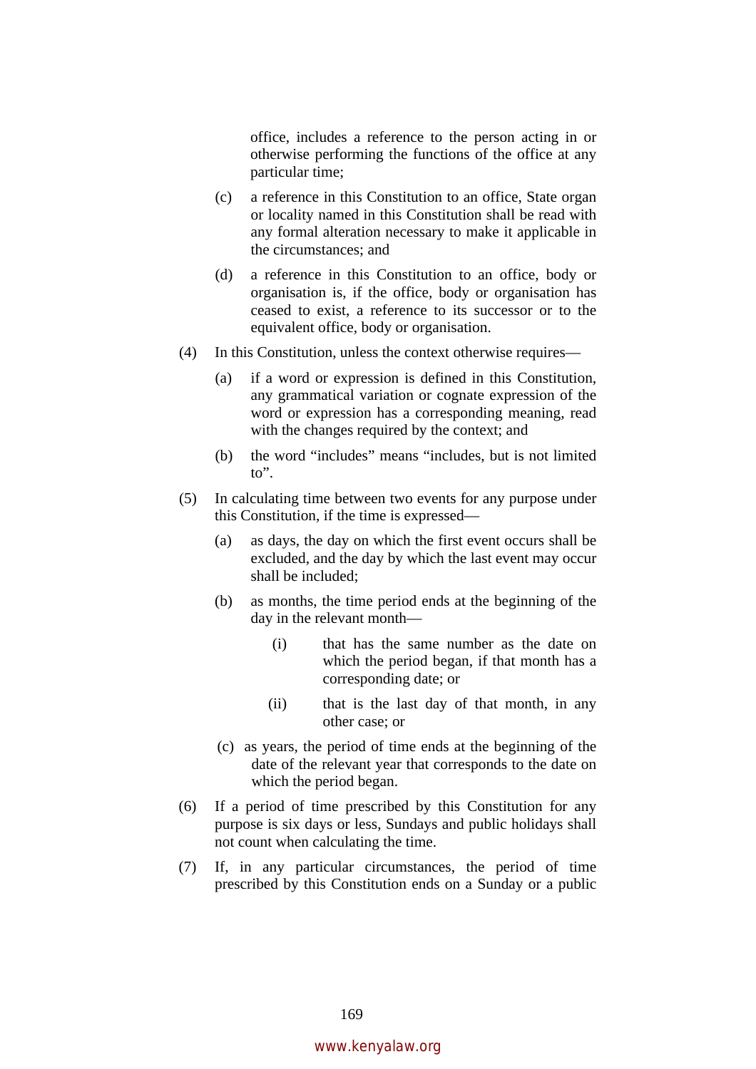office, includes a reference to the person acting in or otherwise performing the functions of the office at any particular time;

(c) a reference in this Constitution to an office, State organ or locality named in this Constitution shall be read with any formal alteration necessary to make it applicable in the circumstances; and

(d) a reference in this Constitution to an office, body or organisation is, if the office, body or organisation has ceased to exist, a reference to its successor or to the equivalent office, body or organisation.

(4) In this Constitution, unless the context otherwise requires—

(a) if a word or expression is defined in this Constitution, any grammatical variation or cognate expression of the word or expression has a corresponding meaning, read with the changes required by the context; and

(b) the word "includes" means "includes, but is not limited to".

(5) In calculating time between two events for any purpose under this Constitution, if the time is expressed—

(a) as days, the day on which the first event occurs shall be excluded, and the day by which the last event may occur shall be included;

(b) as months, the time period ends at the beginning of the day in the relevant month—

(i) that has the same number as the date on which the period began, if that month has a corresponding date; or

(ii) that is the last day of that month, in any other case; or

(c) as years, the period of time ends at the beginning of the date of the relevant year that corresponds to the date on which the period began.

(6) If a period of time prescribed by this Constitution for any purpose is six days or less, Sundays and public holidays shall not count when calculating the time.

(7) If, in any particular circumstances, the period of time prescribed by this Constitution ends on a Sunday or a public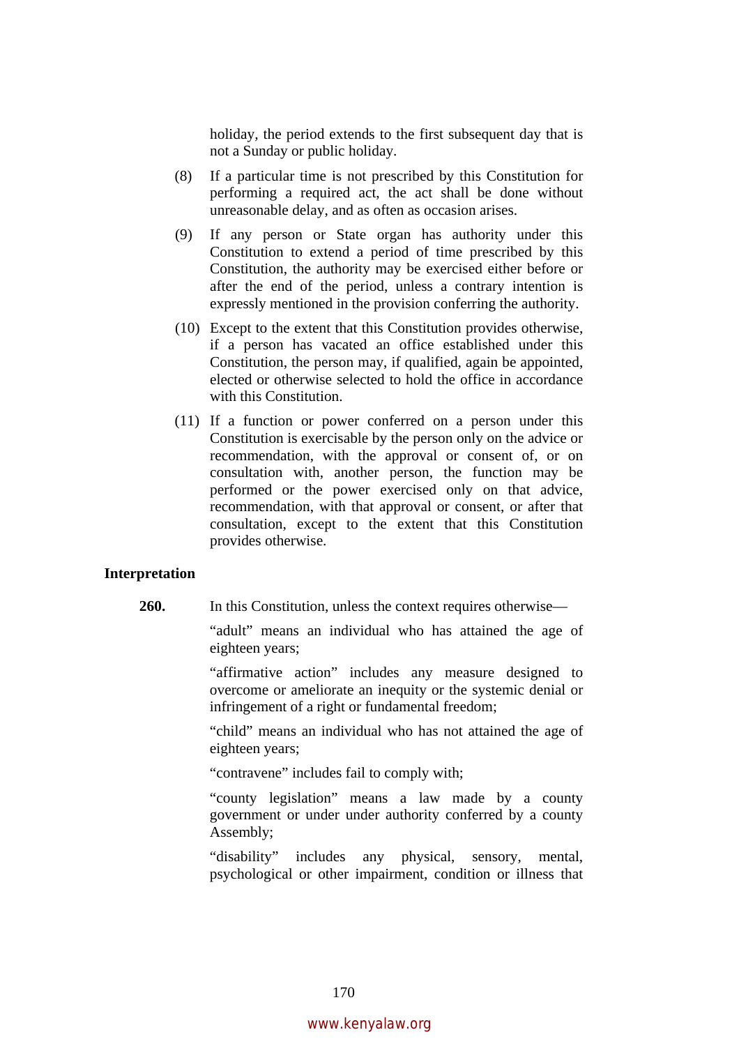holiday, the period extends to the first subsequent day that is not a Sunday or public holiday.

(8) If a particular time is not prescribed by this Constitution for performing a required act, the act shall be done without unreasonable delay, and as often as occasion arises.

(9) If any person or State organ has authority under this Constitution to extend a period of time prescribed by this Constitution, the authority may be exercised either before or after the end of the period, unless a contrary intention is expressly mentioned in the provision conferring the authority.

(10) Except to the extent that this Constitution provides otherwise, if a person has vacated an office established under this Constitution, the person may, if qualified, again be appointed, elected or otherwise selected to hold the office in accordance with this Constitution.

(11) If a function or power conferred on a person under this Constitution is exercisable by the person only on the advice or recommendation, with the approval or consent of, or on consultation with, another person, the function may be performed or the power exercised only on that advice, recommendation, with that approval or consent, or after that consultation, except to the extent that this Constitution provides otherwise.

**Interpretation**

**260.** In this Constitution, unless the context requires otherwise—

"adult" means an individual who has attained the age of eighteen years;

"affirmative action" includes any measure designed to overcome or ameliorate an inequity or the systemic denial or infringement of a right or fundamental freedom;

"child" means an individual who has not attained the age of eighteen years;

"contravene" includes fail to comply with;

"county legislation" means a law made by a county government or under under authority conferred by a county Assembly;

"disability" includes any physical, sensory, mental, psychological or other impairment, condition or illness that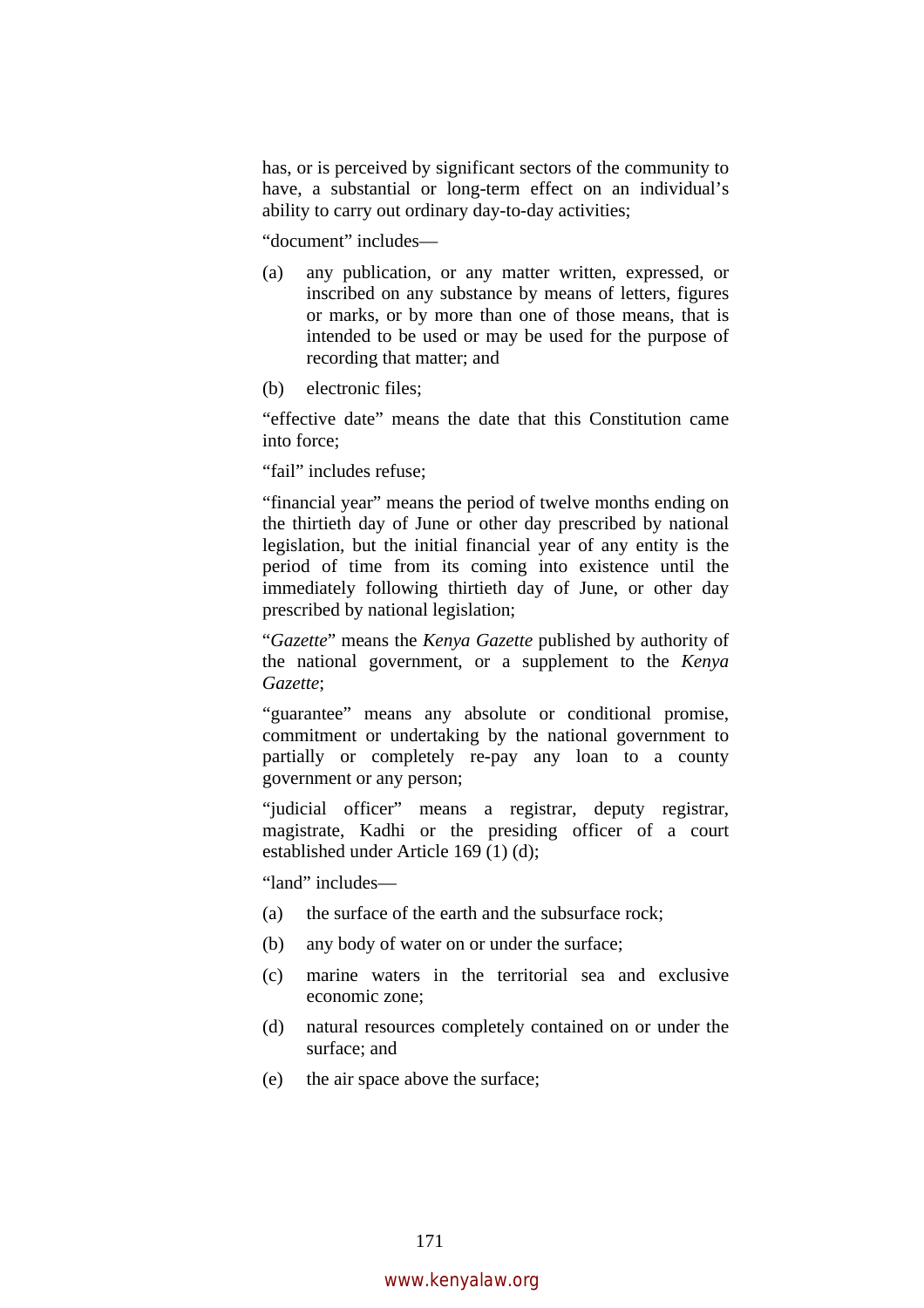has, or is perceived by significant sectors of the community to have, a substantial or long-term effect on an individual's ability to carry out ordinary day-to-day activities;

"document" includes—

(a) any publication, or any matter written, expressed, or inscribed on any substance by means of letters, figures or marks, or by more than one of those means, that is intended to be used or may be used for the purpose of recording that matter; and

(b) electronic files;

"effective date" means the date that this Constitution came into force;

"fail" includes refuse;

"financial year" means the period of twelve months ending on the thirtieth day of June or other day prescribed by national legislation, but the initial financial year of any entity is the period of time from its coming into existence until the immediately following thirtieth day of June, or other day prescribed by national legislation;

"*Gazette*" means the *Kenya Gazette* published by authority of the national government, or a supplement to the *Kenya Gazette*;

"guarantee" means any absolute or conditional promise, commitment or undertaking by the national government to partially or completely re-pay any loan to a county government or any person;

"judicial officer" means a registrar, deputy registrar, magistrate, Kadhi or the presiding officer of a court established under Article 169 (1) (d);

"land" includes—

(a) the surface of the earth and the subsurface rock;

(b) any body of water on or under the surface;

(c) marine waters in the territorial sea and exclusive economic zone;

(d) natural resources completely contained on or under the surface; and

(e) the air space above the surface;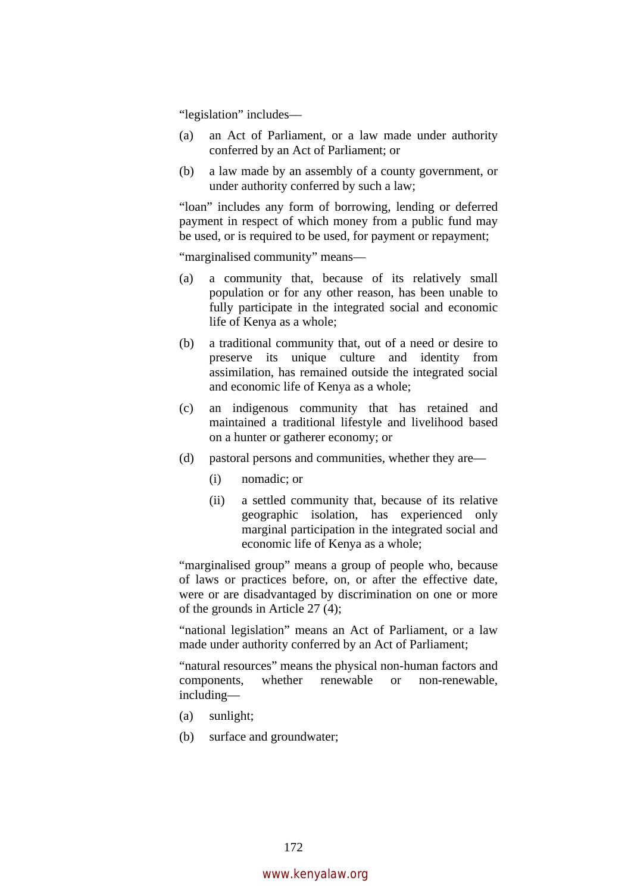"legislation" includes—

(a) an Act of Parliament, or a law made under authority conferred by an Act of Parliament; or

(b) a law made by an assembly of a county government, or under authority conferred by such a law;

"loan" includes any form of borrowing, lending or deferred payment in respect of which money from a public fund may be used, or is required to be used, for payment or repayment;

"marginalised community" means—

(a) a community that, because of its relatively small population or for any other reason, has been unable to fully participate in the integrated social and economic life of Kenya as a whole;

(b) a traditional community that, out of a need or desire to preserve its unique culture and identity from assimilation, has remained outside the integrated social and economic life of Kenya as a whole;

(c) an indigenous community that has retained and maintained a traditional lifestyle and livelihood based on a hunter or gatherer economy; or

(d) pastoral persons and communities, whether they are—

  (i) nomadic; or

  (ii) a settled community that, because of its relative geographic isolation, has experienced only marginal participation in the integrated social and economic life of Kenya as a whole;

"marginalised group" means a group of people who, because of laws or practices before, on, or after the effective date, were or are disadvantaged by discrimination on one or more of the grounds in Article 27 (4);

"national legislation" means an Act of Parliament, or a law made under authority conferred by an Act of Parliament;

"natural resources" means the physical non-human factors and components, whether renewable or non-renewable, including—

(a) sunlight;

(b) surface and groundwater;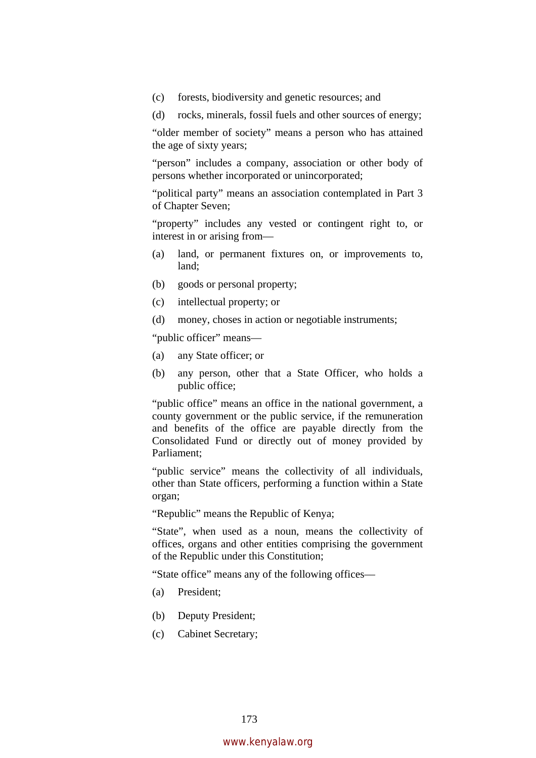(c) forests, biodiversity and genetic resources; and

(d) rocks, minerals, fossil fuels and other sources of energy;

"older member of society" means a person who has attained the age of sixty years;

"person" includes a company, association or other body of persons whether incorporated or unincorporated;

"political party" means an association contemplated in Part 3 of Chapter Seven;

"property" includes any vested or contingent right to, or interest in or arising from—

(a) land, or permanent fixtures on, or improvements to, land;

(b) goods or personal property;

(c) intellectual property; or

(d) money, choses in action or negotiable instruments;

"public officer" means—

(a) any State officer; or

(b) any person, other that a State Officer, who holds a public office;

"public office" means an office in the national government, a county government or the public service, if the remuneration and benefits of the office are payable directly from the Consolidated Fund or directly out of money provided by Parliament;

"public service" means the collectivity of all individuals, other than State officers, performing a function within a State organ;

"Republic" means the Republic of Kenya;

"State", when used as a noun, means the collectivity of offices, organs and other entities comprising the government of the Republic under this Constitution;

"State office" means any of the following offices—

(a) President;

(b) Deputy President;

(c) Cabinet Secretary;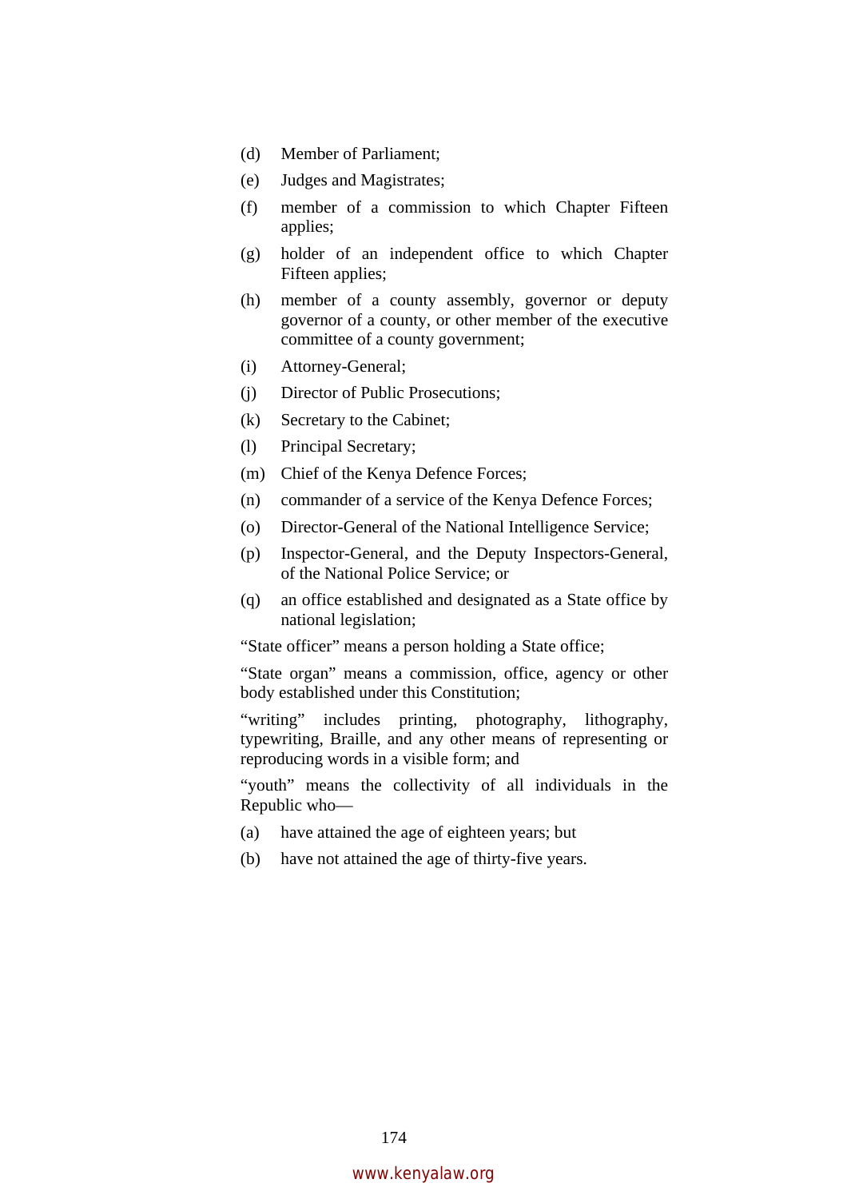(d) Member of Parliament;

(e) Judges and Magistrates;

(f) member of a commission to which Chapter Fifteen applies;

(g) holder of an independent office to which Chapter Fifteen applies;

(h) member of a county assembly, governor or deputy governor of a county, or other member of the executive committee of a county government;

(i) Attorney-General;

(j) Director of Public Prosecutions;

(k) Secretary to the Cabinet;

(l) Principal Secretary;

(m) Chief of the Kenya Defence Forces;

(n) commander of a service of the Kenya Defence Forces;

(o) Director-General of the National Intelligence Service;

(p) Inspector-General, and the Deputy Inspectors-General, of the National Police Service; or

(q) an office established and designated as a State office by national legislation;

"State officer" means a person holding a State office;

"State organ" means a commission, office, agency or other body established under this Constitution;

"writing" includes printing, photography, lithography, typewriting, Braille, and any other means of representing or reproducing words in a visible form; and

"youth" means the collectivity of all individuals in the Republic who—

(a) have attained the age of eighteen years; but

(b) have not attained the age of thirty-five years.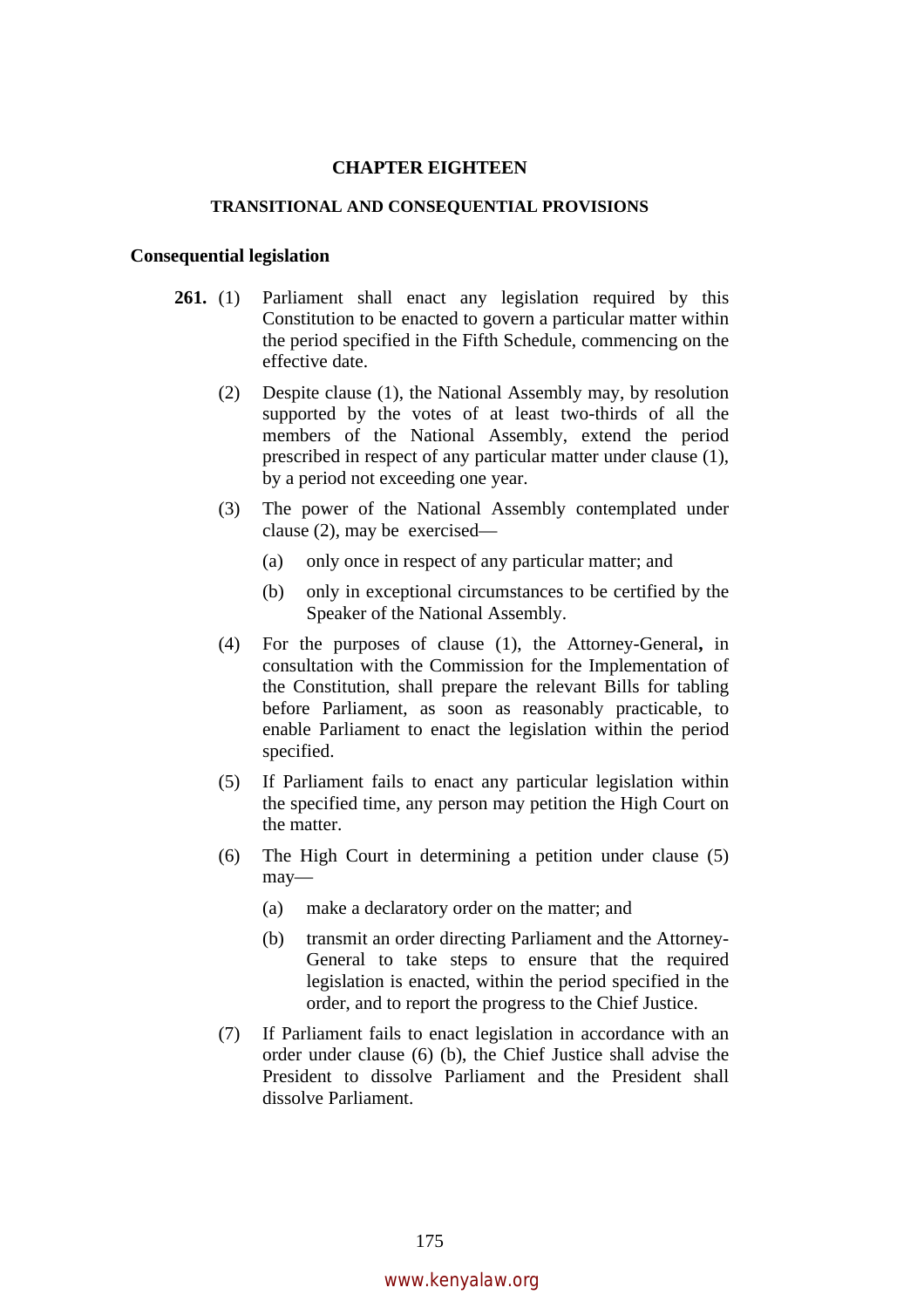## CHAPTER EIGHTEEN

### TRANSITIONAL AND CONSEQUENTIAL PROVISIONS

**Consequential legislation**

**261.** (1) Parliament shall enact any legislation required by this Constitution to be enacted to govern a particular matter within the period specified in the Fifth Schedule, commencing on the effective date.

(2) Despite clause (1), the National Assembly may, by resolution supported by the votes of at least two-thirds of all the members of the National Assembly, extend the period prescribed in respect of any particular matter under clause (1), by a period not exceeding one year.

(3) The power of the National Assembly contemplated under clause (2), may be exercised—

(a) only once in respect of any particular matter; and

(b) only in exceptional circumstances to be certified by the Speaker of the National Assembly.

(4) For the purposes of clause (1), the Attorney-General**,** in consultation with the Commission for the Implementation of the Constitution, shall prepare the relevant Bills for tabling before Parliament, as soon as reasonably practicable, to enable Parliament to enact the legislation within the period specified.

(5) If Parliament fails to enact any particular legislation within the specified time, any person may petition the High Court on the matter.

(6) The High Court in determining a petition under clause (5) may—

(a) make a declaratory order on the matter; and

(b) transmit an order directing Parliament and the Attorney-General to take steps to ensure that the required legislation is enacted, within the period specified in the order, and to report the progress to the Chief Justice.

(7) If Parliament fails to enact legislation in accordance with an order under clause (6) (b), the Chief Justice shall advise the President to dissolve Parliament and the President shall dissolve Parliament.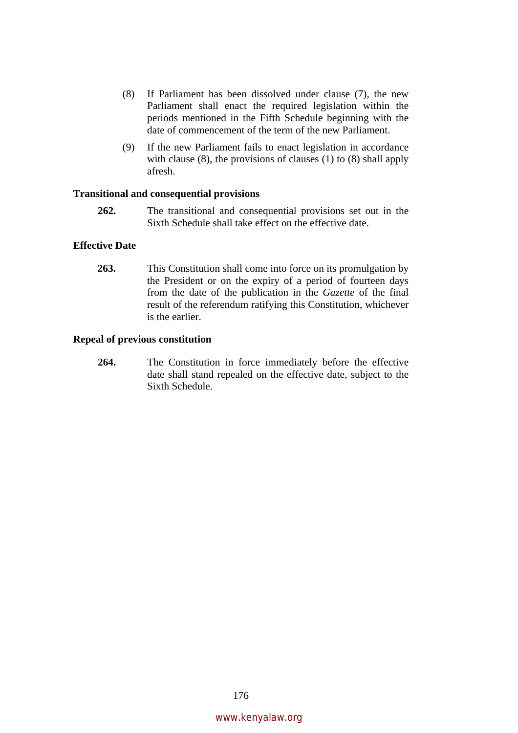(8) If Parliament has been dissolved under clause (7), the new Parliament shall enact the required legislation within the periods mentioned in the Fifth Schedule beginning with the date of commencement of the term of the new Parliament.

(9) If the new Parliament fails to enact legislation in accordance with clause (8), the provisions of clauses (1) to (8) shall apply afresh.

**Transitional and consequential provisions**

**262.** The transitional and consequential provisions set out in the Sixth Schedule shall take effect on the effective date.

**Effective Date**

**263.** This Constitution shall come into force on its promulgation by the President or on the expiry of a period of fourteen days from the date of the publication in the *Gazette* of the final result of the referendum ratifying this Constitution, whichever is the earlier.

**Repeal of previous constitution**

**264.** The Constitution in force immediately before the effective date shall stand repealed on the effective date, subject to the Sixth Schedule.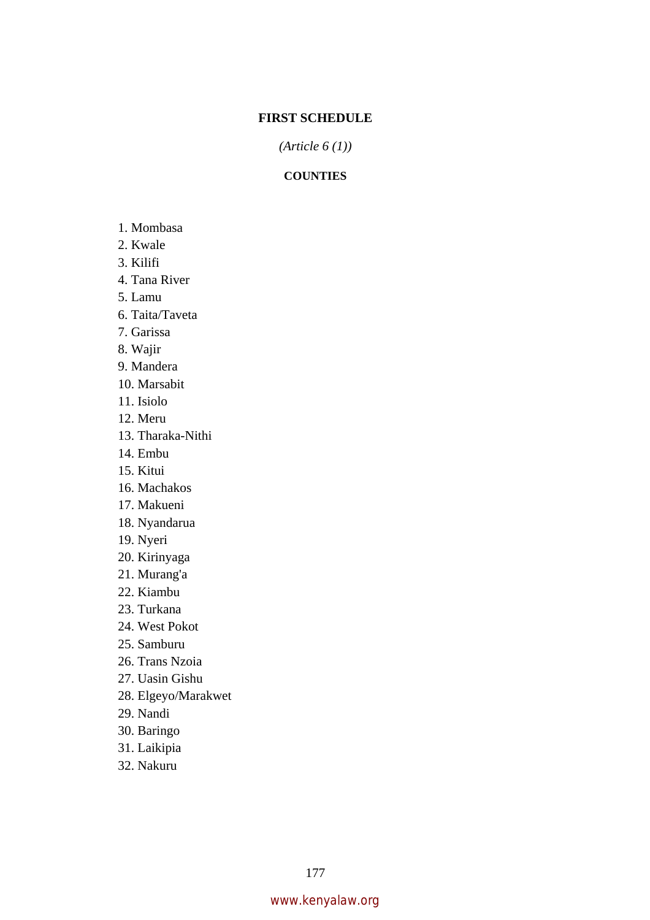## FIRST SCHEDULE

*(Article 6 (1))*

### COUNTIES

1. Mombasa
2. Kwale
3. Kilifi
4. Tana River
5. Lamu
6. Taita/Taveta
7. Garissa
8. Wajir
9. Mandera
10. Marsabit
11. Isiolo
12. Meru
13. Tharaka-Nithi
14. Embu
15. Kitui
16. Machakos
17. Makueni
18. Nyandarua
19. Nyeri
20. Kirinyaga
21. Murang'a
22. Kiambu
23. Turkana
24. West Pokot
25. Samburu
26. Trans Nzoia
27. Uasin Gishu
28. Elgeyo/Marakwet
29. Nandi
30. Baringo
31. Laikipia
32. Nakuru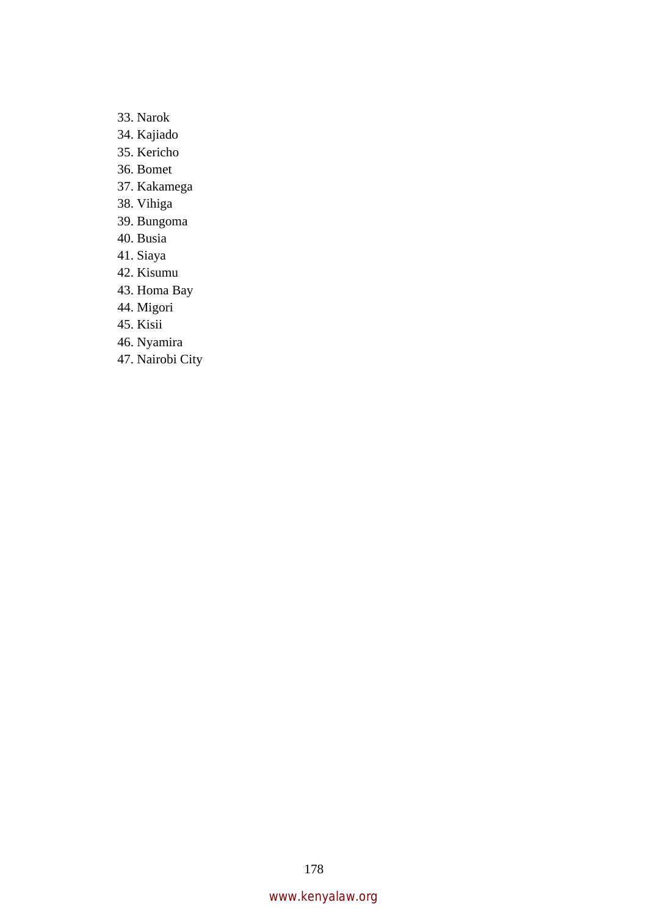33. Narok
34. Kajiado
35. Kericho
36. Bomet
37. Kakamega
38. Vihiga
39. Bungoma
40. Busia
41. Siaya
42. Kisumu
43. Homa Bay
44. Migori
45. Kisii
46. Nyamira
47. Nairobi City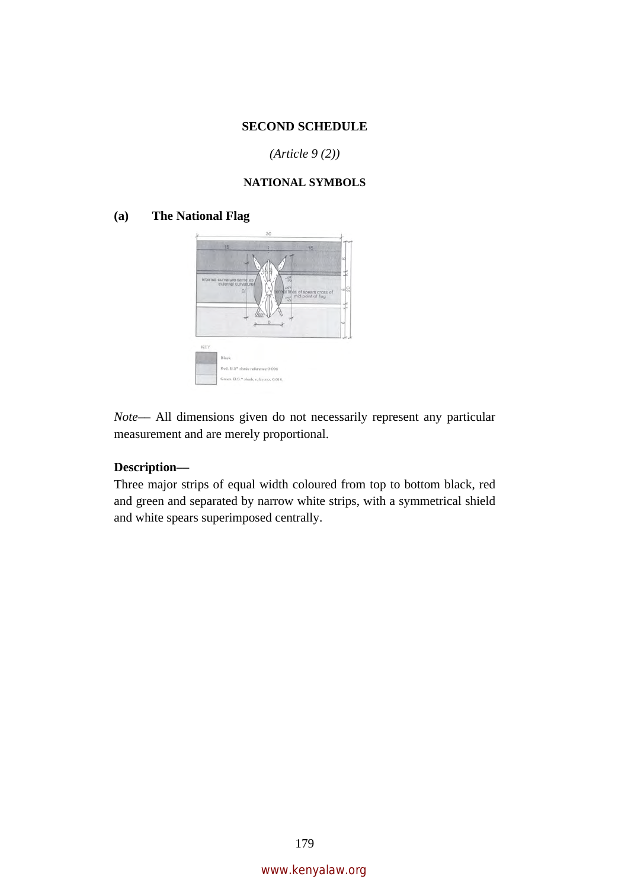## SECOND SCHEDULE

*(Article 9 (2))*

### NATIONAL SYMBOLS

**(a) The National Flag**

*Note*— All dimensions given do not necessarily represent any particular measurement and are merely proportional.

**Description—**
Three major strips of equal width coloured from top to bottom black, red and green and separated by narrow white strips, with a symmetrical shield and white spears superimposed centrally.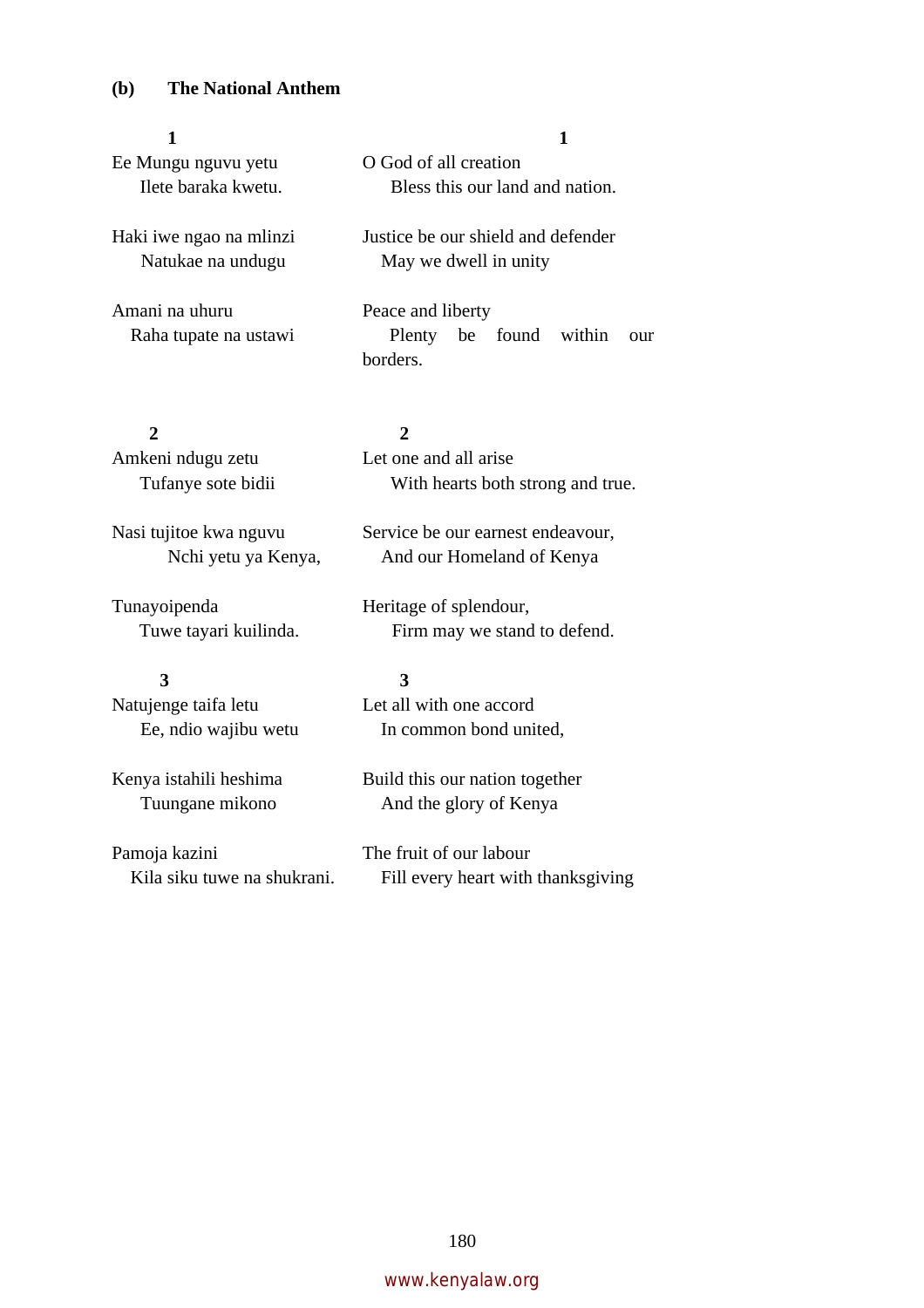**(b) The National Anthem**

| **1** | **1** |
|---|---|
| Ee Mungu nguvu yetu | O God of all creation |
| Ilete baraka kwetu. | Bless this our land and nation. |
| Haki iwe ngao na mlinzi | Justice be our shield and defender |
| Natukae na undugu | May we dwell in unity |
| Amani na uhuru | Peace and liberty |
| Raha tupate na ustawi | Plenty be found within our borders. |
| **2** | **2** |
| Amkeni ndugu zetu | Let one and all arise |
| Tufanye sote bidii | With hearts both strong and true. |
| Nasi tujitoe kwa nguvu | Service be our earnest endeavour, |
| Nchi yetu ya Kenya, | And our Homeland of Kenya |
| Tunayoipenda | Heritage of splendour, |
| Tuwe tayari kuilinda. | Firm may we stand to defend. |
| **3** | **3** |
| Natujenge taifa letu | Let all with one accord |
| Ee, ndio wajibu wetu | In common bond united, |
| Kenya istahili heshima | Build this our nation together |
| Tuungane mikono | And the glory of Kenya |
| Pamoja kazini | The fruit of our labour |
| Kila siku tuwe na shukrani. | Fill every heart with thanksgiving |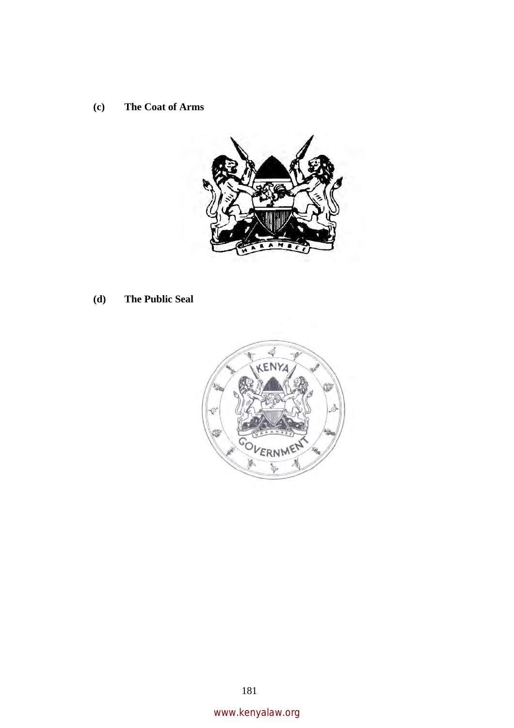**(c) The Coat of Arms**

**(d) The Public Seal**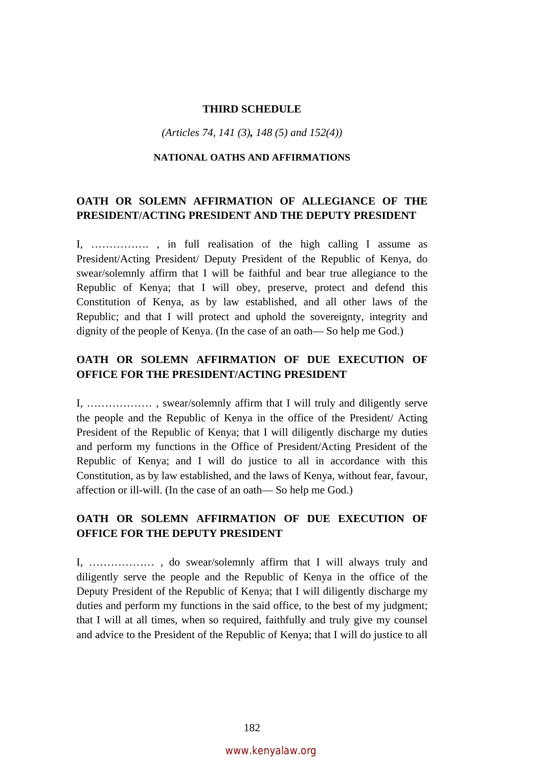## THIRD SCHEDULE

*(Articles 74, 141 (3), 148 (5) and 152(4))*

### NATIONAL OATHS AND AFFIRMATIONS

#### OATH OR SOLEMN AFFIRMATION OF ALLEGIANCE OF THE PRESIDENT/ACTING PRESIDENT AND THE DEPUTY PRESIDENT

I, ……………. , in full realisation of the high calling I assume as President/Acting President/ Deputy President of the Republic of Kenya, do swear/solemnly affirm that I will be faithful and bear true allegiance to the Republic of Kenya; that I will obey, preserve, protect and defend this Constitution of Kenya, as by law established, and all other laws of the Republic; and that I will protect and uphold the sovereignty, integrity and dignity of the people of Kenya. (In the case of an oath— So help me God.)

#### OATH OR SOLEMN AFFIRMATION OF DUE EXECUTION OF OFFICE FOR THE PRESIDENT/ACTING PRESIDENT

I, ……………… , swear/solemnly affirm that I will truly and diligently serve the people and the Republic of Kenya in the office of the President/ Acting President of the Republic of Kenya; that I will diligently discharge my duties and perform my functions in the Office of President/Acting President of the Republic of Kenya; and I will do justice to all in accordance with this Constitution, as by law established, and the laws of Kenya, without fear, favour, affection or ill-will. (In the case of an oath— So help me God.)

#### OATH OR SOLEMN AFFIRMATION OF DUE EXECUTION OF OFFICE FOR THE DEPUTY PRESIDENT

I, ……………… , do swear/solemnly affirm that I will always truly and diligently serve the people and the Republic of Kenya in the office of the Deputy President of the Republic of Kenya; that I will diligently discharge my duties and perform my functions in the said office, to the best of my judgment; that I will at all times, when so required, faithfully and truly give my counsel and advice to the President of the Republic of Kenya; that I will do justice to all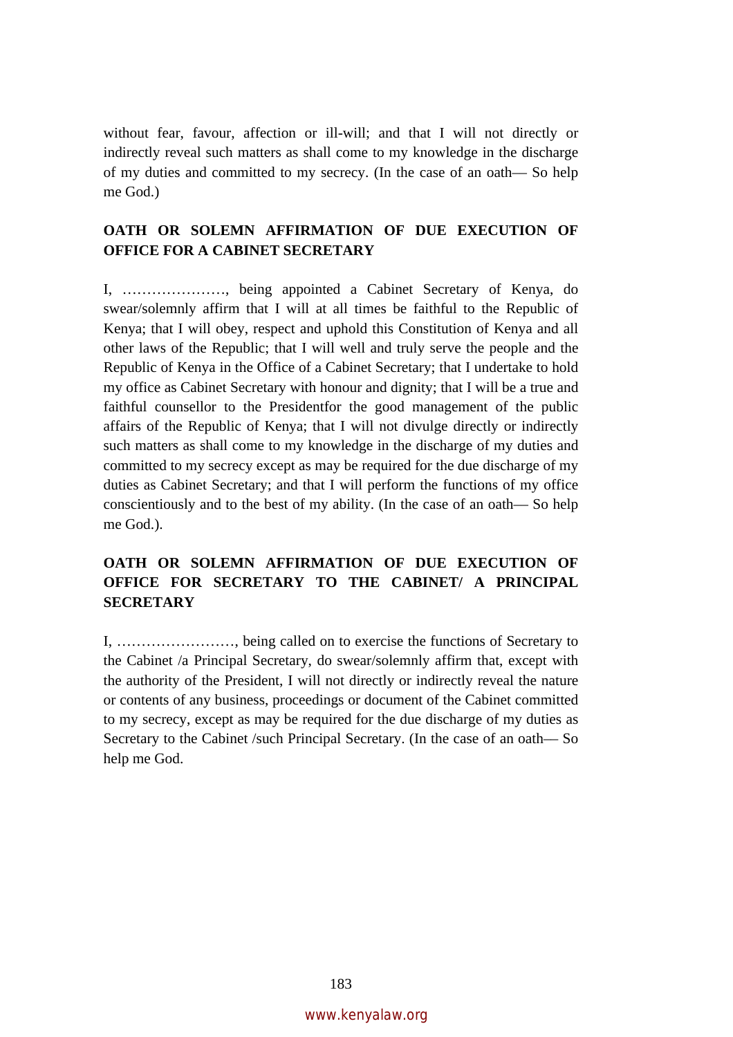without fear, favour, affection or ill-will; and that I will not directly or indirectly reveal such matters as shall come to my knowledge in the discharge of my duties and committed to my secrecy. (In the case of an oath— So help me God.)

**OATH OR SOLEMN AFFIRMATION OF DUE EXECUTION OF OFFICE FOR A CABINET SECRETARY**

I, …………………, being appointed a Cabinet Secretary of Kenya, do swear/solemnly affirm that I will at all times be faithful to the Republic of Kenya; that I will obey, respect and uphold this Constitution of Kenya and all other laws of the Republic; that I will well and truly serve the people and the Republic of Kenya in the Office of a Cabinet Secretary; that I undertake to hold my office as Cabinet Secretary with honour and dignity; that I will be a true and faithful counsellor to the Presidentfor the good management of the public affairs of the Republic of Kenya; that I will not divulge directly or indirectly such matters as shall come to my knowledge in the discharge of my duties and committed to my secrecy except as may be required for the due discharge of my duties as Cabinet Secretary; and that I will perform the functions of my office conscientiously and to the best of my ability. (In the case of an oath— So help me God.).

**OATH OR SOLEMN AFFIRMATION OF DUE EXECUTION OF OFFICE FOR SECRETARY TO THE CABINET/ A PRINCIPAL SECRETARY**

I, ……………………, being called on to exercise the functions of Secretary to the Cabinet /a Principal Secretary, do swear/solemnly affirm that, except with the authority of the President, I will not directly or indirectly reveal the nature or contents of any business, proceedings or document of the Cabinet committed to my secrecy, except as may be required for the due discharge of my duties as Secretary to the Cabinet /such Principal Secretary. (In the case of an oath— So help me God.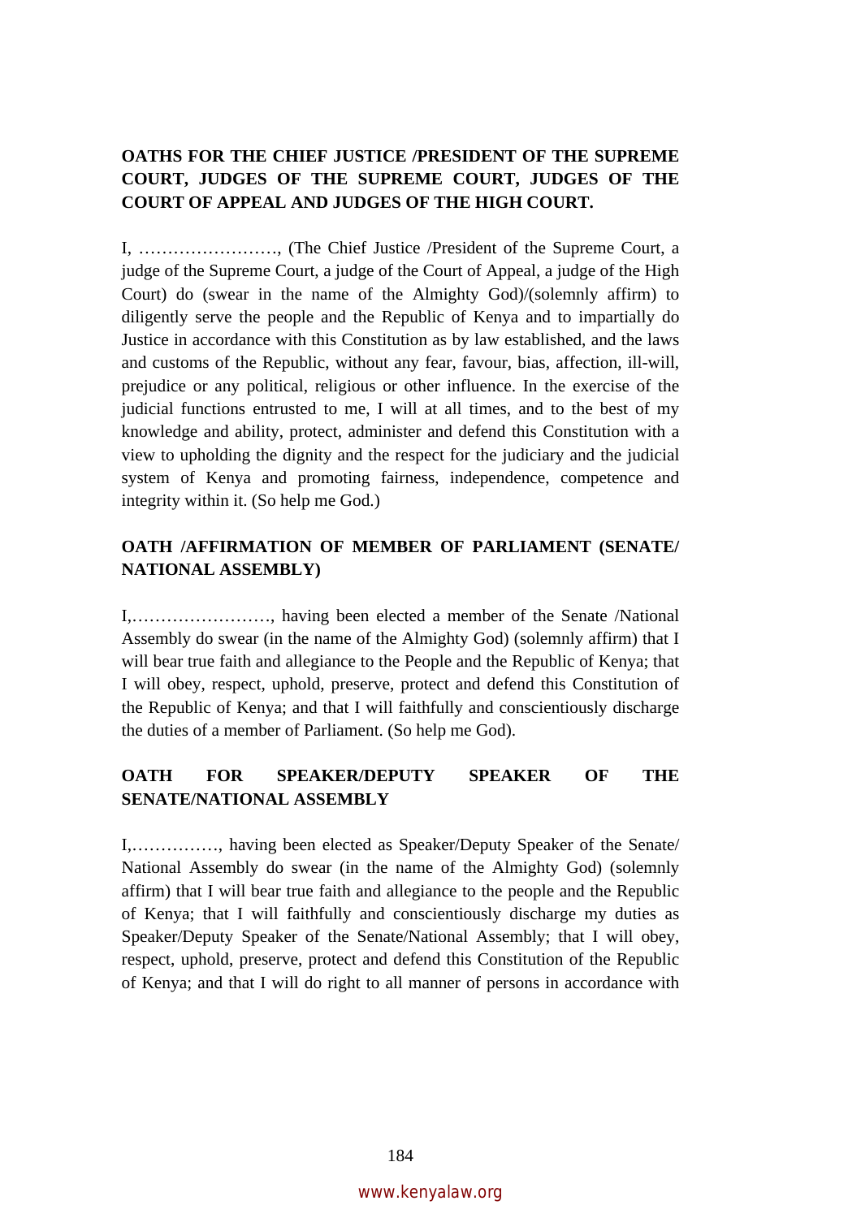**OATHS FOR THE CHIEF JUSTICE /PRESIDENT OF THE SUPREME COURT, JUDGES OF THE SUPREME COURT, JUDGES OF THE COURT OF APPEAL AND JUDGES OF THE HIGH COURT.**

I, ……………………, (The Chief Justice /President of the Supreme Court, a judge of the Supreme Court, a judge of the Court of Appeal, a judge of the High Court) do (swear in the name of the Almighty God)/(solemnly affirm) to diligently serve the people and the Republic of Kenya and to impartially do Justice in accordance with this Constitution as by law established, and the laws and customs of the Republic, without any fear, favour, bias, affection, ill-will, prejudice or any political, religious or other influence. In the exercise of the judicial functions entrusted to me, I will at all times, and to the best of my knowledge and ability, protect, administer and defend this Constitution with a view to upholding the dignity and the respect for the judiciary and the judicial system of Kenya and promoting fairness, independence, competence and integrity within it. (So help me God.)

**OATH /AFFIRMATION OF MEMBER OF PARLIAMENT (SENATE/ NATIONAL ASSEMBLY)**

I,……………………, having been elected a member of the Senate /National Assembly do swear (in the name of the Almighty God) (solemnly affirm) that I will bear true faith and allegiance to the People and the Republic of Kenya; that I will obey, respect, uphold, preserve, protect and defend this Constitution of the Republic of Kenya; and that I will faithfully and conscientiously discharge the duties of a member of Parliament. (So help me God).

**OATH FOR SPEAKER/DEPUTY SPEAKER OF THE SENATE/NATIONAL ASSEMBLY**

I,……………, having been elected as Speaker/Deputy Speaker of the Senate/ National Assembly do swear (in the name of the Almighty God) (solemnly affirm) that I will bear true faith and allegiance to the people and the Republic of Kenya; that I will faithfully and conscientiously discharge my duties as Speaker/Deputy Speaker of the Senate/National Assembly; that I will obey, respect, uphold, preserve, protect and defend this Constitution of the Republic of Kenya; and that I will do right to all manner of persons in accordance with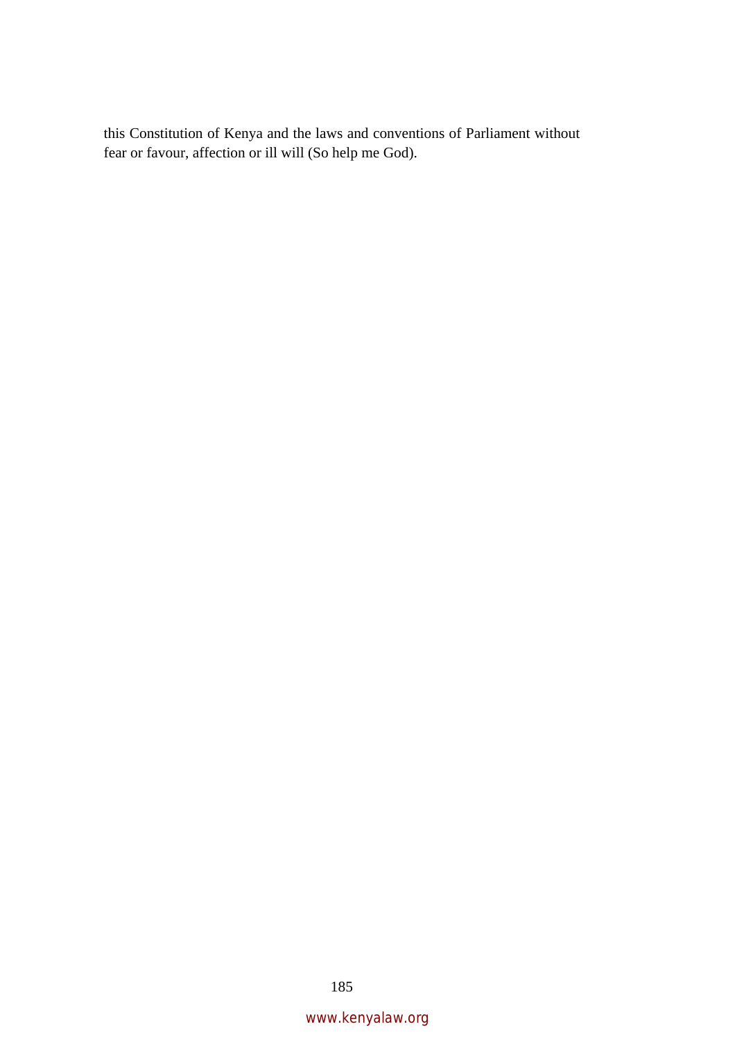this Constitution of Kenya and the laws and conventions of Parliament without fear or favour, affection or ill will (So help me God).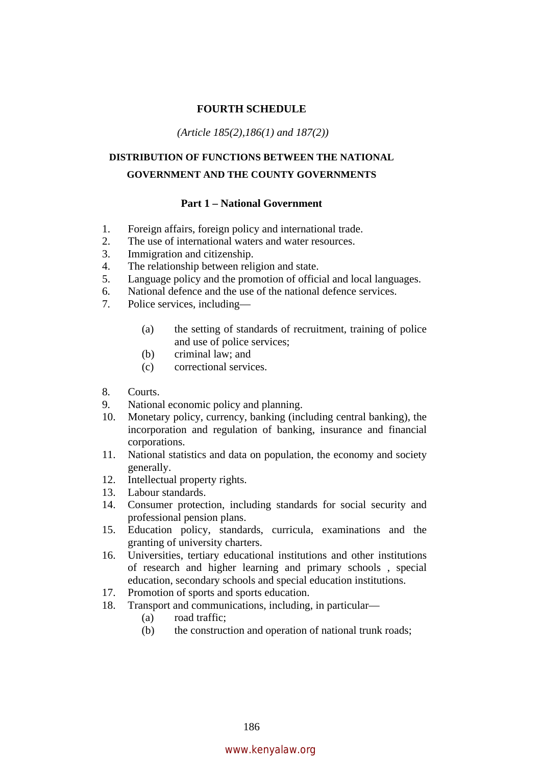# FOURTH SCHEDULE

*(Article 185(2),186(1) and 187(2))*

## DISTRIBUTION OF FUNCTIONS BETWEEN THE NATIONAL GOVERNMENT AND THE COUNTY GOVERNMENTS

### Part 1 – National Government

1. Foreign affairs, foreign policy and international trade.
2. The use of international waters and water resources.
3. Immigration and citizenship.
4. The relationship between religion and state.
5. Language policy and the promotion of official and local languages.
6. National defence and the use of the national defence services.
7. Police services, including—
    - (a) the setting of standards of recruitment, training of police and use of police services;
    - (b) criminal law; and
    - (c) correctional services.
8. Courts.
9. National economic policy and planning.
10. Monetary policy, currency, banking (including central banking), the incorporation and regulation of banking, insurance and financial corporations.
11. National statistics and data on population, the economy and society generally.
12. Intellectual property rights.
13. Labour standards.
14. Consumer protection, including standards for social security and professional pension plans.
15. Education policy, standards, curricula, examinations and the granting of university charters.
16. Universities, tertiary educational institutions and other institutions of research and higher learning and primary schools , special education, secondary schools and special education institutions.
17. Promotion of sports and sports education.
18. Transport and communications, including, in particular—
    - (a) road traffic;
    - (b) the construction and operation of national trunk roads;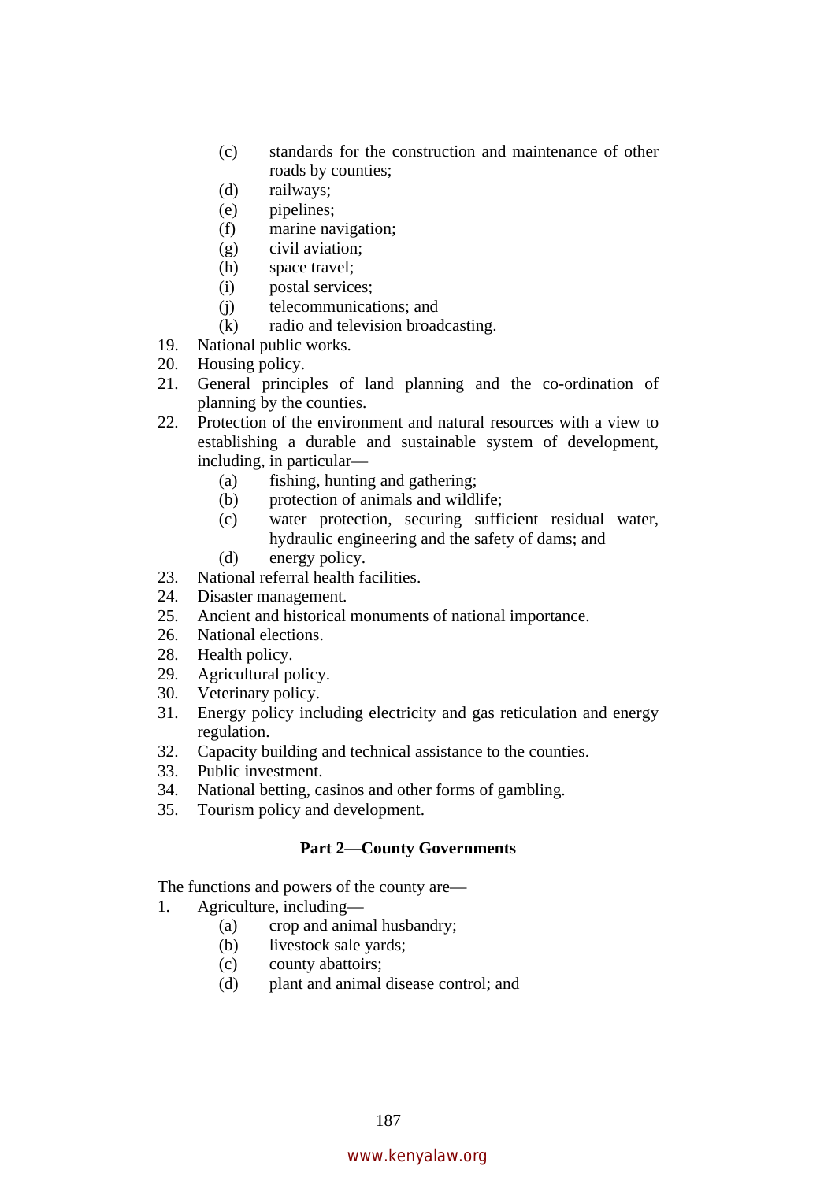(c) standards for the construction and maintenance of other roads by counties;
    (d) railways;
    (e) pipelines;
    (f) marine navigation;
    (g) civil aviation;
    (h) space travel;
    (i) postal services;
    (j) telecommunications; and
    (k) radio and television broadcasting.

19. National public works.
20. Housing policy.
21. General principles of land planning and the co-ordination of planning by the counties.
22. Protection of the environment and natural resources with a view to establishing a durable and sustainable system of development, including, in particular—
    (a) fishing, hunting and gathering;
    (b) protection of animals and wildlife;
    (c) water protection, securing sufficient residual water, hydraulic engineering and the safety of dams; and
    (d) energy policy.
23. National referral health facilities.
24. Disaster management.
25. Ancient and historical monuments of national importance.
26. National elections.
28. Health policy.
29. Agricultural policy.
30. Veterinary policy.
31. Energy policy including electricity and gas reticulation and energy regulation.
32. Capacity building and technical assistance to the counties.
33. Public investment.
34. National betting, casinos and other forms of gambling.
35. Tourism policy and development.

**Part 2—County Governments**

The functions and powers of the county are—

1. Agriculture, including—
    (a) crop and animal husbandry;
    (b) livestock sale yards;
    (c) county abattoirs;
    (d) plant and animal disease control; and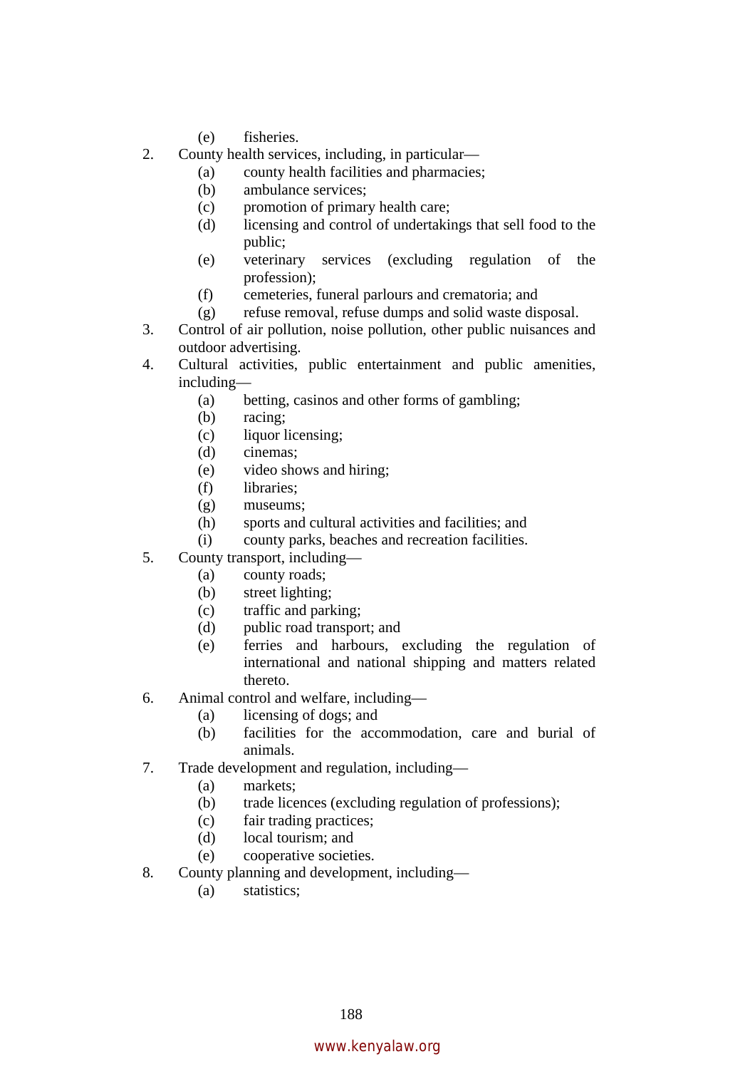(e) fisheries.

2. County health services, including, in particular—
    (a) county health facilities and pharmacies;
    (b) ambulance services;
    (c) promotion of primary health care;
    (d) licensing and control of undertakings that sell food to the public;
    (e) veterinary services (excluding regulation of the profession);
    (f) cemeteries, funeral parlours and crematoria; and
    (g) refuse removal, refuse dumps and solid waste disposal.

3. Control of air pollution, noise pollution, other public nuisances and outdoor advertising.

4. Cultural activities, public entertainment and public amenities, including—
    (a) betting, casinos and other forms of gambling;
    (b) racing;
    (c) liquor licensing;
    (d) cinemas;
    (e) video shows and hiring;
    (f) libraries;
    (g) museums;
    (h) sports and cultural activities and facilities; and
    (i) county parks, beaches and recreation facilities.

5. County transport, including—
    (a) county roads;
    (b) street lighting;
    (c) traffic and parking;
    (d) public road transport; and
    (e) ferries and harbours, excluding the regulation of international and national shipping and matters related thereto.

6. Animal control and welfare, including—
    (a) licensing of dogs; and
    (b) facilities for the accommodation, care and burial of animals.

7. Trade development and regulation, including—
    (a) markets;
    (b) trade licences (excluding regulation of professions);
    (c) fair trading practices;
    (d) local tourism; and
    (e) cooperative societies.

8. County planning and development, including—
    (a) statistics;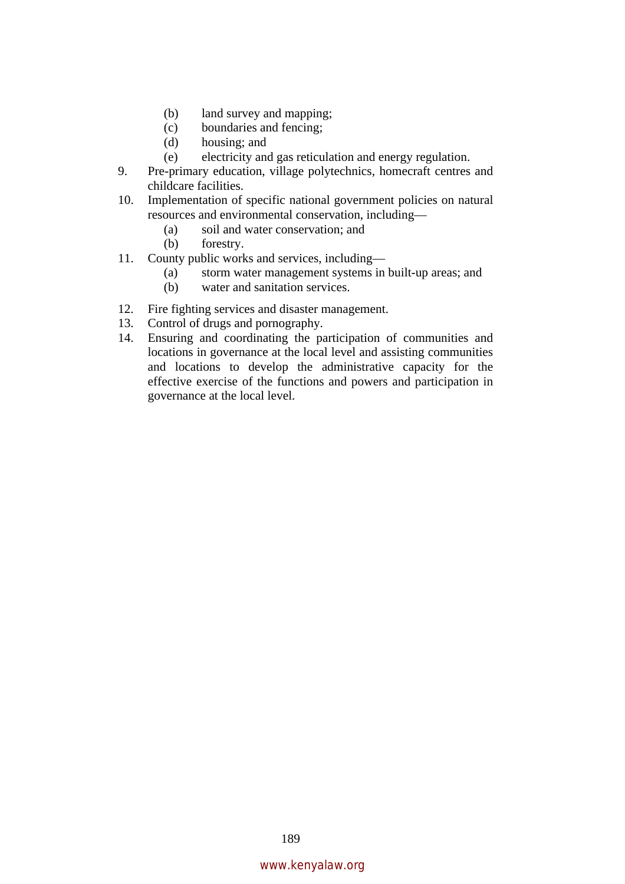(b) land survey and mapping;
   (c) boundaries and fencing;
   (d) housing; and
   (e) electricity and gas reticulation and energy regulation.

9. Pre-primary education, village polytechnics, homecraft centres and childcare facilities.

10. Implementation of specific national government policies on natural resources and environmental conservation, including—
    (a) soil and water conservation; and
    (b) forestry.

11. County public works and services, including—
    (a) storm water management systems in built-up areas; and
    (b) water and sanitation services.

12. Fire fighting services and disaster management.

13. Control of drugs and pornography.

14. Ensuring and coordinating the participation of communities and locations in governance at the local level and assisting communities and locations to develop the administrative capacity for the effective exercise of the functions and powers and participation in governance at the local level.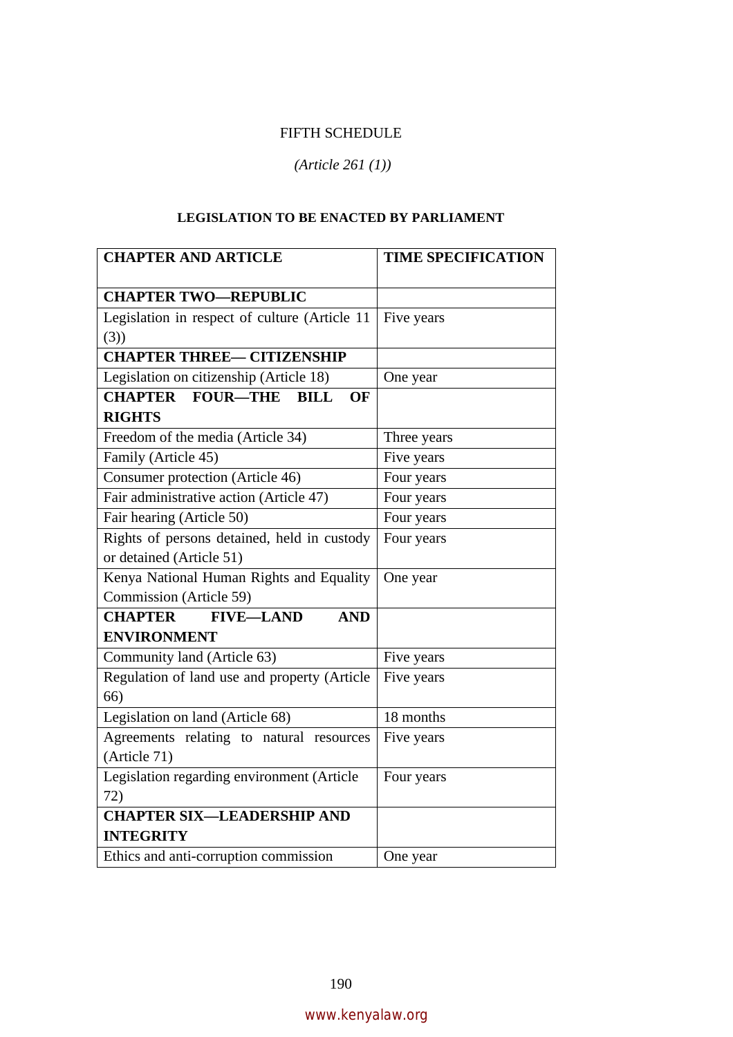FIFTH SCHEDULE

*(Article 261 (1))*

**LEGISLATION TO BE ENACTED BY PARLIAMENT**

| CHAPTER AND ARTICLE | TIME SPECIFICATION |
|---|---|
| **CHAPTER TWO—REPUBLIC** | |
| Legislation in respect of culture (Article 11 (3)) | Five years |
| **CHAPTER THREE— CITIZENSHIP** | |
| Legislation on citizenship (Article 18) | One year |
| **CHAPTER FOUR—THE BILL OF RIGHTS** | |
| Freedom of the media (Article 34) | Three years |
| Family (Article 45) | Five years |
| Consumer protection (Article 46) | Four years |
| Fair administrative action (Article 47) | Four years |
| Fair hearing (Article 50) | Four years |
| Rights of persons detained, held in custody or detained (Article 51) | Four years |
| Kenya National Human Rights and Equality Commission (Article 59) | One year |
| **CHAPTER FIVE—LAND AND ENVIRONMENT** | |
| Community land (Article 63) | Five years |
| Regulation of land use and property (Article 66) | Five years |
| Legislation on land (Article 68) | 18 months |
| Agreements relating to natural resources (Article 71) | Five years |
| Legislation regarding environment (Article 72) | Four years |
| **CHAPTER SIX—LEADERSHIP AND INTEGRITY** | |
| Ethics and anti-corruption commission | One year |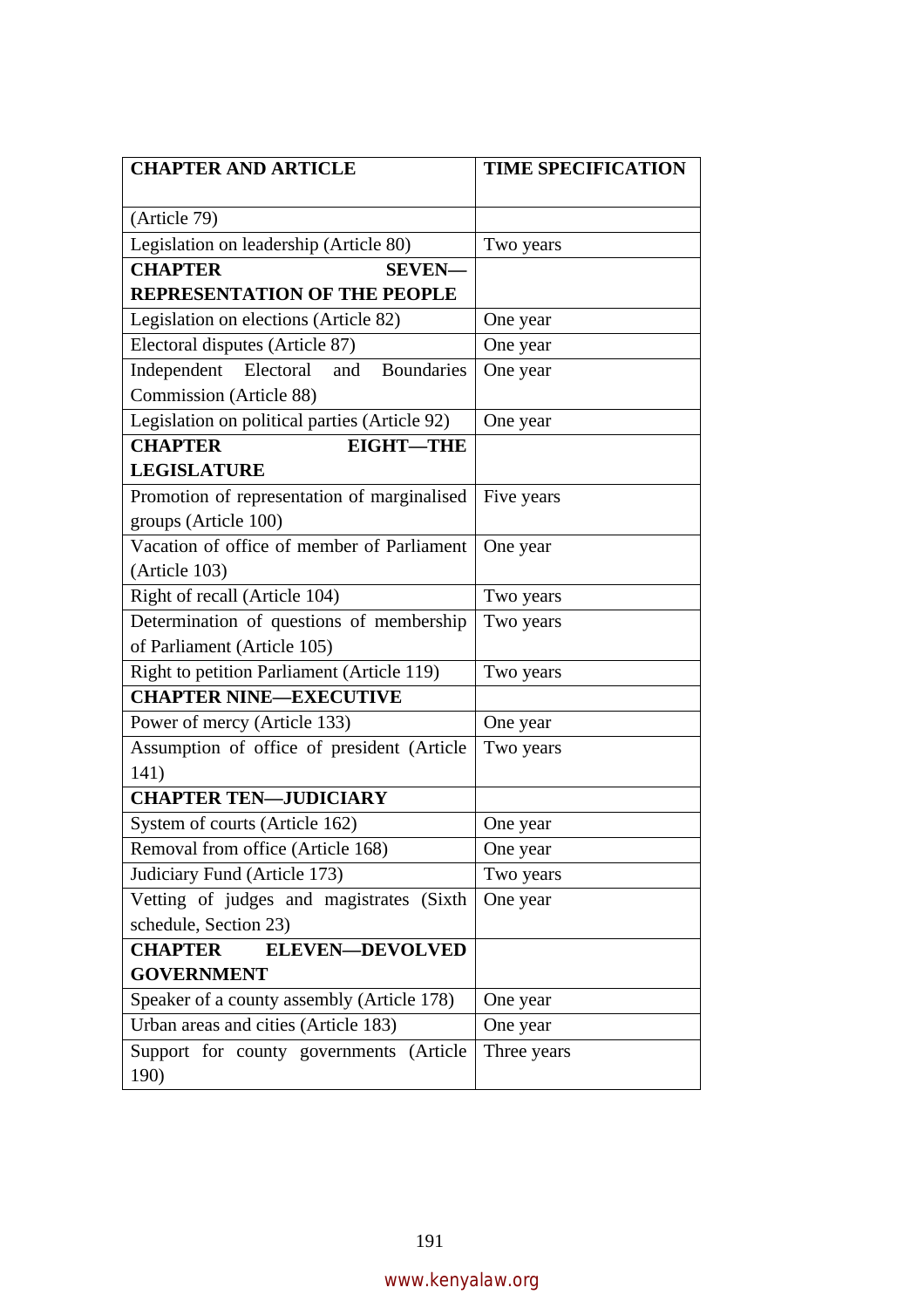| CHAPTER AND ARTICLE | TIME SPECIFICATION |
|---|---|
| (Article 79) | |
| Legislation on leadership (Article 80) | Two years |
| **CHAPTER SEVEN—REPRESENTATION OF THE PEOPLE** | |
| Legislation on elections (Article 82) | One year |
| Electoral disputes (Article 87) | One year |
| Independent Electoral and Boundaries Commission (Article 88) | One year |
| Legislation on political parties (Article 92) | One year |
| **CHAPTER EIGHT—THE LEGISLATURE** | |
| Promotion of representation of marginalised groups (Article 100) | Five years |
| Vacation of office of member of Parliament (Article 103) | One year |
| Right of recall (Article 104) | Two years |
| Determination of questions of membership of Parliament (Article 105) | Two years |
| Right to petition Parliament (Article 119) | Two years |
| **CHAPTER NINE—EXECUTIVE** | |
| Power of mercy (Article 133) | One year |
| Assumption of office of president (Article 141) | Two years |
| **CHAPTER TEN—JUDICIARY** | |
| System of courts (Article 162) | One year |
| Removal from office (Article 168) | One year |
| Judiciary Fund (Article 173) | Two years |
| Vetting of judges and magistrates (Sixth schedule, Section 23) | One year |
| **CHAPTER ELEVEN—DEVOLVED GOVERNMENT** | |
| Speaker of a county assembly (Article 178) | One year |
| Urban areas and cities (Article 183) | One year |
| Support for county governments (Article 190) | Three years |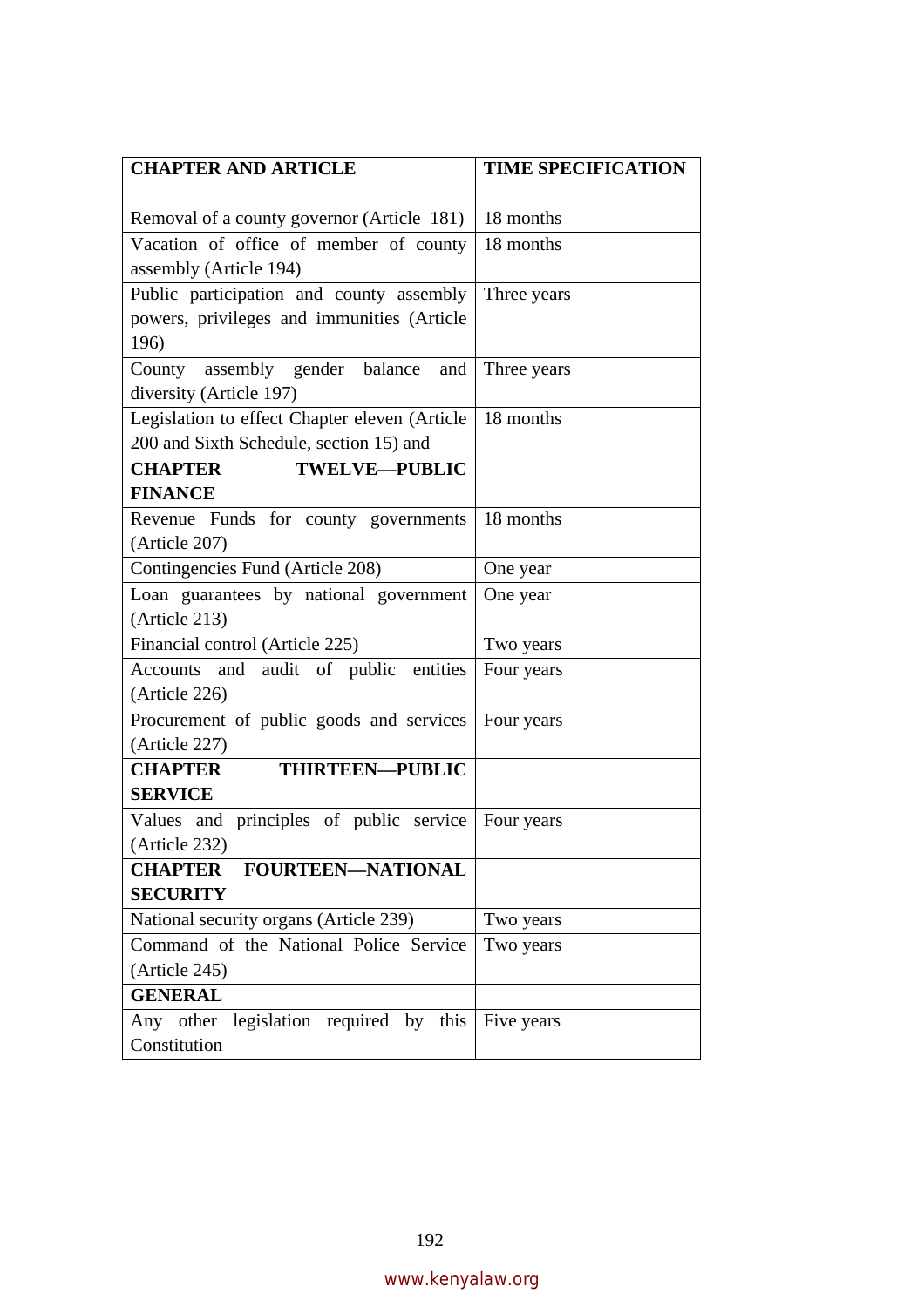| CHAPTER AND ARTICLE | TIME SPECIFICATION |
|---|---|
| Removal of a county governor (Article 181) | 18 months |
| Vacation of office of member of county assembly (Article 194) | 18 months |
| Public participation and county assembly powers, privileges and immunities (Article 196) | Three years |
| County assembly gender balance and diversity (Article 197) | Three years |
| Legislation to effect Chapter eleven (Article 200 and Sixth Schedule, section 15) and | 18 months |
| **CHAPTER TWELVE—PUBLIC FINANCE** | |
| Revenue Funds for county governments (Article 207) | 18 months |
| Contingencies Fund (Article 208) | One year |
| Loan guarantees by national government (Article 213) | One year |
| Financial control (Article 225) | Two years |
| Accounts and audit of public entities (Article 226) | Four years |
| Procurement of public goods and services (Article 227) | Four years |
| **CHAPTER THIRTEEN—PUBLIC SERVICE** | |
| Values and principles of public service (Article 232) | Four years |
| **CHAPTER FOURTEEN—NATIONAL SECURITY** | |
| National security organs (Article 239) | Two years |
| Command of the National Police Service (Article 245) | Two years |
| **GENERAL** | |
| Any other legislation required by this Constitution | Five years |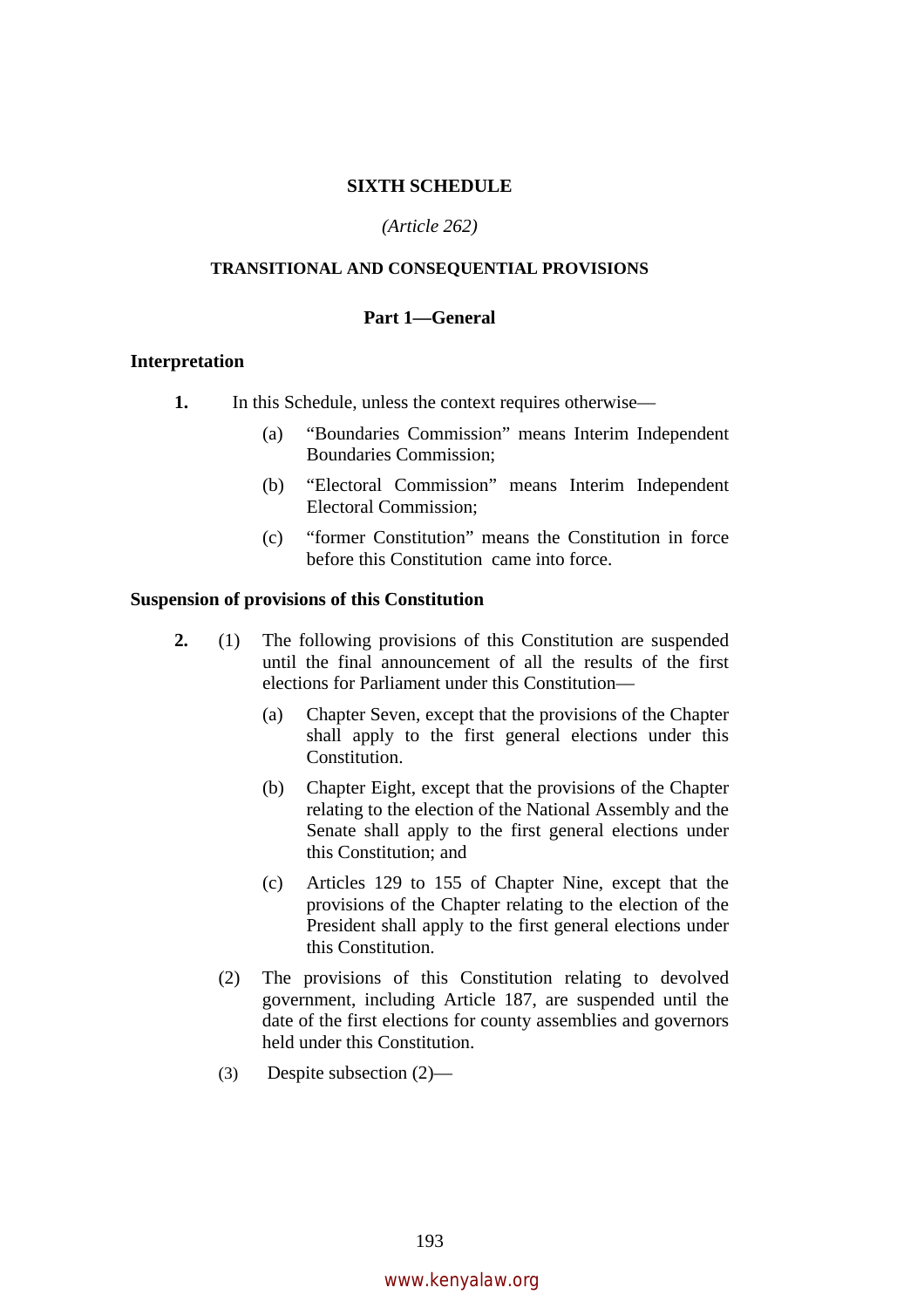## SIXTH SCHEDULE

*(Article 262)*

### TRANSITIONAL AND CONSEQUENTIAL PROVISIONS

### Part 1—General

**Interpretation**

**1.** In this Schedule, unless the context requires otherwise—

(a) "Boundaries Commission" means Interim Independent Boundaries Commission;

(b) "Electoral Commission" means Interim Independent Electoral Commission;

(c) "former Constitution" means the Constitution in force before this Constitution came into force.

**Suspension of provisions of this Constitution**

**2.** (1) The following provisions of this Constitution are suspended until the final announcement of all the results of the first elections for Parliament under this Constitution—

(a) Chapter Seven, except that the provisions of the Chapter shall apply to the first general elections under this Constitution.

(b) Chapter Eight, except that the provisions of the Chapter relating to the election of the National Assembly and the Senate shall apply to the first general elections under this Constitution; and

(c) Articles 129 to 155 of Chapter Nine, except that the provisions of the Chapter relating to the election of the President shall apply to the first general elections under this Constitution.

(2) The provisions of this Constitution relating to devolved government, including Article 187, are suspended until the date of the first elections for county assemblies and governors held under this Constitution.

(3) Despite subsection (2)—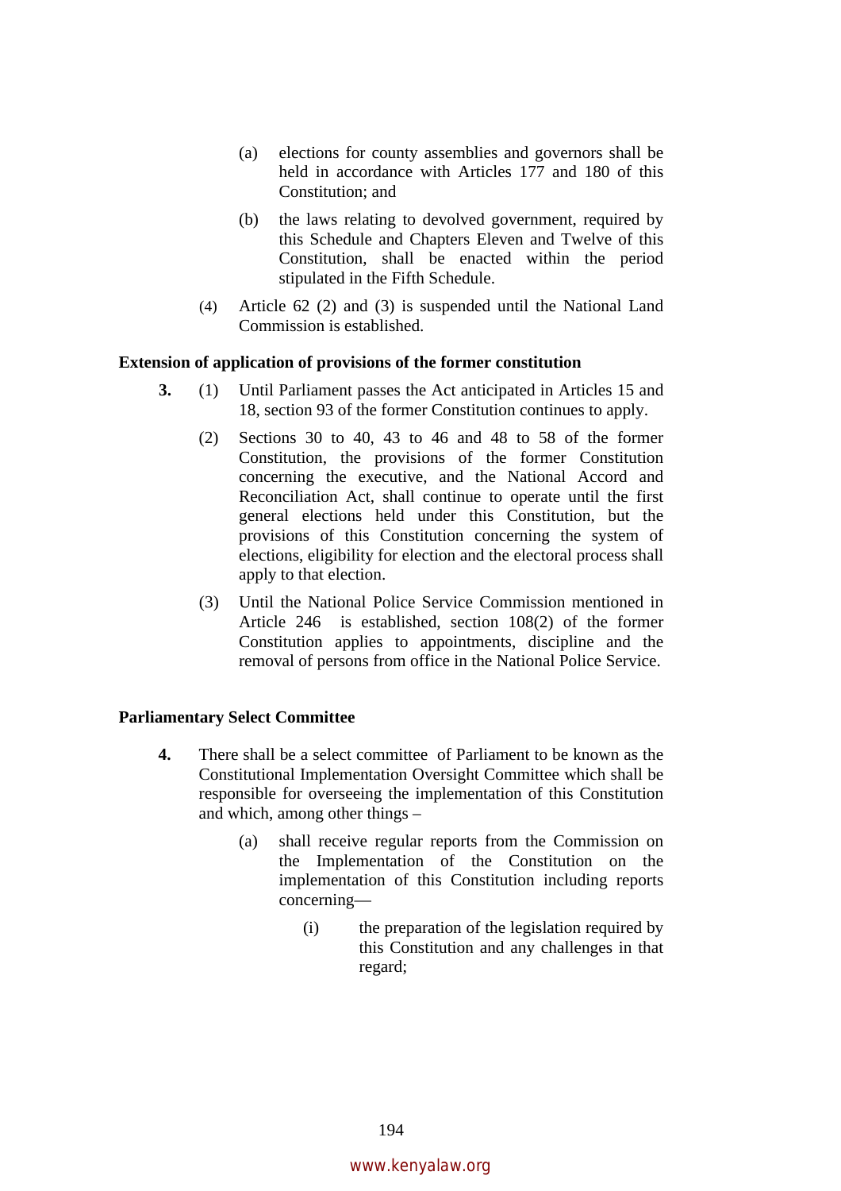(a) elections for county assemblies and governors shall be held in accordance with Articles 177 and 180 of this Constitution; and

(b) the laws relating to devolved government, required by this Schedule and Chapters Eleven and Twelve of this Constitution, shall be enacted within the period stipulated in the Fifth Schedule.

(4) Article 62 (2) and (3) is suspended until the National Land Commission is established.

**Extension of application of provisions of the former constitution**

**3.** (1) Until Parliament passes the Act anticipated in Articles 15 and 18, section 93 of the former Constitution continues to apply.

(2) Sections 30 to 40, 43 to 46 and 48 to 58 of the former Constitution, the provisions of the former Constitution concerning the executive, and the National Accord and Reconciliation Act, shall continue to operate until the first general elections held under this Constitution, but the provisions of this Constitution concerning the system of elections, eligibility for election and the electoral process shall apply to that election.

(3) Until the National Police Service Commission mentioned in Article 246 is established, section 108(2) of the former Constitution applies to appointments, discipline and the removal of persons from office in the National Police Service.

**Parliamentary Select Committee**

**4.** There shall be a select committee of Parliament to be known as the Constitutional Implementation Oversight Committee which shall be responsible for overseeing the implementation of this Constitution and which, among other things –

(a) shall receive regular reports from the Commission on the Implementation of the Constitution on the implementation of this Constitution including reports concerning—

(i) the preparation of the legislation required by this Constitution and any challenges in that regard;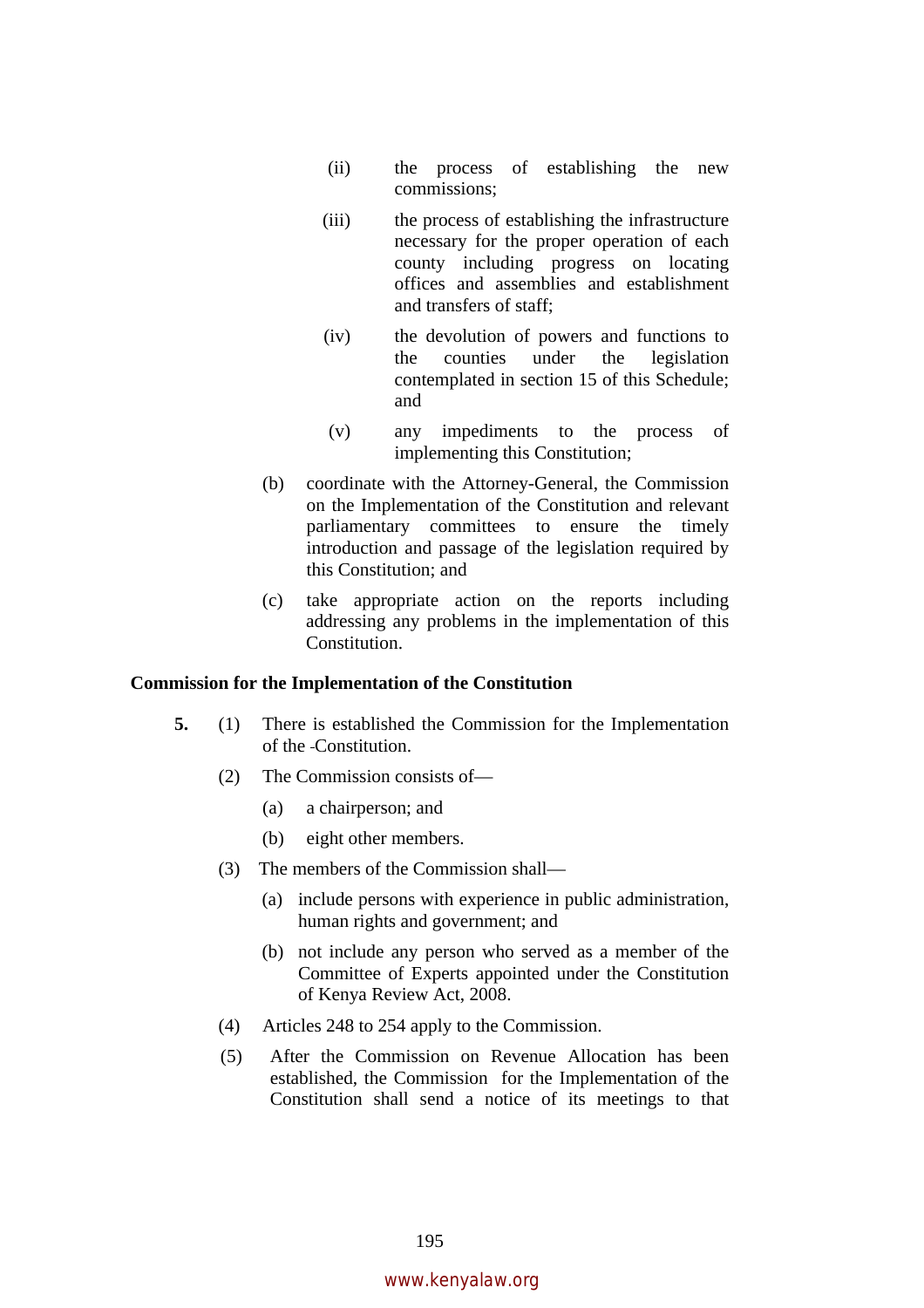(ii) the process of establishing the new commissions;

(iii) the process of establishing the infrastructure necessary for the proper operation of each county including progress on locating offices and assemblies and establishment and transfers of staff;

(iv) the devolution of powers and functions to the counties under the legislation contemplated in section 15 of this Schedule; and

(v) any impediments to the process of implementing this Constitution;

(b) coordinate with the Attorney-General, the Commission on the Implementation of the Constitution and relevant parliamentary committees to ensure the timely introduction and passage of the legislation required by this Constitution; and

(c) take appropriate action on the reports including addressing any problems in the implementation of this Constitution.

**Commission for the Implementation of the Constitution**

**5.** (1) There is established the Commission for the Implementation of the Constitution.

(2) The Commission consists of—

(a) a chairperson; and

(b) eight other members.

(3) The members of the Commission shall—

(a) include persons with experience in public administration, human rights and government; and

(b) not include any person who served as a member of the Committee of Experts appointed under the Constitution of Kenya Review Act, 2008.

(4) Articles 248 to 254 apply to the Commission.

(5) After the Commission on Revenue Allocation has been established, the Commission for the Implementation of the Constitution shall send a notice of its meetings to that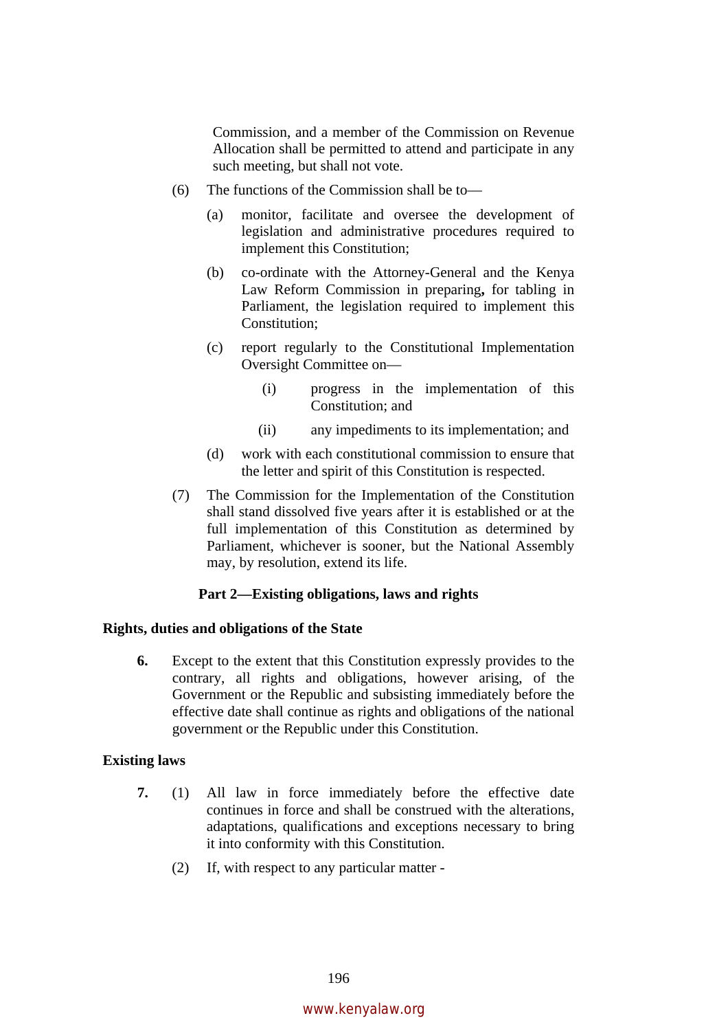Commission, and a member of the Commission on Revenue Allocation shall be permitted to attend and participate in any such meeting, but shall not vote.

(6) The functions of the Commission shall be to—

(a) monitor, facilitate and oversee the development of legislation and administrative procedures required to implement this Constitution;

(b) co-ordinate with the Attorney-General and the Kenya Law Reform Commission in preparing**,** for tabling in Parliament, the legislation required to implement this Constitution;

(c) report regularly to the Constitutional Implementation Oversight Committee on—

(i) progress in the implementation of this Constitution; and

(ii) any impediments to its implementation; and

(d) work with each constitutional commission to ensure that the letter and spirit of this Constitution is respected.

(7) The Commission for the Implementation of the Constitution shall stand dissolved five years after it is established or at the full implementation of this Constitution as determined by Parliament, whichever is sooner, but the National Assembly may, by resolution, extend its life.

### Part 2—Existing obligations, laws and rights

#### Rights, duties and obligations of the State

**6.** Except to the extent that this Constitution expressly provides to the contrary, all rights and obligations, however arising, of the Government or the Republic and subsisting immediately before the effective date shall continue as rights and obligations of the national government or the Republic under this Constitution.

#### Existing laws

**7.** (1) All law in force immediately before the effective date continues in force and shall be construed with the alterations, adaptations, qualifications and exceptions necessary to bring it into conformity with this Constitution.

(2) If, with respect to any particular matter -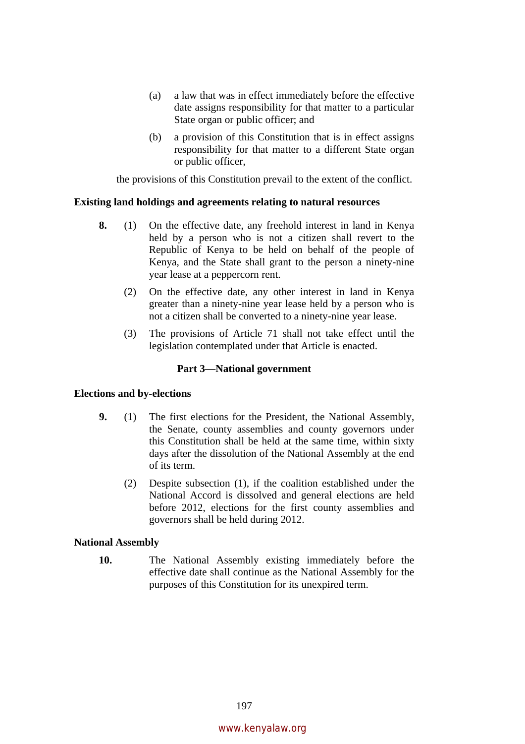(a) a law that was in effect immediately before the effective date assigns responsibility for that matter to a particular State organ or public officer; and

(b) a provision of this Constitution that is in effect assigns responsibility for that matter to a different State organ or public officer,

the provisions of this Constitution prevail to the extent of the conflict.

**Existing land holdings and agreements relating to natural resources**

**8.** (1) On the effective date, any freehold interest in land in Kenya held by a person who is not a citizen shall revert to the Republic of Kenya to be held on behalf of the people of Kenya, and the State shall grant to the person a ninety-nine year lease at a peppercorn rent.

(2) On the effective date, any other interest in land in Kenya greater than a ninety-nine year lease held by a person who is not a citizen shall be converted to a ninety-nine year lease.

(3) The provisions of Article 71 shall not take effect until the legislation contemplated under that Article is enacted.

## Part 3—National government

**Elections and by-elections**

**9.** (1) The first elections for the President, the National Assembly, the Senate, county assemblies and county governors under this Constitution shall be held at the same time, within sixty days after the dissolution of the National Assembly at the end of its term.

(2) Despite subsection (1), if the coalition established under the National Accord is dissolved and general elections are held before 2012, elections for the first county assemblies and governors shall be held during 2012.

**National Assembly**

**10.** The National Assembly existing immediately before the effective date shall continue as the National Assembly for the purposes of this Constitution for its unexpired term.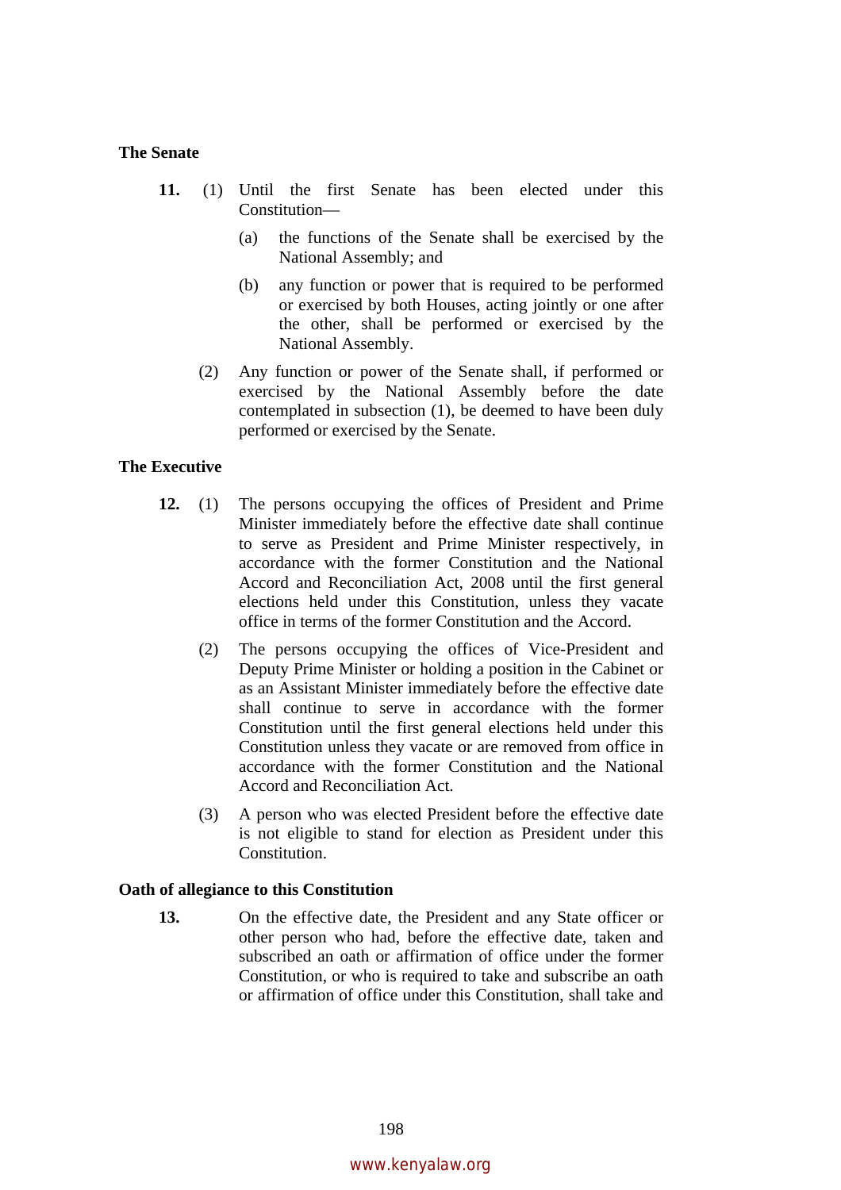**The Senate**

**11.** (1) Until the first Senate has been elected under this Constitution—

(a) the functions of the Senate shall be exercised by the National Assembly; and

(b) any function or power that is required to be performed or exercised by both Houses, acting jointly or one after the other, shall be performed or exercised by the National Assembly.

(2) Any function or power of the Senate shall, if performed or exercised by the National Assembly before the date contemplated in subsection (1), be deemed to have been duly performed or exercised by the Senate.

**The Executive**

**12.** (1) The persons occupying the offices of President and Prime Minister immediately before the effective date shall continue to serve as President and Prime Minister respectively, in accordance with the former Constitution and the National Accord and Reconciliation Act, 2008 until the first general elections held under this Constitution, unless they vacate office in terms of the former Constitution and the Accord.

(2) The persons occupying the offices of Vice-President and Deputy Prime Minister or holding a position in the Cabinet or as an Assistant Minister immediately before the effective date shall continue to serve in accordance with the former Constitution until the first general elections held under this Constitution unless they vacate or are removed from office in accordance with the former Constitution and the National Accord and Reconciliation Act.

(3) A person who was elected President before the effective date is not eligible to stand for election as President under this Constitution.

**Oath of allegiance to this Constitution**

**13.** On the effective date, the President and any State officer or other person who had, before the effective date, taken and subscribed an oath or affirmation of office under the former Constitution, or who is required to take and subscribe an oath or affirmation of office under this Constitution, shall take and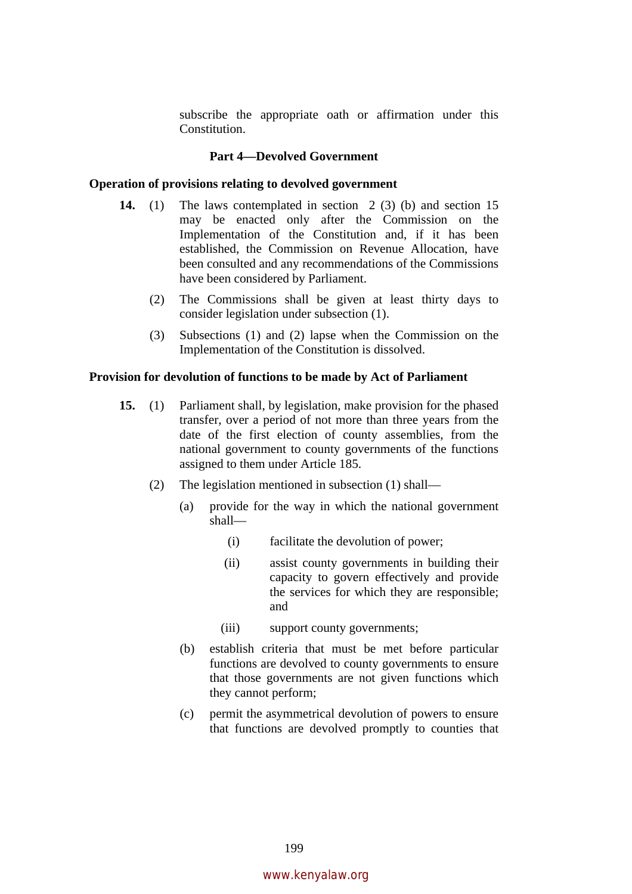subscribe the appropriate oath or affirmation under this Constitution.

### Part 4—Devolved Government

**Operation of provisions relating to devolved government**

**14.** (1) The laws contemplated in section 2 (3) (b) and section 15 may be enacted only after the Commission on the Implementation of the Constitution and, if it has been established, the Commission on Revenue Allocation, have been consulted and any recommendations of the Commissions have been considered by Parliament.

(2) The Commissions shall be given at least thirty days to consider legislation under subsection (1).

(3) Subsections (1) and (2) lapse when the Commission on the Implementation of the Constitution is dissolved.

**Provision for devolution of functions to be made by Act of Parliament**

**15.** (1) Parliament shall, by legislation, make provision for the phased transfer, over a period of not more than three years from the date of the first election of county assemblies, from the national government to county governments of the functions assigned to them under Article 185.

(2) The legislation mentioned in subsection (1) shall—

(a) provide for the way in which the national government shall—

(i) facilitate the devolution of power;

(ii) assist county governments in building their capacity to govern effectively and provide the services for which they are responsible; and

(iii) support county governments;

(b) establish criteria that must be met before particular functions are devolved to county governments to ensure that those governments are not given functions which they cannot perform;

(c) permit the asymmetrical devolution of powers to ensure that functions are devolved promptly to counties that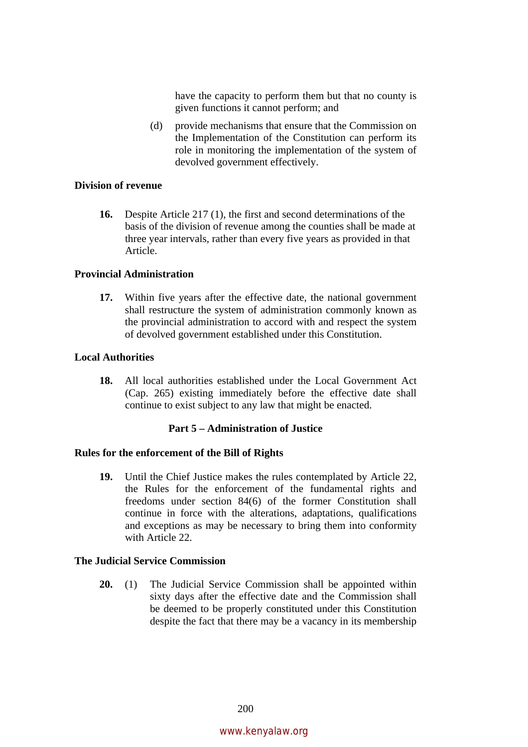have the capacity to perform them but that no county is given functions it cannot perform; and

(d) provide mechanisms that ensure that the Commission on the Implementation of the Constitution can perform its role in monitoring the implementation of the system of devolved government effectively.

**Division of revenue**

**16.** Despite Article 217 (1), the first and second determinations of the basis of the division of revenue among the counties shall be made at three year intervals, rather than every five years as provided in that Article.

**Provincial Administration**

**17.** Within five years after the effective date, the national government shall restructure the system of administration commonly known as the provincial administration to accord with and respect the system of devolved government established under this Constitution.

**Local Authorities**

**18.** All local authorities established under the Local Government Act (Cap. 265) existing immediately before the effective date shall continue to exist subject to any law that might be enacted.

**Part 5 – Administration of Justice**

**Rules for the enforcement of the Bill of Rights**

**19.** Until the Chief Justice makes the rules contemplated by Article 22, the Rules for the enforcement of the fundamental rights and freedoms under section 84(6) of the former Constitution shall continue in force with the alterations, adaptations, qualifications and exceptions as may be necessary to bring them into conformity with Article 22.

**The Judicial Service Commission**

**20.** (1) The Judicial Service Commission shall be appointed within sixty days after the effective date and the Commission shall be deemed to be properly constituted under this Constitution despite the fact that there may be a vacancy in its membership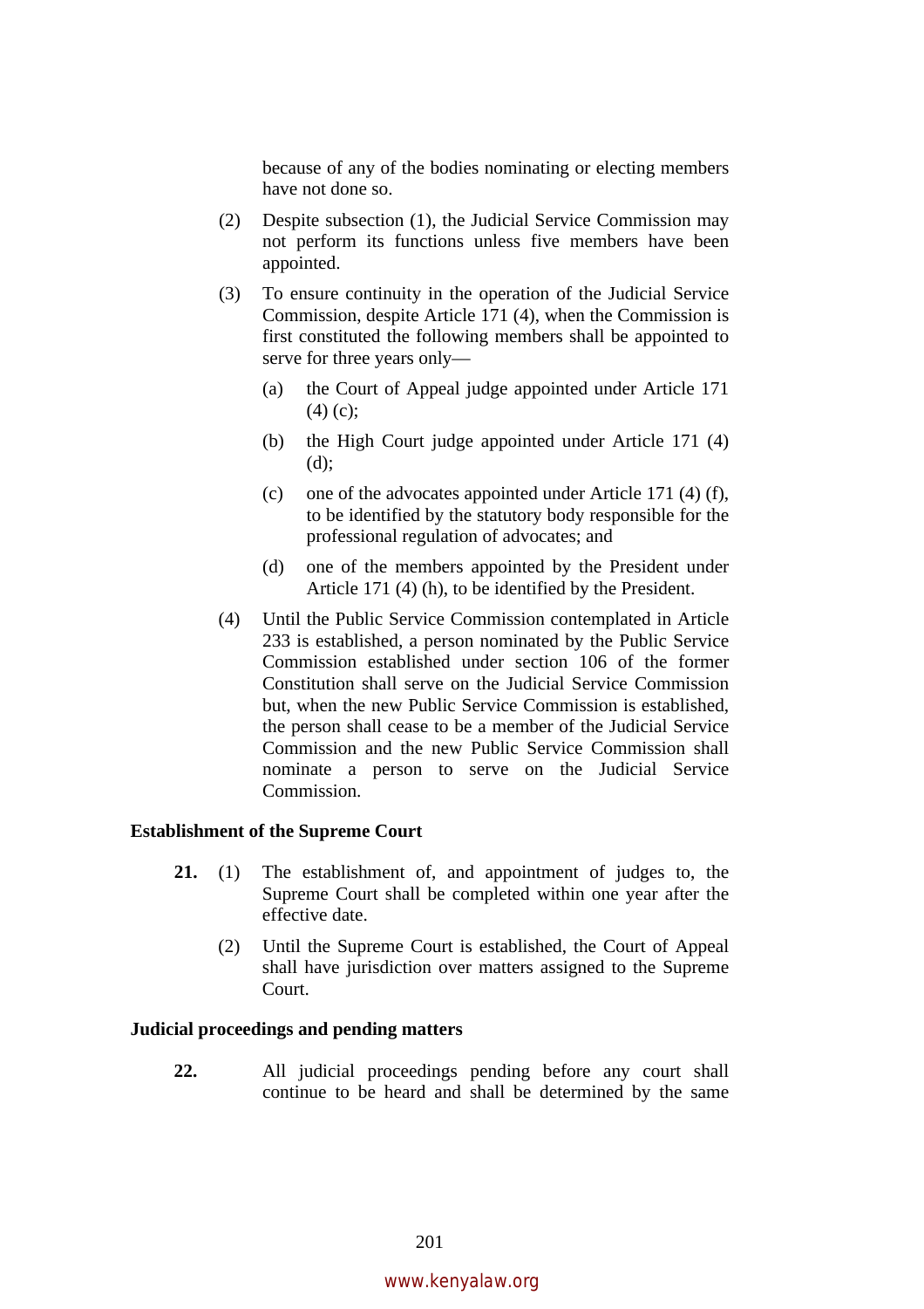because of any of the bodies nominating or electing members have not done so.

(2) Despite subsection (1), the Judicial Service Commission may not perform its functions unless five members have been appointed.

(3) To ensure continuity in the operation of the Judicial Service Commission, despite Article 171 (4), when the Commission is first constituted the following members shall be appointed to serve for three years only—

(a) the Court of Appeal judge appointed under Article 171 (4) (c);

(b) the High Court judge appointed under Article 171 (4) (d);

(c) one of the advocates appointed under Article 171 (4) (f), to be identified by the statutory body responsible for the professional regulation of advocates; and

(d) one of the members appointed by the President under Article 171 (4) (h), to be identified by the President.

(4) Until the Public Service Commission contemplated in Article 233 is established, a person nominated by the Public Service Commission established under section 106 of the former Constitution shall serve on the Judicial Service Commission but, when the new Public Service Commission is established, the person shall cease to be a member of the Judicial Service Commission and the new Public Service Commission shall nominate a person to serve on the Judicial Service Commission.

**Establishment of the Supreme Court**

**21.** (1) The establishment of, and appointment of judges to, the Supreme Court shall be completed within one year after the effective date.

(2) Until the Supreme Court is established, the Court of Appeal shall have jurisdiction over matters assigned to the Supreme Court.

**Judicial proceedings and pending matters**

**22.** All judicial proceedings pending before any court shall continue to be heard and shall be determined by the same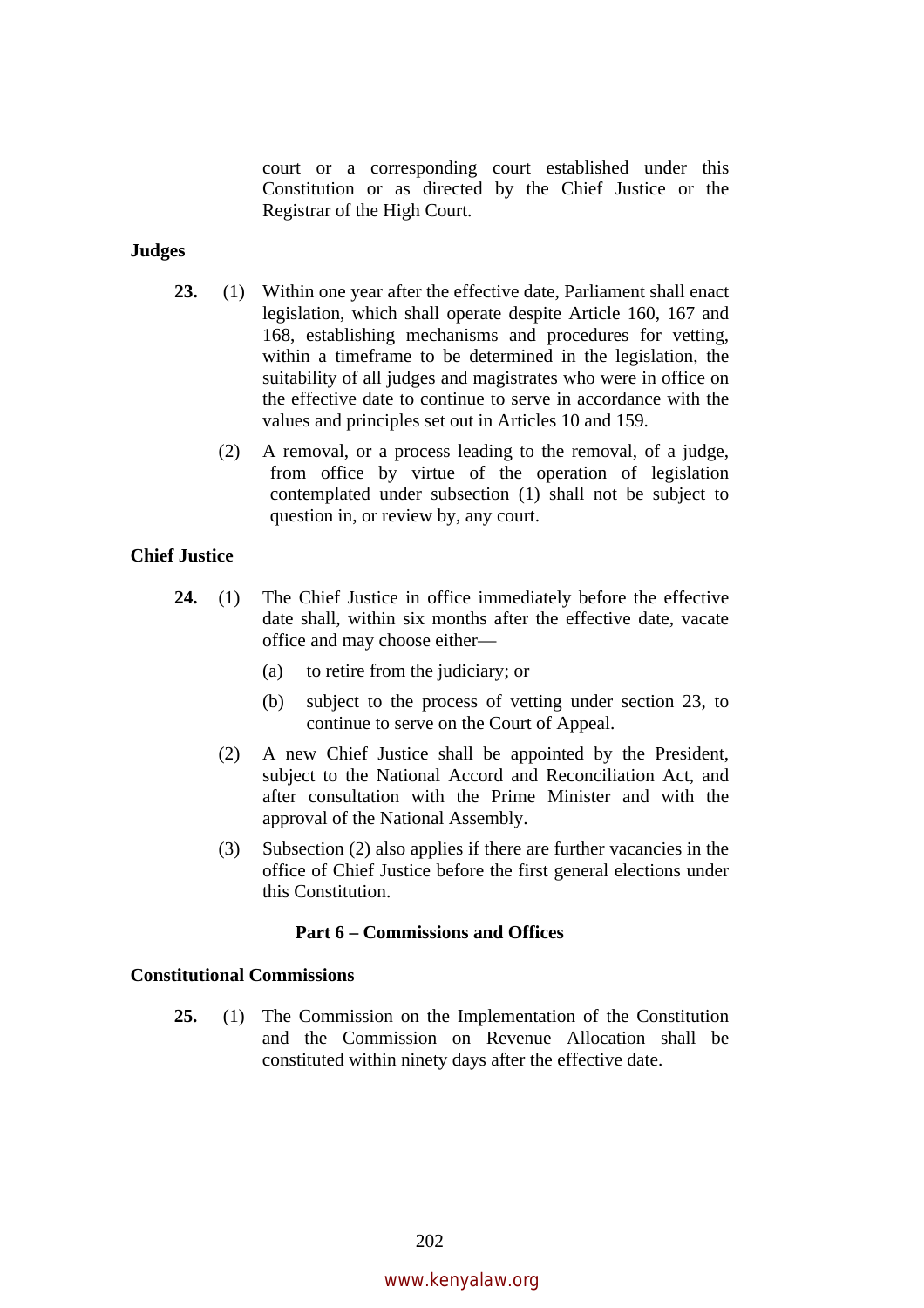court or a corresponding court established under this Constitution or as directed by the Chief Justice or the Registrar of the High Court.

**Judges**

**23.** (1) Within one year after the effective date, Parliament shall enact legislation, which shall operate despite Article 160, 167 and 168, establishing mechanisms and procedures for vetting, within a timeframe to be determined in the legislation, the suitability of all judges and magistrates who were in office on the effective date to continue to serve in accordance with the values and principles set out in Articles 10 and 159.

(2) A removal, or a process leading to the removal, of a judge, from office by virtue of the operation of legislation contemplated under subsection (1) shall not be subject to question in, or review by, any court.

**Chief Justice**

**24.** (1) The Chief Justice in office immediately before the effective date shall, within six months after the effective date, vacate office and may choose either—

(a) to retire from the judiciary; or

(b) subject to the process of vetting under section 23, to continue to serve on the Court of Appeal.

(2) A new Chief Justice shall be appointed by the President, subject to the National Accord and Reconciliation Act, and after consultation with the Prime Minister and with the approval of the National Assembly.

(3) Subsection (2) also applies if there are further vacancies in the office of Chief Justice before the first general elections under this Constitution.

## Part 6 – Commissions and Offices

**Constitutional Commissions**

**25.** (1) The Commission on the Implementation of the Constitution and the Commission on Revenue Allocation shall be constituted within ninety days after the effective date.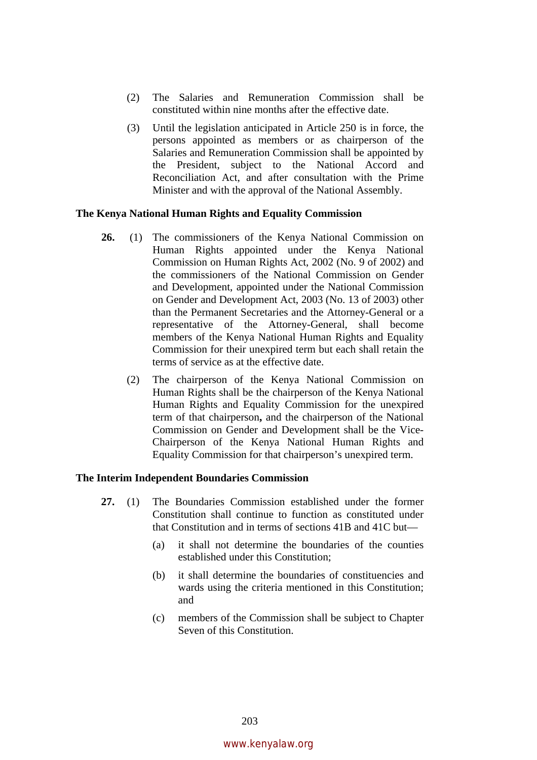(2) The Salaries and Remuneration Commission shall be constituted within nine months after the effective date.

(3) Until the legislation anticipated in Article 250 is in force, the persons appointed as members or as chairperson of the Salaries and Remuneration Commission shall be appointed by the President, subject to the National Accord and Reconciliation Act, and after consultation with the Prime Minister and with the approval of the National Assembly.

**The Kenya National Human Rights and Equality Commission**

**26.** (1) The commissioners of the Kenya National Commission on Human Rights appointed under the Kenya National Commission on Human Rights Act, 2002 (No. 9 of 2002) and the commissioners of the National Commission on Gender and Development, appointed under the National Commission on Gender and Development Act, 2003 (No. 13 of 2003) other than the Permanent Secretaries and the Attorney-General or a representative of the Attorney-General, shall become members of the Kenya National Human Rights and Equality Commission for their unexpired term but each shall retain the terms of service as at the effective date.

(2) The chairperson of the Kenya National Commission on Human Rights shall be the chairperson of the Kenya National Human Rights and Equality Commission for the unexpired term of that chairperson**,** and the chairperson of the National Commission on Gender and Development shall be the Vice-Chairperson of the Kenya National Human Rights and Equality Commission for that chairperson's unexpired term.

**The Interim Independent Boundaries Commission**

**27.** (1) The Boundaries Commission established under the former Constitution shall continue to function as constituted under that Constitution and in terms of sections 41B and 41C but—

(a) it shall not determine the boundaries of the counties established under this Constitution;

(b) it shall determine the boundaries of constituencies and wards using the criteria mentioned in this Constitution; and

(c) members of the Commission shall be subject to Chapter Seven of this Constitution.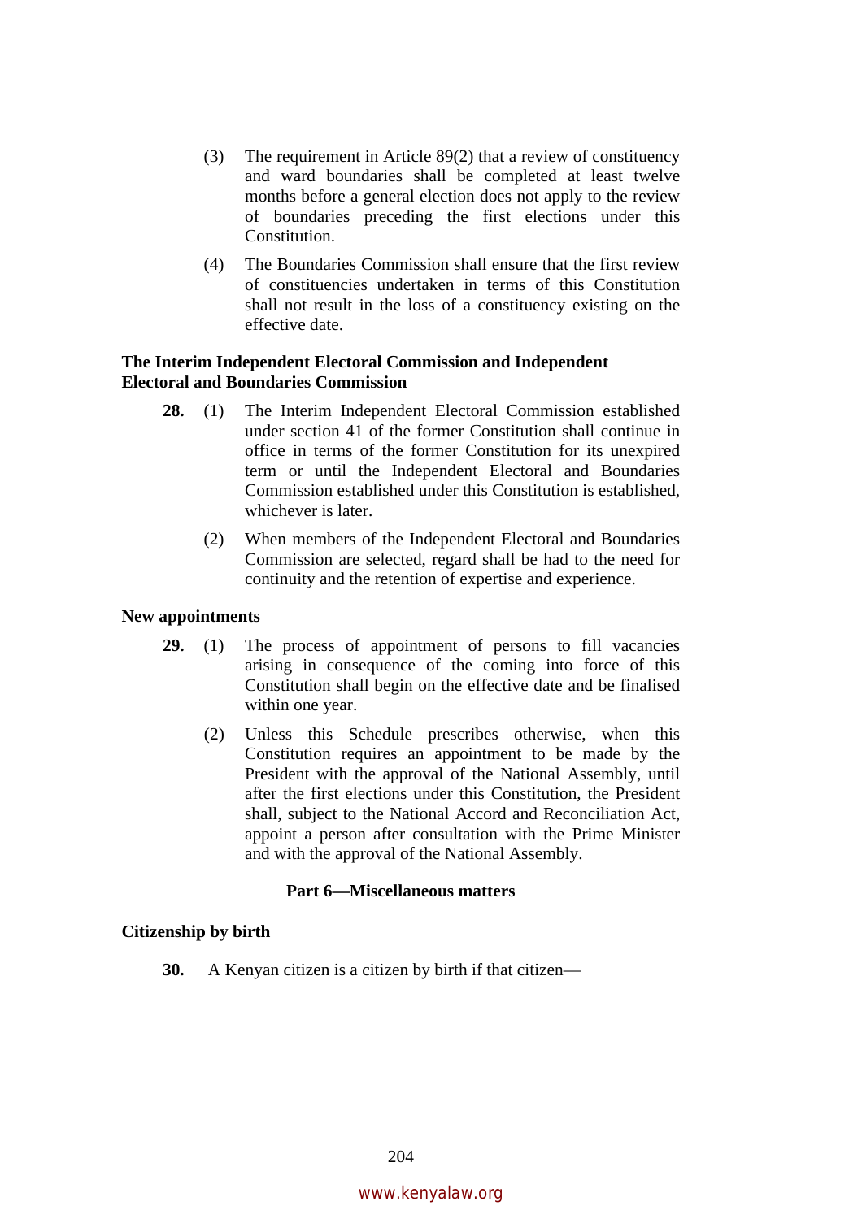(3) The requirement in Article 89(2) that a review of constituency and ward boundaries shall be completed at least twelve months before a general election does not apply to the review of boundaries preceding the first elections under this Constitution.

(4) The Boundaries Commission shall ensure that the first review of constituencies undertaken in terms of this Constitution shall not result in the loss of a constituency existing on the effective date.

**The Interim Independent Electoral Commission and Independent Electoral and Boundaries Commission**

**28.** (1) The Interim Independent Electoral Commission established under section 41 of the former Constitution shall continue in office in terms of the former Constitution for its unexpired term or until the Independent Electoral and Boundaries Commission established under this Constitution is established, whichever is later.

(2) When members of the Independent Electoral and Boundaries Commission are selected, regard shall be had to the need for continuity and the retention of expertise and experience.

**New appointments**

**29.** (1) The process of appointment of persons to fill vacancies arising in consequence of the coming into force of this Constitution shall begin on the effective date and be finalised within one year.

(2) Unless this Schedule prescribes otherwise, when this Constitution requires an appointment to be made by the President with the approval of the National Assembly, until after the first elections under this Constitution, the President shall, subject to the National Accord and Reconciliation Act, appoint a person after consultation with the Prime Minister and with the approval of the National Assembly.

## Part 6—Miscellaneous matters

**Citizenship by birth**

**30.** A Kenyan citizen is a citizen by birth if that citizen—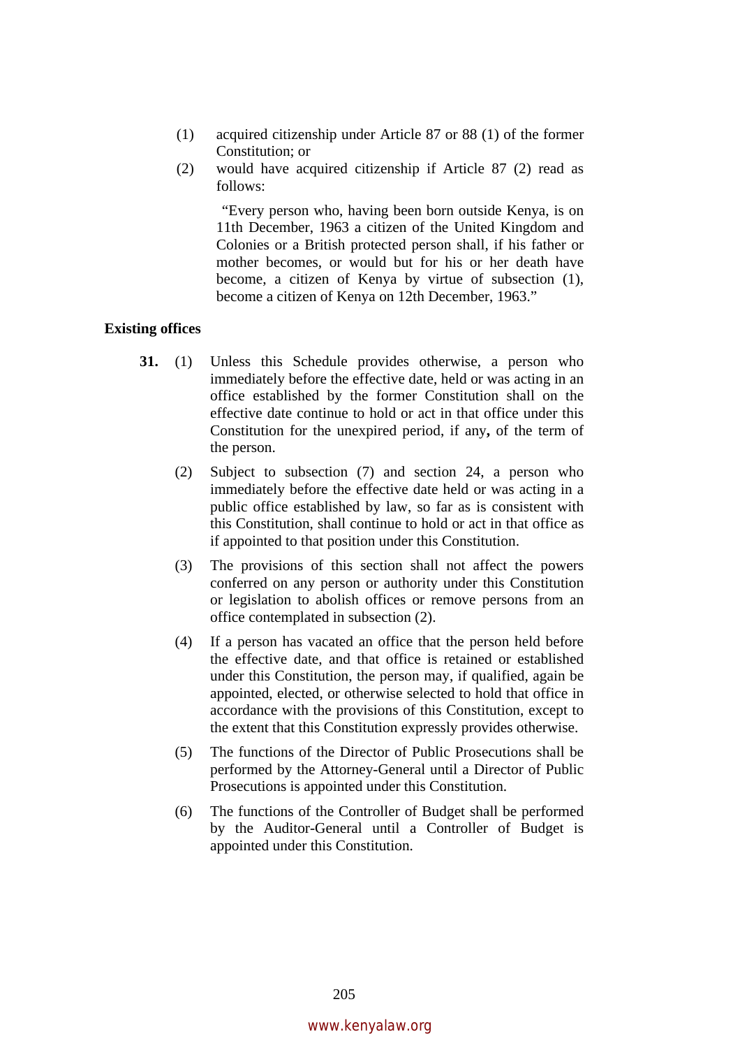(1) acquired citizenship under Article 87 or 88 (1) of the former Constitution; or

(2) would have acquired citizenship if Article 87 (2) read as follows:

> "Every person who, having been born outside Kenya, is on 11th December, 1963 a citizen of the United Kingdom and Colonies or a British protected person shall, if his father or mother becomes, or would but for his or her death have become, a citizen of Kenya by virtue of subsection (1), become a citizen of Kenya on 12th December, 1963."

**Existing offices**

**31.** (1) Unless this Schedule provides otherwise, a person who immediately before the effective date, held or was acting in an office established by the former Constitution shall on the effective date continue to hold or act in that office under this Constitution for the unexpired period, if any**,** of the term of the person.

(2) Subject to subsection (7) and section 24, a person who immediately before the effective date held or was acting in a public office established by law, so far as is consistent with this Constitution, shall continue to hold or act in that office as if appointed to that position under this Constitution.

(3) The provisions of this section shall not affect the powers conferred on any person or authority under this Constitution or legislation to abolish offices or remove persons from an office contemplated in subsection (2).

(4) If a person has vacated an office that the person held before the effective date, and that office is retained or established under this Constitution, the person may, if qualified, again be appointed, elected, or otherwise selected to hold that office in accordance with the provisions of this Constitution, except to the extent that this Constitution expressly provides otherwise.

(5) The functions of the Director of Public Prosecutions shall be performed by the Attorney-General until a Director of Public Prosecutions is appointed under this Constitution.

(6) The functions of the Controller of Budget shall be performed by the Auditor-General until a Controller of Budget is appointed under this Constitution.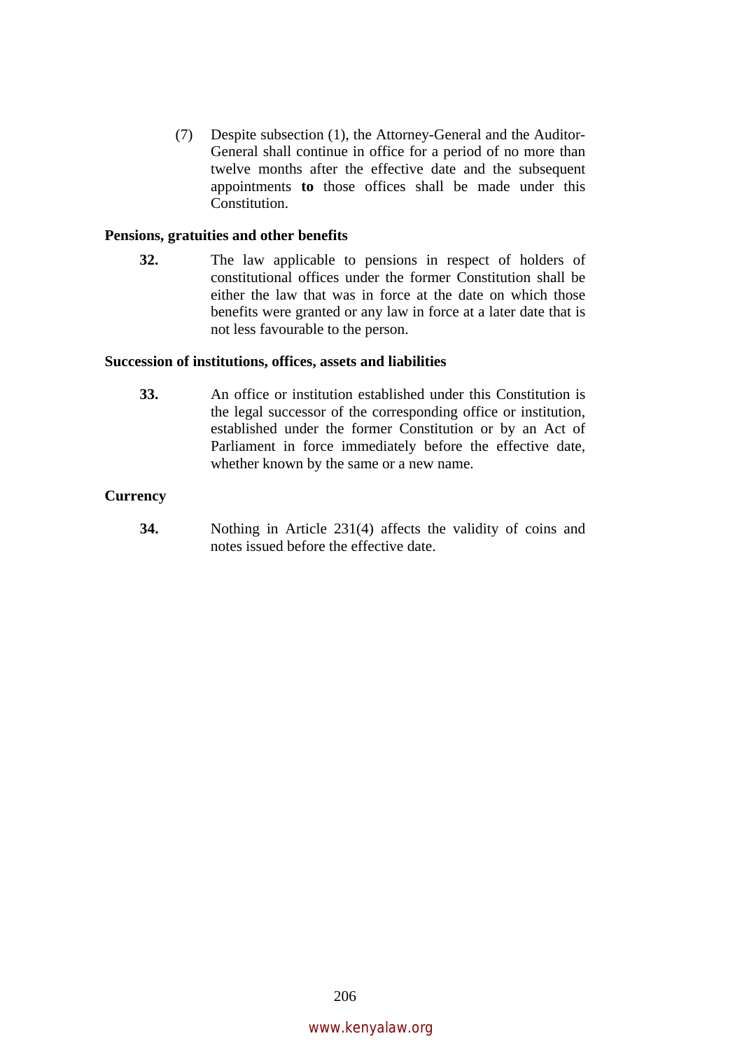(7) Despite subsection (1), the Attorney-General and the Auditor-General shall continue in office for a period of no more than twelve months after the effective date and the subsequent appointments **to** those offices shall be made under this Constitution.

**Pensions, gratuities and other benefits**

**32.** The law applicable to pensions in respect of holders of constitutional offices under the former Constitution shall be either the law that was in force at the date on which those benefits were granted or any law in force at a later date that is not less favourable to the person.

**Succession of institutions, offices, assets and liabilities**

**33.** An office or institution established under this Constitution is the legal successor of the corresponding office or institution, established under the former Constitution or by an Act of Parliament in force immediately before the effective date, whether known by the same or a new name.

**Currency**

**34.** Nothing in Article 231(4) affects the validity of coins and notes issued before the effective date.